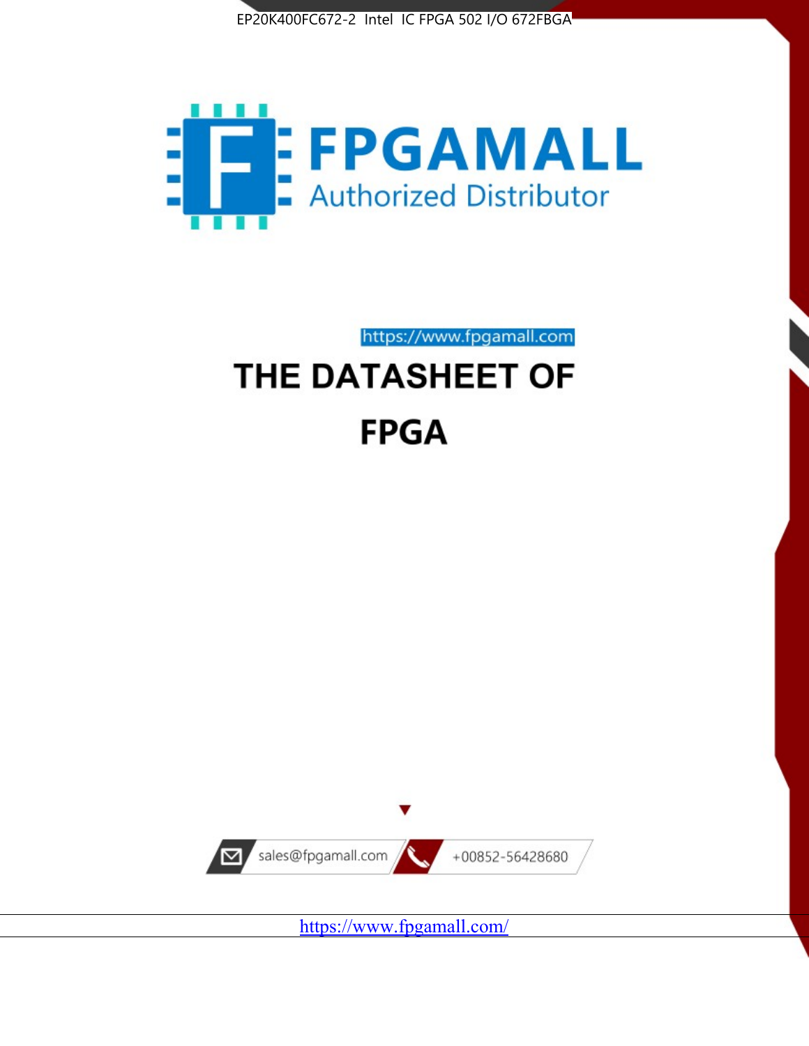EP20K400FC672-2 Intel IC FPGA 502 I/O 672FBGA

FPGAMALL

Authorized Distributor

https://www.fpgamall.com

# THE DATASHEET OF

# FPGA

sales@fpgamall.com

+00852-56428680

https://www.fpgamall.com/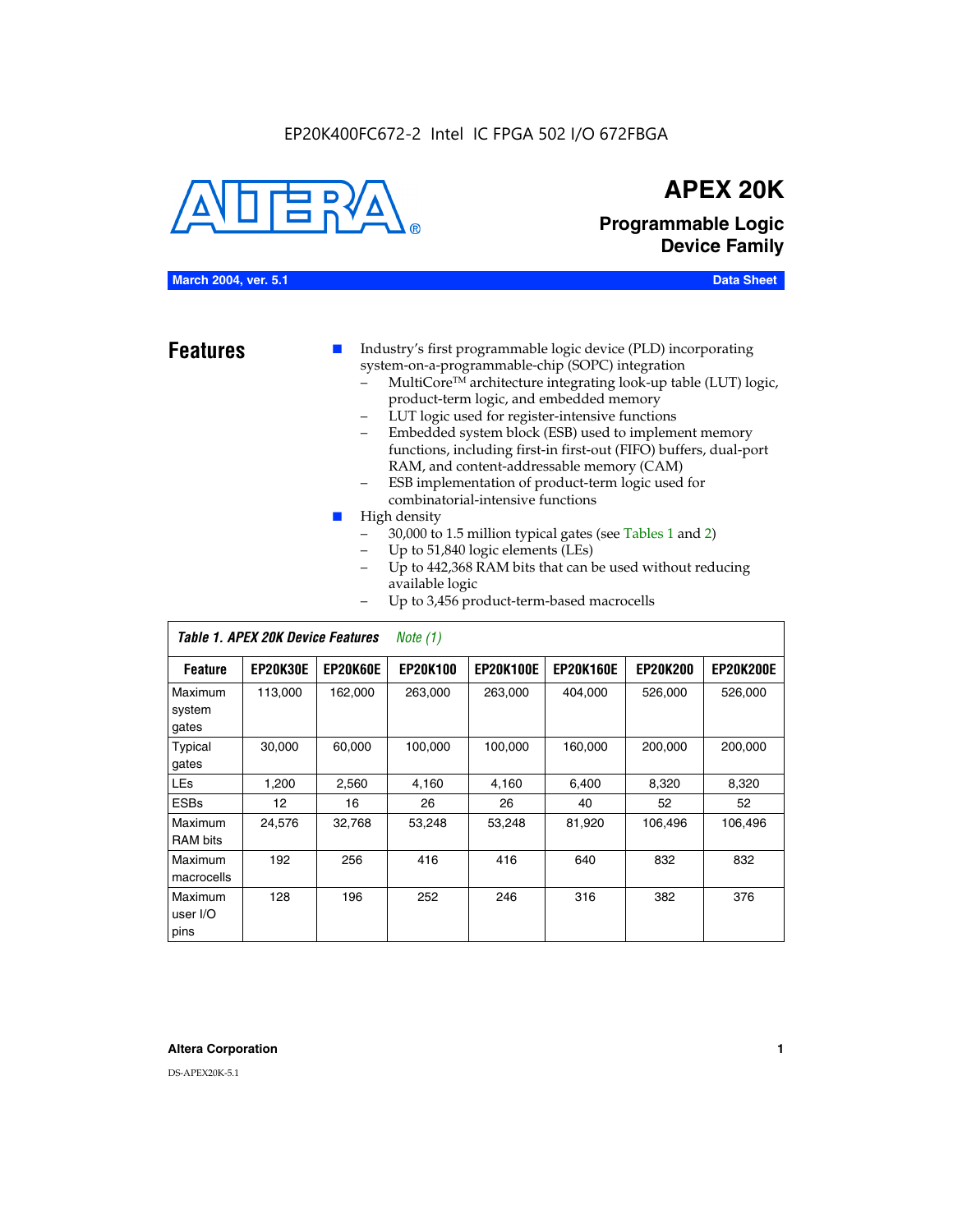EP20K400FC672-2 Intel IC FPGA 502 I/O 672FBGA

# APEX 20K

## Programmable Logic Device Family

**March 2004, ver. 5.1** **Data Sheet**

## Features

- Industry's first programmable logic device (PLD) incorporating system-on-a-programmable-chip (SOPC) integration
  - MultiCore™ architecture integrating look-up table (LUT) logic, product-term logic, and embedded memory
  - LUT logic used for register-intensive functions
  - Embedded system block (ESB) used to implement memory functions, including first-in first-out (FIFO) buffers, dual-port RAM, and content-addressable memory (CAM)
  - ESB implementation of product-term logic used for combinatorial-intensive functions
- High density
  - 30,000 to 1.5 million typical gates (see Tables 1 and 2)
  - Up to 51,840 logic elements (LEs)
  - Up to 442,368 RAM bits that can be used without reducing available logic
  - Up to 3,456 product-term-based macrocells

*Table 1. APEX 20K Device Features* *Note (1)*

| Feature | EP20K30E | EP20K60E | EP20K100 | EP20K100E | EP20K160E | EP20K200 | EP20K200E |
|---|---|---|---|---|---|---|---|
| Maximum system gates | 113,000 | 162,000 | 263,000 | 263,000 | 404,000 | 526,000 | 526,000 |
| Typical gates | 30,000 | 60,000 | 100,000 | 100,000 | 160,000 | 200,000 | 200,000 |
| LEs | 1,200 | 2,560 | 4,160 | 4,160 | 6,400 | 8,320 | 8,320 |
| ESBs | 12 | 16 | 26 | 26 | 40 | 52 | 52 |
| Maximum RAM bits | 24,576 | 32,768 | 53,248 | 53,248 | 81,920 | 106,496 | 106,496 |
| Maximum macrocells | 192 | 256 | 416 | 416 | 640 | 832 | 832 |
| Maximum user I/O pins | 128 | 196 | 252 | 246 | 316 | 382 | 376 |

**Altera Corporation**

DS-APEX20K-5.1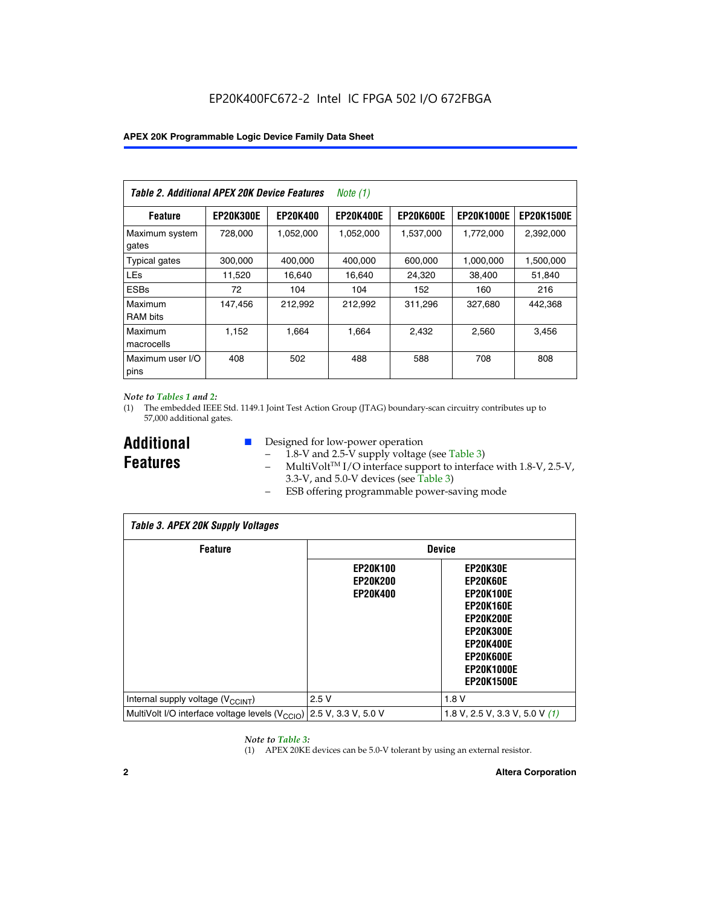*Table 2. Additional APEX 20K Device Features* *Note (1)*

| Feature | EP20K300E | EP20K400 | EP20K400E | EP20K600E | EP20K1000E | EP20K1500E |
|---|---|---|---|---|---|---|
| Maximum system gates | 728,000 | 1,052,000 | 1,052,000 | 1,537,000 | 1,772,000 | 2,392,000 |
| Typical gates | 300,000 | 400,000 | 400,000 | 600,000 | 1,000,000 | 1,500,000 |
| LEs | 11,520 | 16,640 | 16,640 | 24,320 | 38,400 | 51,840 |
| ESBs | 72 | 104 | 104 | 152 | 160 | 216 |
| Maximum RAM bits | 147,456 | 212,992 | 212,992 | 311,296 | 327,680 | 442,368 |
| Maximum macrocells | 1,152 | 1,664 | 1,664 | 2,432 | 2,560 | 3,456 |
| Maximum user I/O pins | 408 | 502 | 488 | 588 | 708 | 808 |

*Note to Tables 1 and 2:*

(1) The embedded IEEE Std. 1149.1 Joint Test Action Group (JTAG) boundary-scan circuitry contributes up to 57,000 additional gates.

## Additional Features

- Designed for low-power operation
  - 1.8-V and 2.5-V supply voltage (see Table 3)
  - MultiVolt™ I/O interface support to interface with 1.8-V, 2.5-V, 3.3-V, and 5.0-V devices (see Table 3)
  - ESB offering programmable power-saving mode

*Table 3. APEX 20K Supply Voltages*

| Feature | Device | |
|---|---|---|
| | EP20K100<br>EP20K200<br>EP20K400 | EP20K30E<br>EP20K60E<br>EP20K100E<br>EP20K160E<br>EP20K200E<br>EP20K300E<br>EP20K400E<br>EP20K600E<br>EP20K1000E<br>EP20K1500E |
| Internal supply voltage ($V_{CCINT}$) | 2.5 V | 1.8 V |
| MultiVolt I/O interface voltage levels ($V_{CCIO}$) | 2.5 V, 3.3 V, 5.0 V | 1.8 V, 2.5 V, 3.3 V, 5.0 V *(1)* |

*Note to Table 3:*

(1) APEX 20KE devices can be 5.0-V tolerant by using an external resistor.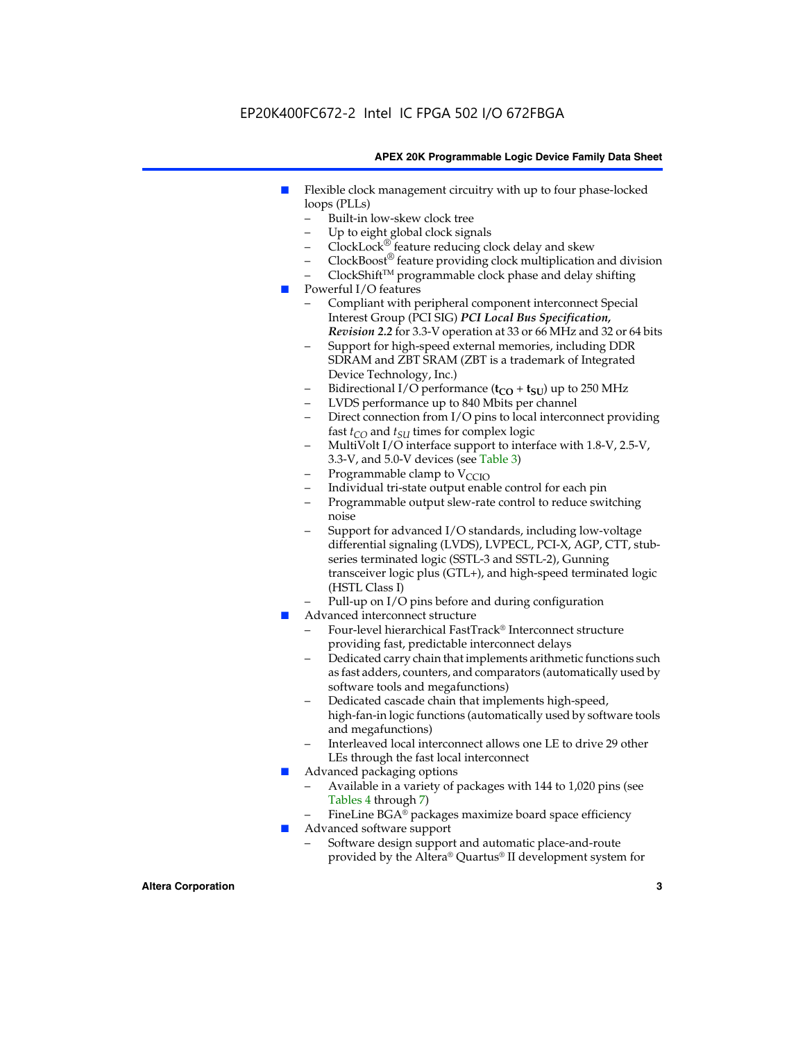- Flexible clock management circuitry with up to four phase-locked loops (PLLs)
  - Built-in low-skew clock tree
  - Up to eight global clock signals
  - ClockLock® feature reducing clock delay and skew
  - ClockBoost® feature providing clock multiplication and division
  - ClockShift™ programmable clock phase and delay shifting
- Powerful I/O features
  - Compliant with peripheral component interconnect Special Interest Group (PCI SIG) ***PCI Local Bus Specification, Revision 2.2*** for 3.3-V operation at 33 or 66 MHz and 32 or 64 bits
  - Support for high-speed external memories, including DDR SDRAM and ZBT SRAM (ZBT is a trademark of Integrated Device Technology, Inc.)
  - Bidirectional I/O performance ($\mathbf{t_{CO}} + \mathbf{t_{SU}}$) up to 250 MHz
  - LVDS performance up to 840 Mbits per channel
  - Direct connection from I/O pins to local interconnect providing fast $t_{CO}$ and $t_{SU}$ times for complex logic
  - MultiVolt I/O interface support to interface with 1.8-V, 2.5-V, 3.3-V, and 5.0-V devices (see Table 3)
  - Programmable clamp to $V_{CCIO}$
  - Individual tri-state output enable control for each pin
  - Programmable output slew-rate control to reduce switching noise
  - Support for advanced I/O standards, including low-voltage differential signaling (LVDS), LVPECL, PCI-X, AGP, CTT, stub-series terminated logic (SSTL-3 and SSTL-2), Gunning transceiver logic plus (GTL+), and high-speed terminated logic (HSTL Class I)
  - Pull-up on I/O pins before and during configuration
- Advanced interconnect structure
  - Four-level hierarchical FastTrack® Interconnect structure providing fast, predictable interconnect delays
  - Dedicated carry chain that implements arithmetic functions such as fast adders, counters, and comparators (automatically used by software tools and megafunctions)
  - Dedicated cascade chain that implements high-speed, high-fan-in logic functions (automatically used by software tools and megafunctions)
  - Interleaved local interconnect allows one LE to drive 29 other LEs through the fast local interconnect
- Advanced packaging options
  - Available in a variety of packages with 144 to 1,020 pins (see Tables 4 through 7)
  - FineLine BGA® packages maximize board space efficiency
- Advanced software support
  - Software design support and automatic place-and-route provided by the Altera® Quartus® II development system for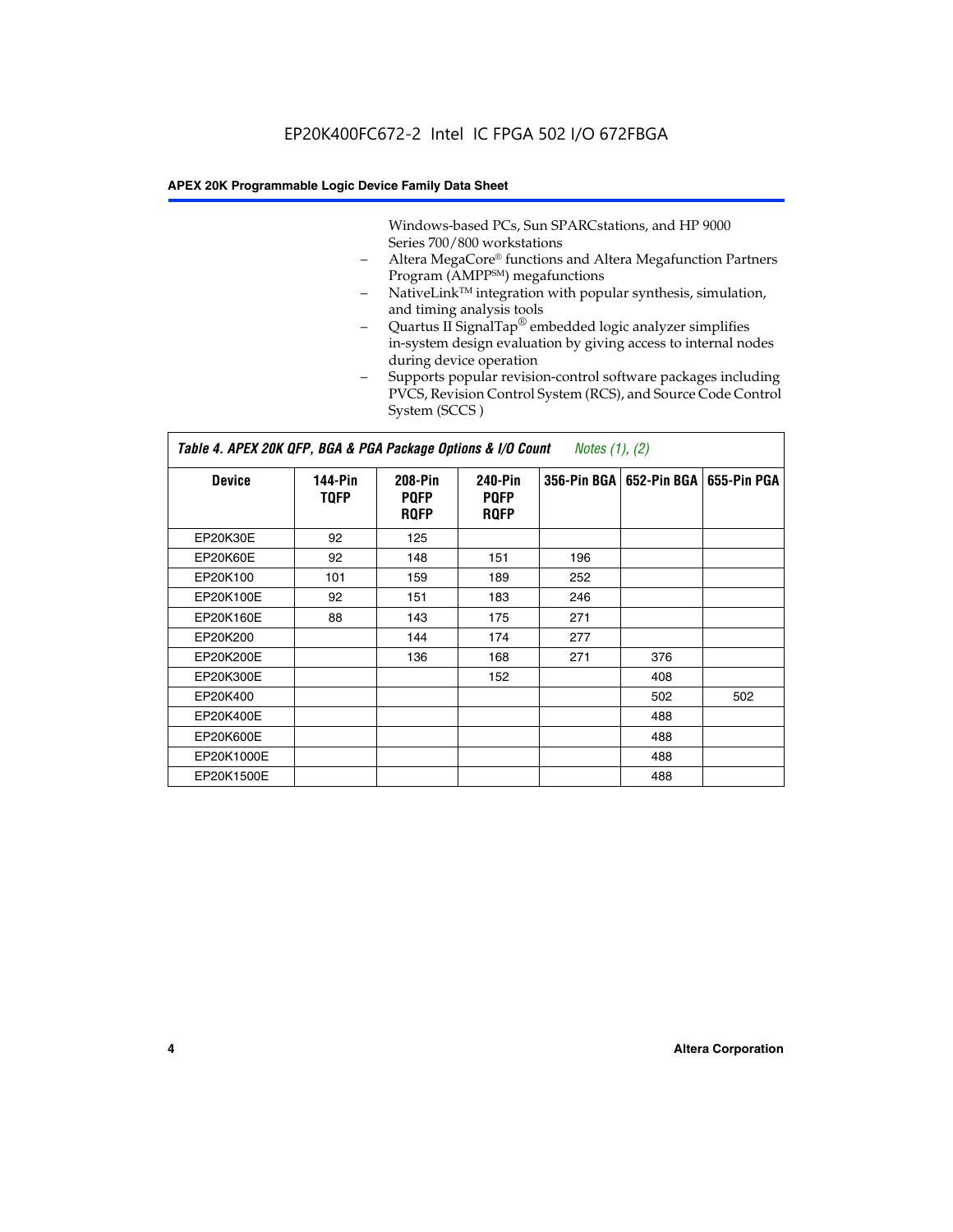Windows-based PCs, Sun SPARCstations, and HP 9000 Series 700/800 workstations

- Altera MegaCore® functions and Altera Megafunction Partners Program (AMPP℠) megafunctions
- NativeLink™ integration with popular synthesis, simulation, and timing analysis tools
- Quartus II SignalTap® embedded logic analyzer simplifies in-system design evaluation by giving access to internal nodes during device operation
- Supports popular revision-control software packages including PVCS, Revision Control System (RCS), and Source Code Control System (SCCS )

*Table 4. APEX 20K QFP, BGA & PGA Package Options & I/O Count Notes (1), (2)*

| Device | 144-Pin TQFP | 208-Pin PQFP RQFP | 240-Pin PQFP RQFP | 356-Pin BGA | 652-Pin BGA | 655-Pin PGA |
|---|---|---|---|---|---|---|
| EP20K30E | 92 | 125 | | | | |
| EP20K60E | 92 | 148 | 151 | 196 | | |
| EP20K100 | 101 | 159 | 189 | 252 | | |
| EP20K100E | 92 | 151 | 183 | 246 | | |
| EP20K160E | 88 | 143 | 175 | 271 | | |
| EP20K200 | | 144 | 174 | 277 | | |
| EP20K200E | | 136 | 168 | 271 | 376 | |
| EP20K300E | | | 152 | | 408 | |
| EP20K400 | | | | | 502 | 502 |
| EP20K400E | | | | | 488 | |
| EP20K600E | | | | | 488 | |
| EP20K1000E | | | | | 488 | |
| EP20K1500E | | | | | 488 | |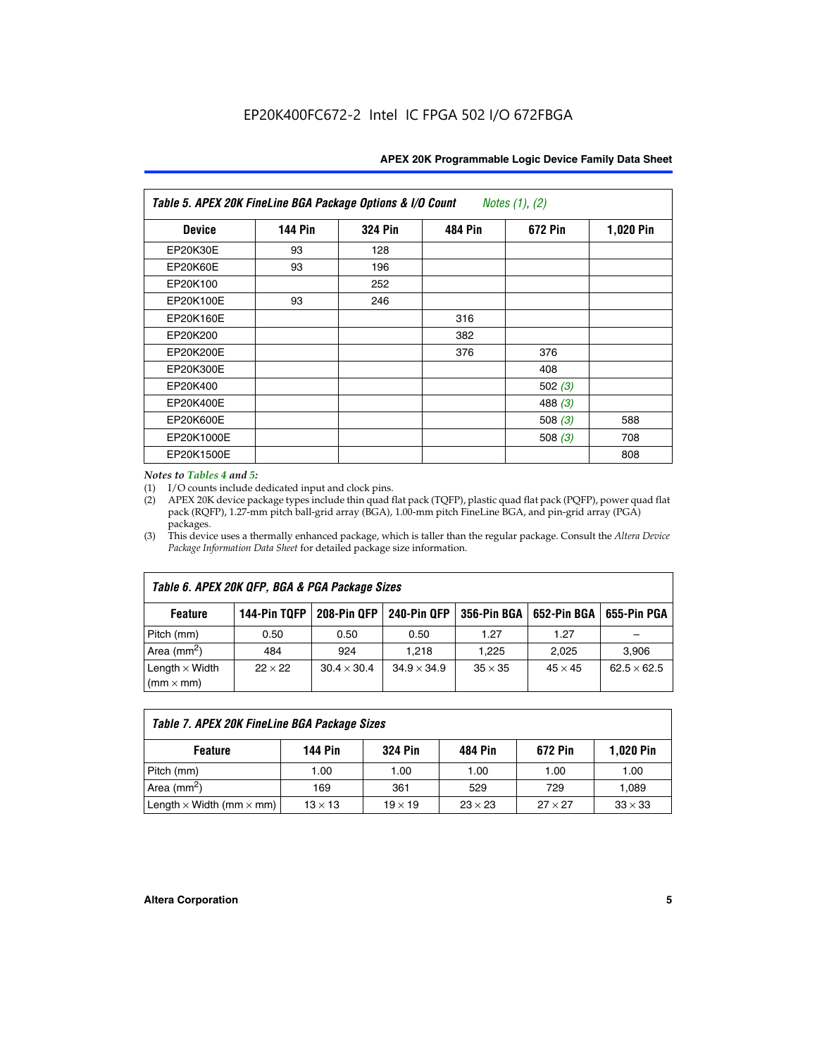| Table 5. APEX 20K FineLine BGA Package Options & I/O Count *Notes (1), (2)* | | | | | |
|---|---|---|---|---|---|
| **Device** | **144 Pin** | **324 Pin** | **484 Pin** | **672 Pin** | **1,020 Pin** |
| EP20K30E | 93 | 128 | | | |
| EP20K60E | 93 | 196 | | | |
| EP20K100 | | 252 | | | |
| EP20K100E | 93 | 246 | | | |
| EP20K160E | | | 316 | | |
| EP20K200 | | | 382 | | |
| EP20K200E | | | 376 | 376 | |
| EP20K300E | | | | 408 | |
| EP20K400 | | | | 502 *(3)* | |
| EP20K400E | | | | 488 *(3)* | |
| EP20K600E | | | | 508 *(3)* | 588 |
| EP20K1000E | | | | 508 *(3)* | 708 |
| EP20K1500E | | | | | 808 |

*Notes to Tables 4 and 5:*

(1) I/O counts include dedicated input and clock pins.

(2) APEX 20K device package types include thin quad flat pack (TQFP), plastic quad flat pack (PQFP), power quad flat pack (RQFP), 1.27-mm pitch ball-grid array (BGA), 1.00-mm pitch FineLine BGA, and pin-grid array (PGA) packages.

(3) This device uses a thermally enhanced package, which is taller than the regular package. Consult the *Altera Device Package Information Data Sheet* for detailed package size information.

| Table 6. APEX 20K QFP, BGA & PGA Package Sizes | | | | | | |
|---|---|---|---|---|---|---|
| **Feature** | **144-Pin TQFP** | **208-Pin QFP** | **240-Pin QFP** | **356-Pin BGA** | **652-Pin BGA** | **655-Pin PGA** |
| Pitch (mm) | 0.50 | 0.50 | 0.50 | 1.27 | 1.27 | – |
| Area ($mm^2$) | 484 | 924 | 1,218 | 1,225 | 2,025 | 3,906 |
| Length $\times$ Width (mm $\times$ mm) | $22 \times 22$ | $30.4 \times 30.4$ | $34.9 \times 34.9$ | $35 \times 35$ | $45 \times 45$ | $62.5 \times 62.5$ |

| Table 7. APEX 20K FineLine BGA Package Sizes | | | | | |
|---|---|---|---|---|---|
| **Feature** | **144 Pin** | **324 Pin** | **484 Pin** | **672 Pin** | **1,020 Pin** |
| Pitch (mm) | 1.00 | 1.00 | 1.00 | 1.00 | 1.00 |
| Area ($mm^2$) | 169 | 361 | 529 | 729 | 1,089 |
| Length $\times$ Width (mm $\times$ mm) | $13 \times 13$ | $19 \times 19$ | $23 \times 23$ | $27 \times 27$ | $33 \times 33$ |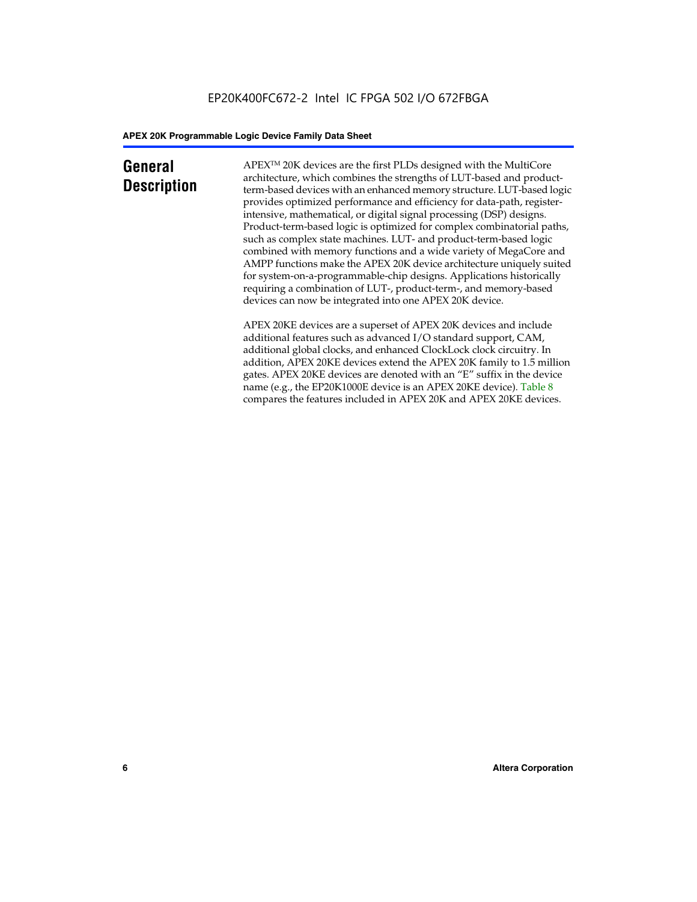# General Description

APEX™ 20K devices are the first PLDs designed with the MultiCore architecture, which combines the strengths of LUT-based and product-term-based devices with an enhanced memory structure. LUT-based logic provides optimized performance and efficiency for data-path, register-intensive, mathematical, or digital signal processing (DSP) designs. Product-term-based logic is optimized for complex combinatorial paths, such as complex state machines. LUT- and product-term-based logic combined with memory functions and a wide variety of MegaCore and AMPP functions make the APEX 20K device architecture uniquely suited for system-on-a-programmable-chip designs. Applications historically requiring a combination of LUT-, product-term-, and memory-based devices can now be integrated into one APEX 20K device.

APEX 20KE devices are a superset of APEX 20K devices and include additional features such as advanced I/O standard support, CAM, additional global clocks, and enhanced ClockLock clock circuitry. In addition, APEX 20KE devices extend the APEX 20K family to 1.5 million gates. APEX 20KE devices are denoted with an "E" suffix in the device name (e.g., the EP20K1000E device is an APEX 20KE device). Table 8 compares the features included in APEX 20K and APEX 20KE devices.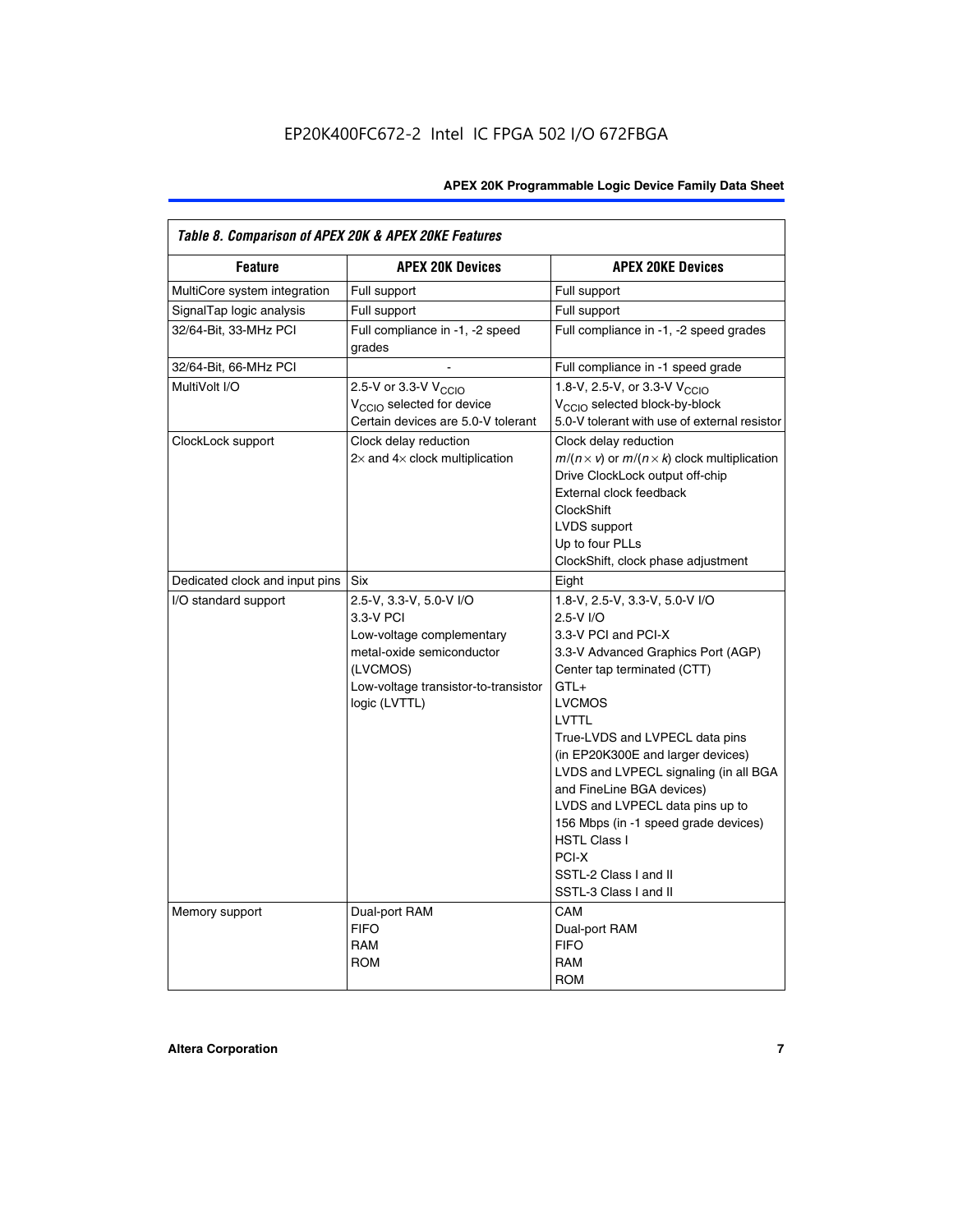*Table 8. Comparison of APEX 20K & APEX 20KE Features*

| Feature | APEX 20K Devices | APEX 20KE Devices |
|---|---|---|
| MultiCore system integration | Full support | Full support |
| SignalTap logic analysis | Full support | Full support |
| 32/64-Bit, 33-MHz PCI | Full compliance in -1, -2 speed grades | Full compliance in -1, -2 speed grades |
| 32/64-Bit, 66-MHz PCI | - | Full compliance in -1 speed grade |
| MultiVolt I/O | 2.5-V or 3.3-V $V_{CCIO}$<br>$V_{CCIO}$ selected for device<br>Certain devices are 5.0-V tolerant | 1.8-V, 2.5-V, or 3.3-V $V_{CCIO}$<br>$V_{CCIO}$ selected block-by-block<br>5.0-V tolerant with use of external resistor |
| ClockLock support | Clock delay reduction<br>2× and 4× clock multiplication | Clock delay reduction<br>$m/(n \times v)$ or $m/(n \times k)$ clock multiplication<br>Drive ClockLock output off-chip<br>External clock feedback<br>ClockShift<br>LVDS support<br>Up to four PLLs<br>ClockShift, clock phase adjustment |
| Dedicated clock and input pins | Six | Eight |
| I/O standard support | 2.5-V, 3.3-V, 5.0-V I/O<br>3.3-V PCI<br>Low-voltage complementary metal-oxide semiconductor (LVCMOS)<br>Low-voltage transistor-to-transistor logic (LVTTL) | 1.8-V, 2.5-V, 3.3-V, 5.0-V I/O<br>2.5-V I/O<br>3.3-V PCI and PCI-X<br>3.3-V Advanced Graphics Port (AGP)<br>Center tap terminated (CTT)<br>GTL+<br>LVCMOS<br>LVTTL<br>True-LVDS and LVPECL data pins (in EP20K300E and larger devices)<br>LVDS and LVPECL signaling (in all BGA and FineLine BGA devices)<br>LVDS and LVPECL data pins up to 156 Mbps (in -1 speed grade devices)<br>HSTL Class I<br>PCI-X<br>SSTL-2 Class I and II<br>SSTL-3 Class I and II |
| Memory support | Dual-port RAM<br>FIFO<br>RAM<br>ROM | CAM<br>Dual-port RAM<br>FIFO<br>RAM<br>ROM |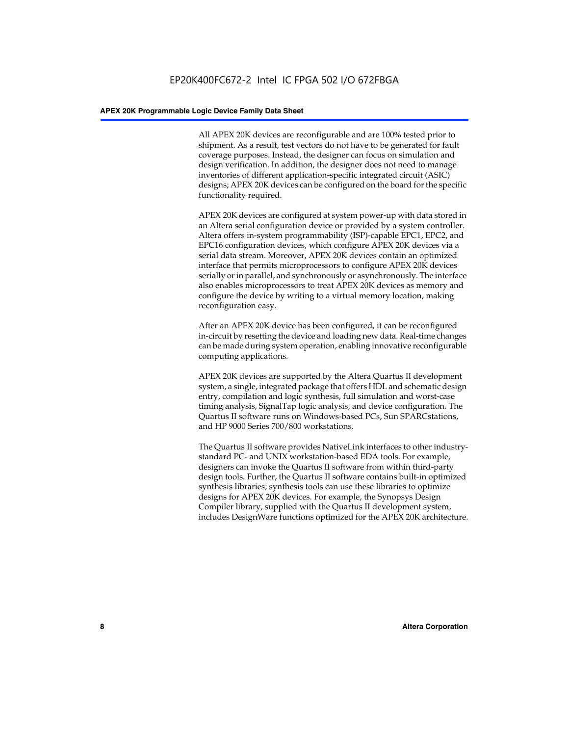All APEX 20K devices are reconfigurable and are 100% tested prior to shipment. As a result, test vectors do not have to be generated for fault coverage purposes. Instead, the designer can focus on simulation and design verification. In addition, the designer does not need to manage inventories of different application-specific integrated circuit (ASIC) designs; APEX 20K devices can be configured on the board for the specific functionality required.

APEX 20K devices are configured at system power-up with data stored in an Altera serial configuration device or provided by a system controller. Altera offers in-system programmability (ISP)-capable EPC1, EPC2, and EPC16 configuration devices, which configure APEX 20K devices via a serial data stream. Moreover, APEX 20K devices contain an optimized interface that permits microprocessors to configure APEX 20K devices serially or in parallel, and synchronously or asynchronously. The interface also enables microprocessors to treat APEX 20K devices as memory and configure the device by writing to a virtual memory location, making reconfiguration easy.

After an APEX 20K device has been configured, it can be reconfigured in-circuit by resetting the device and loading new data. Real-time changes can be made during system operation, enabling innovative reconfigurable computing applications.

APEX 20K devices are supported by the Altera Quartus II development system, a single, integrated package that offers HDL and schematic design entry, compilation and logic synthesis, full simulation and worst-case timing analysis, SignalTap logic analysis, and device configuration. The Quartus II software runs on Windows-based PCs, Sun SPARCstations, and HP 9000 Series 700/800 workstations.

The Quartus II software provides NativeLink interfaces to other industry-standard PC- and UNIX workstation-based EDA tools. For example, designers can invoke the Quartus II software from within third-party design tools. Further, the Quartus II software contains built-in optimized synthesis libraries; synthesis tools can use these libraries to optimize designs for APEX 20K devices. For example, the Synopsys Design Compiler library, supplied with the Quartus II development system, includes DesignWare functions optimized for the APEX 20K architecture.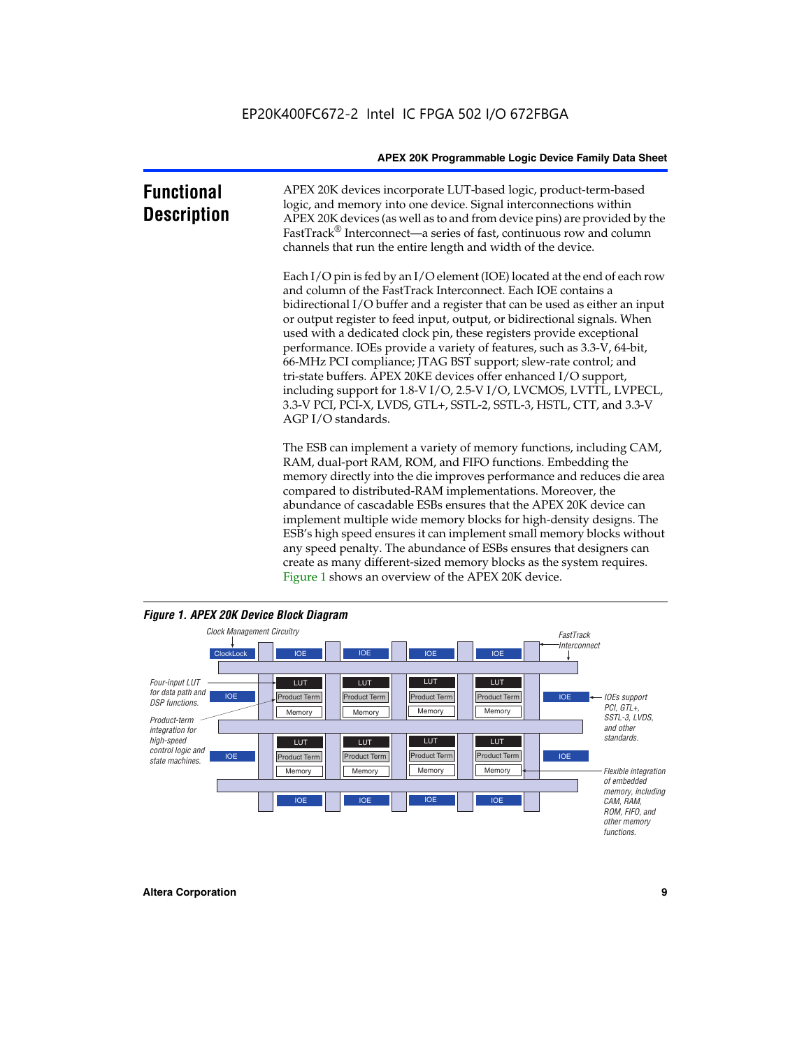# Functional Description

APEX 20K devices incorporate LUT-based logic, product-term-based logic, and memory into one device. Signal interconnections within APEX 20K devices (as well as to and from device pins) are provided by the FastTrack® Interconnect—a series of fast, continuous row and column channels that run the entire length and width of the device.

Each I/O pin is fed by an I/O element (IOE) located at the end of each row and column of the FastTrack Interconnect. Each IOE contains a bidirectional I/O buffer and a register that can be used as either an input or output register to feed input, output, or bidirectional signals. When used with a dedicated clock pin, these registers provide exceptional performance. IOEs provide a variety of features, such as 3.3-V, 64-bit, 66-MHz PCI compliance; JTAG BST support; slew-rate control; and tri-state buffers. APEX 20KE devices offer enhanced I/O support, including support for 1.8-V I/O, 2.5-V I/O, LVCMOS, LVTTL, LVPECL, 3.3-V PCI, PCI-X, LVDS, GTL+, SSTL-2, SSTL-3, HSTL, CTT, and 3.3-V AGP I/O standards.

The ESB can implement a variety of memory functions, including CAM, RAM, dual-port RAM, ROM, and FIFO functions. Embedding the memory directly into the die improves performance and reduces die area compared to distributed-RAM implementations. Moreover, the abundance of cascadable ESBs ensures that the APEX 20K device can implement multiple wide memory blocks for high-density designs. The ESB's high speed ensures it can implement small memory blocks without any speed penalty. The abundance of ESBs ensures that designers can create as many different-sized memory blocks as the system requires. Figure 1 shows an overview of the APEX 20K device.

**Figure 1. APEX 20K Device Block Diagram**

*Clock Management Circuitry* — ClockLock

*FastTrack Interconnect*

*Four-input LUT for data path and DSP functions.*

*Product-term integration for high-speed control logic and state machines.*

*IOEs support PCI, GTL+, SSTL-3, LVDS, and other standards.*

*Flexible integration of embedded memory, including CAM, RAM, ROM, FIFO, and other memory functions.*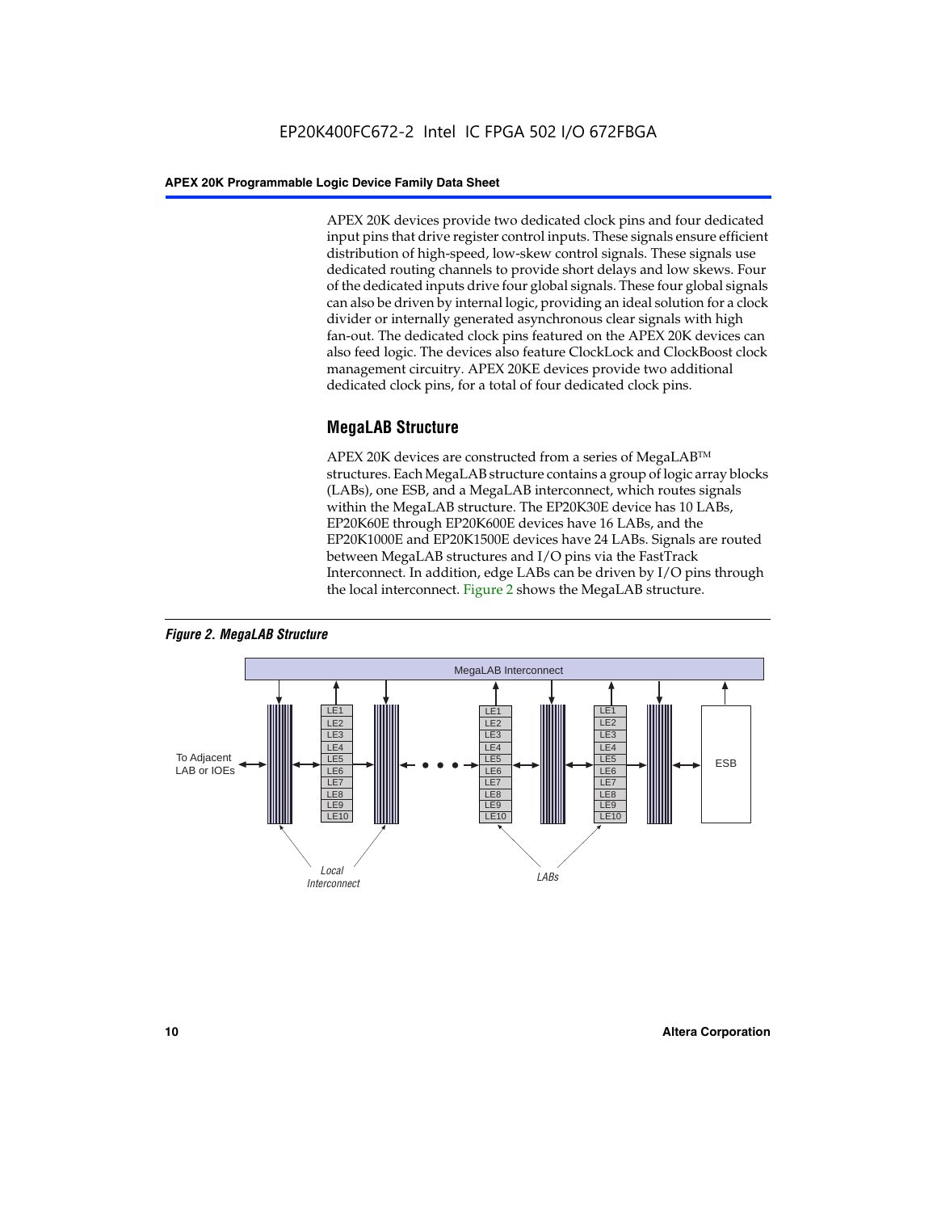APEX 20K devices provide two dedicated clock pins and four dedicated input pins that drive register control inputs. These signals ensure efficient distribution of high-speed, low-skew control signals. These signals use dedicated routing channels to provide short delays and low skews. Four of the dedicated inputs drive four global signals. These four global signals can also be driven by internal logic, providing an ideal solution for a clock divider or internally generated asynchronous clear signals with high fan-out. The dedicated clock pins featured on the APEX 20K devices can also feed logic. The devices also feature ClockLock and ClockBoost clock management circuitry. APEX 20KE devices provide two additional dedicated clock pins, for a total of four dedicated clock pins.

## MegaLAB Structure

APEX 20K devices are constructed from a series of MegaLAB™ structures. Each MegaLAB structure contains a group of logic array blocks (LABs), one ESB, and a MegaLAB interconnect, which routes signals within the MegaLAB structure. The EP20K30E device has 10 LABs, EP20K60E through EP20K600E devices have 16 LABs, and the EP20K1000E and EP20K1500E devices have 24 LABs. Signals are routed between MegaLAB structures and I/O pins via the FastTrack Interconnect. In addition, edge LABs can be driven by I/O pins through the local interconnect. Figure 2 shows the MegaLAB structure.

*Figure 2. MegaLAB Structure*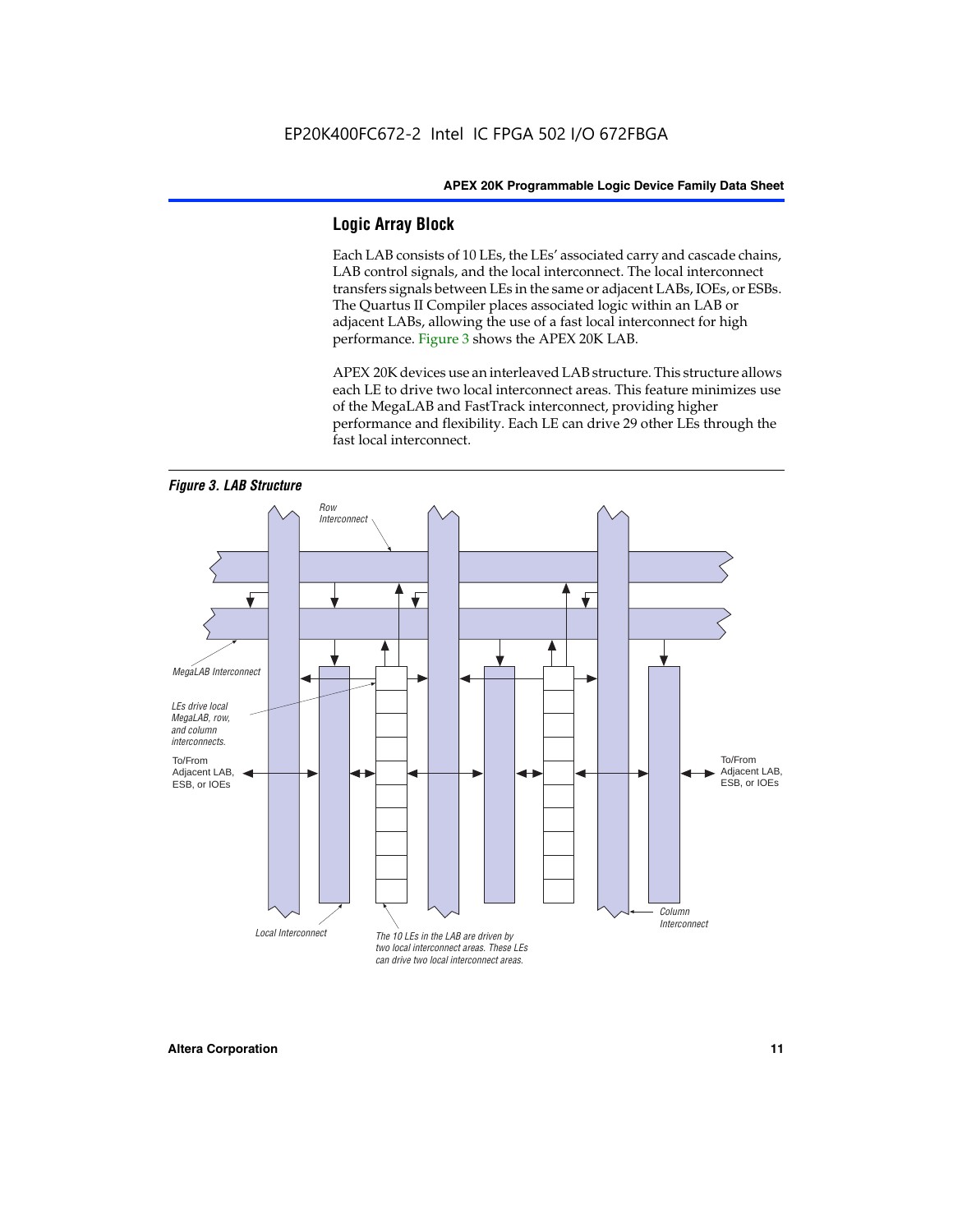## Logic Array Block

Each LAB consists of 10 LEs, the LEs' associated carry and cascade chains, LAB control signals, and the local interconnect. The local interconnect transfers signals between LEs in the same or adjacent LABs, IOEs, or ESBs. The Quartus II Compiler places associated logic within an LAB or adjacent LABs, allowing the use of a fast local interconnect for high performance. Figure 3 shows the APEX 20K LAB.

APEX 20K devices use an interleaved LAB structure. This structure allows each LE to drive two local interconnect areas. This feature minimizes use of the MegaLAB and FastTrack interconnect, providing higher performance and flexibility. Each LE can drive 29 other LEs through the fast local interconnect.

*Figure 3. LAB Structure*

Row Interconnect

MegaLAB Interconnect

LEs drive local MegaLAB, row, and column interconnects.

To/From Adjacent LAB, ESB, or IOEs

To/From Adjacent LAB, ESB, or IOEs

Local Interconnect

The 10 LEs in the LAB are driven by two local interconnect areas. These LEs can drive two local interconnect areas.

Column Interconnect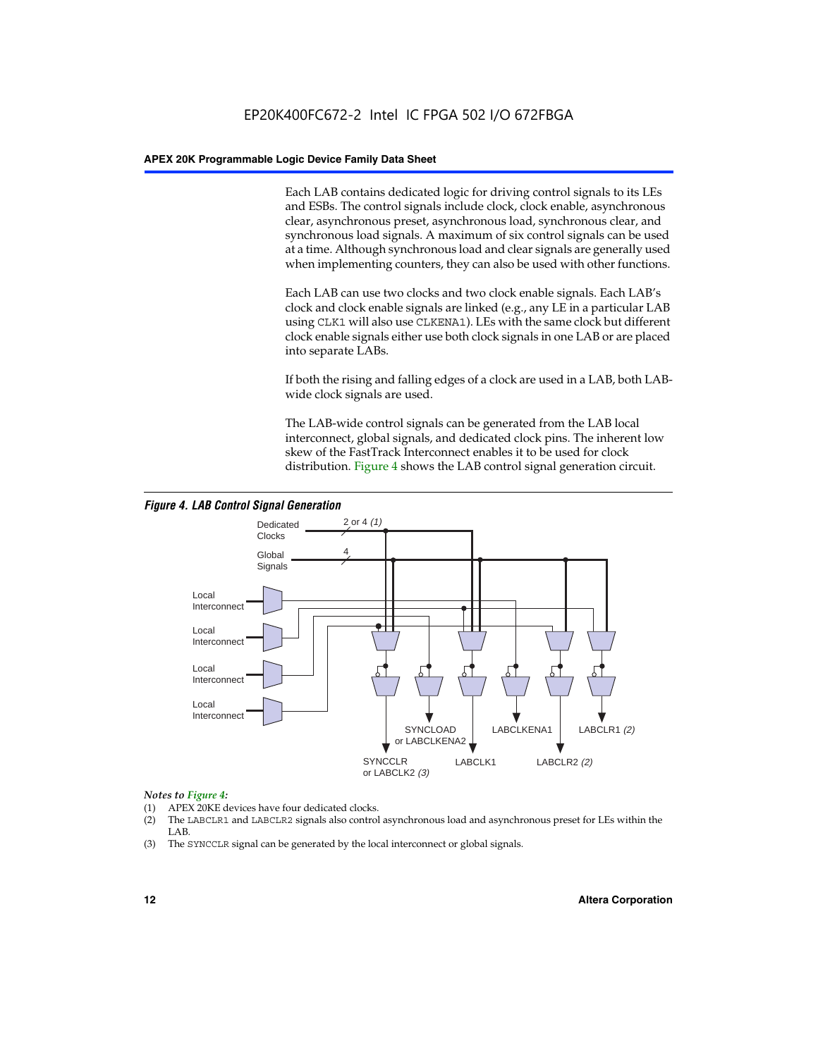Each LAB contains dedicated logic for driving control signals to its LEs and ESBs. The control signals include clock, clock enable, asynchronous clear, asynchronous preset, asynchronous load, synchronous clear, and synchronous load signals. A maximum of six control signals can be used at a time. Although synchronous load and clear signals are generally used when implementing counters, they can also be used with other functions.

Each LAB can use two clocks and two clock enable signals. Each LAB's clock and clock enable signals are linked (e.g., any LE in a particular LAB using CLK1 will also use CLKENA1). LEs with the same clock but different clock enable signals either use both clock signals in one LAB or are placed into separate LABs.

If both the rising and falling edges of a clock are used in a LAB, both LAB-wide clock signals are used.

The LAB-wide control signals can be generated from the LAB local interconnect, global signals, and dedicated clock pins. The inherent low skew of the FastTrack Interconnect enables it to be used for clock distribution. Figure 4 shows the LAB control signal generation circuit.

*Figure 4. LAB Control Signal Generation*

Dedicated Clocks — 2 or 4 *(1)*

Global Signals — 4

Local Interconnect

Local Interconnect

Local Interconnect

Local Interconnect

SYNCCLR or LABCLK2 *(3)*

SYNCLOAD or LABCLKENA2

LABCLK1

LABCLKENA1

LABCLR2 *(2)*

LABCLR1 *(2)*

*Notes to Figure 4:*

(1) APEX 20KE devices have four dedicated clocks.

(2) The LABCLR1 and LABCLR2 signals also control asynchronous load and asynchronous preset for LEs within the LAB.

(3) The SYNCCLR signal can be generated by the local interconnect or global signals.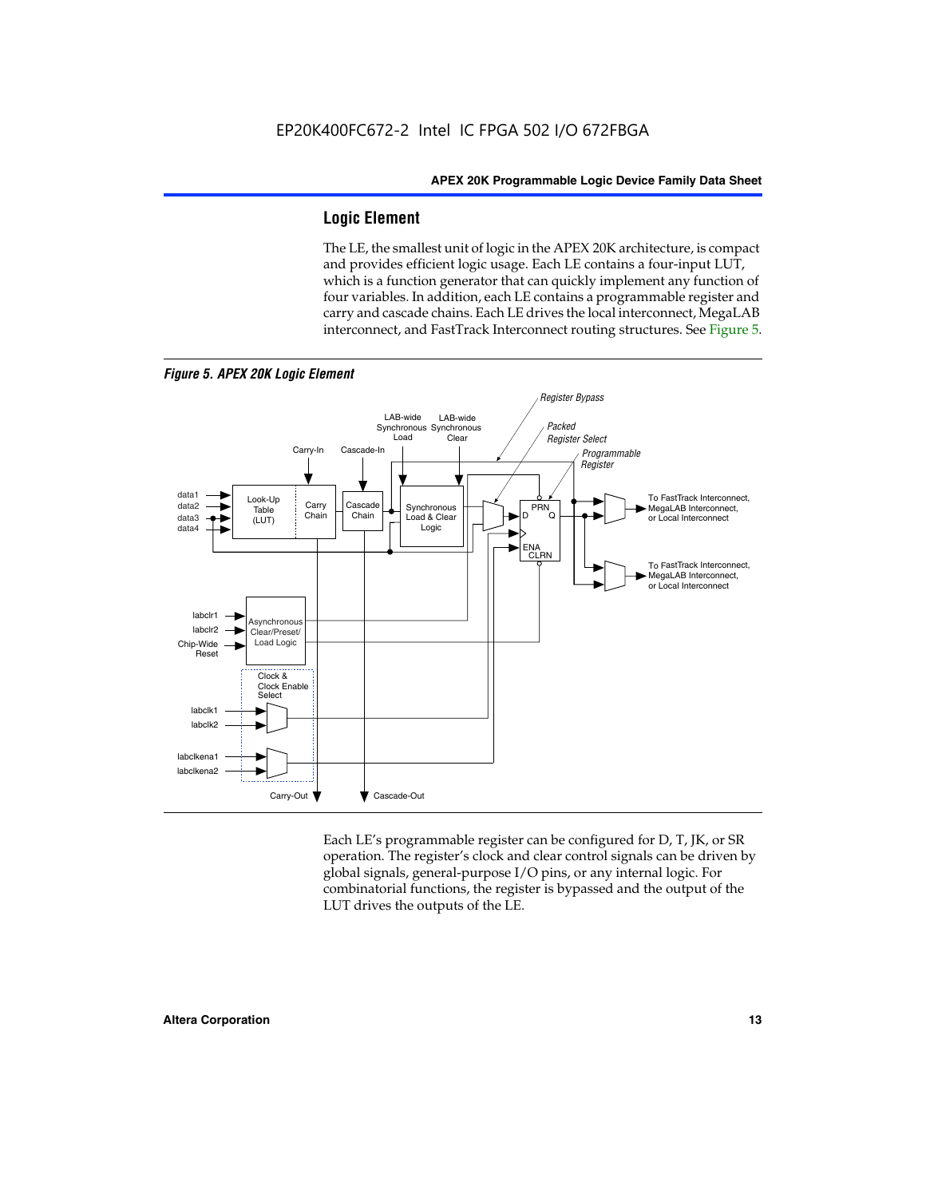## Logic Element

The LE, the smallest unit of logic in the APEX 20K architecture, is compact and provides efficient logic usage. Each LE contains a four-input LUT, which is a function generator that can quickly implement any function of four variables. In addition, each LE contains a programmable register and carry and cascade chains. Each LE drives the local interconnect, MegaLAB interconnect, and FastTrack Interconnect routing structures. See Figure 5.

*Figure 5. APEX 20K Logic Element*

Each LE's programmable register can be configured for D, T, JK, or SR operation. The register's clock and clear control signals can be driven by global signals, general-purpose I/O pins, or any internal logic. For combinatorial functions, the register is bypassed and the output of the LUT drives the outputs of the LE.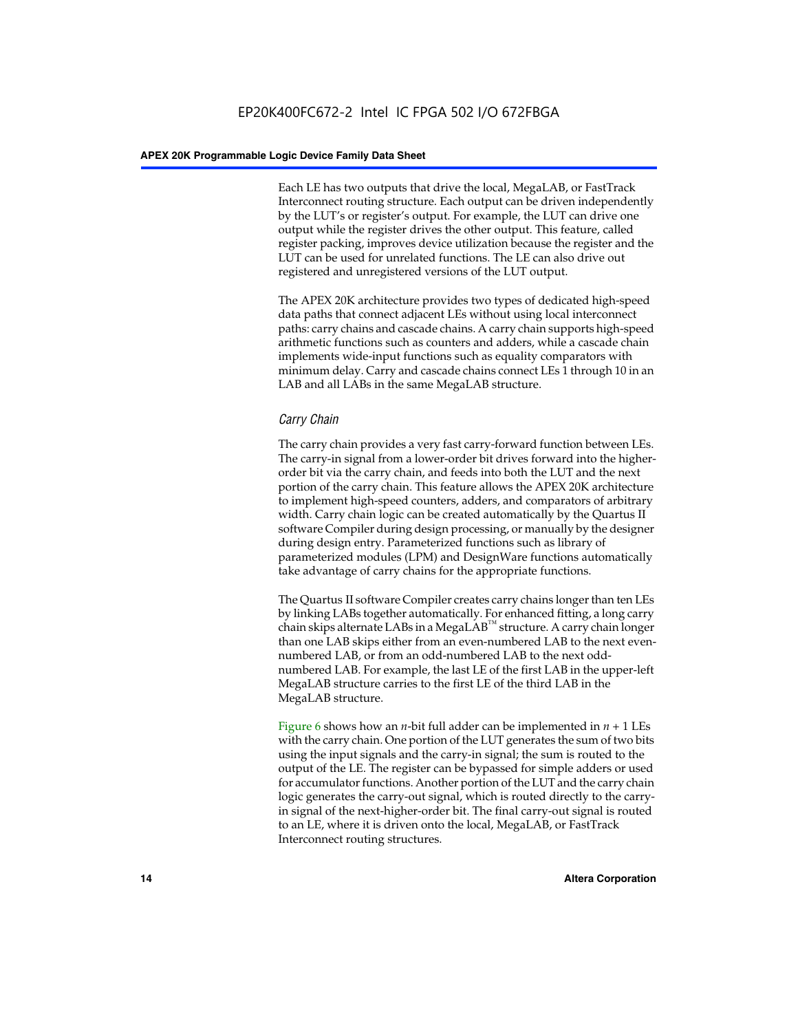Each LE has two outputs that drive the local, MegaLAB, or FastTrack Interconnect routing structure. Each output can be driven independently by the LUT's or register's output. For example, the LUT can drive one output while the register drives the other output. This feature, called register packing, improves device utilization because the register and the LUT can be used for unrelated functions. The LE can also drive out registered and unregistered versions of the LUT output.

The APEX 20K architecture provides two types of dedicated high-speed data paths that connect adjacent LEs without using local interconnect paths: carry chains and cascade chains. A carry chain supports high-speed arithmetic functions such as counters and adders, while a cascade chain implements wide-input functions such as equality comparators with minimum delay. Carry and cascade chains connect LEs 1 through 10 in an LAB and all LABs in the same MegaLAB structure.

### *Carry Chain*

The carry chain provides a very fast carry-forward function between LEs. The carry-in signal from a lower-order bit drives forward into the higher-order bit via the carry chain, and feeds into both the LUT and the next portion of the carry chain. This feature allows the APEX 20K architecture to implement high-speed counters, adders, and comparators of arbitrary width. Carry chain logic can be created automatically by the Quartus II software Compiler during design processing, or manually by the designer during design entry. Parameterized functions such as library of parameterized modules (LPM) and DesignWare functions automatically take advantage of carry chains for the appropriate functions.

The Quartus II software Compiler creates carry chains longer than ten LEs by linking LABs together automatically. For enhanced fitting, a long carry chain skips alternate LABs in a MegaLAB™ structure. A carry chain longer than one LAB skips either from an even-numbered LAB to the next even-numbered LAB, or from an odd-numbered LAB to the next odd-numbered LAB. For example, the last LE of the first LAB in the upper-left MegaLAB structure carries to the first LE of the third LAB in the MegaLAB structure.

Figure 6 shows how an $n$-bit full adder can be implemented in $n + 1$ LEs with the carry chain. One portion of the LUT generates the sum of two bits using the input signals and the carry-in signal; the sum is routed to the output of the LE. The register can be bypassed for simple adders or used for accumulator functions. Another portion of the LUT and the carry chain logic generates the carry-out signal, which is routed directly to the carry-in signal of the next-higher-order bit. The final carry-out signal is routed to an LE, where it is driven onto the local, MegaLAB, or FastTrack Interconnect routing structures.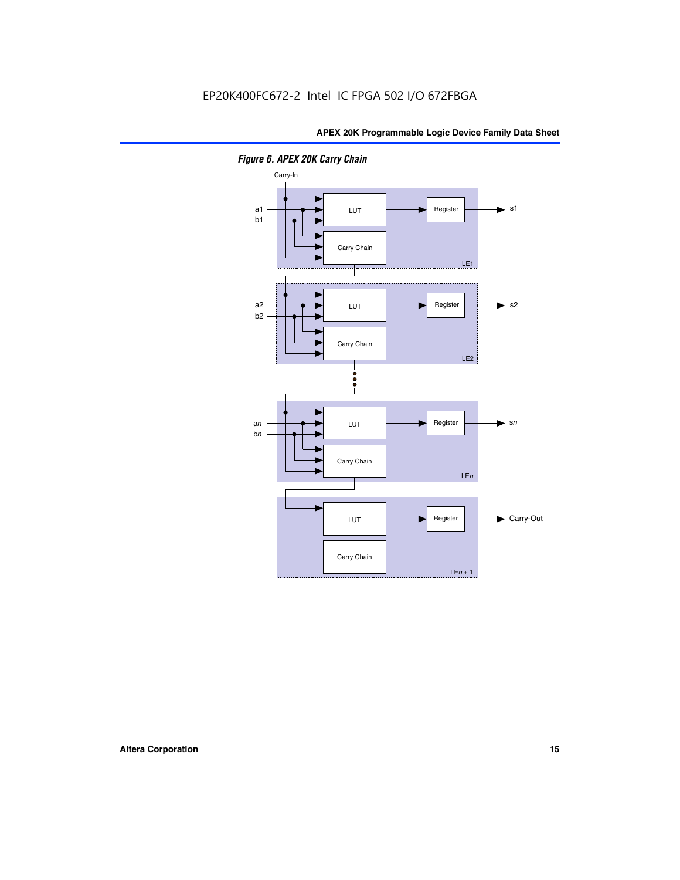*Figure 6. APEX 20K Carry Chain*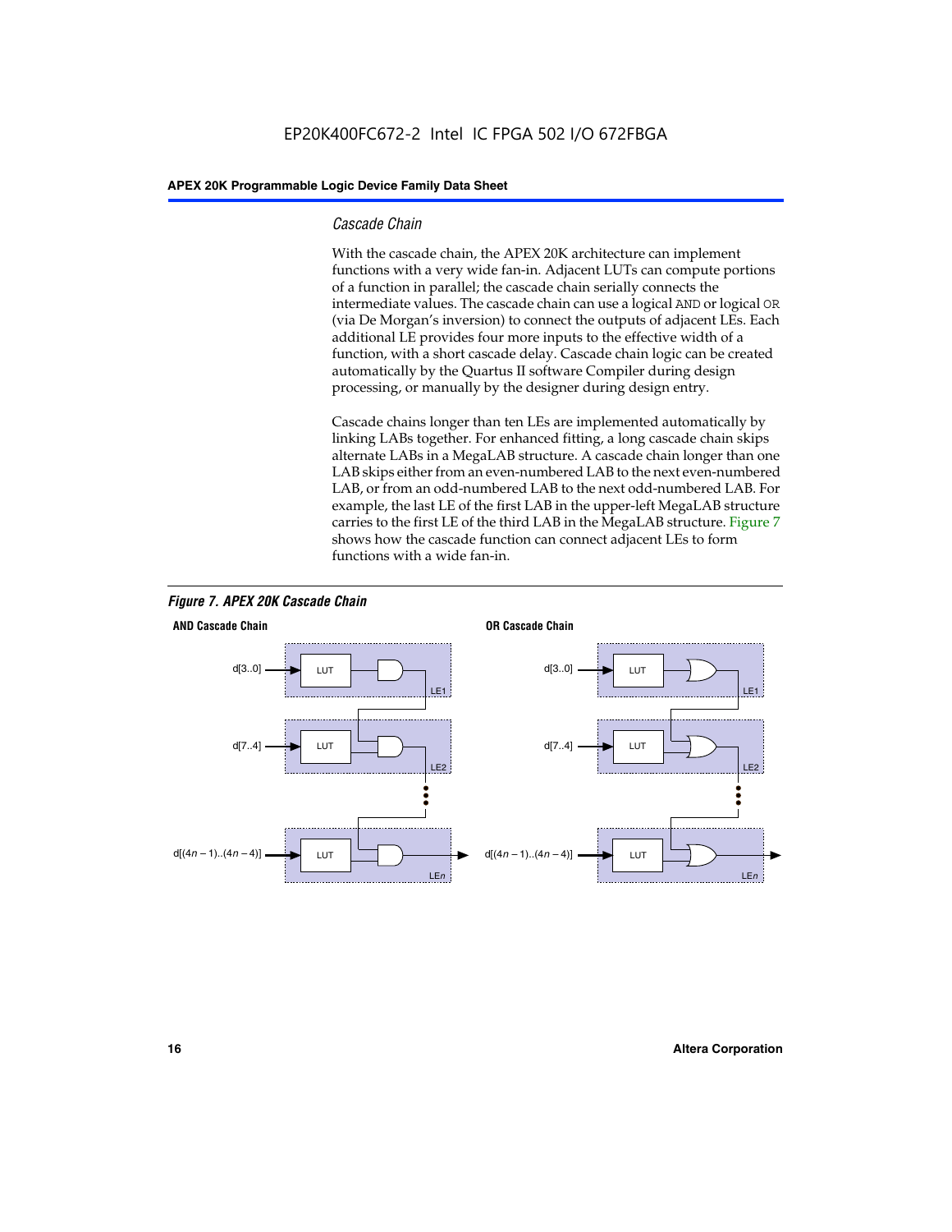### *Cascade Chain*

With the cascade chain, the APEX 20K architecture can implement functions with a very wide fan-in. Adjacent LUTs can compute portions of a function in parallel; the cascade chain serially connects the intermediate values. The cascade chain can use a logical `AND` or logical `OR` (via De Morgan's inversion) to connect the outputs of adjacent LEs. Each additional LE provides four more inputs to the effective width of a function, with a short cascade delay. Cascade chain logic can be created automatically by the Quartus II software Compiler during design processing, or manually by the designer during design entry.

Cascade chains longer than ten LEs are implemented automatically by linking LABs together. For enhanced fitting, a long cascade chain skips alternate LABs in a MegaLAB structure. A cascade chain longer than one LAB skips either from an even-numbered LAB to the next even-numbered LAB, or from an odd-numbered LAB to the next odd-numbered LAB. For example, the last LE of the first LAB in the upper-left MegaLAB structure carries to the first LE of the third LAB in the MegaLAB structure. Figure 7 shows how the cascade function can connect adjacent LEs to form functions with a wide fan-in.

***Figure 7. APEX 20K Cascade Chain***

**AND Cascade Chain**

d[3..0] → LUT → LE1
d[7..4] → LUT → LE2
d[(4*n* – 1)..(4*n* – 4)] → LUT → LE*n*

**OR Cascade Chain**

d[3..0] → LUT → LE1
d[7..4] → LUT → LE2
d[(4*n* – 1)..(4*n* – 4)] → LUT → LE*n*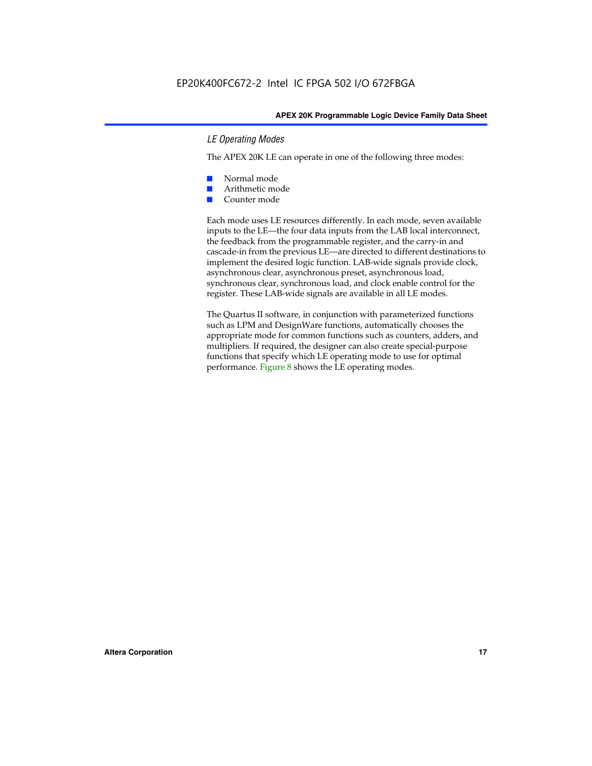### *LE Operating Modes*

The APEX 20K LE can operate in one of the following three modes:

- Normal mode
- Arithmetic mode
- Counter mode

Each mode uses LE resources differently. In each mode, seven available inputs to the LE—the four data inputs from the LAB local interconnect, the feedback from the programmable register, and the carry-in and cascade-in from the previous LE—are directed to different destinations to implement the desired logic function. LAB-wide signals provide clock, asynchronous clear, asynchronous preset, asynchronous load, synchronous clear, synchronous load, and clock enable control for the register. These LAB-wide signals are available in all LE modes.

The Quartus II software, in conjunction with parameterized functions such as LPM and DesignWare functions, automatically chooses the appropriate mode for common functions such as counters, adders, and multipliers. If required, the designer can also create special-purpose functions that specify which LE operating mode to use for optimal performance. Figure 8 shows the LE operating modes.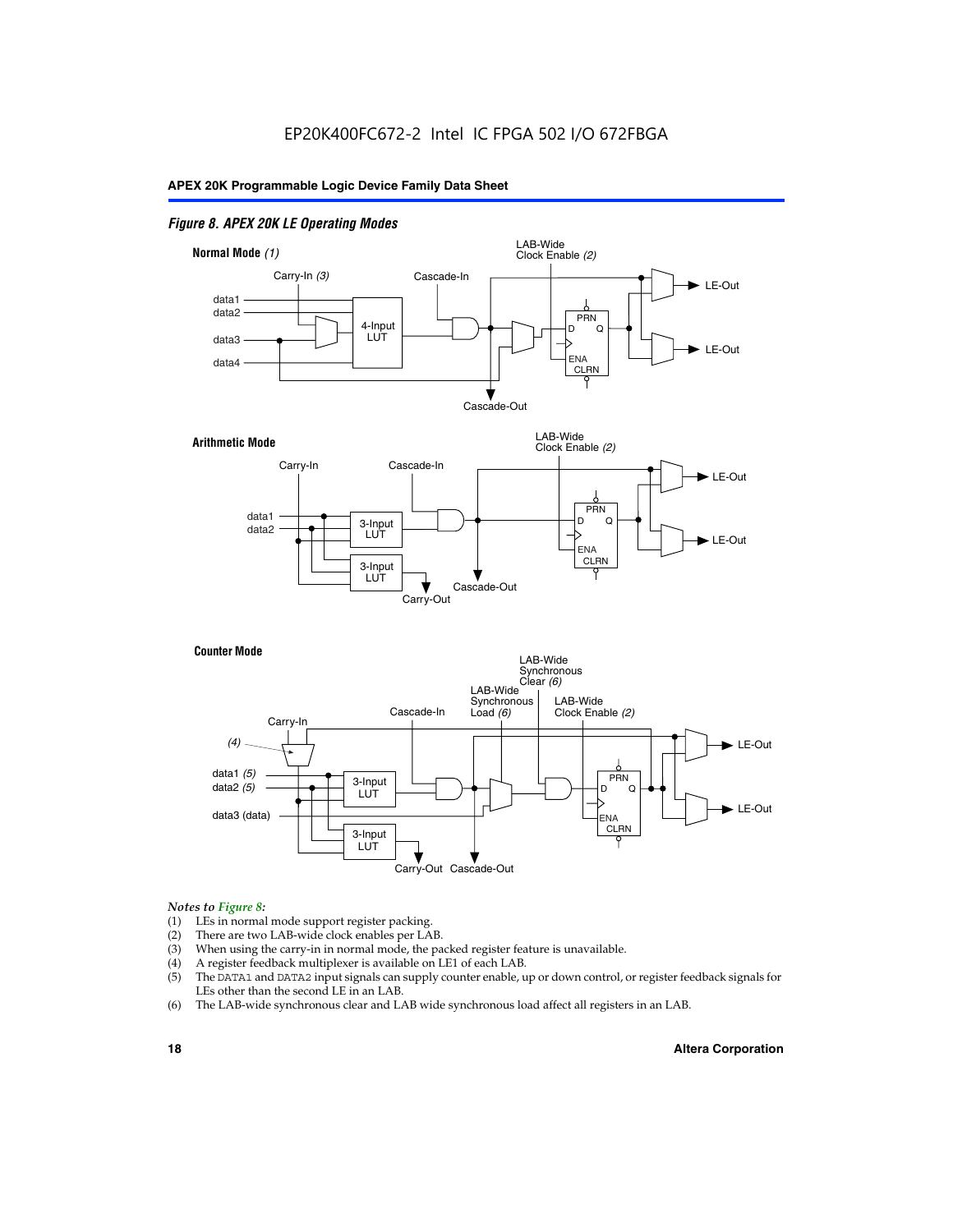*Figure 8. APEX 20K LE Operating Modes*

**Normal Mode** *(1)*

Carry-In *(3)*, Cascade-In, LAB-Wide Clock Enable *(2)*, data1, data2, data3, data4, 4-Input LUT, PRN, D, Q, ENA, CLRN, LE-Out, LE-Out, Cascade-Out

**Arithmetic Mode**

Carry-In, Cascade-In, LAB-Wide Clock Enable *(2)*, data1, data2, 3-Input LUT, 3-Input LUT, PRN, D, Q, ENA, CLRN, LE-Out, LE-Out, Carry-Out, Cascade-Out

**Counter Mode**

Carry-In, *(4)*, Cascade-In, LAB-Wide Synchronous Load *(6)*, LAB-Wide Synchronous Clear *(6)*, LAB-Wide Clock Enable *(2)*, data1 *(5)*, data2 *(5)*, data3 (data), 3-Input LUT, 3-Input LUT, PRN, D, Q, ENA, CLRN, LE-Out, LE-Out, Carry-Out, Cascade-Out

*Notes to Figure 8:*

(1) LEs in normal mode support register packing.
(2) There are two LAB-wide clock enables per LAB.
(3) When using the carry-in in normal mode, the packed register feature is unavailable.
(4) A register feedback multiplexer is available on LE1 of each LAB.
(5) The DATA1 and DATA2 input signals can supply counter enable, up or down control, or register feedback signals for LEs other than the second LE in an LAB.
(6) The LAB-wide synchronous clear and LAB wide synchronous load affect all registers in an LAB.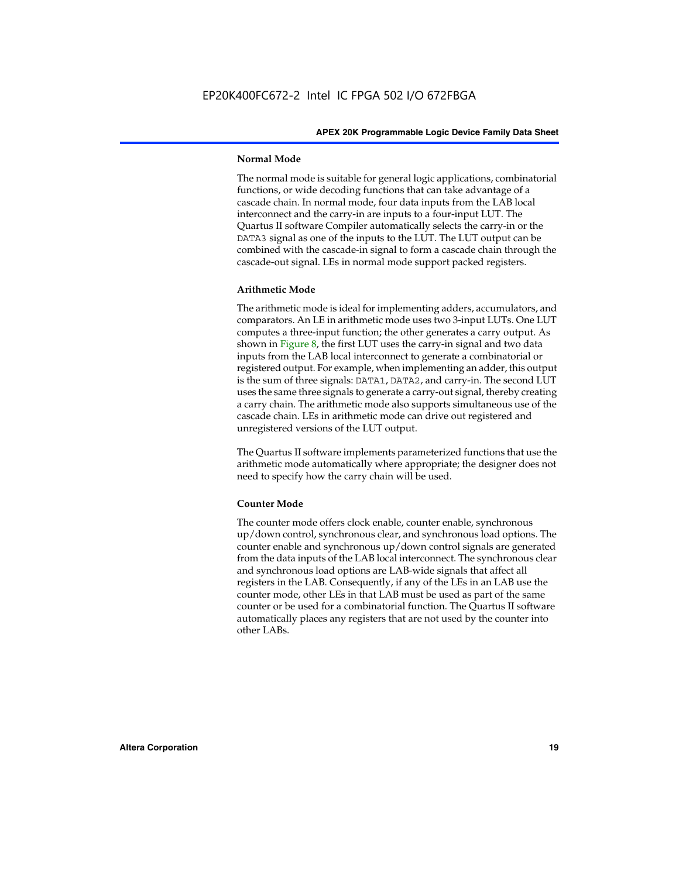### Normal Mode

The normal mode is suitable for general logic applications, combinatorial functions, or wide decoding functions that can take advantage of a cascade chain. In normal mode, four data inputs from the LAB local interconnect and the carry-in are inputs to a four-input LUT. The Quartus II software Compiler automatically selects the carry-in or the DATA3 signal as one of the inputs to the LUT. The LUT output can be combined with the cascade-in signal to form a cascade chain through the cascade-out signal. LEs in normal mode support packed registers.

### Arithmetic Mode

The arithmetic mode is ideal for implementing adders, accumulators, and comparators. An LE in arithmetic mode uses two 3-input LUTs. One LUT computes a three-input function; the other generates a carry output. As shown in Figure 8, the first LUT uses the carry-in signal and two data inputs from the LAB local interconnect to generate a combinatorial or registered output. For example, when implementing an adder, this output is the sum of three signals: DATA1, DATA2, and carry-in. The second LUT uses the same three signals to generate a carry-out signal, thereby creating a carry chain. The arithmetic mode also supports simultaneous use of the cascade chain. LEs in arithmetic mode can drive out registered and unregistered versions of the LUT output.

The Quartus II software implements parameterized functions that use the arithmetic mode automatically where appropriate; the designer does not need to specify how the carry chain will be used.

### Counter Mode

The counter mode offers clock enable, counter enable, synchronous up/down control, synchronous clear, and synchronous load options. The counter enable and synchronous up/down control signals are generated from the data inputs of the LAB local interconnect. The synchronous clear and synchronous load options are LAB-wide signals that affect all registers in the LAB. Consequently, if any of the LEs in an LAB use the counter mode, other LEs in that LAB must be used as part of the same counter or be used for a combinatorial function. The Quartus II software automatically places any registers that are not used by the counter into other LABs.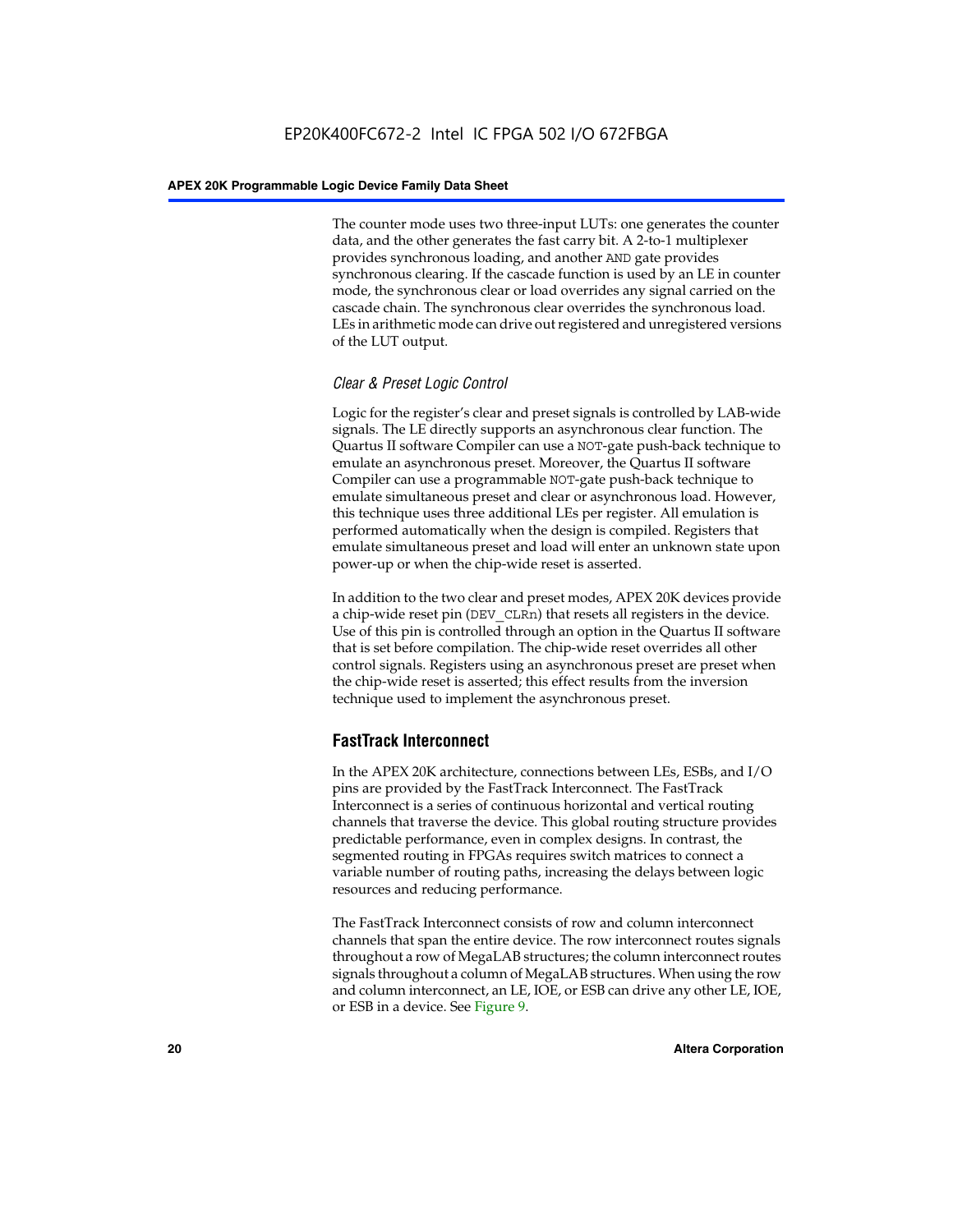The counter mode uses two three-input LUTs: one generates the counter data, and the other generates the fast carry bit. A 2-to-1 multiplexer provides synchronous loading, and another AND gate provides synchronous clearing. If the cascade function is used by an LE in counter mode, the synchronous clear or load overrides any signal carried on the cascade chain. The synchronous clear overrides the synchronous load. LEs in arithmetic mode can drive out registered and unregistered versions of the LUT output.

### *Clear & Preset Logic Control*

Logic for the register's clear and preset signals is controlled by LAB-wide signals. The LE directly supports an asynchronous clear function. The Quartus II software Compiler can use a NOT-gate push-back technique to emulate an asynchronous preset. Moreover, the Quartus II software Compiler can use a programmable NOT-gate push-back technique to emulate simultaneous preset and clear or asynchronous load. However, this technique uses three additional LEs per register. All emulation is performed automatically when the design is compiled. Registers that emulate simultaneous preset and load will enter an unknown state upon power-up or when the chip-wide reset is asserted.

In addition to the two clear and preset modes, APEX 20K devices provide a chip-wide reset pin (DEV_CLRn) that resets all registers in the device. Use of this pin is controlled through an option in the Quartus II software that is set before compilation. The chip-wide reset overrides all other control signals. Registers using an asynchronous preset are preset when the chip-wide reset is asserted; this effect results from the inversion technique used to implement the asynchronous preset.

## FastTrack Interconnect

In the APEX 20K architecture, connections between LEs, ESBs, and I/O pins are provided by the FastTrack Interconnect. The FastTrack Interconnect is a series of continuous horizontal and vertical routing channels that traverse the device. This global routing structure provides predictable performance, even in complex designs. In contrast, the segmented routing in FPGAs requires switch matrices to connect a variable number of routing paths, increasing the delays between logic resources and reducing performance.

The FastTrack Interconnect consists of row and column interconnect channels that span the entire device. The row interconnect routes signals throughout a row of MegaLAB structures; the column interconnect routes signals throughout a column of MegaLAB structures. When using the row and column interconnect, an LE, IOE, or ESB can drive any other LE, IOE, or ESB in a device. See Figure 9.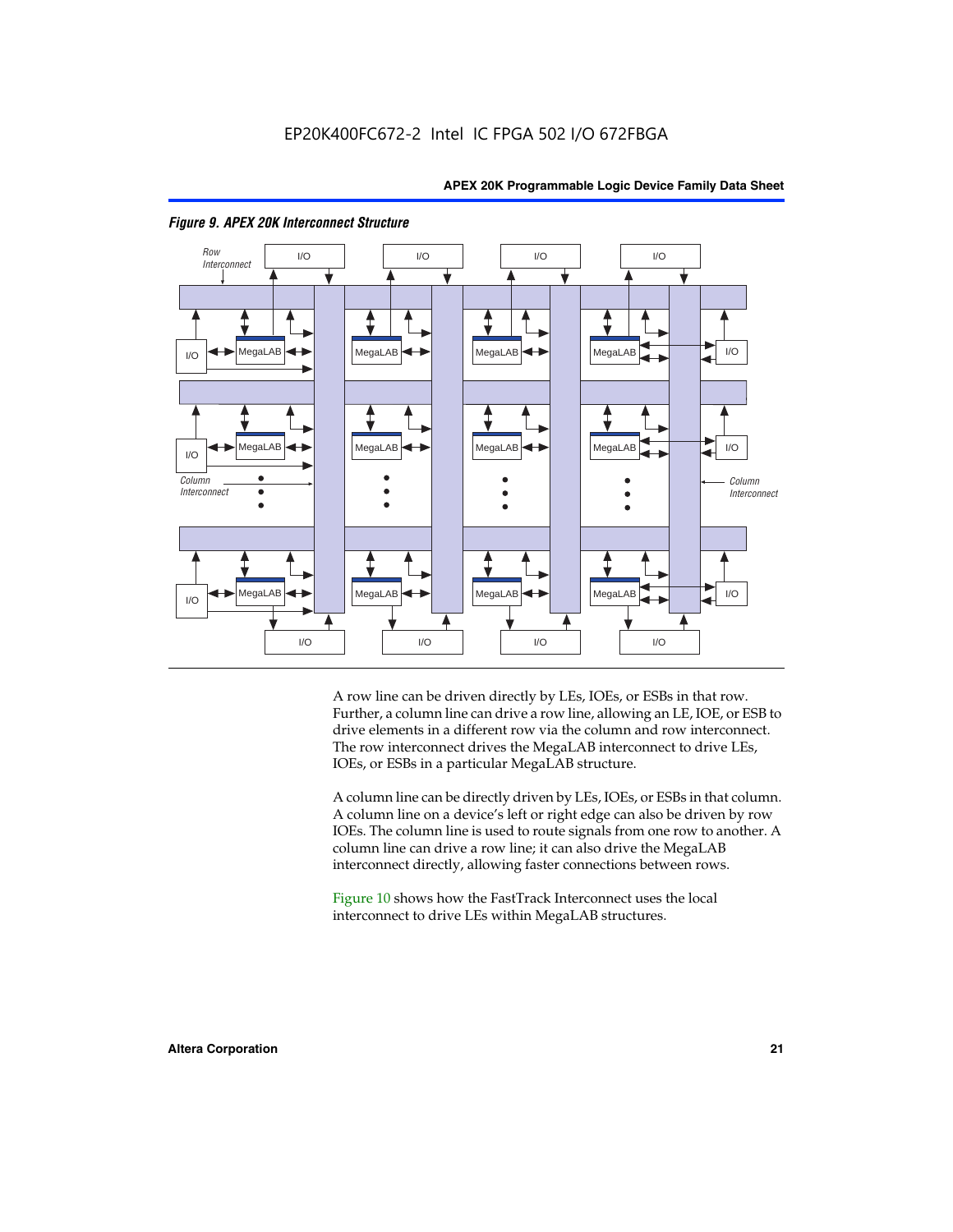*Figure 9. APEX 20K Interconnect Structure*

A row line can be driven directly by LEs, IOEs, or ESBs in that row. Further, a column line can drive a row line, allowing an LE, IOE, or ESB to drive elements in a different row via the column and row interconnect. The row interconnect drives the MegaLAB interconnect to drive LEs, IOEs, or ESBs in a particular MegaLAB structure.

A column line can be directly driven by LEs, IOEs, or ESBs in that column. A column line on a device's left or right edge can also be driven by row IOEs. The column line is used to route signals from one row to another. A column line can drive a row line; it can also drive the MegaLAB interconnect directly, allowing faster connections between rows.

Figure 10 shows how the FastTrack Interconnect uses the local interconnect to drive LEs within MegaLAB structures.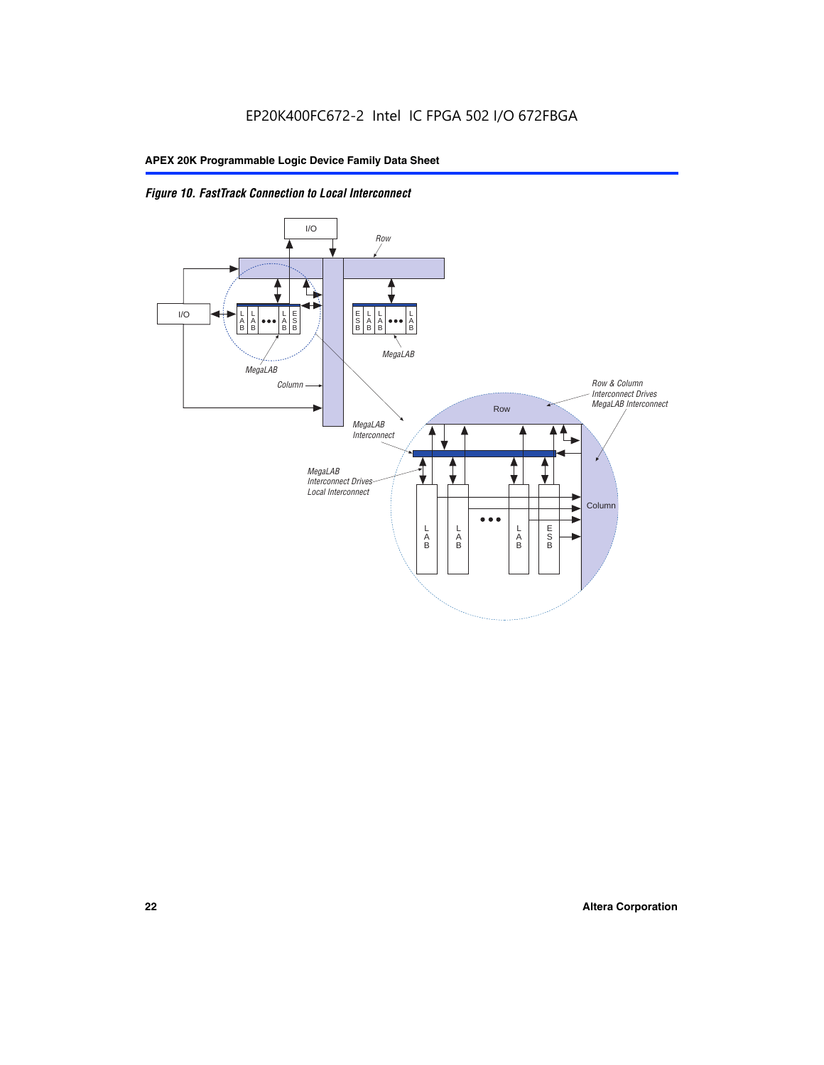EP20K400FC672-2 Intel IC FPGA 502 I/O 672FBGA

*Figure 10. FastTrack Connection to Local Interconnect*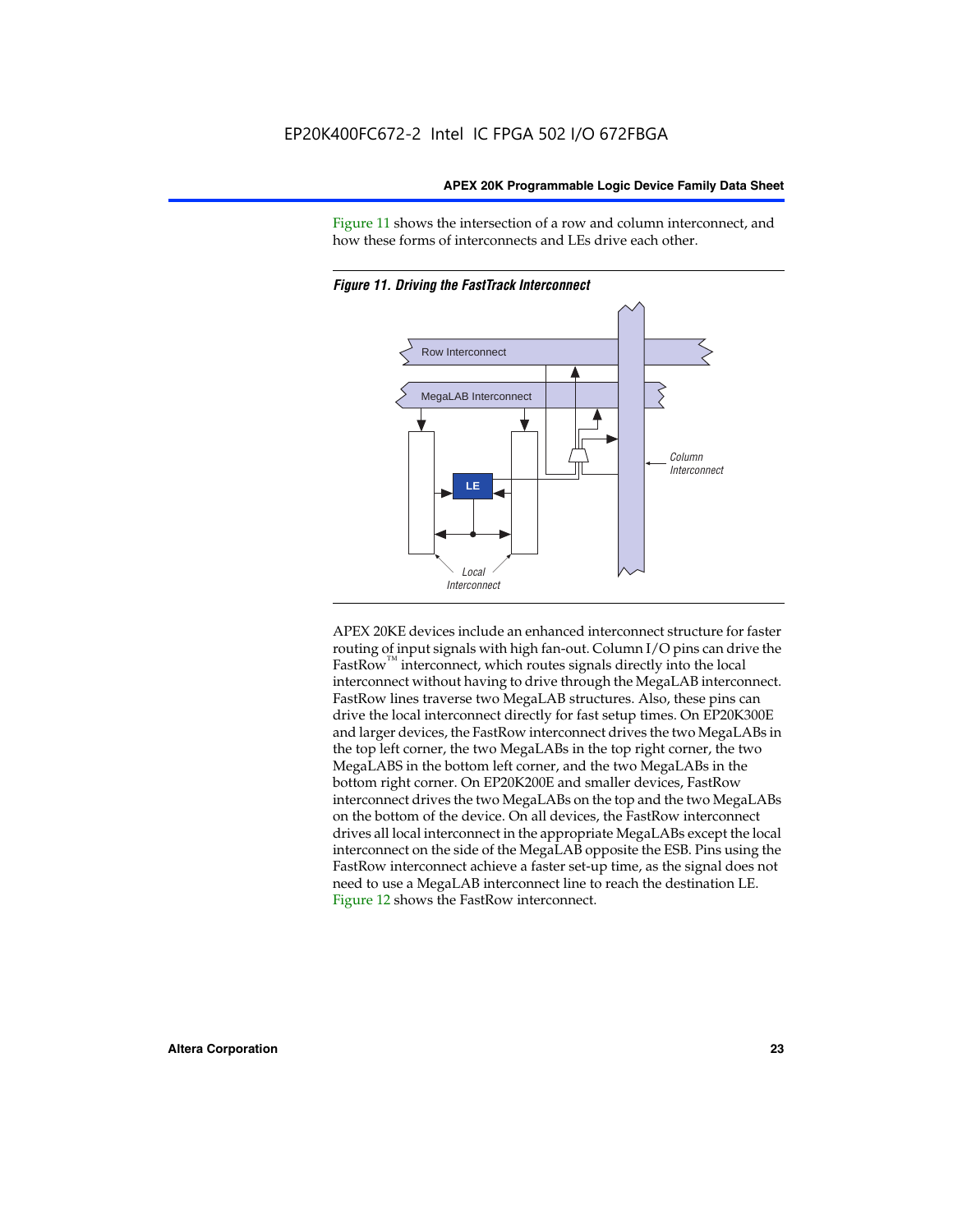Figure 11 shows the intersection of a row and column interconnect, and how these forms of interconnects and LEs drive each other.

*Figure 11. Driving the FastTrack Interconnect*

APEX 20KE devices include an enhanced interconnect structure for faster routing of input signals with high fan-out. Column I/O pins can drive the FastRow™ interconnect, which routes signals directly into the local interconnect without having to drive through the MegaLAB interconnect. FastRow lines traverse two MegaLAB structures. Also, these pins can drive the local interconnect directly for fast setup times. On EP20K300E and larger devices, the FastRow interconnect drives the two MegaLABs in the top left corner, the two MegaLABs in the top right corner, the two MegaLABS in the bottom left corner, and the two MegaLABs in the bottom right corner. On EP20K200E and smaller devices, FastRow interconnect drives the two MegaLABs on the top and the two MegaLABs on the bottom of the device. On all devices, the FastRow interconnect drives all local interconnect in the appropriate MegaLABs except the local interconnect on the side of the MegaLAB opposite the ESB. Pins using the FastRow interconnect achieve a faster set-up time, as the signal does not need to use a MegaLAB interconnect line to reach the destination LE. Figure 12 shows the FastRow interconnect.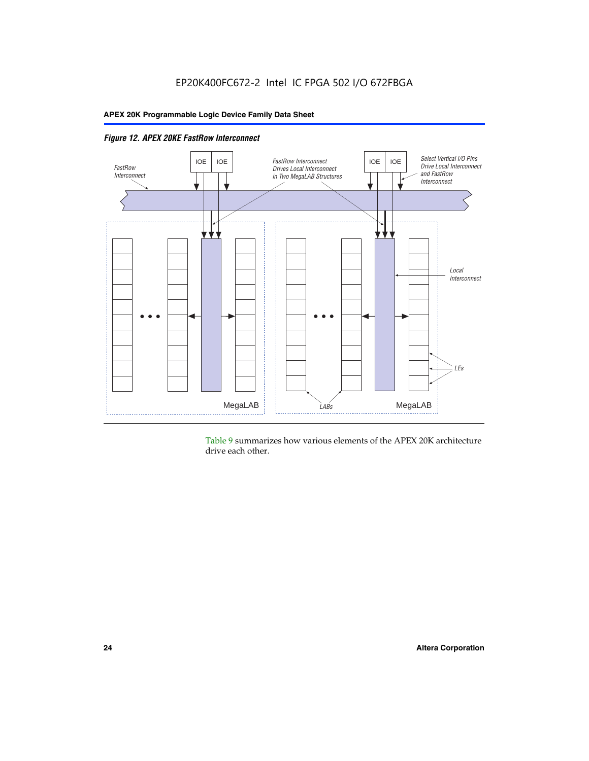*Figure 12. APEX 20KE FastRow Interconnect*

Table 9 summarizes how various elements of the APEX 20K architecture drive each other.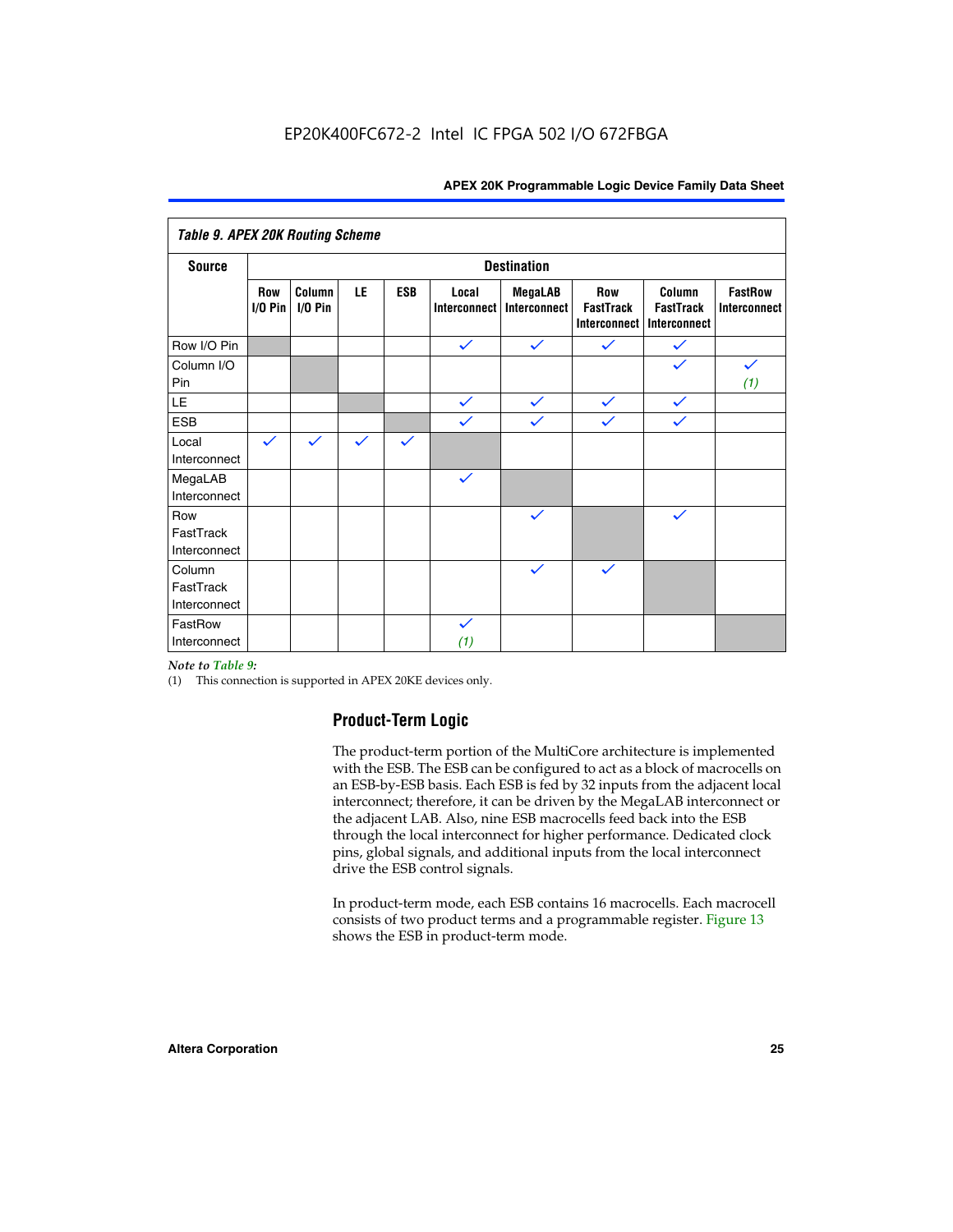| *Table 9. APEX 20K Routing Scheme* | | | | | | | | | |
|---|---|---|---|---|---|---|---|---|---|
| **Source** | **Destination** | | | | | | | | |
| | **Row I/O Pin** | **Column I/O Pin** | **LE** | **ESB** | **Local Interconnect** | **MegaLAB Interconnect** | **Row FastTrack Interconnect** | **Column FastTrack Interconnect** | **FastRow Interconnect** |
| Row I/O Pin | | | | | ✓ | ✓ | ✓ | ✓ | |
| Column I/O Pin | | | | | | | | ✓ | ✓ *(1)* |
| LE | | | | | ✓ | ✓ | ✓ | ✓ | |
| ESB | | | | | ✓ | ✓ | ✓ | ✓ | |
| Local Interconnect | ✓ | ✓ | ✓ | ✓ | | | | | |
| MegaLAB Interconnect | | | | | ✓ | | | | |
| Row FastTrack Interconnect | | | | | | ✓ | | ✓ | |
| Column FastTrack Interconnect | | | | | | ✓ | ✓ | | |
| FastRow Interconnect | | | | | ✓ *(1)* | | | | |

*Note to Table 9:*

(1) This connection is supported in APEX 20KE devices only.

## Product-Term Logic

The product-term portion of the MultiCore architecture is implemented with the ESB. The ESB can be configured to act as a block of macrocells on an ESB-by-ESB basis. Each ESB is fed by 32 inputs from the adjacent local interconnect; therefore, it can be driven by the MegaLAB interconnect or the adjacent LAB. Also, nine ESB macrocells feed back into the ESB through the local interconnect for higher performance. Dedicated clock pins, global signals, and additional inputs from the local interconnect drive the ESB control signals.

In product-term mode, each ESB contains 16 macrocells. Each macrocell consists of two product terms and a programmable register. Figure 13 shows the ESB in product-term mode.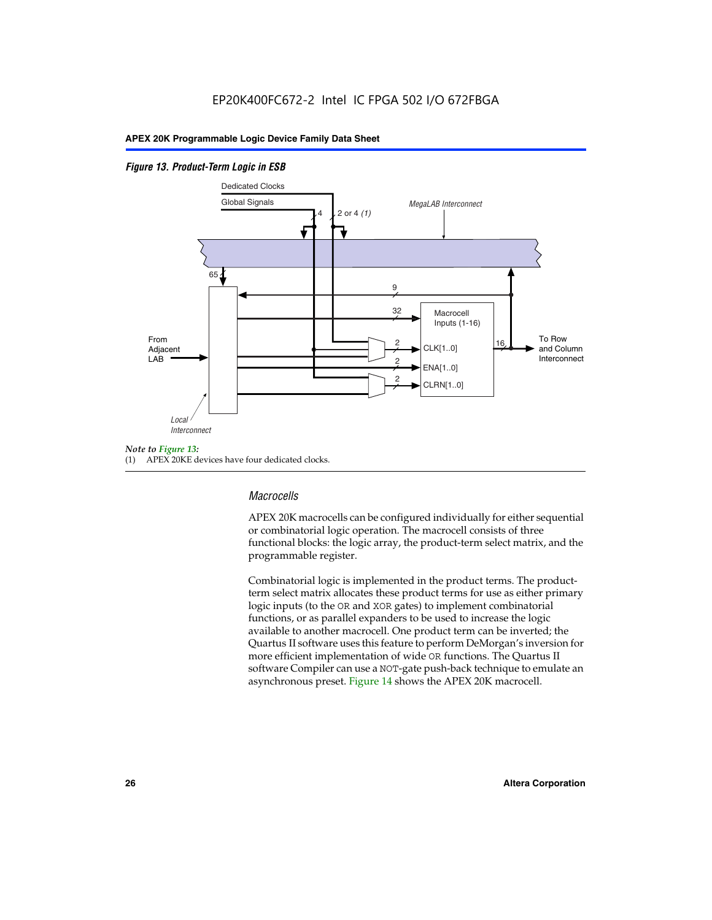*Figure 13. Product-Term Logic in ESB*

Dedicated Clocks

Global Signals

4

2 or 4 *(1)*

*MegaLAB Interconnect*

65

9

32

Macrocell Inputs (1-16)

From Adjacent LAB

2

CLK[1..0]

16

To Row and Column Interconnect

2

ENA[1..0]

2

CLRN[1..0]

*Local Interconnect*

*Note to Figure 13:*

(1) APEX 20KE devices have four dedicated clocks.

### *Macrocells*

APEX 20K macrocells can be configured individually for either sequential or combinatorial logic operation. The macrocell consists of three functional blocks: the logic array, the product-term select matrix, and the programmable register.

Combinatorial logic is implemented in the product terms. The product-term select matrix allocates these product terms for use as either primary logic inputs (to the OR and XOR gates) to implement combinatorial functions, or as parallel expanders to be used to increase the logic available to another macrocell. One product term can be inverted; the Quartus II software uses this feature to perform DeMorgan's inversion for more efficient implementation of wide OR functions. The Quartus II software Compiler can use a NOT-gate push-back technique to emulate an asynchronous preset. Figure 14 shows the APEX 20K macrocell.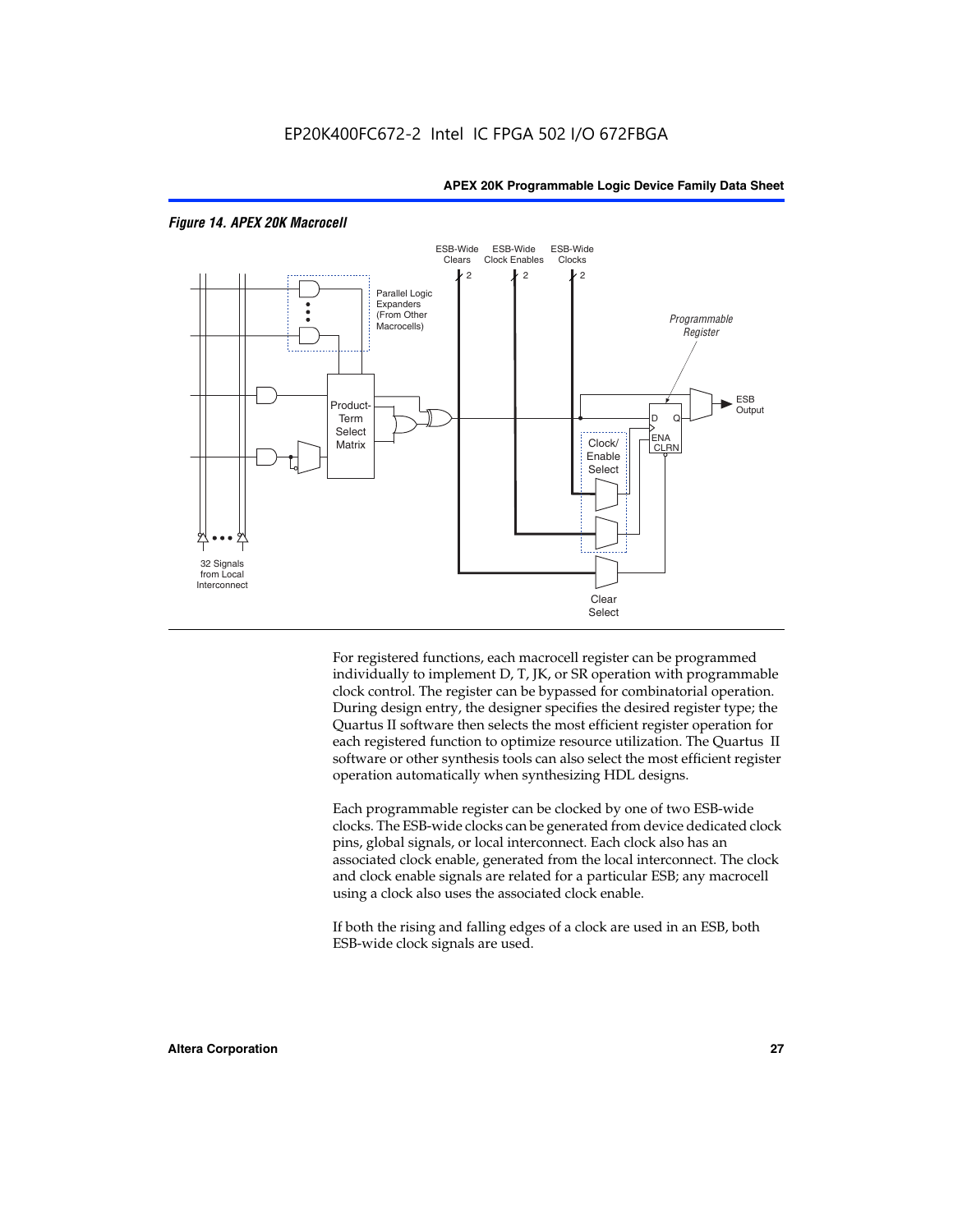*Figure 14. APEX 20K Macrocell*

For registered functions, each macrocell register can be programmed individually to implement D, T, JK, or SR operation with programmable clock control. The register can be bypassed for combinatorial operation. During design entry, the designer specifies the desired register type; the Quartus II software then selects the most efficient register operation for each registered function to optimize resource utilization. The Quartus II software or other synthesis tools can also select the most efficient register operation automatically when synthesizing HDL designs.

Each programmable register can be clocked by one of two ESB-wide clocks. The ESB-wide clocks can be generated from device dedicated clock pins, global signals, or local interconnect. Each clock also has an associated clock enable, generated from the local interconnect. The clock and clock enable signals are related for a particular ESB; any macrocell using a clock also uses the associated clock enable.

If both the rising and falling edges of a clock are used in an ESB, both ESB-wide clock signals are used.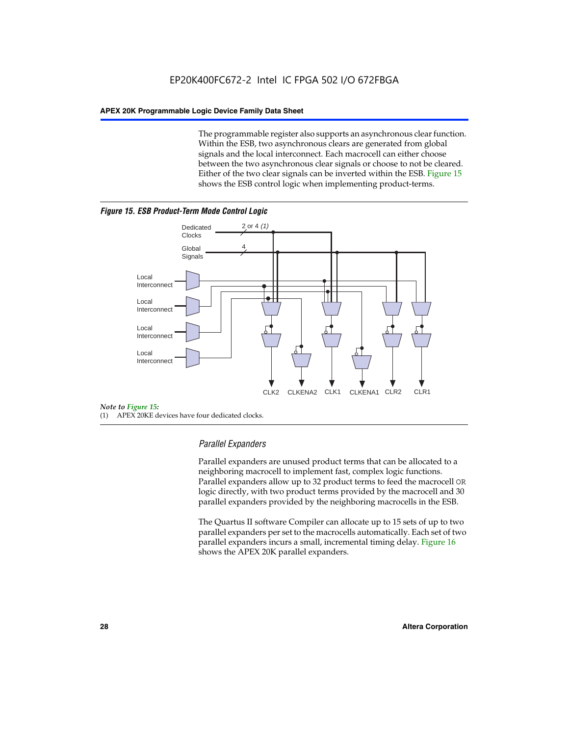The programmable register also supports an asynchronous clear function. Within the ESB, two asynchronous clears are generated from global signals and the local interconnect. Each macrocell can either choose between the two asynchronous clear signals or choose to not be cleared. Either of the two clear signals can be inverted within the ESB. Figure 15 shows the ESB control logic when implementing product-terms.

***Figure 15. ESB Product-Term Mode Control Logic***

*Note to Figure 15:*

(1) APEX 20KE devices have four dedicated clocks.

### *Parallel Expanders*

Parallel expanders are unused product terms that can be allocated to a neighboring macrocell to implement fast, complex logic functions. Parallel expanders allow up to 32 product terms to feed the macrocell OR logic directly, with two product terms provided by the macrocell and 30 parallel expanders provided by the neighboring macrocells in the ESB.

The Quartus II software Compiler can allocate up to 15 sets of up to two parallel expanders per set to the macrocells automatically. Each set of two parallel expanders incurs a small, incremental timing delay. Figure 16 shows the APEX 20K parallel expanders.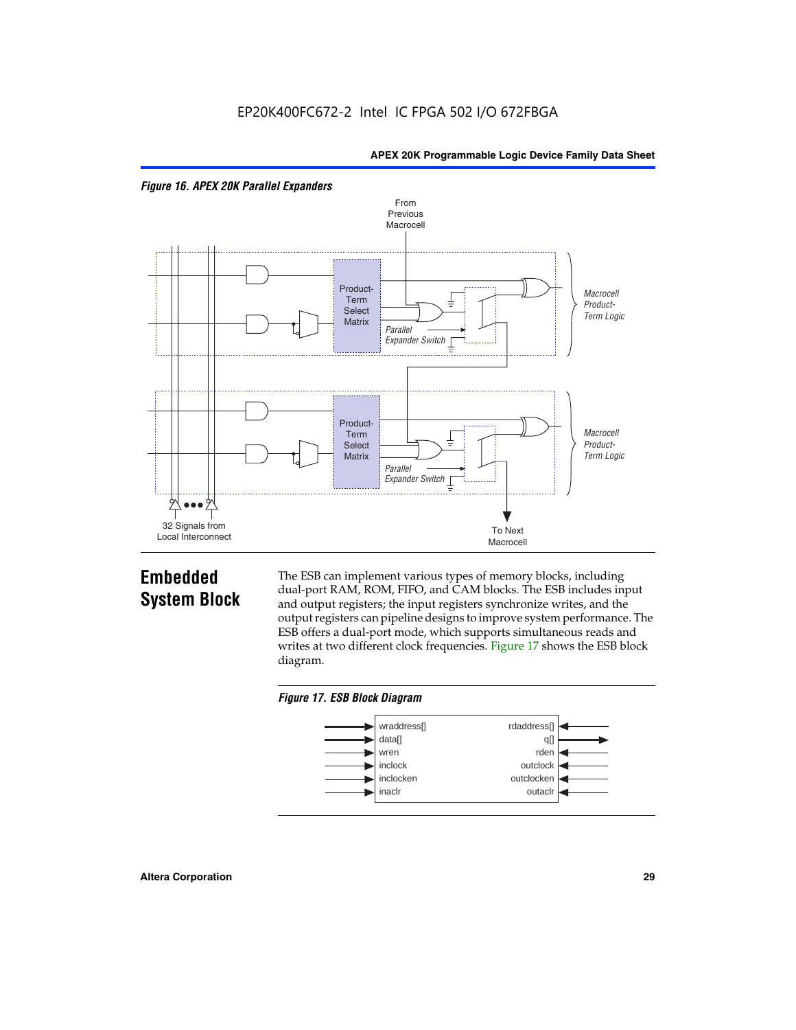*Figure 16. APEX 20K Parallel Expanders*

From Previous Macrocell

Product-Term Select Matrix

Parallel Expander Switch

Macrocell Product-Term Logic

Product-Term Select Matrix

Parallel Expander Switch

Macrocell Product-Term Logic

32 Signals from Local Interconnect

To Next Macrocell

## Embedded System Block

The ESB can implement various types of memory blocks, including dual-port RAM, ROM, FIFO, and CAM blocks. The ESB includes input and output registers; the input registers synchronize writes, and the output registers can pipeline designs to improve system performance. The ESB offers a dual-port mode, which supports simultaneous reads and writes at two different clock frequencies. Figure 17 shows the ESB block diagram.

*Figure 17. ESB Block Diagram*

| Inputs | Outputs/Inputs |
|---|---|
| wraddress[] | rdaddress[] |
| data[] | q[] |
| wren | rden |
| inclock | outclock |
| inclocken | outclocken |
| inaclr | outaclr |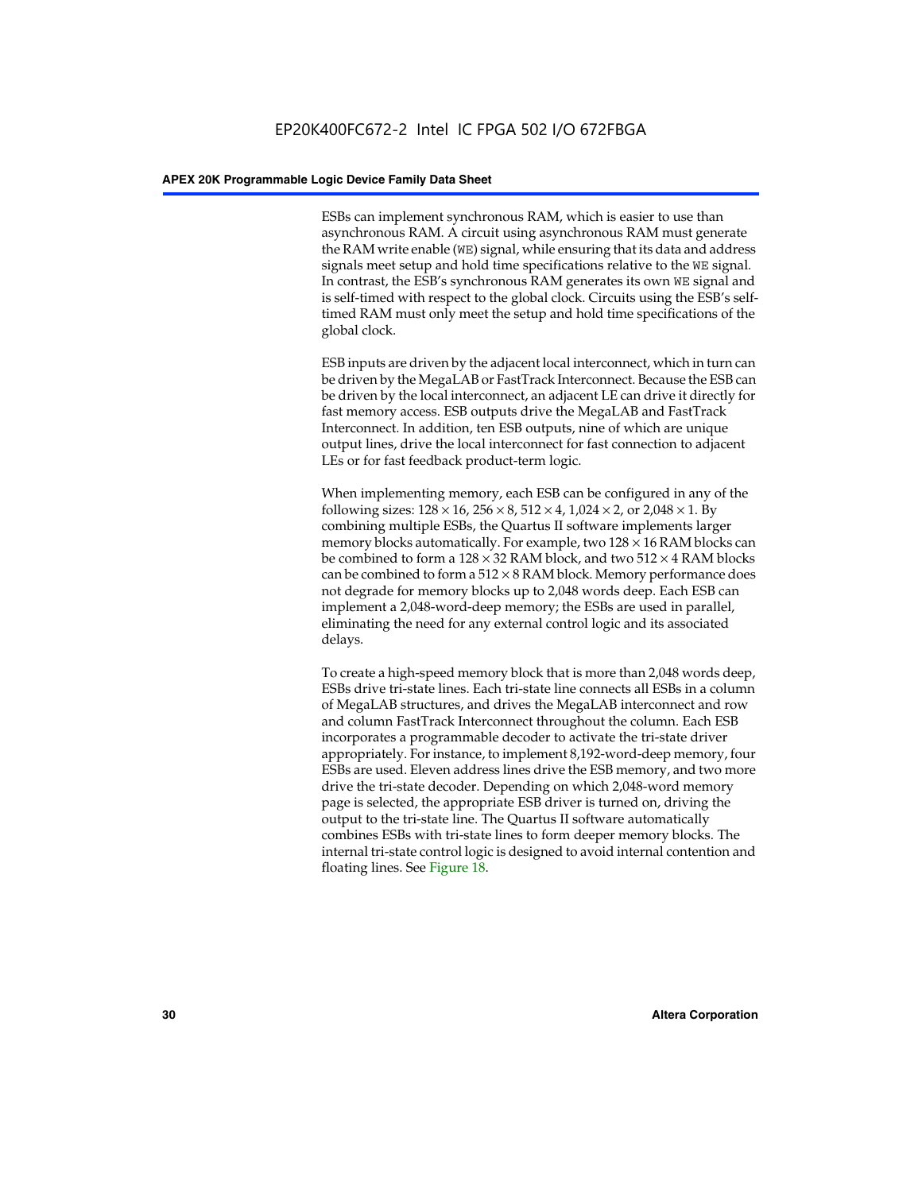ESBs can implement synchronous RAM, which is easier to use than asynchronous RAM. A circuit using asynchronous RAM must generate the RAM write enable (`WE`) signal, while ensuring that its data and address signals meet setup and hold time specifications relative to the `WE` signal. In contrast, the ESB's synchronous RAM generates its own `WE` signal and is self-timed with respect to the global clock. Circuits using the ESB's self-timed RAM must only meet the setup and hold time specifications of the global clock.

ESB inputs are driven by the adjacent local interconnect, which in turn can be driven by the MegaLAB or FastTrack Interconnect. Because the ESB can be driven by the local interconnect, an adjacent LE can drive it directly for fast memory access. ESB outputs drive the MegaLAB and FastTrack Interconnect. In addition, ten ESB outputs, nine of which are unique output lines, drive the local interconnect for fast connection to adjacent LEs or for fast feedback product-term logic.

When implementing memory, each ESB can be configured in any of the following sizes: $128 \times 16$, $256 \times 8$, $512 \times 4$, $1,024 \times 2$, or $2,048 \times 1$. By combining multiple ESBs, the Quartus II software implements larger memory blocks automatically. For example, two $128 \times 16$ RAM blocks can be combined to form a $128 \times 32$ RAM block, and two $512 \times 4$ RAM blocks can be combined to form a $512 \times 8$ RAM block. Memory performance does not degrade for memory blocks up to 2,048 words deep. Each ESB can implement a 2,048-word-deep memory; the ESBs are used in parallel, eliminating the need for any external control logic and its associated delays.

To create a high-speed memory block that is more than 2,048 words deep, ESBs drive tri-state lines. Each tri-state line connects all ESBs in a column of MegaLAB structures, and drives the MegaLAB interconnect and row and column FastTrack Interconnect throughout the column. Each ESB incorporates a programmable decoder to activate the tri-state driver appropriately. For instance, to implement 8,192-word-deep memory, four ESBs are used. Eleven address lines drive the ESB memory, and two more drive the tri-state decoder. Depending on which 2,048-word memory page is selected, the appropriate ESB driver is turned on, driving the output to the tri-state line. The Quartus II software automatically combines ESBs with tri-state lines to form deeper memory blocks. The internal tri-state control logic is designed to avoid internal contention and floating lines. See Figure 18.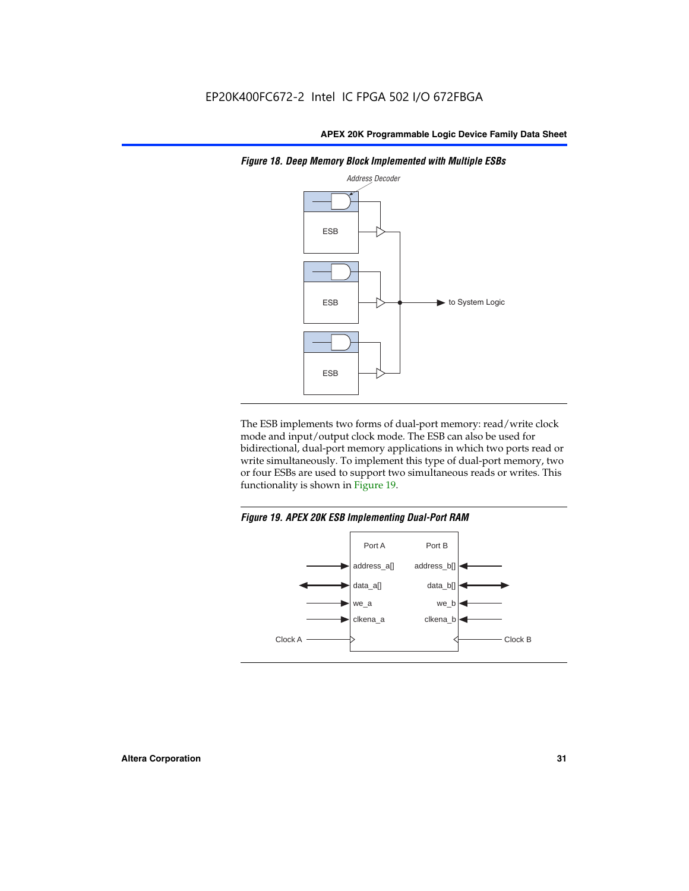*Figure 18. Deep Memory Block Implemented with Multiple ESBs*

The ESB implements two forms of dual-port memory: read/write clock mode and input/output clock mode. The ESB can also be used for bidirectional, dual-port memory applications in which two ports read or write simultaneously. To implement this type of dual-port memory, two or four ESBs are used to support two simultaneous reads or writes. This functionality is shown in Figure 19.

*Figure 19. APEX 20K ESB Implementing Dual-Port RAM*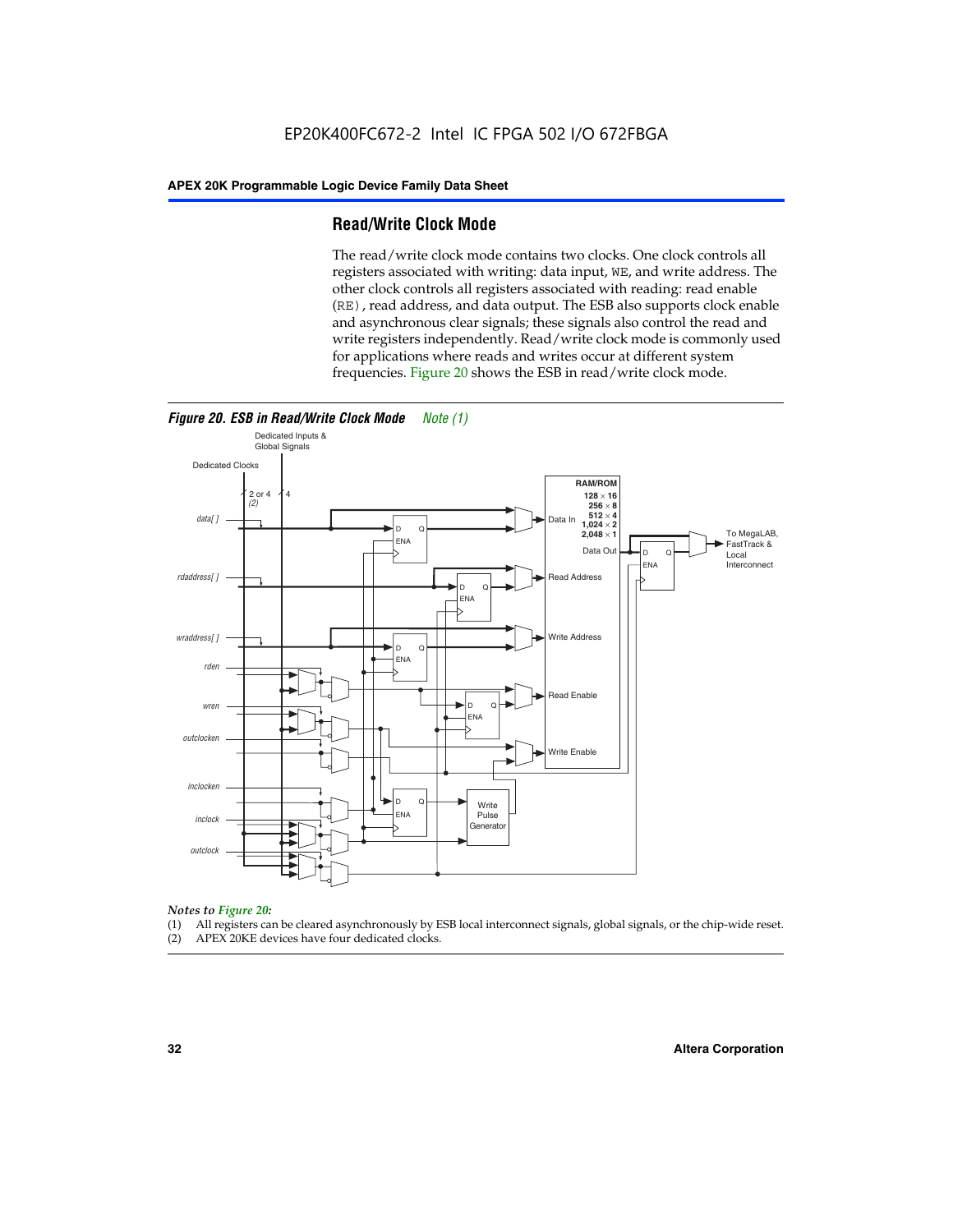## Read/Write Clock Mode

The read/write clock mode contains two clocks. One clock controls all registers associated with writing: data input, WE, and write address. The other clock controls all registers associated with reading: read enable (RE), read address, and data output. The ESB also supports clock enable and asynchronous clear signals; these signals also control the read and write registers independently. Read/write clock mode is commonly used for applications where reads and writes occur at different system frequencies. Figure 20 shows the ESB in read/write clock mode.

*Figure 20. ESB in Read/Write Clock Mode Note (1)*

*Notes to Figure 20:*

(1) All registers can be cleared asynchronously by ESB local interconnect signals, global signals, or the chip-wide reset.
(2) APEX 20KE devices have four dedicated clocks.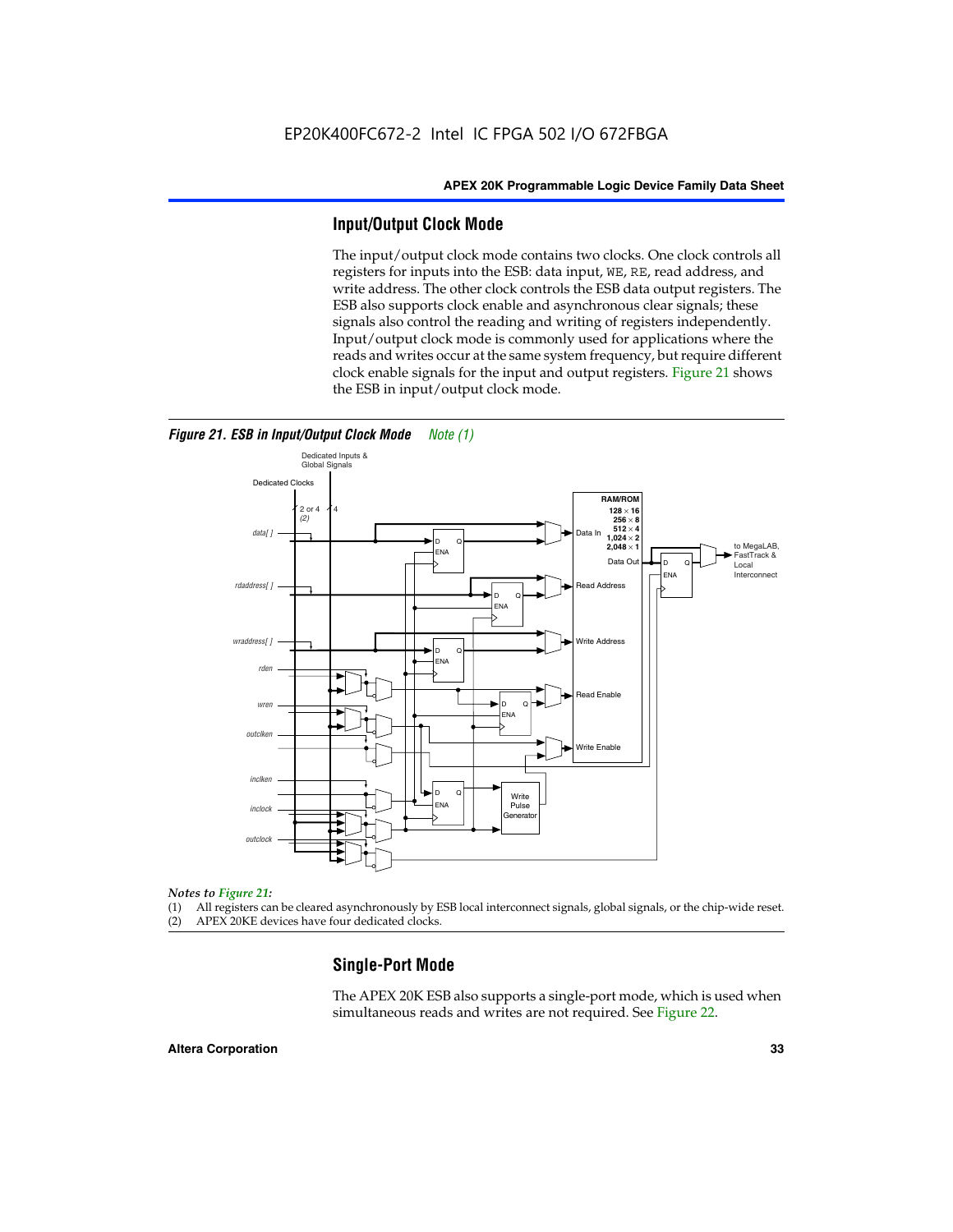## Input/Output Clock Mode

The input/output clock mode contains two clocks. One clock controls all registers for inputs into the ESB: data input, WE, RE, read address, and write address. The other clock controls the ESB data output registers. The ESB also supports clock enable and asynchronous clear signals; these signals also control the reading and writing of registers independently. Input/output clock mode is commonly used for applications where the reads and writes occur at the same system frequency, but require different clock enable signals for the input and output registers. Figure 21 shows the ESB in input/output clock mode.

*Figure 21. ESB in Input/Output Clock Mode* *Note (1)*

*Notes to Figure 21:*

(1) All registers can be cleared asynchronously by ESB local interconnect signals, global signals, or the chip-wide reset.
(2) APEX 20KE devices have four dedicated clocks.

## Single-Port Mode

The APEX 20K ESB also supports a single-port mode, which is used when simultaneous reads and writes are not required. See Figure 22.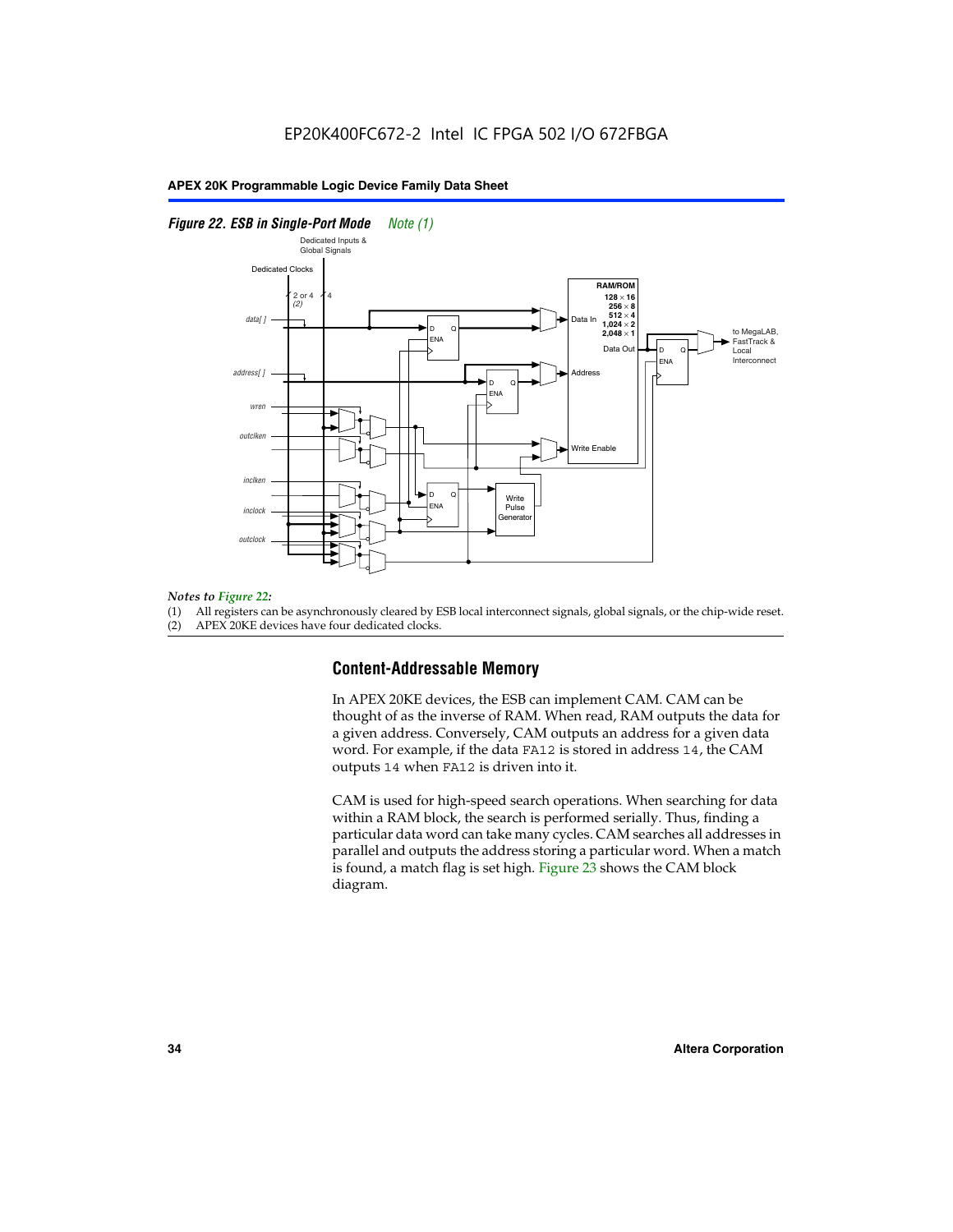*Figure 22. ESB in Single-Port Mode* *Note (1)*

*Notes to Figure 22:*

(1) All registers can be asynchronously cleared by ESB local interconnect signals, global signals, or the chip-wide reset.

(2) APEX 20KE devices have four dedicated clocks.

## Content-Addressable Memory

In APEX 20KE devices, the ESB can implement CAM. CAM can be thought of as the inverse of RAM. When read, RAM outputs the data for a given address. Conversely, CAM outputs an address for a given data word. For example, if the data `FA12` is stored in address `14`, the CAM outputs `14` when `FA12` is driven into it.

CAM is used for high-speed search operations. When searching for data within a RAM block, the search is performed serially. Thus, finding a particular data word can take many cycles. CAM searches all addresses in parallel and outputs the address storing a particular word. When a match is found, a match flag is set high. Figure 23 shows the CAM block diagram.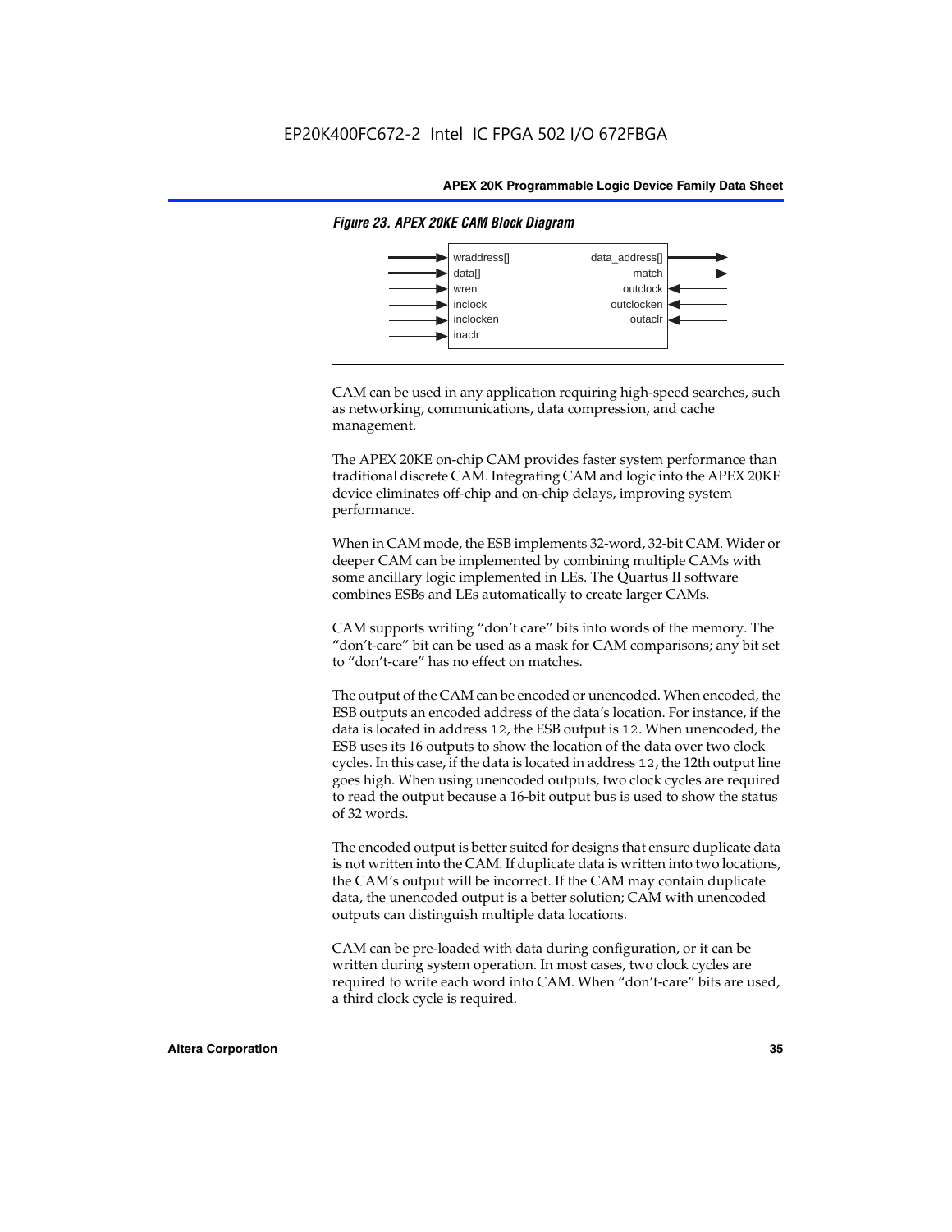*Figure 23. APEX 20KE CAM Block Diagram*

| Inputs | Outputs |
| --- | --- |
| wraddress[] | data_address[] |
| data[] | match |
| wren | outclock |
| inclock | outclocken |
| inclocken | outaclr |
| inaclr | |

CAM can be used in any application requiring high-speed searches, such as networking, communications, data compression, and cache management.

The APEX 20KE on-chip CAM provides faster system performance than traditional discrete CAM. Integrating CAM and logic into the APEX 20KE device eliminates off-chip and on-chip delays, improving system performance.

When in CAM mode, the ESB implements 32-word, 32-bit CAM. Wider or deeper CAM can be implemented by combining multiple CAMs with some ancillary logic implemented in LEs. The Quartus II software combines ESBs and LEs automatically to create larger CAMs.

CAM supports writing "don't care" bits into words of the memory. The "don't-care" bit can be used as a mask for CAM comparisons; any bit set to "don't-care" has no effect on matches.

The output of the CAM can be encoded or unencoded. When encoded, the ESB outputs an encoded address of the data's location. For instance, if the data is located in address `12`, the ESB output is `12`. When unencoded, the ESB uses its 16 outputs to show the location of the data over two clock cycles. In this case, if the data is located in address `12`, the 12th output line goes high. When using unencoded outputs, two clock cycles are required to read the output because a 16-bit output bus is used to show the status of 32 words.

The encoded output is better suited for designs that ensure duplicate data is not written into the CAM. If duplicate data is written into two locations, the CAM's output will be incorrect. If the CAM may contain duplicate data, the unencoded output is a better solution; CAM with unencoded outputs can distinguish multiple data locations.

CAM can be pre-loaded with data during configuration, or it can be written during system operation. In most cases, two clock cycles are required to write each word into CAM. When "don't-care" bits are used, a third clock cycle is required.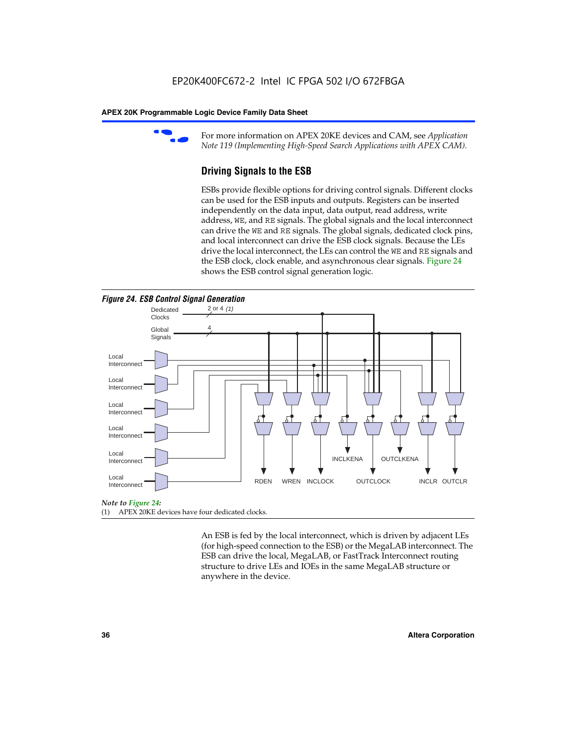For more information on APEX 20KE devices and CAM, see *Application Note 119 (Implementing High-Speed Search Applications with APEX CAM).*

## Driving Signals to the ESB

ESBs provide flexible options for driving control signals. Different clocks can be used for the ESB inputs and outputs. Registers can be inserted independently on the data input, data output, read address, write address, WE, and RE signals. The global signals and the local interconnect can drive the WE and RE signals. The global signals, dedicated clock pins, and local interconnect can drive the ESB clock signals. Because the LEs drive the local interconnect, the LEs can control the WE and RE signals and the ESB clock, clock enable, and asynchronous clear signals. Figure 24 shows the ESB control signal generation logic.

*Figure 24. ESB Control Signal Generation*

Dedicated Clocks 2 or 4 *(1)*

Global Signals 4

Local Interconnect

Local Interconnect

Local Interconnect

Local Interconnect

Local Interconnect

Local Interconnect

RDEN WREN INCLOCK INCLKENA OUTCLOCK OUTCLKENA INCLR OUTCLR

*Note to Figure 24:*

(1) APEX 20KE devices have four dedicated clocks.

An ESB is fed by the local interconnect, which is driven by adjacent LEs (for high-speed connection to the ESB) or the MegaLAB interconnect. The ESB can drive the local, MegaLAB, or FastTrack Interconnect routing structure to drive LEs and IOEs in the same MegaLAB structure or anywhere in the device.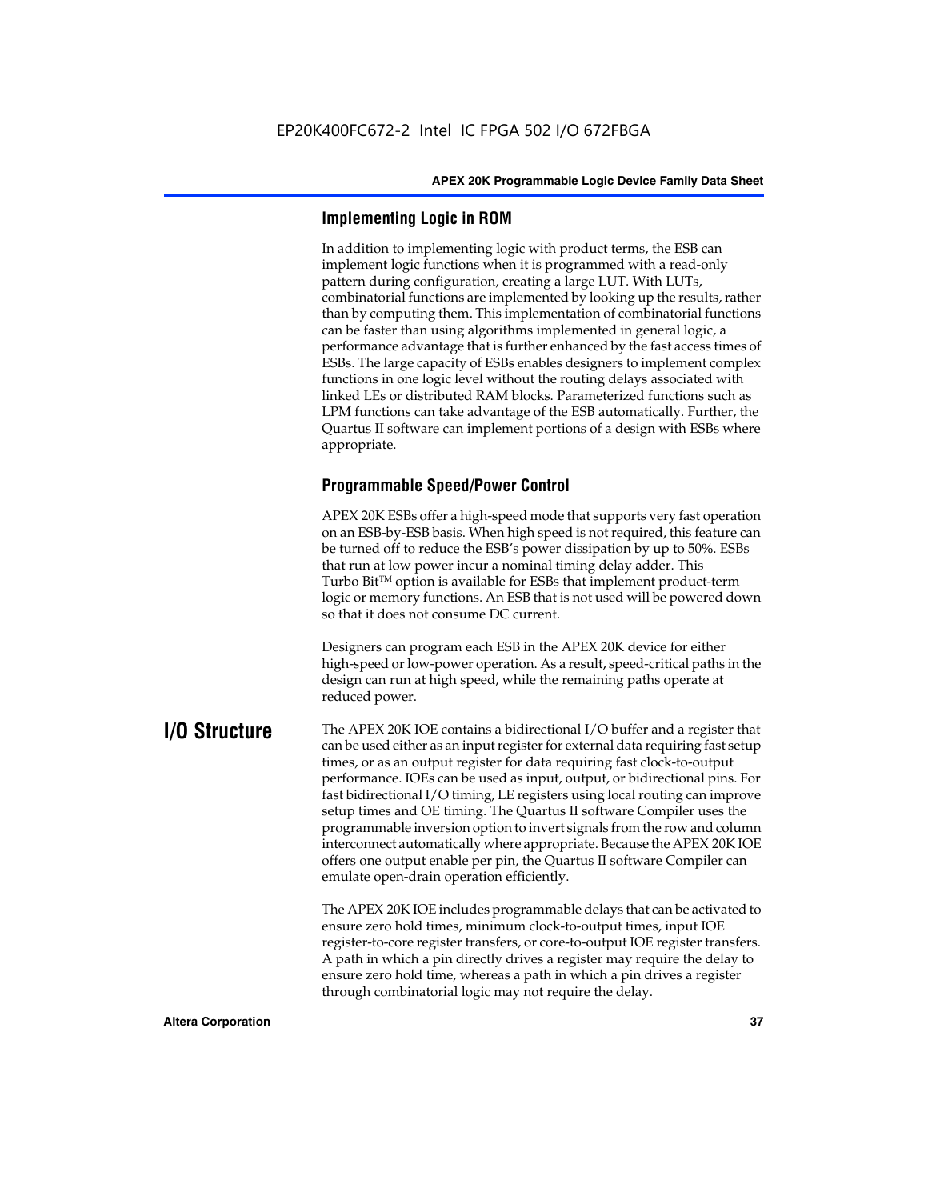### Implementing Logic in ROM

In addition to implementing logic with product terms, the ESB can implement logic functions when it is programmed with a read-only pattern during configuration, creating a large LUT. With LUTs, combinatorial functions are implemented by looking up the results, rather than by computing them. This implementation of combinatorial functions can be faster than using algorithms implemented in general logic, a performance advantage that is further enhanced by the fast access times of ESBs. The large capacity of ESBs enables designers to implement complex functions in one logic level without the routing delays associated with linked LEs or distributed RAM blocks. Parameterized functions such as LPM functions can take advantage of the ESB automatically. Further, the Quartus II software can implement portions of a design with ESBs where appropriate.

### Programmable Speed/Power Control

APEX 20K ESBs offer a high-speed mode that supports very fast operation on an ESB-by-ESB basis. When high speed is not required, this feature can be turned off to reduce the ESB's power dissipation by up to 50%. ESBs that run at low power incur a nominal timing delay adder. This Turbo Bit™ option is available for ESBs that implement product-term logic or memory functions. An ESB that is not used will be powered down so that it does not consume DC current.

Designers can program each ESB in the APEX 20K device for either high-speed or low-power operation. As a result, speed-critical paths in the design can run at high speed, while the remaining paths operate at reduced power.

## I/O Structure

The APEX 20K IOE contains a bidirectional I/O buffer and a register that can be used either as an input register for external data requiring fast setup times, or as an output register for data requiring fast clock-to-output performance. IOEs can be used as input, output, or bidirectional pins. For fast bidirectional I/O timing, LE registers using local routing can improve setup times and OE timing. The Quartus II software Compiler uses the programmable inversion option to invert signals from the row and column interconnect automatically where appropriate. Because the APEX 20K IOE offers one output enable per pin, the Quartus II software Compiler can emulate open-drain operation efficiently.

The APEX 20K IOE includes programmable delays that can be activated to ensure zero hold times, minimum clock-to-output times, input IOE register-to-core register transfers, or core-to-output IOE register transfers. A path in which a pin directly drives a register may require the delay to ensure zero hold time, whereas a path in which a pin drives a register through combinatorial logic may not require the delay.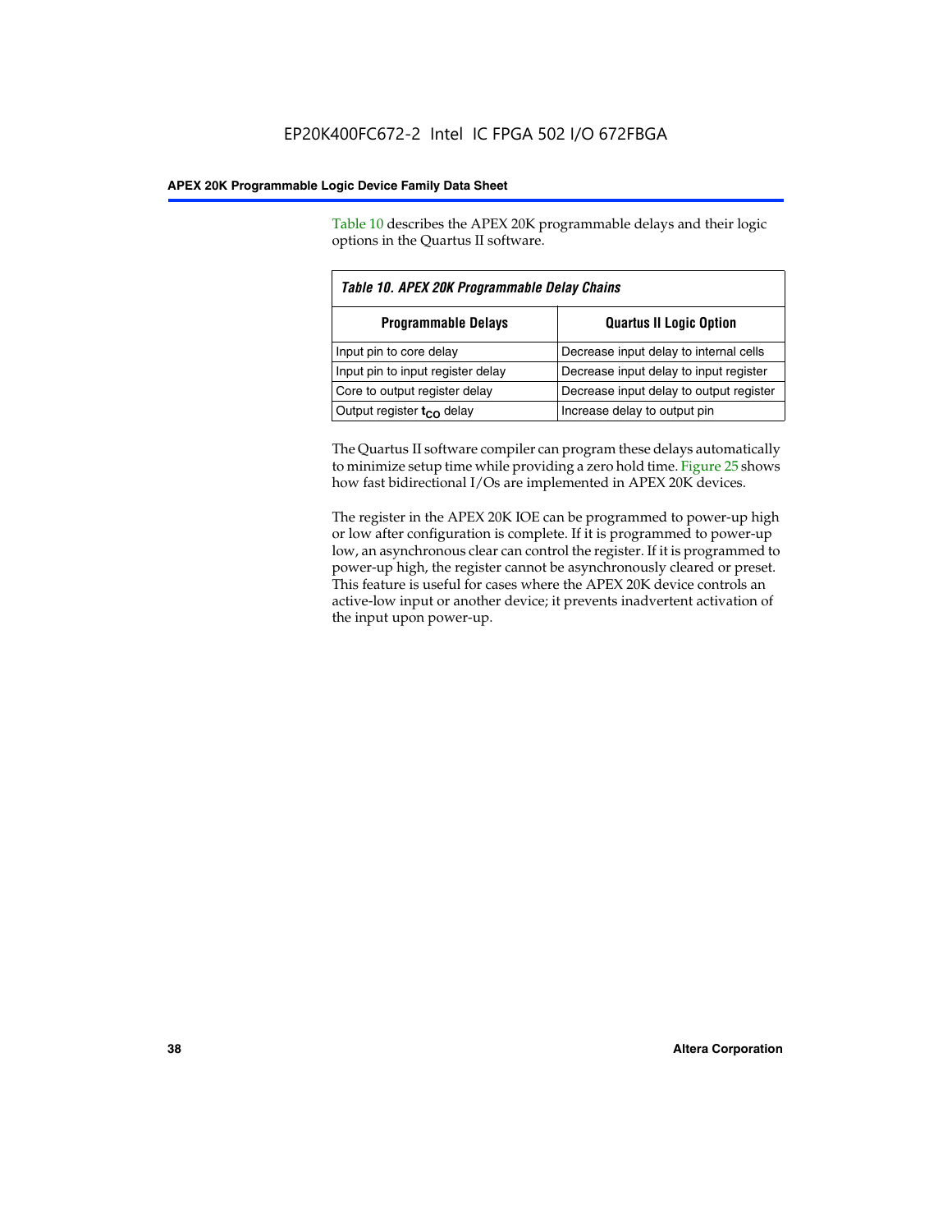Table 10 describes the APEX 20K programmable delays and their logic options in the Quartus II software.

**Table 10. APEX 20K Programmable Delay Chains**

| Programmable Delays | Quartus II Logic Option |
|---|---|
| Input pin to core delay | Decrease input delay to internal cells |
| Input pin to input register delay | Decrease input delay to input register |
| Core to output register delay | Decrease input delay to output register |
| Output register $t_{CO}$ delay | Increase delay to output pin |

The Quartus II software compiler can program these delays automatically to minimize setup time while providing a zero hold time. Figure 25 shows how fast bidirectional I/Os are implemented in APEX 20K devices.

The register in the APEX 20K IOE can be programmed to power-up high or low after configuration is complete. If it is programmed to power-up low, an asynchronous clear can control the register. If it is programmed to power-up high, the register cannot be asynchronously cleared or preset. This feature is useful for cases where the APEX 20K device controls an active-low input or another device; it prevents inadvertent activation of the input upon power-up.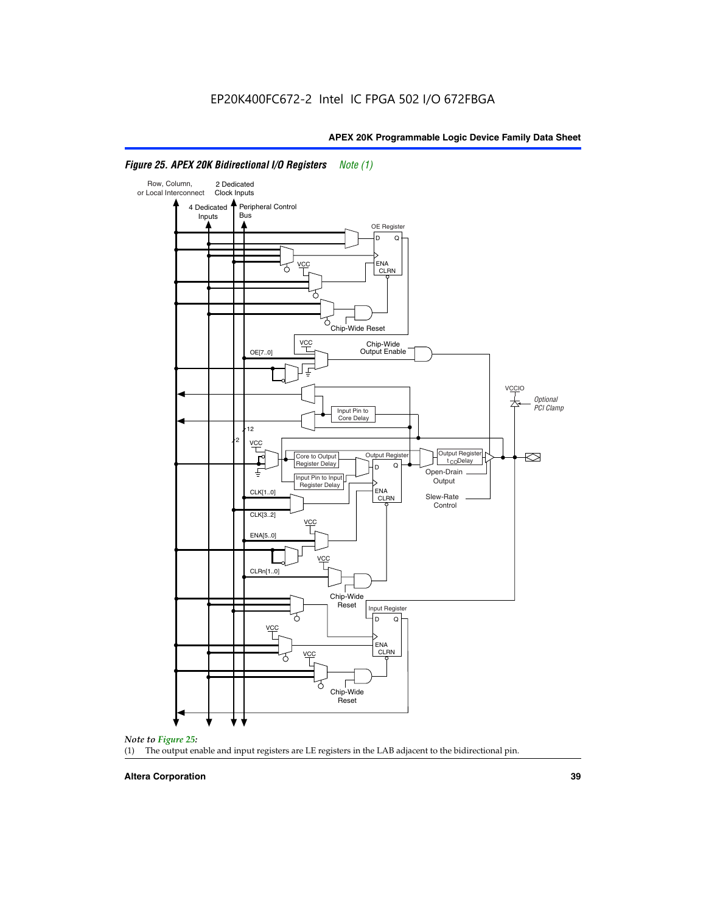EP20K400FC672-2 Intel IC FPGA 502 I/O 672FBGA

**Figure 25. APEX 20K Bidirectional I/O Registers** *Note (1)*

*Note to Figure 25:*

(1) The output enable and input registers are LE registers in the LAB adjacent to the bidirectional pin.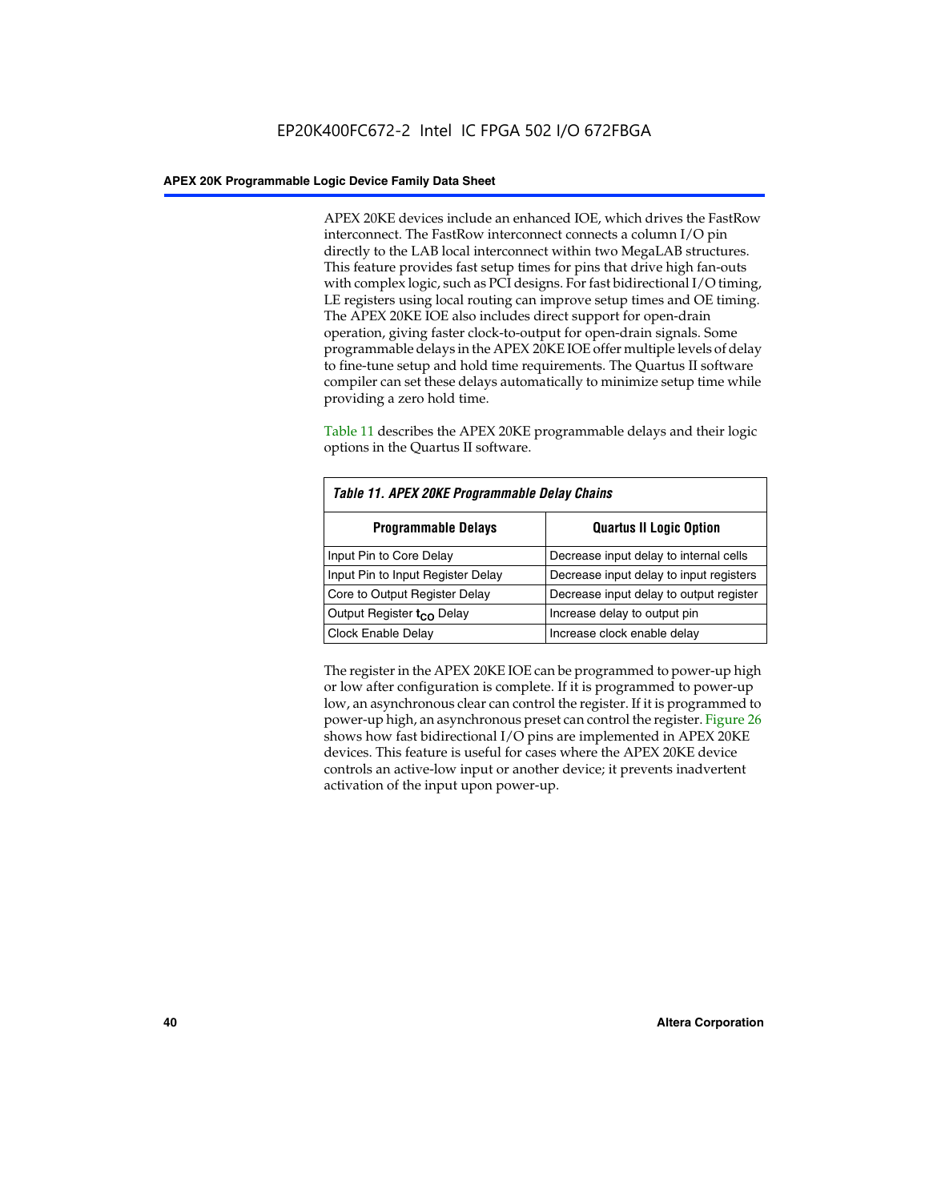APEX 20KE devices include an enhanced IOE, which drives the FastRow interconnect. The FastRow interconnect connects a column I/O pin directly to the LAB local interconnect within two MegaLAB structures. This feature provides fast setup times for pins that drive high fan-outs with complex logic, such as PCI designs. For fast bidirectional I/O timing, LE registers using local routing can improve setup times and OE timing. The APEX 20KE IOE also includes direct support for open-drain operation, giving faster clock-to-output for open-drain signals. Some programmable delays in the APEX 20KE IOE offer multiple levels of delay to fine-tune setup and hold time requirements. The Quartus II software compiler can set these delays automatically to minimize setup time while providing a zero hold time.

Table 11 describes the APEX 20KE programmable delays and their logic options in the Quartus II software.

**Table 11. APEX 20KE Programmable Delay Chains**

| Programmable Delays | Quartus II Logic Option |
|---|---|
| Input Pin to Core Delay | Decrease input delay to internal cells |
| Input Pin to Input Register Delay | Decrease input delay to input registers |
| Core to Output Register Delay | Decrease input delay to output register |
| Output Register $t_{CO}$ Delay | Increase delay to output pin |
| Clock Enable Delay | Increase clock enable delay |

The register in the APEX 20KE IOE can be programmed to power-up high or low after configuration is complete. If it is programmed to power-up low, an asynchronous clear can control the register. If it is programmed to power-up high, an asynchronous preset can control the register. Figure 26 shows how fast bidirectional I/O pins are implemented in APEX 20KE devices. This feature is useful for cases where the APEX 20KE device controls an active-low input or another device; it prevents inadvertent activation of the input upon power-up.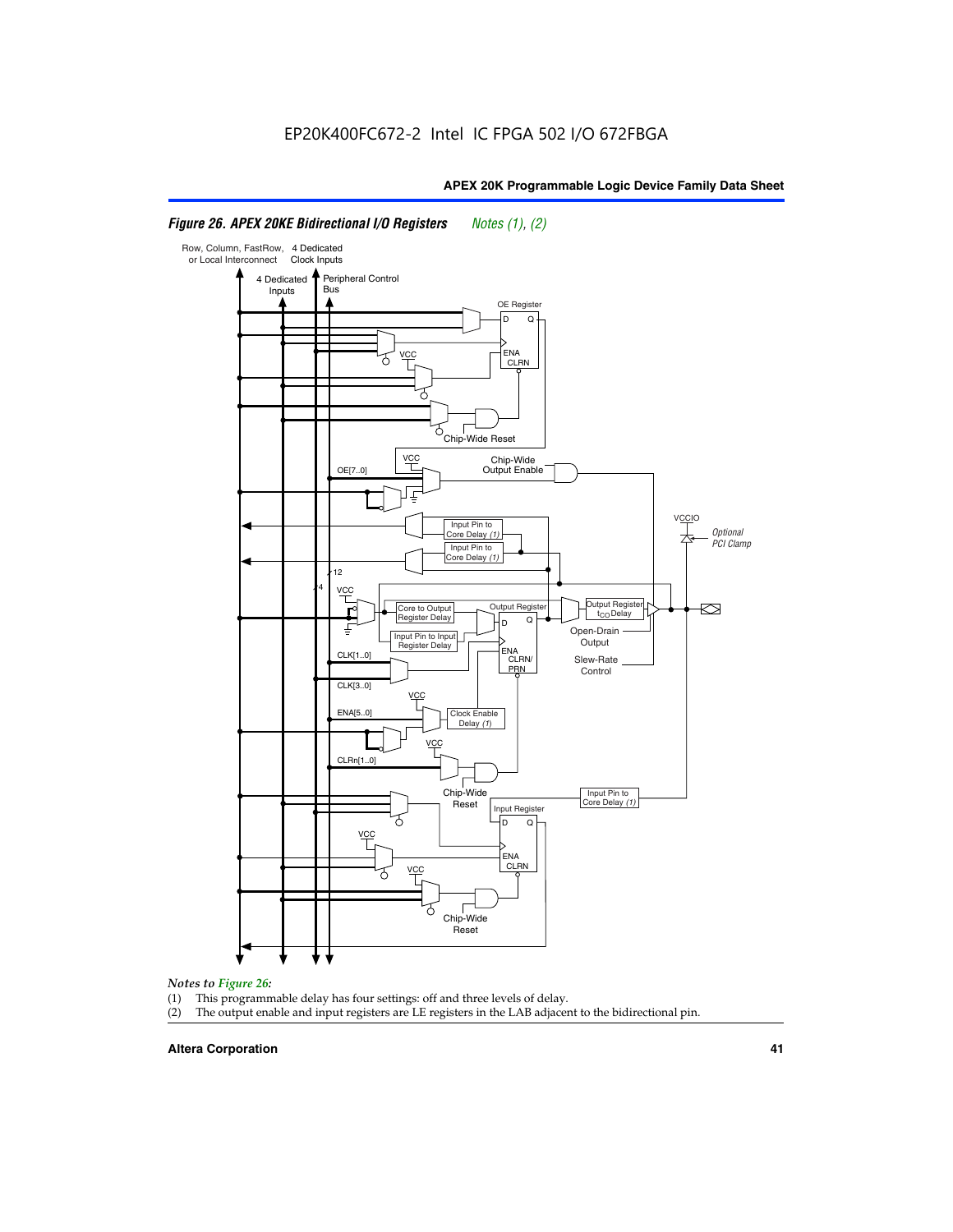*Figure 26. APEX 20KE Bidirectional I/O Registers* *Notes (1), (2)*

*Notes to Figure 26:*

(1) This programmable delay has four settings: off and three levels of delay.

(2) The output enable and input registers are LE registers in the LAB adjacent to the bidirectional pin.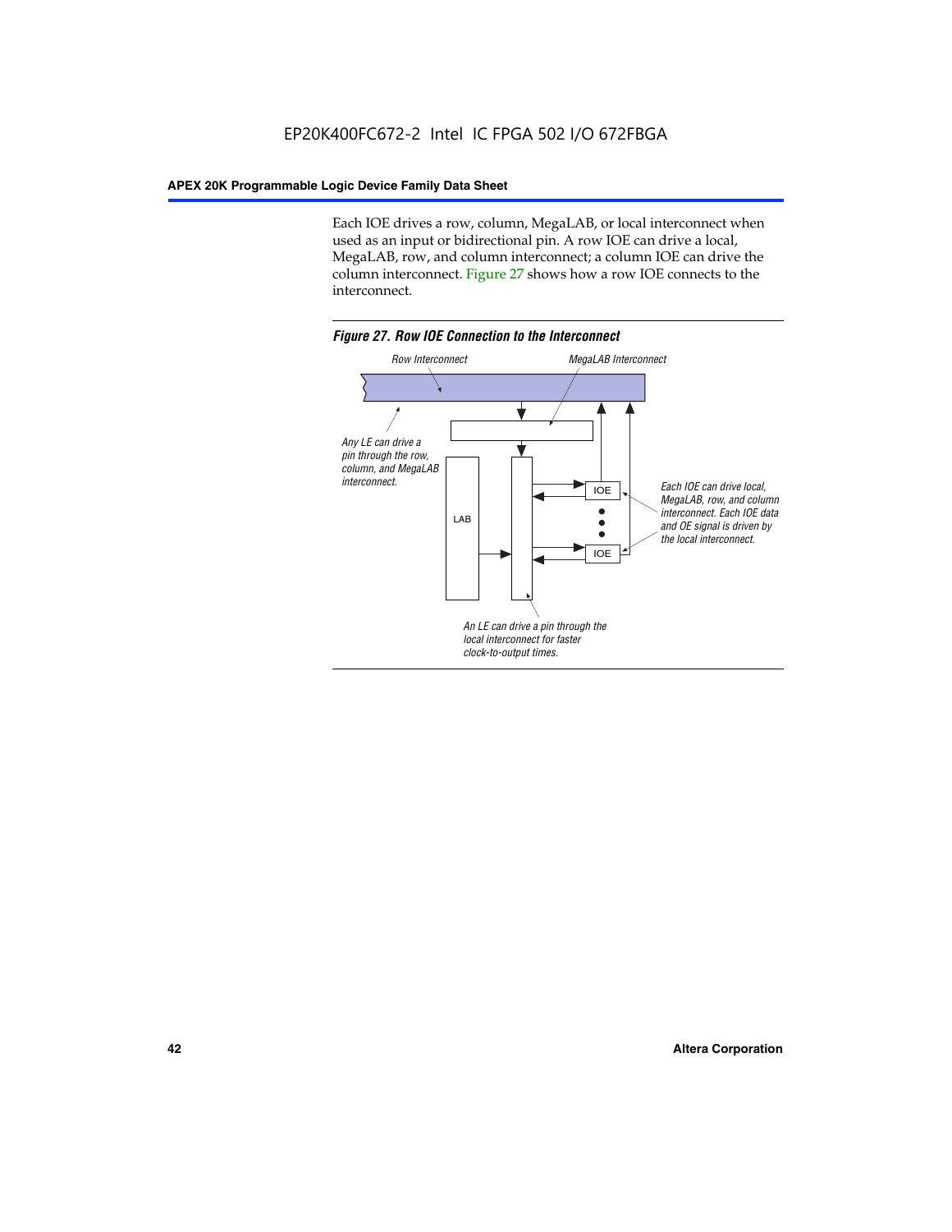Each IOE drives a row, column, MegaLAB, or local interconnect when used as an input or bidirectional pin. A row IOE can drive a local, MegaLAB, row, and column interconnect; a column IOE can drive the column interconnect. Figure 27 shows how a row IOE connects to the interconnect.

*Figure 27. Row IOE Connection to the Interconnect*

Row Interconnect

MegaLAB Interconnect

Any LE can drive a pin through the row, column, and MegaLAB interconnect.

LAB

IOE

IOE

Each IOE can drive local, MegaLAB, row, and column interconnect. Each IOE data and OE signal is driven by the local interconnect.

An LE can drive a pin through the local interconnect for faster clock-to-output times.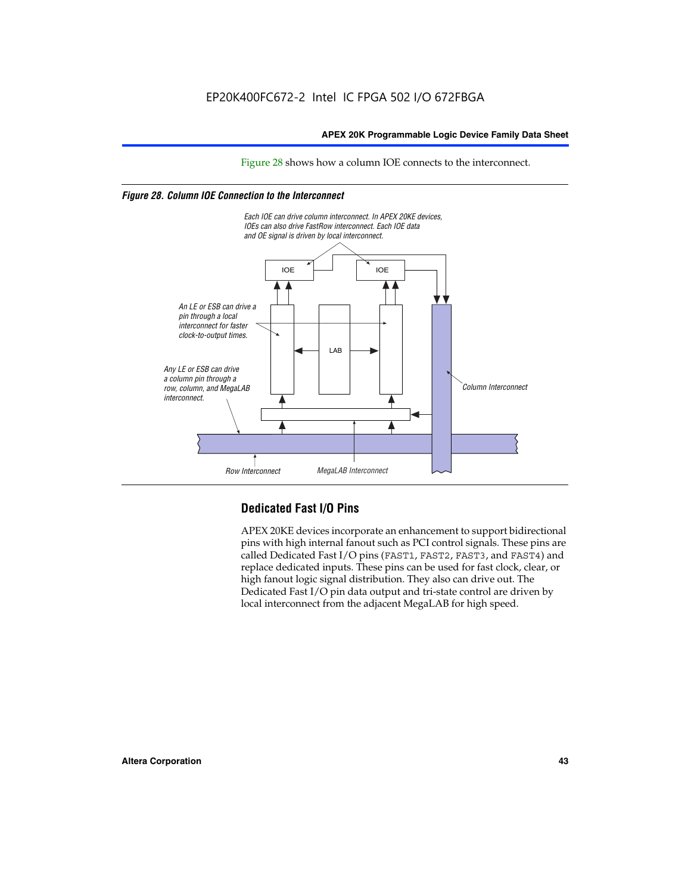Figure 28 shows how a column IOE connects to the interconnect.

*Figure 28. Column IOE Connection to the Interconnect*

*Each IOE can drive column interconnect. In APEX 20KE devices, IOEs can also drive FastRow interconnect. Each IOE data and OE signal is driven by local interconnect.*

*An LE or ESB can drive a pin through a local interconnect for faster clock-to-output times.*

*Any LE or ESB can drive a column pin through a row, column, and MegaLAB interconnect.*

IOE

IOE

LAB

*Column Interconnect*

*Row Interconnect*

*MegaLAB Interconnect*

## Dedicated Fast I/O Pins

APEX 20KE devices incorporate an enhancement to support bidirectional pins with high internal fanout such as PCI control signals. These pins are called Dedicated Fast I/O pins (FAST1, FAST2, FAST3, and FAST4) and replace dedicated inputs. These pins can be used for fast clock, clear, or high fanout logic signal distribution. They also can drive out. The Dedicated Fast I/O pin data output and tri-state control are driven by local interconnect from the adjacent MegaLAB for high speed.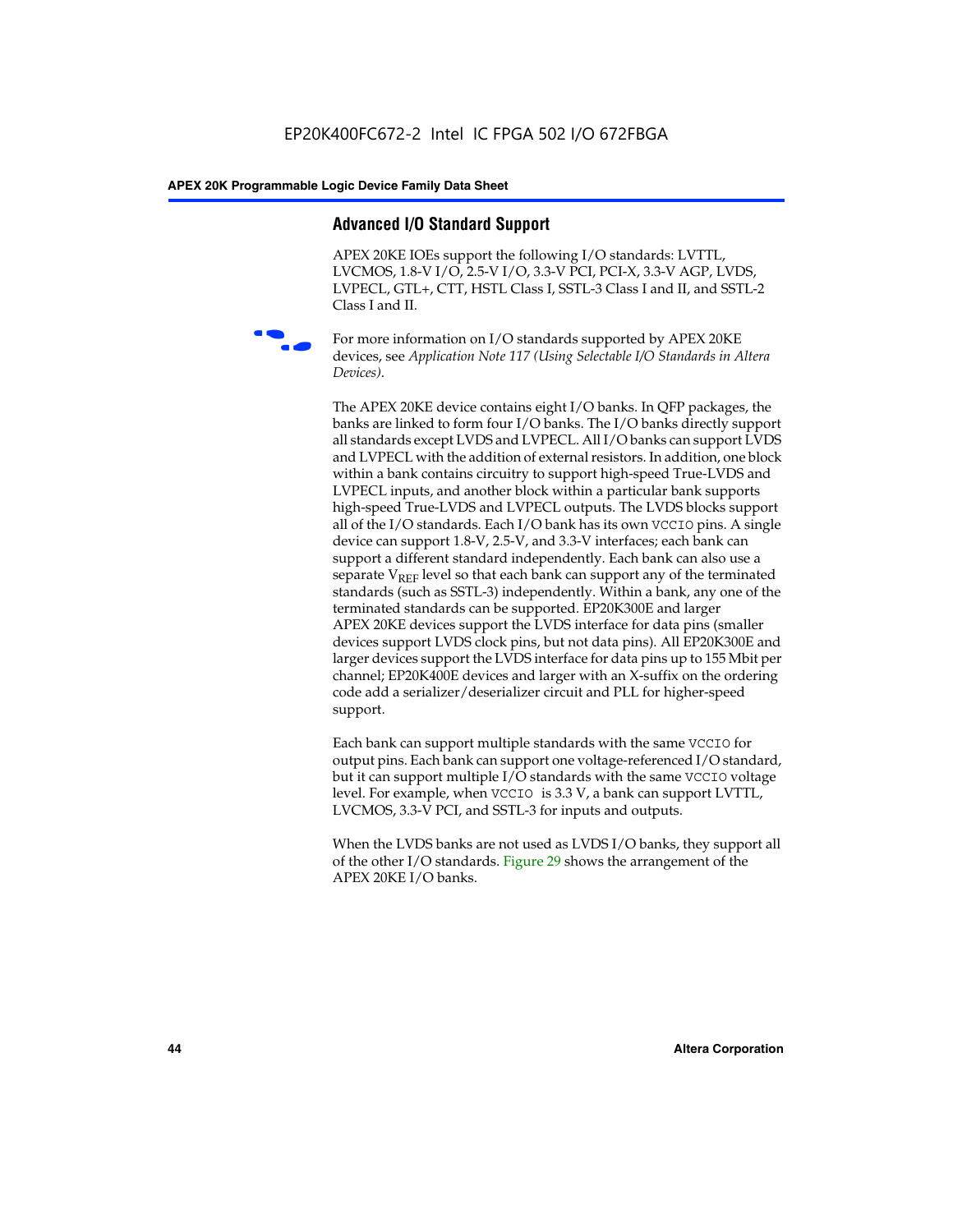## Advanced I/O Standard Support

APEX 20KE IOEs support the following I/O standards: LVTTL, LVCMOS, 1.8-V I/O, 2.5-V I/O, 3.3-V PCI, PCI-X, 3.3-V AGP, LVDS, LVPECL, GTL+, CTT, HSTL Class I, SSTL-3 Class I and II, and SSTL-2 Class I and II.

For more information on I/O standards supported by APEX 20KE devices, see *Application Note 117 (Using Selectable I/O Standards in Altera Devices)*.

The APEX 20KE device contains eight I/O banks. In QFP packages, the banks are linked to form four I/O banks. The I/O banks directly support all standards except LVDS and LVPECL. All I/O banks can support LVDS and LVPECL with the addition of external resistors. In addition, one block within a bank contains circuitry to support high-speed True-LVDS and LVPECL inputs, and another block within a particular bank supports high-speed True-LVDS and LVPECL outputs. The LVDS blocks support all of the I/O standards. Each I/O bank has its own `VCCIO` pins. A single device can support 1.8-V, 2.5-V, and 3.3-V interfaces; each bank can support a different standard independently. Each bank can also use a separate $V_{REF}$ level so that each bank can support any of the terminated standards (such as SSTL-3) independently. Within a bank, any one of the terminated standards can be supported. EP20K300E and larger APEX 20KE devices support the LVDS interface for data pins (smaller devices support LVDS clock pins, but not data pins). All EP20K300E and larger devices support the LVDS interface for data pins up to 155 Mbit per channel; EP20K400E devices and larger with an X-suffix on the ordering code add a serializer/deserializer circuit and PLL for higher-speed support.

Each bank can support multiple standards with the same `VCCIO` for output pins. Each bank can support one voltage-referenced I/O standard, but it can support multiple I/O standards with the same `VCCIO` voltage level. For example, when `VCCIO` is 3.3 V, a bank can support LVTTL, LVCMOS, 3.3-V PCI, and SSTL-3 for inputs and outputs.

When the LVDS banks are not used as LVDS I/O banks, they support all of the other I/O standards. Figure 29 shows the arrangement of the APEX 20KE I/O banks.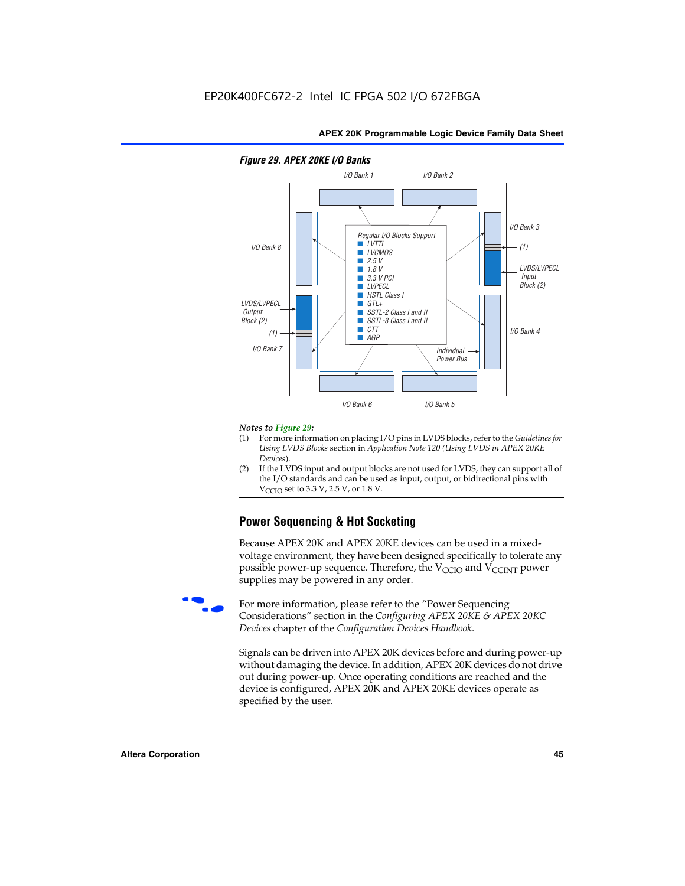*Figure 29. APEX 20KE I/O Banks*

I/O Bank 1 | I/O Bank 2

I/O Bank 8 | I/O Bank 3

Regular I/O Blocks Support
- LVTTL
- LVCMOS
- 2.5 V
- 1.8 V
- 3.3 V PCI
- LVPECL
- HSTL Class I
- GTL+
- SSTL-2 Class I and II
- SSTL-3 Class I and II
- CTT
- AGP

(1)

LVDS/LVPECL Input Block (2)

LVDS/LVPECL Output Block (2)

(1)

I/O Bank 7 | I/O Bank 4

Individual Power Bus

I/O Bank 6 | I/O Bank 5

*Notes to Figure 29:*

(1) For more information on placing I/O pins in LVDS blocks, refer to the *Guidelines for Using LVDS Blocks* section in *Application Note 120 (Using LVDS in APEX 20KE Devices)*.

(2) If the LVDS input and output blocks are not used for LVDS, they can support all of the I/O standards and can be used as input, output, or bidirectional pins with $V_{CCIO}$ set to 3.3 V, 2.5 V, or 1.8 V.

## Power Sequencing & Hot Socketing

Because APEX 20K and APEX 20KE devices can be used in a mixed-voltage environment, they have been designed specifically to tolerate any possible power-up sequence. Therefore, the $V_{CCIO}$ and $V_{CCINT}$ power supplies may be powered in any order.

For more information, please refer to the "Power Sequencing Considerations" section in the *Configuring APEX 20KE & APEX 20KC Devices* chapter of the *Configuration Devices Handbook*.

Signals can be driven into APEX 20K devices before and during power-up without damaging the device. In addition, APEX 20K devices do not drive out during power-up. Once operating conditions are reached and the device is configured, APEX 20K and APEX 20KE devices operate as specified by the user.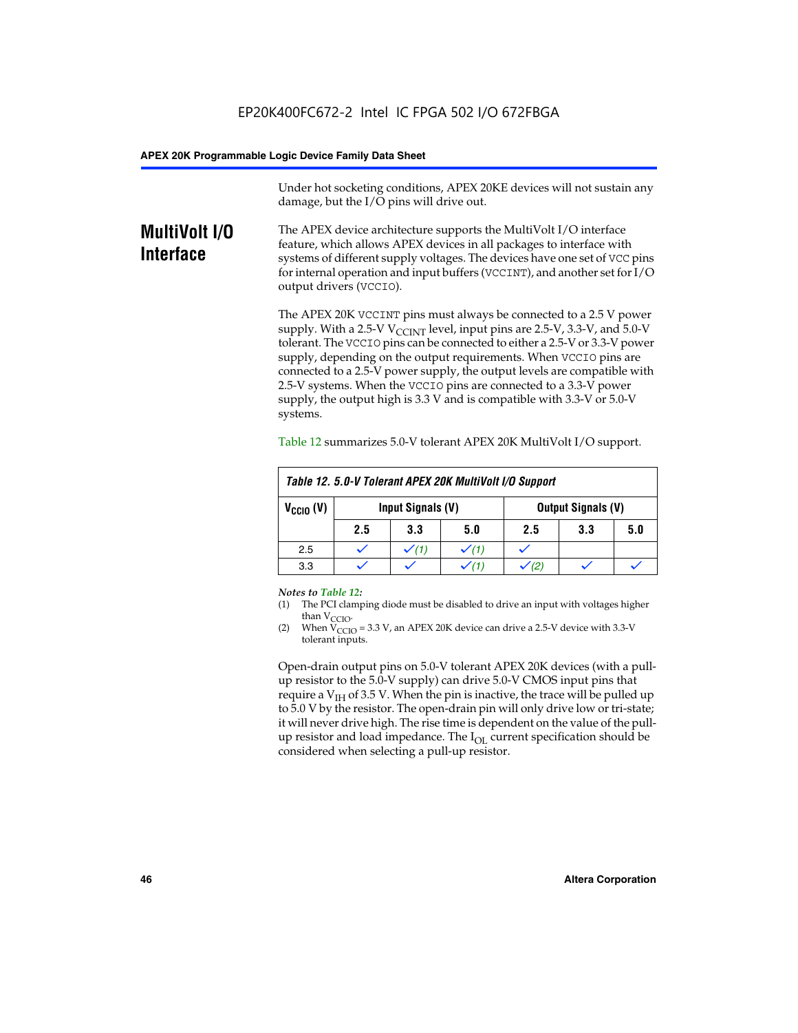Under hot socketing conditions, APEX 20KE devices will not sustain any damage, but the I/O pins will drive out.

## MultiVolt I/O Interface

The APEX device architecture supports the MultiVolt I/O interface feature, which allows APEX devices in all packages to interface with systems of different supply voltages. The devices have one set of VCC pins for internal operation and input buffers (VCCINT), and another set for I/O output drivers (VCCIO).

The APEX 20K VCCINT pins must always be connected to a 2.5 V power supply. With a 2.5-V $V_{CCINT}$ level, input pins are 2.5-V, 3.3-V, and 5.0-V tolerant. The VCCIO pins can be connected to either a 2.5-V or 3.3-V power supply, depending on the output requirements. When VCCIO pins are connected to a 2.5-V power supply, the output levels are compatible with 2.5-V systems. When the VCCIO pins are connected to a 3.3-V power supply, the output high is 3.3 V and is compatible with 3.3-V or 5.0-V systems.

Table 12 summarizes 5.0-V tolerant APEX 20K MultiVolt I/O support.

**Table 12. 5.0-V Tolerant APEX 20K MultiVolt I/O Support**

| $V_{CCIO}$ (V) | Input Signals (V) | | | Output Signals (V) | | |
|---|---|---|---|---|---|---|
| | 2.5 | 3.3 | 5.0 | 2.5 | 3.3 | 5.0 |
| 2.5 | ✓ | ✓ (1) | ✓ (1) | ✓ | | |
| 3.3 | ✓ | ✓ | ✓ (1) | ✓ (2) | ✓ | ✓ |

*Notes to Table 12:*

(1) The PCI clamping diode must be disabled to drive an input with voltages higher than $V_{CCIO}$.

(2) When $V_{CCIO}$ = 3.3 V, an APEX 20K device can drive a 2.5-V device with 3.3-V tolerant inputs.

Open-drain output pins on 5.0-V tolerant APEX 20K devices (with a pull-up resistor to the 5.0-V supply) can drive 5.0-V CMOS input pins that require a $V_{IH}$ of 3.5 V. When the pin is inactive, the trace will be pulled up to 5.0 V by the resistor. The open-drain pin will only drive low or tri-state; it will never drive high. The rise time is dependent on the value of the pull-up resistor and load impedance. The $I_{OL}$ current specification should be considered when selecting a pull-up resistor.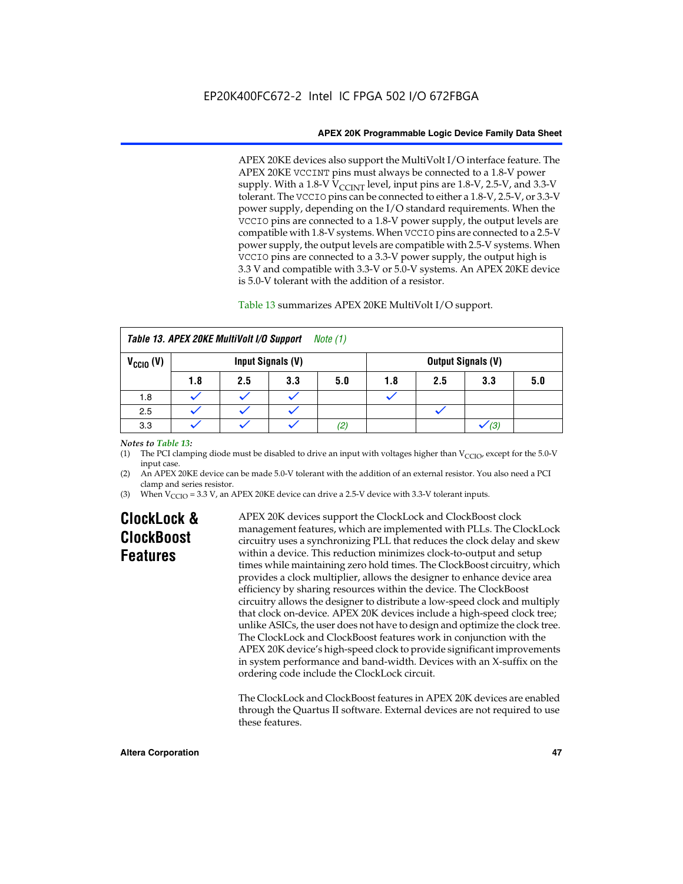APEX 20KE devices also support the MultiVolt I/O interface feature. The APEX 20KE VCCINT pins must always be connected to a 1.8-V power supply. With a 1.8-V $V_{CCINT}$ level, input pins are 1.8-V, 2.5-V, and 3.3-V tolerant. The VCCIO pins can be connected to either a 1.8-V, 2.5-V, or 3.3-V power supply, depending on the I/O standard requirements. When the VCCIO pins are connected to a 1.8-V power supply, the output levels are compatible with 1.8-V systems. When VCCIO pins are connected to a 2.5-V power supply, the output levels are compatible with 2.5-V systems. When VCCIO pins are connected to a 3.3-V power supply, the output high is 3.3 V and compatible with 3.3-V or 5.0-V systems. An APEX 20KE device is 5.0-V tolerant with the addition of a resistor.

Table 13 summarizes APEX 20KE MultiVolt I/O support.

**Table 13. APEX 20KE MultiVolt I/O Support** *Note (1)*

| $V_{CCIO}$ (V) | Input Signals (V) | | | | Output Signals (V) | | | |
|---|---|---|---|---|---|---|---|---|
| | 1.8 | 2.5 | 3.3 | 5.0 | 1.8 | 2.5 | 3.3 | 5.0 |
| 1.8 | ✓ | ✓ | ✓ | | ✓ | | | |
| 2.5 | ✓ | ✓ | ✓ | | | ✓ | | |
| 3.3 | ✓ | ✓ | ✓ | *(2)* | | | ✓ *(3)* | |

*Notes to Table 13:*

(1) The PCI clamping diode must be disabled to drive an input with voltages higher than $V_{CCIO}$, except for the 5.0-V input case.

(2) An APEX 20KE device can be made 5.0-V tolerant with the addition of an external resistor. You also need a PCI clamp and series resistor.

(3) When $V_{CCIO}$ = 3.3 V, an APEX 20KE device can drive a 2.5-V device with 3.3-V tolerant inputs.

## ClockLock & ClockBoost Features

APEX 20K devices support the ClockLock and ClockBoost clock management features, which are implemented with PLLs. The ClockLock circuitry uses a synchronizing PLL that reduces the clock delay and skew within a device. This reduction minimizes clock-to-output and setup times while maintaining zero hold times. The ClockBoost circuitry, which provides a clock multiplier, allows the designer to enhance device area efficiency by sharing resources within the device. The ClockBoost circuitry allows the designer to distribute a low-speed clock and multiply that clock on-device. APEX 20K devices include a high-speed clock tree; unlike ASICs, the user does not have to design and optimize the clock tree. The ClockLock and ClockBoost features work in conjunction with the APEX 20K device's high-speed clock to provide significant improvements in system performance and band-width. Devices with an X-suffix on the ordering code include the ClockLock circuit.

The ClockLock and ClockBoost features in APEX 20K devices are enabled through the Quartus II software. External devices are not required to use these features.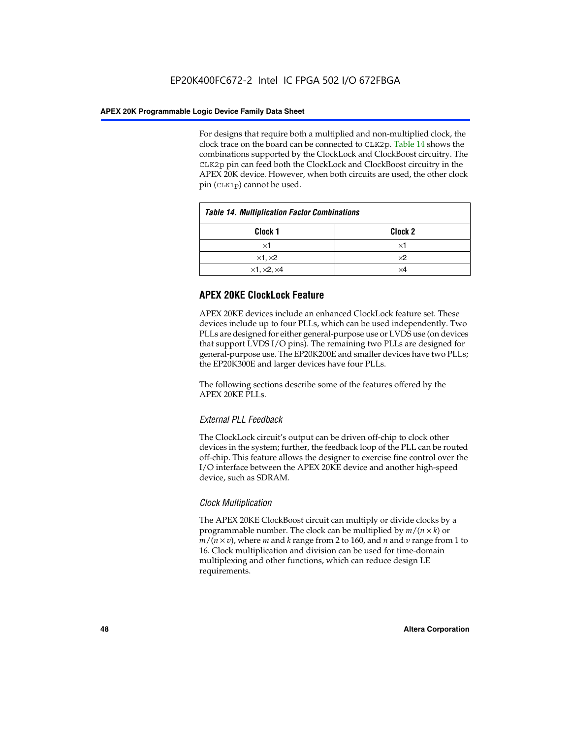For designs that require both a multiplied and non-multiplied clock, the clock trace on the board can be connected to `CLK2p`. Table 14 shows the combinations supported by the ClockLock and ClockBoost circuitry. The `CLK2p` pin can feed both the ClockLock and ClockBoost circuitry in the APEX 20K device. However, when both circuits are used, the other clock pin (`CLK1p`) cannot be used.

*Table 14. Multiplication Factor Combinations*

| Clock 1 | Clock 2 |
|---|---|
| ×1 | ×1 |
| ×1, ×2 | ×2 |
| ×1, ×2, ×4 | ×4 |

## APEX 20KE ClockLock Feature

APEX 20KE devices include an enhanced ClockLock feature set. These devices include up to four PLLs, which can be used independently. Two PLLs are designed for either general-purpose use or LVDS use (on devices that support LVDS I/O pins). The remaining two PLLs are designed for general-purpose use. The EP20K200E and smaller devices have two PLLs; the EP20K300E and larger devices have four PLLs.

The following sections describe some of the features offered by the APEX 20KE PLLs.

### *External PLL Feedback*

The ClockLock circuit's output can be driven off-chip to clock other devices in the system; further, the feedback loop of the PLL can be routed off-chip. This feature allows the designer to exercise fine control over the I/O interface between the APEX 20KE device and another high-speed device, such as SDRAM.

### *Clock Multiplication*

The APEX 20KE ClockBoost circuit can multiply or divide clocks by a programmable number. The clock can be multiplied by $m/(n \times k)$ or $m/(n \times v)$, where $m$ and $k$ range from 2 to 160, and $n$ and $v$ range from 1 to 16. Clock multiplication and division can be used for time-domain multiplexing and other functions, which can reduce design LE requirements.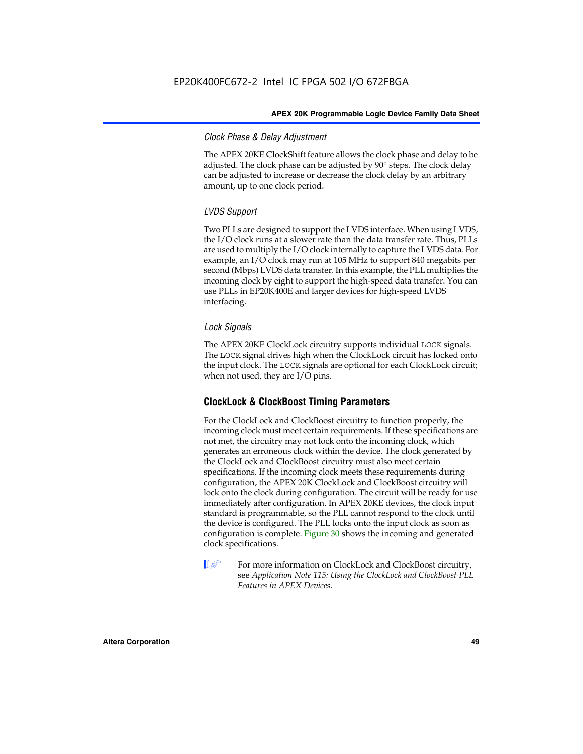### Clock Phase & Delay Adjustment

The APEX 20KE ClockShift feature allows the clock phase and delay to be adjusted. The clock phase can be adjusted by 90° steps. The clock delay can be adjusted to increase or decrease the clock delay by an arbitrary amount, up to one clock period.

### LVDS Support

Two PLLs are designed to support the LVDS interface. When using LVDS, the I/O clock runs at a slower rate than the data transfer rate. Thus, PLLs are used to multiply the I/O clock internally to capture the LVDS data. For example, an I/O clock may run at 105 MHz to support 840 megabits per second (Mbps) LVDS data transfer. In this example, the PLL multiplies the incoming clock by eight to support the high-speed data transfer. You can use PLLs in EP20K400E and larger devices for high-speed LVDS interfacing.

### Lock Signals

The APEX 20KE ClockLock circuitry supports individual `LOCK` signals. The `LOCK` signal drives high when the ClockLock circuit has locked onto the input clock. The `LOCK` signals are optional for each ClockLock circuit; when not used, they are I/O pins.

## ClockLock & ClockBoost Timing Parameters

For the ClockLock and ClockBoost circuitry to function properly, the incoming clock must meet certain requirements. If these specifications are not met, the circuitry may not lock onto the incoming clock, which generates an erroneous clock within the device. The clock generated by the ClockLock and ClockBoost circuitry must also meet certain specifications. If the incoming clock meets these requirements during configuration, the APEX 20K ClockLock and ClockBoost circuitry will lock onto the clock during configuration. The circuit will be ready for use immediately after configuration. In APEX 20KE devices, the clock input standard is programmable, so the PLL cannot respond to the clock until the device is configured. The PLL locks onto the input clock as soon as configuration is complete. Figure 30 shows the incoming and generated clock specifications.

For more information on ClockLock and ClockBoost circuitry, see *Application Note 115: Using the ClockLock and ClockBoost PLL Features in APEX Devices*.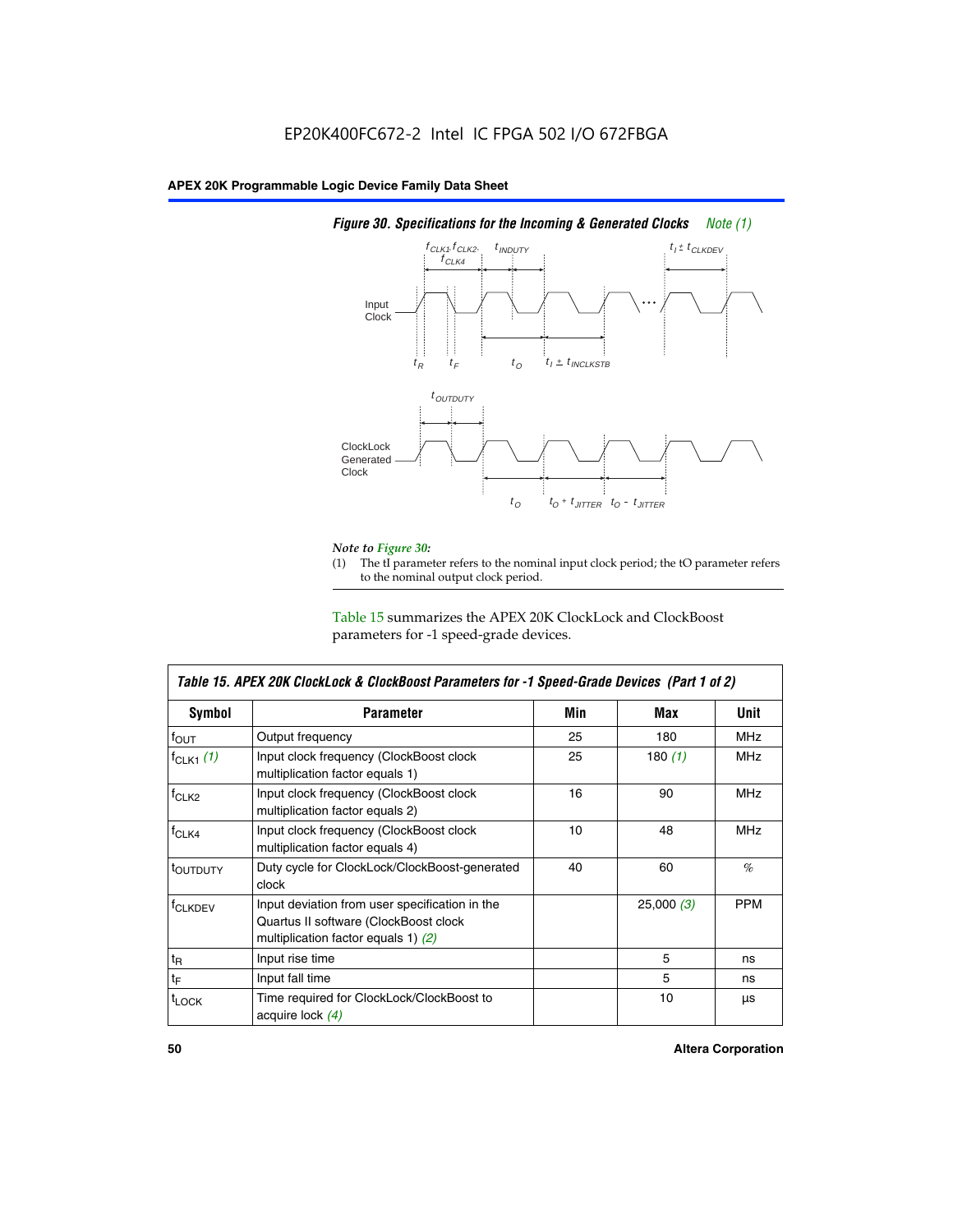EP20K400FC672-2 Intel IC FPGA 502 I/O 672FBGA

*Figure 30. Specifications for the Incoming & Generated Clocks Note (1)*

*Note to Figure 30:*

(1) The tI parameter refers to the nominal input clock period; the tO parameter refers to the nominal output clock period.

Table 15 summarizes the APEX 20K ClockLock and ClockBoost parameters for -1 speed-grade devices.

| *Table 15. APEX 20K ClockLock & ClockBoost Parameters for -1 Speed-Grade Devices (Part 1 of 2)* | | | | |
|---|---|---|---|---|
| **Symbol** | **Parameter** | **Min** | **Max** | **Unit** |
| $f_{OUT}$ | Output frequency | 25 | 180 | MHz |
| $f_{CLK1}$ *(1)* | Input clock frequency (ClockBoost clock multiplication factor equals 1) | 25 | 180 *(1)* | MHz |
| $f_{CLK2}$ | Input clock frequency (ClockBoost clock multiplication factor equals 2) | 16 | 90 | MHz |
| $f_{CLK4}$ | Input clock frequency (ClockBoost clock multiplication factor equals 4) | 10 | 48 | MHz |
| $t_{OUTDUTY}$ | Duty cycle for ClockLock/ClockBoost-generated clock | 40 | 60 | % |
| $f_{CLKDEV}$ | Input deviation from user specification in the Quartus II software (ClockBoost clock multiplication factor equals 1) *(2)* | | 25,000 *(3)* | PPM |
| $t_R$ | Input rise time | | 5 | ns |
| $t_F$ | Input fall time | | 5 | ns |
| $t_{LOCK}$ | Time required for ClockLock/ClockBoost to acquire lock *(4)* | | 10 | µs |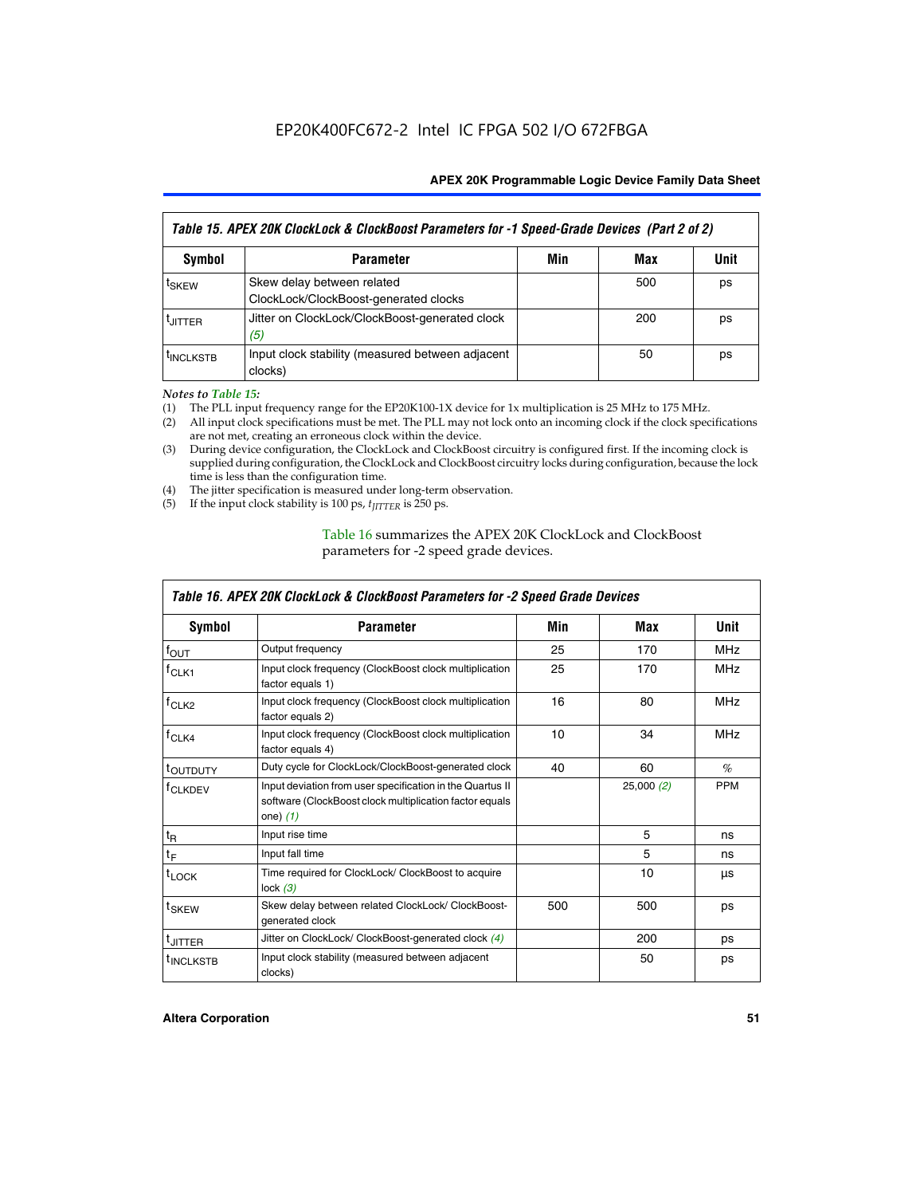| *Table 15. APEX 20K ClockLock & ClockBoost Parameters for -1 Speed-Grade Devices (Part 2 of 2)* | | | | |
|---|---|---|---|---|
| **Symbol** | **Parameter** | **Min** | **Max** | **Unit** |
| $t_{SKEW}$ | Skew delay between related ClockLock/ClockBoost-generated clocks | | 500 | ps |
| $t_{JITTER}$ | Jitter on ClockLock/ClockBoost-generated clock *(5)* | | 200 | ps |
| $t_{INCLKSTB}$ | Input clock stability (measured between adjacent clocks) | | 50 | ps |

*Notes to Table 15:*

(1) The PLL input frequency range for the EP20K100-1X device for 1x multiplication is 25 MHz to 175 MHz.
(2) All input clock specifications must be met. The PLL may not lock onto an incoming clock if the clock specifications are not met, creating an erroneous clock within the device.
(3) During device configuration, the ClockLock and ClockBoost circuitry is configured first. If the incoming clock is supplied during configuration, the ClockLock and ClockBoost circuitry locks during configuration, because the lock time is less than the configuration time.
(4) The jitter specification is measured under long-term observation.
(5) If the input clock stability is 100 ps, $t_{JITTER}$ is 250 ps.

Table 16 summarizes the APEX 20K ClockLock and ClockBoost parameters for -2 speed grade devices.

| *Table 16. APEX 20K ClockLock & ClockBoost Parameters for -2 Speed Grade Devices* | | | | |
|---|---|---|---|---|
| **Symbol** | **Parameter** | **Min** | **Max** | **Unit** |
| $f_{OUT}$ | Output frequency | 25 | 170 | MHz |
| $f_{CLK1}$ | Input clock frequency (ClockBoost clock multiplication factor equals 1) | 25 | 170 | MHz |
| $f_{CLK2}$ | Input clock frequency (ClockBoost clock multiplication factor equals 2) | 16 | 80 | MHz |
| $f_{CLK4}$ | Input clock frequency (ClockBoost clock multiplication factor equals 4) | 10 | 34 | MHz |
| $t_{OUTDUTY}$ | Duty cycle for ClockLock/ClockBoost-generated clock | 40 | 60 | % |
| $f_{CLKDEV}$ | Input deviation from user specification in the Quartus II software (ClockBoost clock multiplication factor equals one) *(1)* | | 25,000 *(2)* | PPM |
| $t_R$ | Input rise time | | 5 | ns |
| $t_F$ | Input fall time | | 5 | ns |
| $t_{LOCK}$ | Time required for ClockLock/ ClockBoost to acquire lock *(3)* | | 10 | µs |
| $t_{SKEW}$ | Skew delay between related ClockLock/ ClockBoost-generated clock | 500 | 500 | ps |
| $t_{JITTER}$ | Jitter on ClockLock/ ClockBoost-generated clock *(4)* | | 200 | ps |
| $t_{INCLKSTB}$ | Input clock stability (measured between adjacent clocks) | | 50 | ps |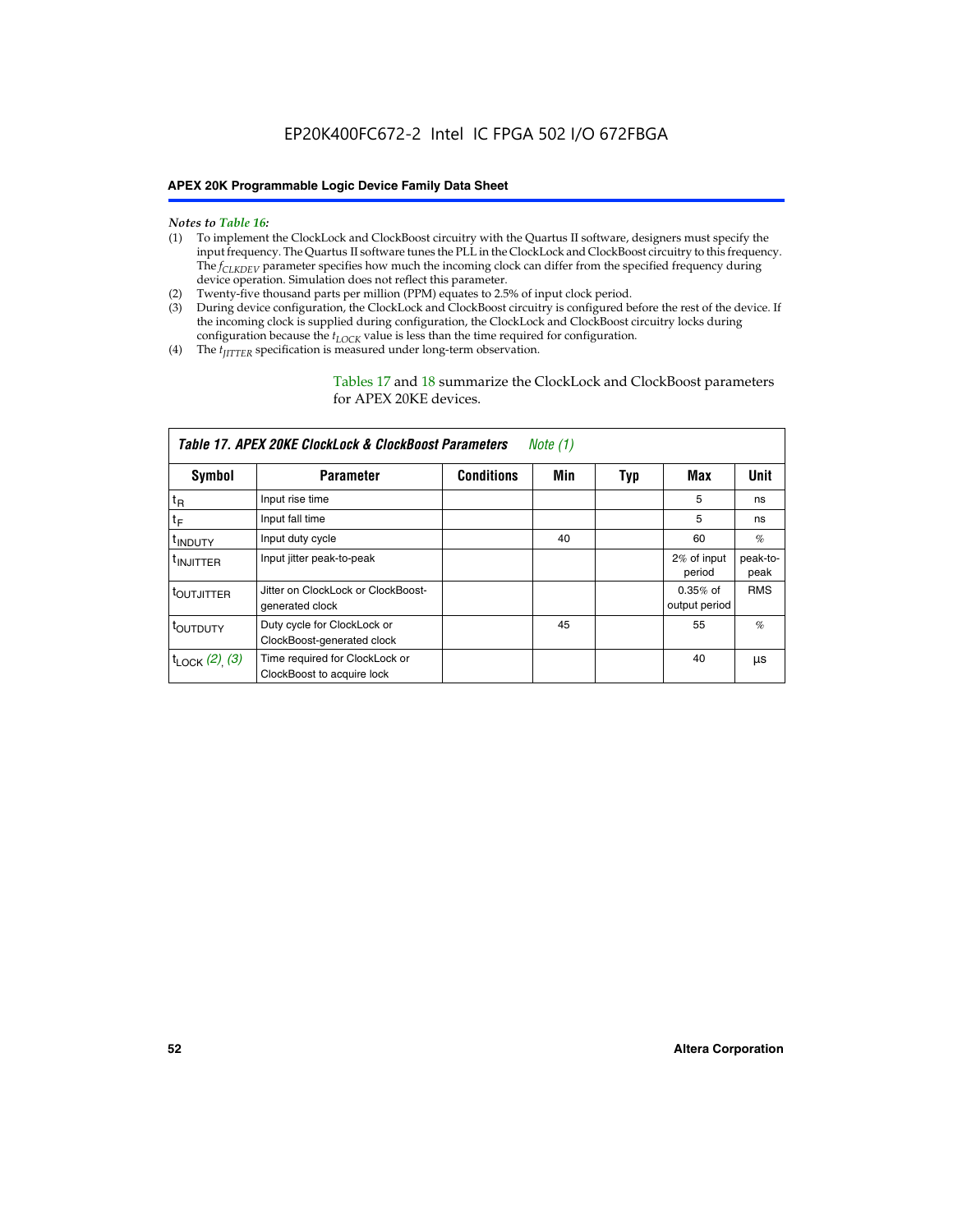*Notes to Table 16:*

(1) To implement the ClockLock and ClockBoost circuitry with the Quartus II software, designers must specify the input frequency. The Quartus II software tunes the PLL in the ClockLock and ClockBoost circuitry to this frequency. The $f_{CLKDEV}$ parameter specifies how much the incoming clock can differ from the specified frequency during device operation. Simulation does not reflect this parameter.

(2) Twenty-five thousand parts per million (PPM) equates to 2.5% of input clock period.

(3) During device configuration, the ClockLock and ClockBoost circuitry is configured before the rest of the device. If the incoming clock is supplied during configuration, the ClockLock and ClockBoost circuitry locks during configuration because the $t_{LOCK}$ value is less than the time required for configuration.

(4) The $t_{JITTER}$ specification is measured under long-term observation.

Tables 17 and 18 summarize the ClockLock and ClockBoost parameters for APEX 20KE devices.

**Table 17. APEX 20KE ClockLock & ClockBoost Parameters** *Note (1)*

| Symbol | Parameter | Conditions | Min | Typ | Max | Unit |
|---|---|---|---|---|---|---|
| $t_R$ | Input rise time | | | | 5 | ns |
| $t_F$ | Input fall time | | | | 5 | ns |
| $t_{INDUTY}$ | Input duty cycle | | 40 | | 60 | % |
| $t_{INJITTER}$ | Input jitter peak-to-peak | | | | 2% of input period | peak-to-peak |
| $t_{OUTJITTER}$ | Jitter on ClockLock or ClockBoost-generated clock | | | | 0.35% of output period | RMS |
| $t_{OUTDUTY}$ | Duty cycle for ClockLock or ClockBoost-generated clock | | 45 | | 55 | % |
| $t_{LOCK}$ *(2)*, *(3)* | Time required for ClockLock or ClockBoost to acquire lock | | | | 40 | µs |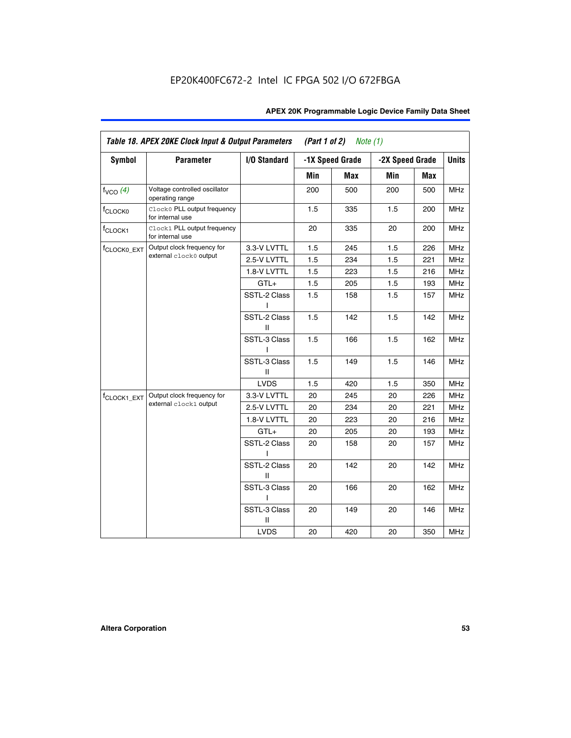EP20K400FC672-2 Intel IC FPGA 502 I/O 672FBGA

**Table 18. APEX 20KE Clock Input & Output Parameters (Part 1 of 2) *Note (1)***

| Symbol | Parameter | I/O Standard | -1X Speed Grade | | -2X Speed Grade | | Units |
|---|---|---|---|---|---|---|---|
| | | | Min | Max | Min | Max | |
| $f_{VCO}$ *(4)* | Voltage controlled oscillator operating range | | 200 | 500 | 200 | 500 | MHz |
| $f_{CLOCK0}$ | `Clock0` PLL output frequency for internal use | | 1.5 | 335 | 1.5 | 200 | MHz |
| $f_{CLOCK1}$ | `Clock1` PLL output frequency for internal use | | 20 | 335 | 20 | 200 | MHz |
| $f_{CLOCK0\_EXT}$ | Output clock frequency for external `clock0` output | 3.3-V LVTTL | 1.5 | 245 | 1.5 | 226 | MHz |
| | | 2.5-V LVTTL | 1.5 | 234 | 1.5 | 221 | MHz |
| | | 1.8-V LVTTL | 1.5 | 223 | 1.5 | 216 | MHz |
| | | GTL+ | 1.5 | 205 | 1.5 | 193 | MHz |
| | | SSTL-2 Class I | 1.5 | 158 | 1.5 | 157 | MHz |
| | | SSTL-2 Class II | 1.5 | 142 | 1.5 | 142 | MHz |
| | | SSTL-3 Class I | 1.5 | 166 | 1.5 | 162 | MHz |
| | | SSTL-3 Class II | 1.5 | 149 | 1.5 | 146 | MHz |
| | | LVDS | 1.5 | 420 | 1.5 | 350 | MHz |
| $f_{CLOCK1\_EXT}$ | Output clock frequency for external `clock1` output | 3.3-V LVTTL | 20 | 245 | 20 | 226 | MHz |
| | | 2.5-V LVTTL | 20 | 234 | 20 | 221 | MHz |
| | | 1.8-V LVTTL | 20 | 223 | 20 | 216 | MHz |
| | | GTL+ | 20 | 205 | 20 | 193 | MHz |
| | | SSTL-2 Class I | 20 | 158 | 20 | 157 | MHz |
| | | SSTL-2 Class II | 20 | 142 | 20 | 142 | MHz |
| | | SSTL-3 Class I | 20 | 166 | 20 | 162 | MHz |
| | | SSTL-3 Class II | 20 | 149 | 20 | 146 | MHz |
| | | LVDS | 20 | 420 | 20 | 350 | MHz |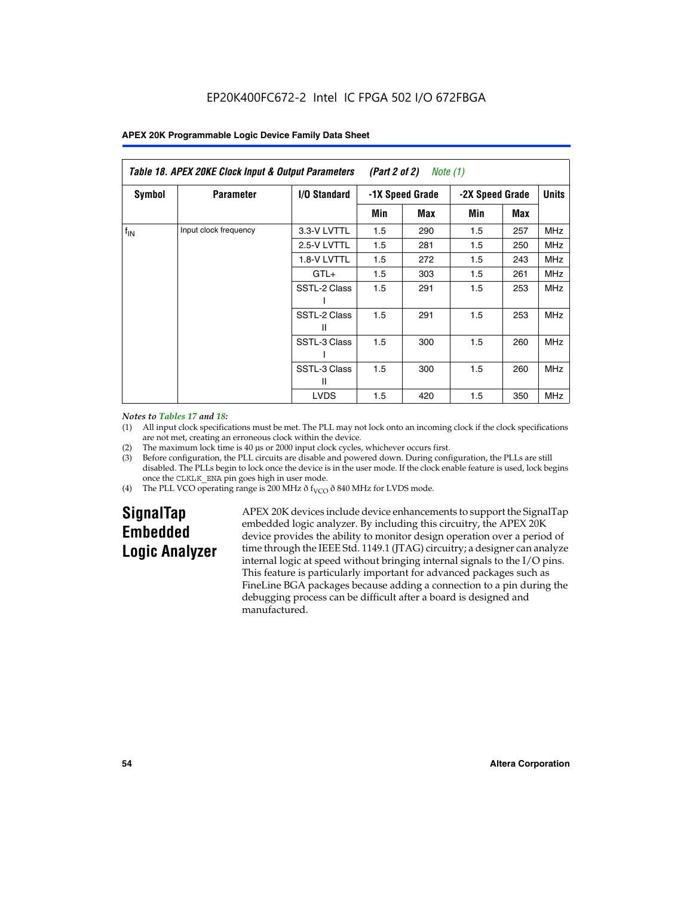**Table 18. APEX 20KE Clock Input & Output Parameters (Part 2 of 2) Note (1)**

| Symbol | Parameter | I/O Standard | -1X Speed Grade | | -2X Speed Grade | | Units |
|---|---|---|---|---|---|---|---|
| | | | Min | Max | Min | Max | |
| $f_{IN}$ | Input clock frequency | 3.3-V LVTTL | 1.5 | 290 | 1.5 | 257 | MHz |
| | | 2.5-V LVTTL | 1.5 | 281 | 1.5 | 250 | MHz |
| | | 1.8-V LVTTL | 1.5 | 272 | 1.5 | 243 | MHz |
| | | GTL+ | 1.5 | 303 | 1.5 | 261 | MHz |
| | | SSTL-2 Class I | 1.5 | 291 | 1.5 | 253 | MHz |
| | | SSTL-2 Class II | 1.5 | 291 | 1.5 | 253 | MHz |
| | | SSTL-3 Class I | 1.5 | 300 | 1.5 | 260 | MHz |
| | | SSTL-3 Class II | 1.5 | 300 | 1.5 | 260 | MHz |
| | | LVDS | 1.5 | 420 | 1.5 | 350 | MHz |

*Notes to Tables 17 and 18:*

(1) All input clock specifications must be met. The PLL may not lock onto an incoming clock if the clock specifications are not met, creating an erroneous clock within the device.

(2) The maximum lock time is 40 µs or 2000 input clock cycles, whichever occurs first.

(3) Before configuration, the PLL circuits are disable and powered down. During configuration, the PLLs are still disabled. The PLLs begin to lock once the device is in the user mode. If the clock enable feature is used, lock begins once the CLKLK_ENA pin goes high in user mode.

(4) The PLL VCO operating range is 200 MHz ð $f_{VCO}$ ð 840 MHz for LVDS mode.

## SignalTap Embedded Logic Analyzer

APEX 20K devices include device enhancements to support the SignalTap embedded logic analyzer. By including this circuitry, the APEX 20K device provides the ability to monitor design operation over a period of time through the IEEE Std. 1149.1 (JTAG) circuitry; a designer can analyze internal logic at speed without bringing internal signals to the I/O pins. This feature is particularly important for advanced packages such as FineLine BGA packages because adding a connection to a pin during the debugging process can be difficult after a board is designed and manufactured.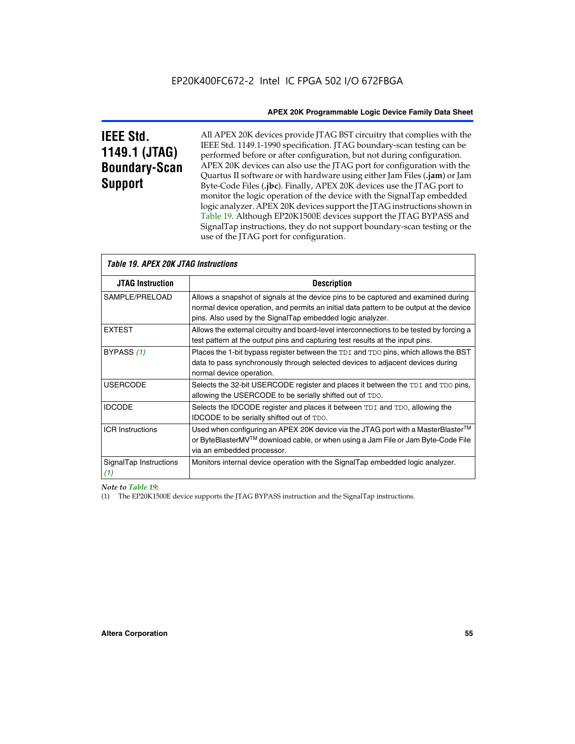## IEEE Std. 1149.1 (JTAG) Boundary-Scan Support

All APEX 20K devices provide JTAG BST circuitry that complies with the IEEE Std. 1149.1-1990 specification. JTAG boundary-scan testing can be performed before or after configuration, but not during configuration. APEX 20K devices can also use the JTAG port for configuration with the Quartus II software or with hardware using either Jam Files (**.jam**) or Jam Byte-Code Files (**.jbc**). Finally, APEX 20K devices use the JTAG port to monitor the logic operation of the device with the SignalTap embedded logic analyzer. APEX 20K devices support the JTAG instructions shown in Table 19. Although EP20K1500E devices support the JTAG BYPASS and SignalTap instructions, they do not support boundary-scan testing or the use of the JTAG port for configuration.

*Table 19. APEX 20K JTAG Instructions*

| JTAG Instruction | Description |
|---|---|
| SAMPLE/PRELOAD | Allows a snapshot of signals at the device pins to be captured and examined during normal device operation, and permits an initial data pattern to be output at the device pins. Also used by the SignalTap embedded logic analyzer. |
| EXTEST | Allows the external circuitry and board-level interconnections to be tested by forcing a test pattern at the output pins and capturing test results at the input pins. |
| BYPASS *(1)* | Places the 1-bit bypass register between the `TDI` and `TDO` pins, which allows the BST data to pass synchronously through selected devices to adjacent devices during normal device operation. |
| USERCODE | Selects the 32-bit USERCODE register and places it between the `TDI` and `TDO` pins, allowing the USERCODE to be serially shifted out of `TDO`. |
| IDCODE | Selects the IDCODE register and places it between `TDI` and `TDO`, allowing the IDCODE to be serially shifted out of `TDO`. |
| ICR Instructions | Used when configuring an APEX 20K device via the JTAG port with a MasterBlaster™ or ByteBlasterMV™ download cable, or when using a Jam File or Jam Byte-Code File via an embedded processor. |
| SignalTap Instructions *(1)* | Monitors internal device operation with the SignalTap embedded logic analyzer. |

*Note to Table 19:*

(1) The EP20K1500E device supports the JTAG BYPASS instruction and the SignalTap instructions.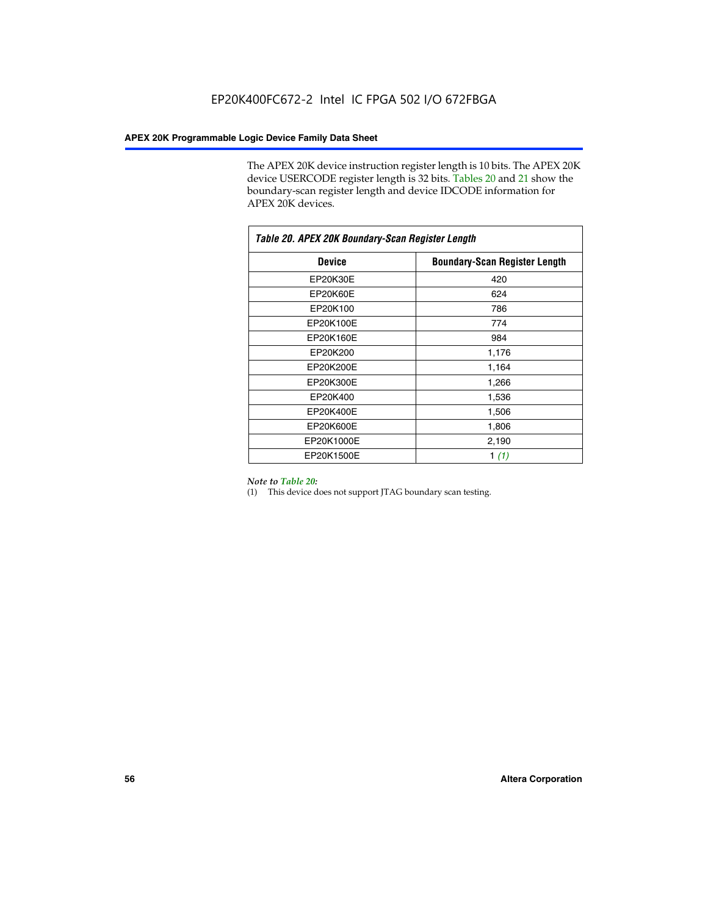The APEX 20K device instruction register length is 10 bits. The APEX 20K device USERCODE register length is 32 bits. Tables 20 and 21 show the boundary-scan register length and device IDCODE information for APEX 20K devices.

*Table 20. APEX 20K Boundary-Scan Register Length*

| Device | Boundary-Scan Register Length |
|---|---|
| EP20K30E | 420 |
| EP20K60E | 624 |
| EP20K100 | 786 |
| EP20K100E | 774 |
| EP20K160E | 984 |
| EP20K200 | 1,176 |
| EP20K200E | 1,164 |
| EP20K300E | 1,266 |
| EP20K400 | 1,536 |
| EP20K400E | 1,506 |
| EP20K600E | 1,806 |
| EP20K1000E | 2,190 |
| EP20K1500E | 1 *(1)* |

*Note to Table 20:*

(1) This device does not support JTAG boundary scan testing.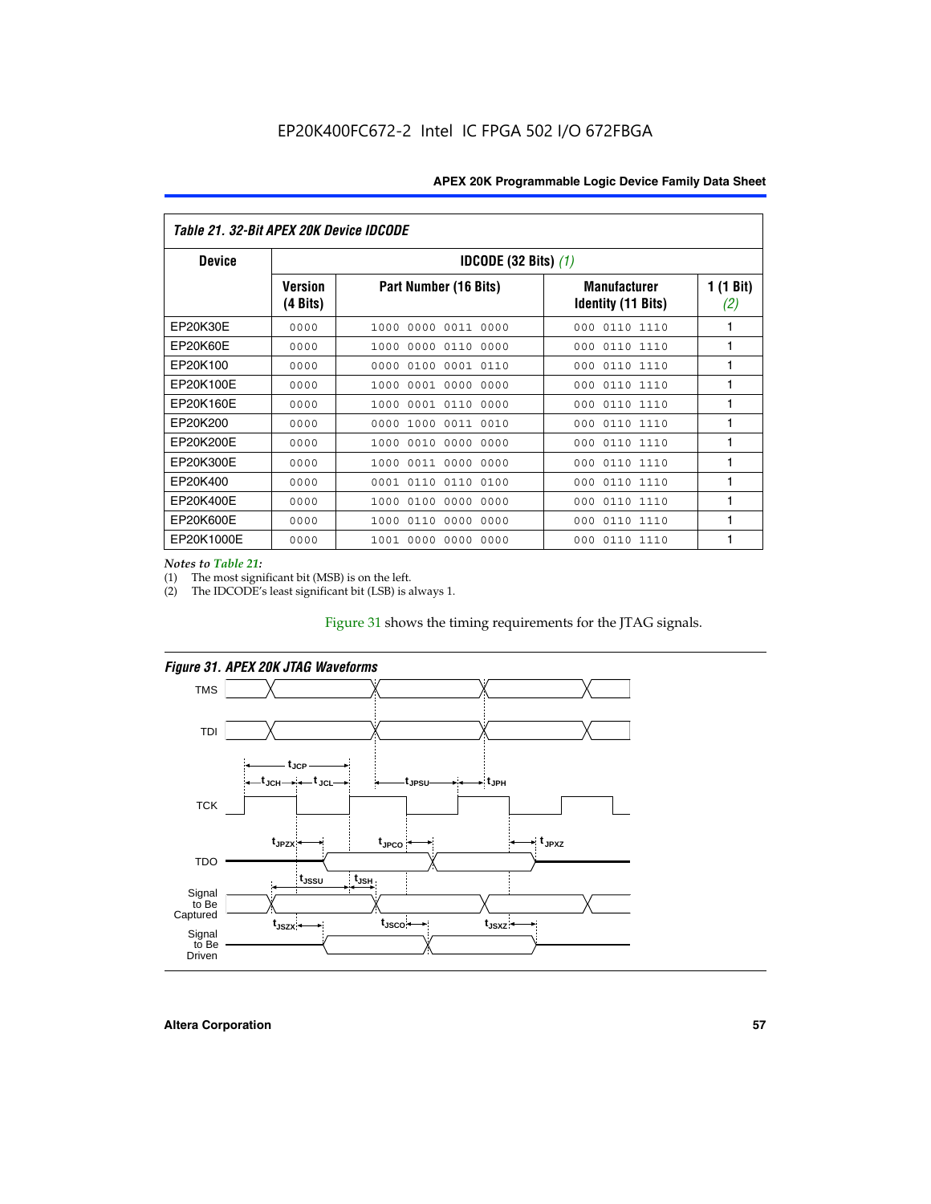## Table 21. 32-Bit APEX 20K Device IDCODE

| Device | IDCODE (32 Bits) *(1)* | | | |
|---|---|---|---|---|
| | Version (4 Bits) | Part Number (16 Bits) | Manufacturer Identity (11 Bits) | 1 (1 Bit) *(2)* |
| EP20K30E | 0000 | 1000 0000 0011 0000 | 000 0110 1110 | 1 |
| EP20K60E | 0000 | 1000 0000 0110 0000 | 000 0110 1110 | 1 |
| EP20K100 | 0000 | 0000 0100 0001 0110 | 000 0110 1110 | 1 |
| EP20K100E | 0000 | 1000 0001 0000 0000 | 000 0110 1110 | 1 |
| EP20K160E | 0000 | 1000 0001 0110 0000 | 000 0110 1110 | 1 |
| EP20K200 | 0000 | 0000 1000 0011 0010 | 000 0110 1110 | 1 |
| EP20K200E | 0000 | 1000 0010 0000 0000 | 000 0110 1110 | 1 |
| EP20K300E | 0000 | 1000 0011 0000 0000 | 000 0110 1110 | 1 |
| EP20K400 | 0000 | 0001 0110 0110 0100 | 000 0110 1110 | 1 |
| EP20K400E | 0000 | 1000 0100 0000 0000 | 000 0110 1110 | 1 |
| EP20K600E | 0000 | 1000 0110 0000 0000 | 000 0110 1110 | 1 |
| EP20K1000E | 0000 | 1001 0000 0000 0000 | 000 0110 1110 | 1 |

*Notes to Table 21:*

(1) The most significant bit (MSB) is on the left.

(2) The IDCODE's least significant bit (LSB) is always 1.

Figure 31 shows the timing requirements for the JTAG signals.

**Figure 31. APEX 20K JTAG Waveforms**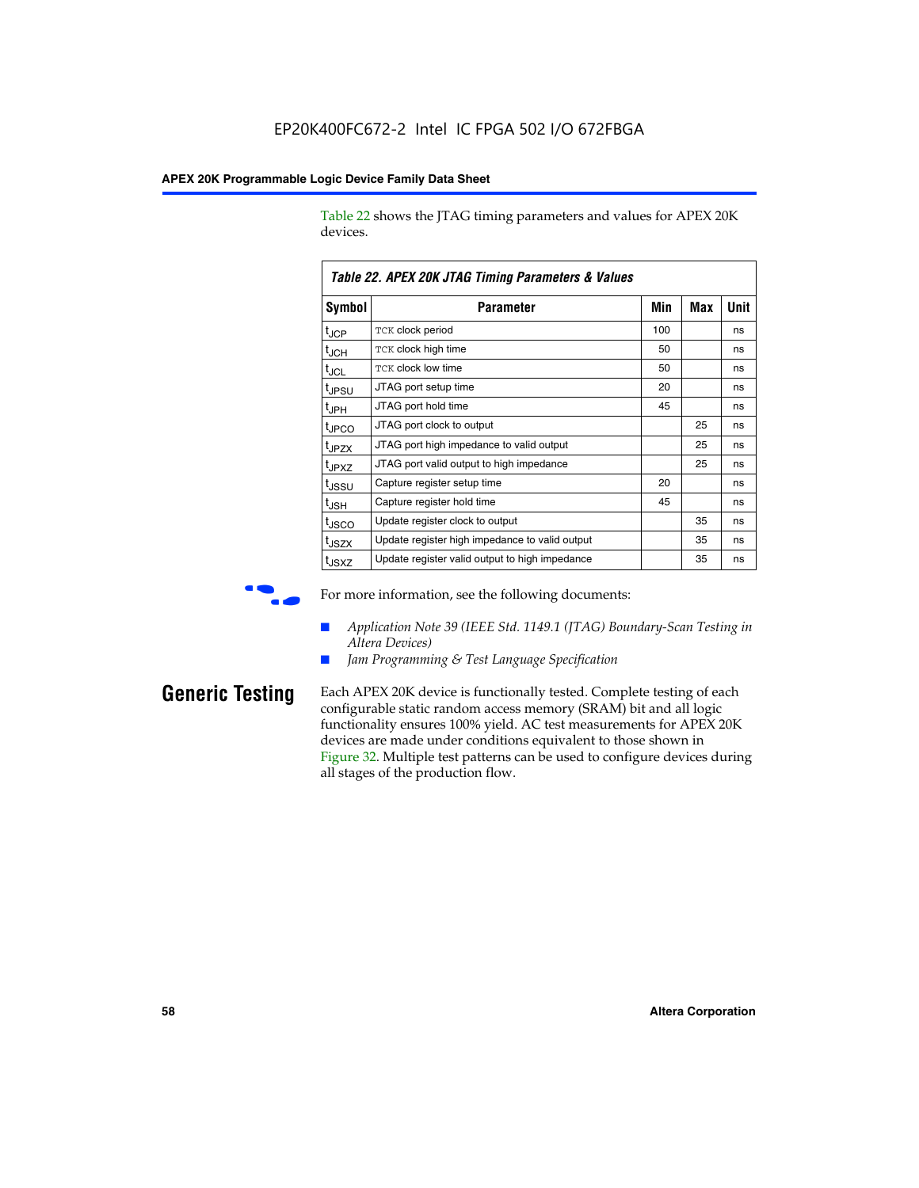Table 22 shows the JTAG timing parameters and values for APEX 20K devices.

**Table 22. APEX 20K JTAG Timing Parameters & Values**

| Symbol | Parameter | Min | Max | Unit |
|---|---|---|---|---|
| $t_{JCP}$ | TCK clock period | 100 | | ns |
| $t_{JCH}$ | TCK clock high time | 50 | | ns |
| $t_{JCL}$ | TCK clock low time | 50 | | ns |
| $t_{JPSU}$ | JTAG port setup time | 20 | | ns |
| $t_{JPH}$ | JTAG port hold time | 45 | | ns |
| $t_{JPCO}$ | JTAG port clock to output | | 25 | ns |
| $t_{JPZX}$ | JTAG port high impedance to valid output | | 25 | ns |
| $t_{JPXZ}$ | JTAG port valid output to high impedance | | 25 | ns |
| $t_{JSSU}$ | Capture register setup time | 20 | | ns |
| $t_{JSH}$ | Capture register hold time | 45 | | ns |
| $t_{JSCO}$ | Update register clock to output | | 35 | ns |
| $t_{JSZX}$ | Update register high impedance to valid output | | 35 | ns |
| $t_{JSXZ}$ | Update register valid output to high impedance | | 35 | ns |

For more information, see the following documents:

- *Application Note 39 (IEEE Std. 1149.1 (JTAG) Boundary-Scan Testing in Altera Devices)*
- *Jam Programming & Test Language Specification*

## Generic Testing

Each APEX 20K device is functionally tested. Complete testing of each configurable static random access memory (SRAM) bit and all logic functionality ensures 100% yield. AC test measurements for APEX 20K devices are made under conditions equivalent to those shown in Figure 32. Multiple test patterns can be used to configure devices during all stages of the production flow.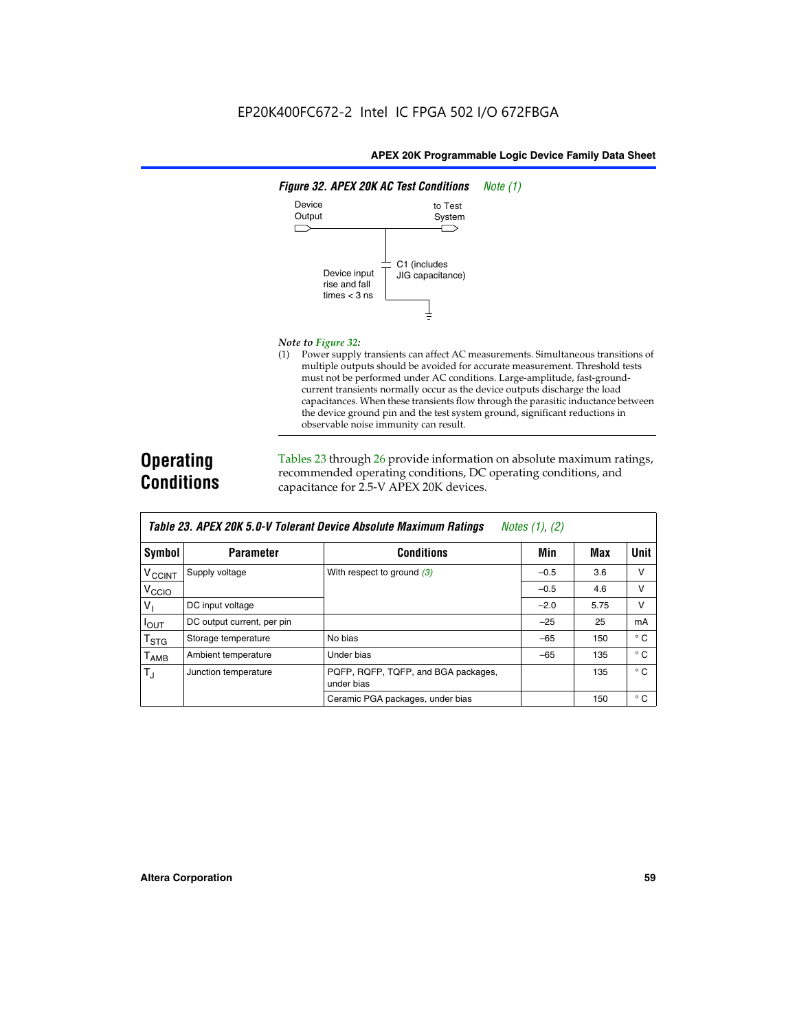**Figure 32. APEX 20K AC Test Conditions** *Note (1)*

Device Output

to Test System

C1 (includes JIG capacitance)

Device input rise and fall times < 3 ns

*Note to Figure 32:*

(1) Power supply transients can affect AC measurements. Simultaneous transitions of multiple outputs should be avoided for accurate measurement. Threshold tests must not be performed under AC conditions. Large-amplitude, fast-ground-current transients normally occur as the device outputs discharge the load capacitances. When these transients flow through the parasitic inductance between the device ground pin and the test system ground, significant reductions in observable noise immunity can result.

## Operating Conditions

Tables 23 through 26 provide information on absolute maximum ratings, recommended operating conditions, DC operating conditions, and capacitance for 2.5-V APEX 20K devices.

**Table 23. APEX 20K 5.0-V Tolerant Device Absolute Maximum Ratings** *Notes (1), (2)*

| Symbol | Parameter | Conditions | Min | Max | Unit |
|---|---|---|---|---|---|
| $V_{CCINT}$ | Supply voltage | With respect to ground *(3)* | –0.5 | 3.6 | V |
| $V_{CCIO}$ | | | –0.5 | 4.6 | V |
| $V_I$ | DC input voltage | | –2.0 | 5.75 | V |
| $I_{OUT}$ | DC output current, per pin | | –25 | 25 | mA |
| $T_{STG}$ | Storage temperature | No bias | –65 | 150 | ° C |
| $T_{AMB}$ | Ambient temperature | Under bias | –65 | 135 | ° C |
| $T_J$ | Junction temperature | PQFP, RQFP, TQFP, and BGA packages, under bias | | 135 | ° C |
| | | Ceramic PGA packages, under bias | | 150 | ° C |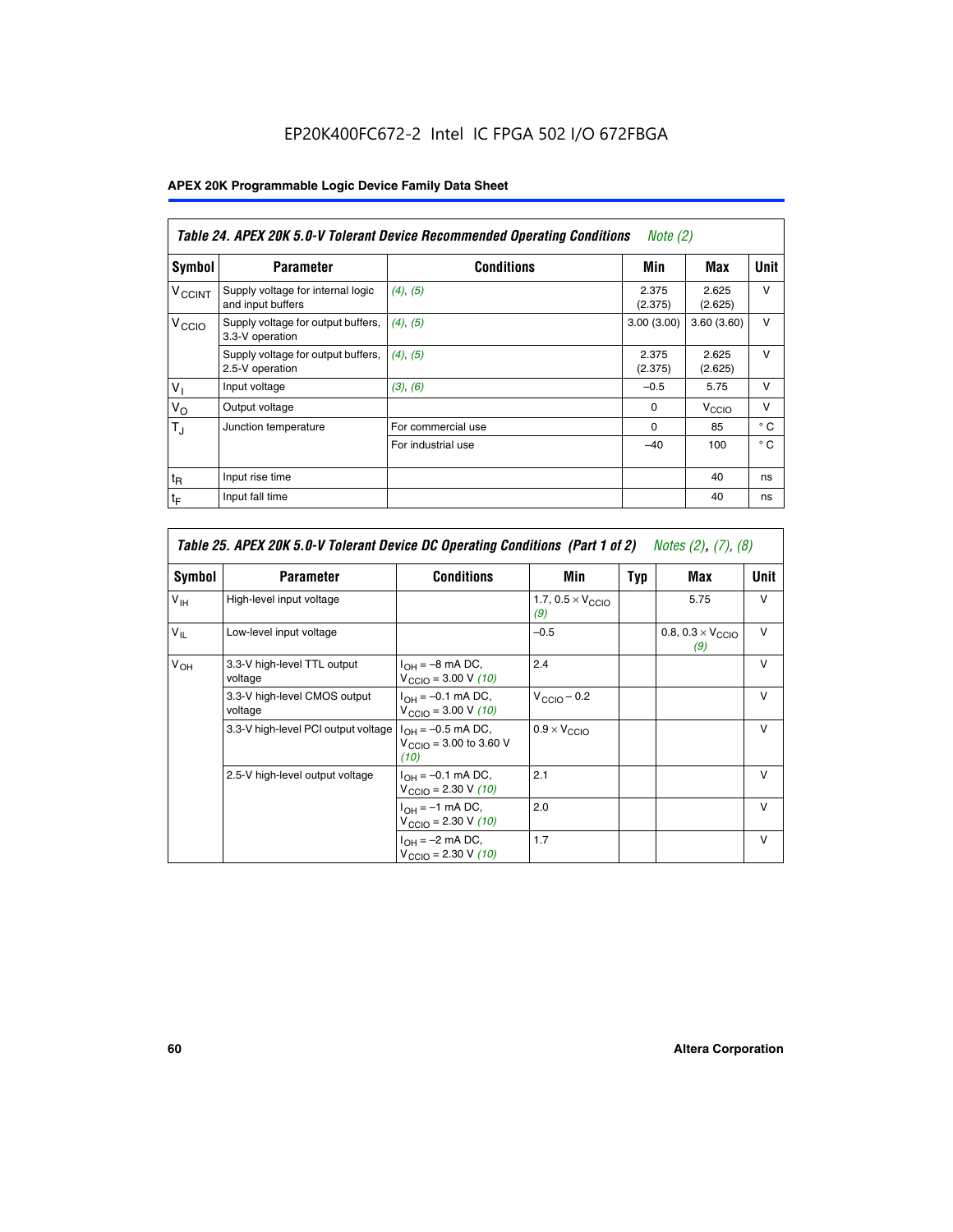EP20K400FC672-2 Intel IC FPGA 502 I/O 672FBGA

## APEX 20K Programmable Logic Device Family Data Sheet

| *Table 24. APEX 20K 5.0-V Tolerant Device Recommended Operating Conditions* *Note (2)* | | | | | |
|---|---|---|---|---|---|
| **Symbol** | **Parameter** | **Conditions** | **Min** | **Max** | **Unit** |
| $V_{CCINT}$ | Supply voltage for internal logic and input buffers | *(4), (5)* | 2.375 (2.375) | 2.625 (2.625) | V |
| $V_{CCIO}$ | Supply voltage for output buffers, 3.3-V operation | *(4), (5)* | 3.00 (3.00) | 3.60 (3.60) | V |
| | Supply voltage for output buffers, 2.5-V operation | *(4), (5)* | 2.375 (2.375) | 2.625 (2.625) | V |
| $V_I$ | Input voltage | *(3), (6)* | –0.5 | 5.75 | V |
| $V_O$ | Output voltage | | 0 | $V_{CCIO}$ | V |
| $T_J$ | Junction temperature | For commercial use | 0 | 85 | ° C |
| | | For industrial use | –40 | 100 | ° C |
| $t_R$ | Input rise time | | | 40 | ns |
| $t_F$ | Input fall time | | | 40 | ns |

| *Table 25. APEX 20K 5.0-V Tolerant Device DC Operating Conditions (Part 1 of 2)* *Notes (2), (7), (8)* | | | | | | |
|---|---|---|---|---|---|---|
| **Symbol** | **Parameter** | **Conditions** | **Min** | **Typ** | **Max** | **Unit** |
| $V_{IH}$ | High-level input voltage | | 1.7, 0.5 × $V_{CCIO}$ *(9)* | | 5.75 | V |
| $V_{IL}$ | Low-level input voltage | | –0.5 | | 0.8, 0.3 × $V_{CCIO}$ *(9)* | V |
| $V_{OH}$ | 3.3-V high-level TTL output voltage | $I_{OH}$ = –8 mA DC, $V_{CCIO}$ = 3.00 V *(10)* | 2.4 | | | V |
| | 3.3-V high-level CMOS output voltage | $I_{OH}$ = –0.1 mA DC, $V_{CCIO}$ = 3.00 V *(10)* | $V_{CCIO}$ – 0.2 | | | V |
| | 3.3-V high-level PCI output voltage | $I_{OH}$ = –0.5 mA DC, $V_{CCIO}$ = 3.00 to 3.60 V *(10)* | 0.9 × $V_{CCIO}$ | | | V |
| | 2.5-V high-level output voltage | $I_{OH}$ = –0.1 mA DC, $V_{CCIO}$ = 2.30 V *(10)* | 2.1 | | | V |
| | | $I_{OH}$ = –1 mA DC, $V_{CCIO}$ = 2.30 V *(10)* | 2.0 | | | V |
| | | $I_{OH}$ = –2 mA DC, $V_{CCIO}$ = 2.30 V *(10)* | 1.7 | | | V |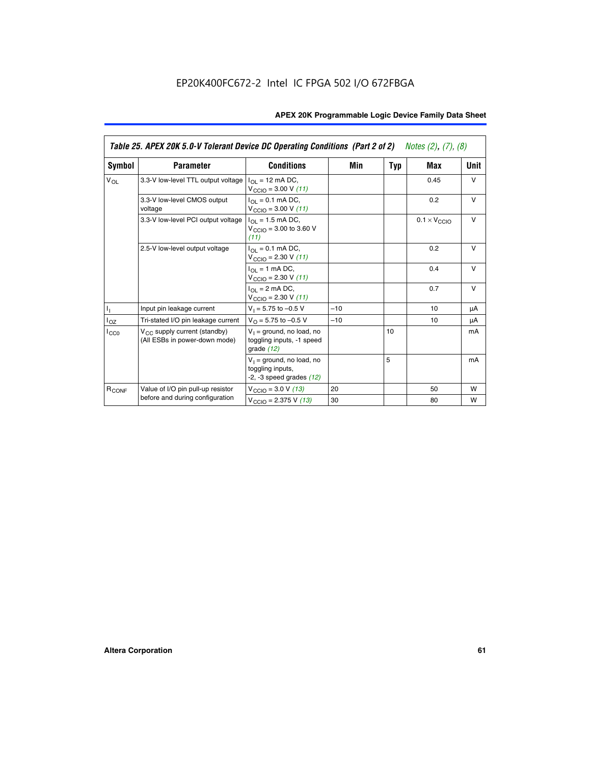EP20K400FC672-2 Intel IC FPGA 502 I/O 672FBGA

| Table 25. APEX 20K 5.0-V Tolerant Device DC Operating Conditions (Part 2 of 2) *Notes (2), (7), (8)* | | | | | | |
|---|---|---|---|---|---|---|
| **Symbol** | **Parameter** | **Conditions** | **Min** | **Typ** | **Max** | **Unit** |
| $V_{OL}$ | 3.3-V low-level TTL output voltage | $I_{OL}$ = 12 mA DC, $V_{CCIO}$ = 3.00 V *(11)* | | | 0.45 | V |
| | 3.3-V low-level CMOS output voltage | $I_{OL}$ = 0.1 mA DC, $V_{CCIO}$ = 3.00 V *(11)* | | | 0.2 | V |
| | 3.3-V low-level PCI output voltage | $I_{OL}$ = 1.5 mA DC, $V_{CCIO}$ = 3.00 to 3.60 V *(11)* | | | $0.1 \times V_{CCIO}$ | V |
| | 2.5-V low-level output voltage | $I_{OL}$ = 0.1 mA DC, $V_{CCIO}$ = 2.30 V *(11)* | | | 0.2 | V |
| | | $I_{OL}$ = 1 mA DC, $V_{CCIO}$ = 2.30 V *(11)* | | | 0.4 | V |
| | | $I_{OL}$ = 2 mA DC, $V_{CCIO}$ = 2.30 V *(11)* | | | 0.7 | V |
| $I_I$ | Input pin leakage current | $V_I$ = 5.75 to –0.5 V | –10 | | 10 | μA |
| $I_{OZ}$ | Tri-stated I/O pin leakage current | $V_O$ = 5.75 to –0.5 V | –10 | | 10 | μA |
| $I_{CC0}$ | $V_{CC}$ supply current (standby) (All ESBs in power-down mode) | $V_I$ = ground, no load, no toggling inputs, -1 speed grade *(12)* | | 10 | | mA |
| | | $V_I$ = ground, no load, no toggling inputs, -2, -3 speed grades *(12)* | | 5 | | mA |
| $R_{CONF}$ | Value of I/O pin pull-up resistor before and during configuration | $V_{CCIO}$ = 3.0 V *(13)* | 20 | | 50 | W |
| | | $V_{CCIO}$ = 2.375 V *(13)* | 30 | | 80 | W |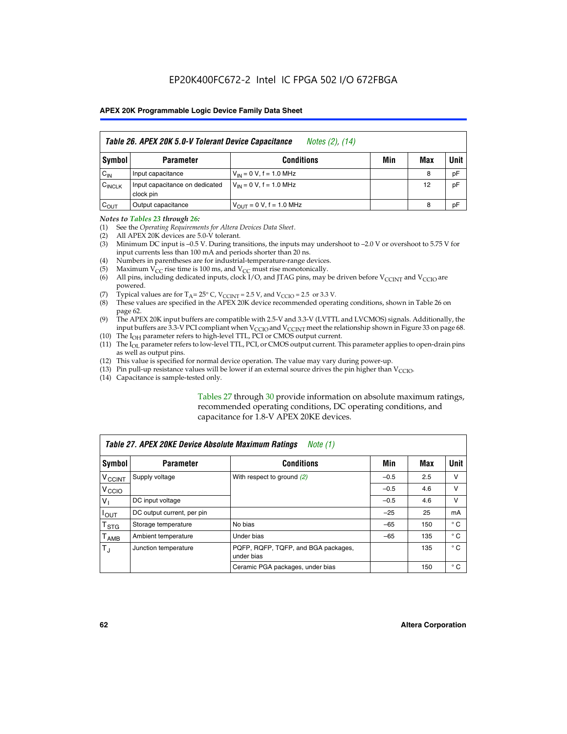EP20K400FC672-2 Intel IC FPGA 502 I/O 672FBGA

**Table 26. APEX 20K 5.0-V Tolerant Device Capacitance** *Notes (2), (14)*

| Symbol | Parameter | Conditions | Min | Max | Unit |
|---|---|---|---|---|---|
| $C_{IN}$ | Input capacitance | $V_{IN}$ = 0 V, f = 1.0 MHz | | 8 | pF |
| $C_{INCLK}$ | Input capacitance on dedicated clock pin | $V_{IN}$ = 0 V, f = 1.0 MHz | | 12 | pF |
| $C_{OUT}$ | Output capacitance | $V_{OUT}$ = 0 V, f = 1.0 MHz | | 8 | pF |

*Notes to Tables 23 through 26:*

1. See the *Operating Requirements for Altera Devices Data Sheet*.
2. All APEX 20K devices are 5.0-V tolerant.
3. Minimum DC input is –0.5 V. During transitions, the inputs may undershoot to –2.0 V or overshoot to 5.75 V for input currents less than 100 mA and periods shorter than 20 ns.
4. Numbers in parentheses are for industrial-temperature-range devices.
5. Maximum $V_{CC}$ rise time is 100 ms, and $V_{CC}$ must rise monotonically.
6. All pins, including dedicated inputs, clock I/O, and JTAG pins, may be driven before $V_{CCINT}$ and $V_{CCIO}$ are powered.
7. Typical values are for $T_A$ = 25° C, $V_{CCINT}$ = 2.5 V, and $V_{CCIO}$ = 2.5 or 3.3 V.
8. These values are specified in the APEX 20K device recommended operating conditions, shown in Table 26 on page 62.
9. The APEX 20K input buffers are compatible with 2.5-V and 3.3-V (LVTTL and LVCMOS) signals. Additionally, the input buffers are 3.3-V PCI compliant when $V_{CCIO}$ and $V_{CCINT}$ meet the relationship shown in Figure 33 on page 68.
10. The $I_{OH}$ parameter refers to high-level TTL, PCI or CMOS output current.
11. The $I_{OL}$ parameter refers to low-level TTL, PCI, or CMOS output current. This parameter applies to open-drain pins as well as output pins.
12. This value is specified for normal device operation. The value may vary during power-up.
13. Pin pull-up resistance values will be lower if an external source drives the pin higher than $V_{CCIO}$.
14. Capacitance is sample-tested only.

Tables 27 through 30 provide information on absolute maximum ratings, recommended operating conditions, DC operating conditions, and capacitance for 1.8-V APEX 20KE devices.

**Table 27. APEX 20KE Device Absolute Maximum Ratings** *Note (1)*

| Symbol | Parameter | Conditions | Min | Max | Unit |
|---|---|---|---|---|---|
| $V_{CCINT}$ | Supply voltage | With respect to ground *(2)* | –0.5 | 2.5 | V |
| $V_{CCIO}$ | | | –0.5 | 4.6 | V |
| $V_I$ | DC input voltage | | –0.5 | 4.6 | V |
| $I_{OUT}$ | DC output current, per pin | | –25 | 25 | mA |
| $T_{STG}$ | Storage temperature | No bias | –65 | 150 | ° C |
| $T_{AMB}$ | Ambient temperature | Under bias | –65 | 135 | ° C |
| $T_J$ | Junction temperature | PQFP, RQFP, TQFP, and BGA packages, under bias | | 135 | ° C |
| | | Ceramic PGA packages, under bias | | 150 | ° C |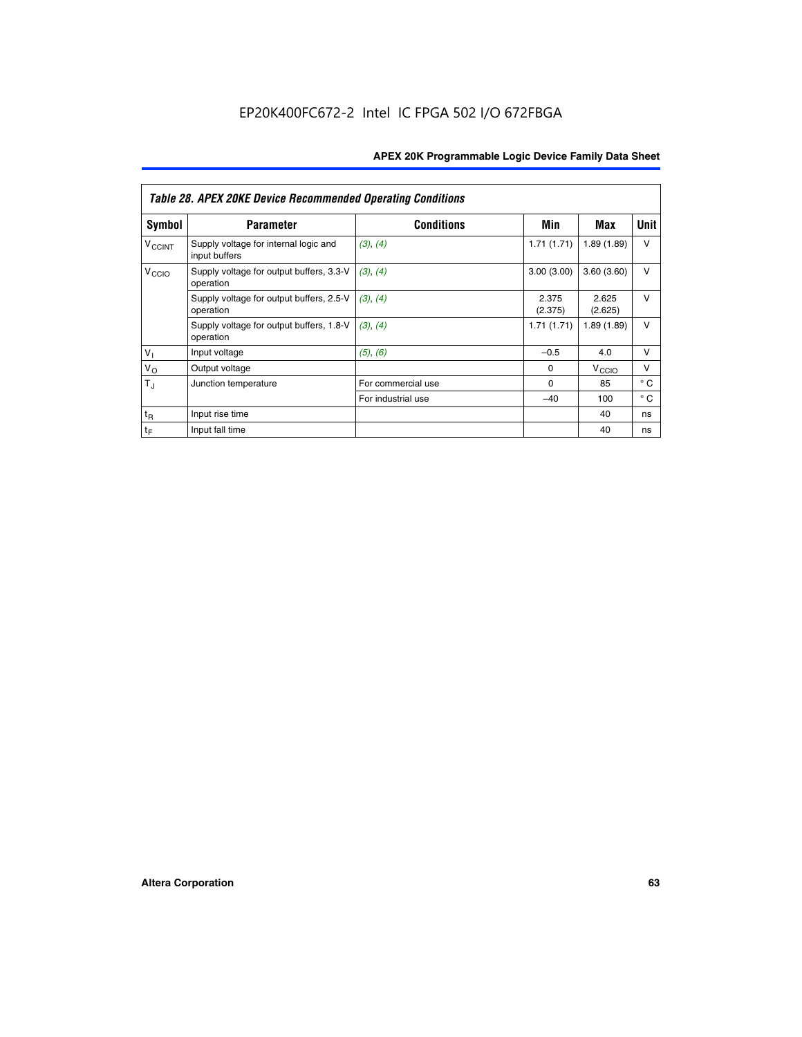EP20K400FC672-2 Intel IC FPGA 502 I/O 672FBGA

| Table 28. APEX 20KE Device Recommended Operating Conditions | | | | | |
|---|---|---|---|---|---|
| Symbol | Parameter | Conditions | Min | Max | Unit |
| $V_{CCINT}$ | Supply voltage for internal logic and input buffers | (3), (4) | 1.71 (1.71) | 1.89 (1.89) | V |
| $V_{CCIO}$ | Supply voltage for output buffers, 3.3-V operation | (3), (4) | 3.00 (3.00) | 3.60 (3.60) | V |
| | Supply voltage for output buffers, 2.5-V operation | (3), (4) | 2.375 (2.375) | 2.625 (2.625) | V |
| | Supply voltage for output buffers, 1.8-V operation | (3), (4) | 1.71 (1.71) | 1.89 (1.89) | V |
| $V_I$ | Input voltage | (5), (6) | –0.5 | 4.0 | V |
| $V_O$ | Output voltage | | 0 | $V_{CCIO}$ | V |
| $T_J$ | Junction temperature | For commercial use | 0 | 85 | ° C |
| | | For industrial use | –40 | 100 | ° C |
| $t_R$ | Input rise time | | | 40 | ns |
| $t_F$ | Input fall time | | | 40 | ns |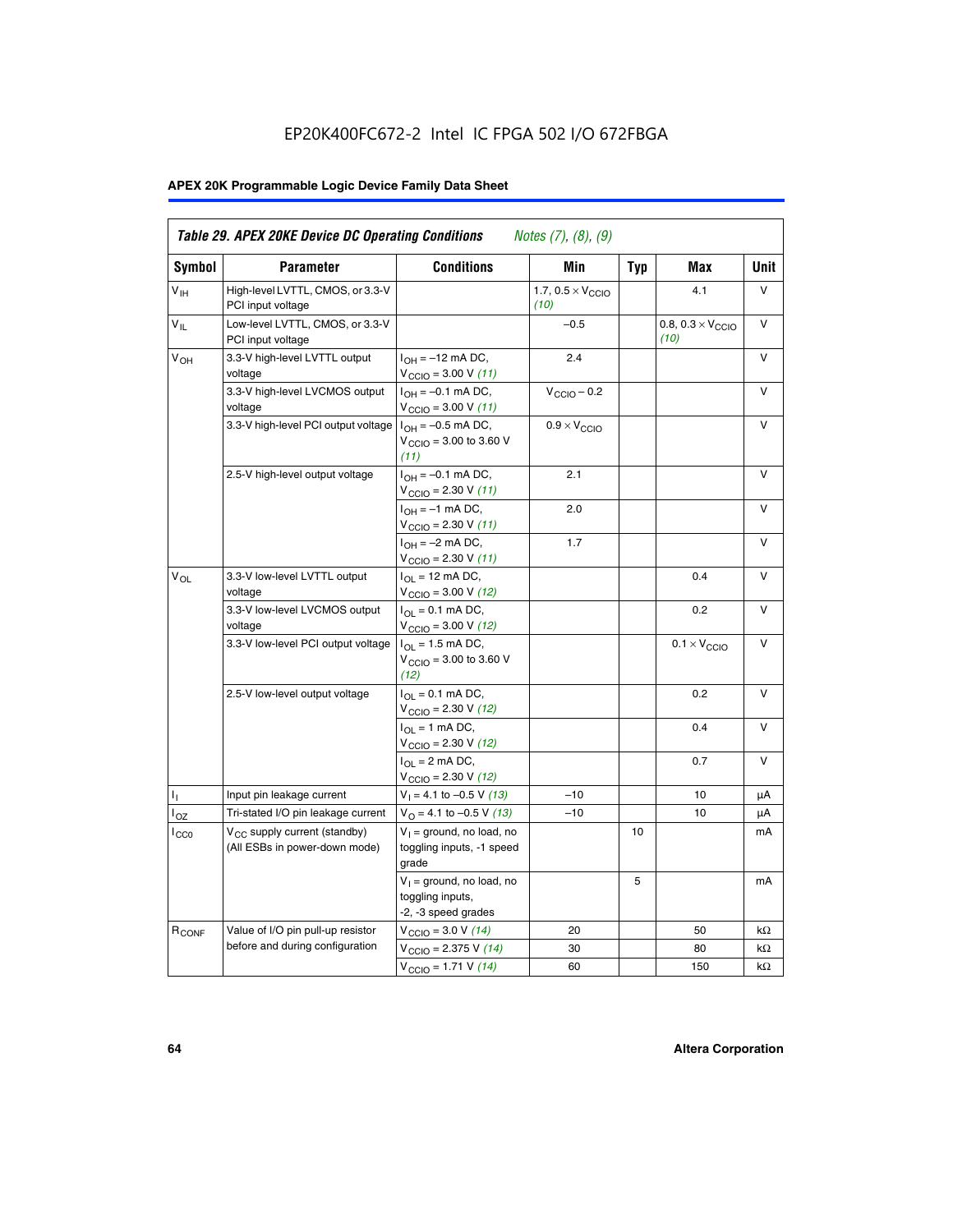EP20K400FC672-2 Intel IC FPGA 502 I/O 672FBGA

**Table 29. APEX 20KE Device DC Operating Conditions** *Notes (7), (8), (9)*

| Symbol | Parameter | Conditions | Min | Typ | Max | Unit |
|---|---|---|---|---|---|---|
| $V_{IH}$ | High-level LVTTL, CMOS, or 3.3-V PCI input voltage | | 1.7, 0.5 × $V_{CCIO}$ *(10)* | | 4.1 | V |
| $V_{IL}$ | Low-level LVTTL, CMOS, or 3.3-V PCI input voltage | | –0.5 | | 0.8, 0.3 × $V_{CCIO}$ *(10)* | V |
| $V_{OH}$ | 3.3-V high-level LVTTL output voltage | $I_{OH}$ = –12 mA DC, $V_{CCIO}$ = 3.00 V *(11)* | 2.4 | | | V |
| | 3.3-V high-level LVCMOS output voltage | $I_{OH}$ = –0.1 mA DC, $V_{CCIO}$ = 3.00 V *(11)* | $V_{CCIO}$ – 0.2 | | | V |
| | 3.3-V high-level PCI output voltage | $I_{OH}$ = –0.5 mA DC, $V_{CCIO}$ = 3.00 to 3.60 V *(11)* | 0.9 × $V_{CCIO}$ | | | V |
| | 2.5-V high-level output voltage | $I_{OH}$ = –0.1 mA DC, $V_{CCIO}$ = 2.30 V *(11)* | 2.1 | | | V |
| | | $I_{OH}$ = –1 mA DC, $V_{CCIO}$ = 2.30 V *(11)* | 2.0 | | | V |
| | | $I_{OH}$ = –2 mA DC, $V_{CCIO}$ = 2.30 V *(11)* | 1.7 | | | V |
| $V_{OL}$ | 3.3-V low-level LVTTL output voltage | $I_{OL}$ = 12 mA DC, $V_{CCIO}$ = 3.00 V *(12)* | | | 0.4 | V |
| | 3.3-V low-level LVCMOS output voltage | $I_{OL}$ = 0.1 mA DC, $V_{CCIO}$ = 3.00 V *(12)* | | | 0.2 | V |
| | 3.3-V low-level PCI output voltage | $I_{OL}$ = 1.5 mA DC, $V_{CCIO}$ = 3.00 to 3.60 V *(12)* | | | 0.1 × $V_{CCIO}$ | V |
| | 2.5-V low-level output voltage | $I_{OL}$ = 0.1 mA DC, $V_{CCIO}$ = 2.30 V *(12)* | | | 0.2 | V |
| | | $I_{OL}$ = 1 mA DC, $V_{CCIO}$ = 2.30 V *(12)* | | | 0.4 | V |
| | | $I_{OL}$ = 2 mA DC, $V_{CCIO}$ = 2.30 V *(12)* | | | 0.7 | V |
| $I_I$ | Input pin leakage current | $V_I$ = 4.1 to –0.5 V *(13)* | –10 | | 10 | µA |
| $I_{OZ}$ | Tri-stated I/O pin leakage current | $V_O$ = 4.1 to –0.5 V *(13)* | –10 | | 10 | µA |
| $I_{CC0}$ | $V_{CC}$ supply current (standby) (All ESBs in power-down mode) | $V_I$ = ground, no load, no toggling inputs, -1 speed grade | | 10 | | mA |
| | | $V_I$ = ground, no load, no toggling inputs, -2, -3 speed grades | | 5 | | mA |
| $R_{CONF}$ | Value of I/O pin pull-up resistor before and during configuration | $V_{CCIO}$ = 3.0 V *(14)* | 20 | | 50 | kΩ |
| | | $V_{CCIO}$ = 2.375 V *(14)* | 30 | | 80 | kΩ |
| | | $V_{CCIO}$ = 1.71 V *(14)* | 60 | | 150 | kΩ |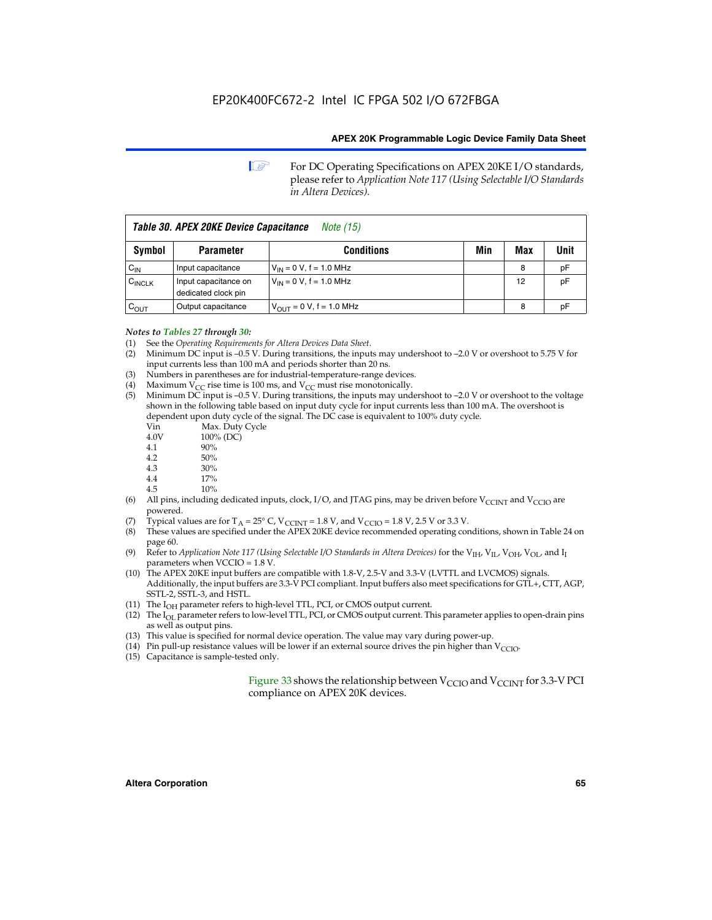For DC Operating Specifications on APEX 20KE I/O standards, please refer to *Application Note 117 (Using Selectable I/O Standards in Altera Devices).*

**Table 30. APEX 20KE Device Capacitance** *Note (15)*

| Symbol | Parameter | Conditions | Min | Max | Unit |
|---|---|---|---|---|---|
| $C_{IN}$ | Input capacitance | $V_{IN}$ = 0 V, f = 1.0 MHz | | 8 | pF |
| $C_{INCLK}$ | Input capacitance on dedicated clock pin | $V_{IN}$ = 0 V, f = 1.0 MHz | | 12 | pF |
| $C_{OUT}$ | Output capacitance | $V_{OUT}$ = 0 V, f = 1.0 MHz | | 8 | pF |

*Notes to Tables 27 through 30:*

(1) See the *Operating Requirements for Altera Devices Data Sheet*.
(2) Minimum DC input is –0.5 V. During transitions, the inputs may undershoot to –2.0 V or overshoot to 5.75 V for input currents less than 100 mA and periods shorter than 20 ns.
(3) Numbers in parentheses are for industrial-temperature-range devices.
(4) Maximum $V_{CC}$ rise time is 100 ms, and $V_{CC}$ must rise monotonically.
(5) Minimum DC input is –0.5 V. During transitions, the inputs may undershoot to –2.0 V or overshoot to the voltage shown in the following table based on input duty cycle for input currents less than 100 mA. The overshoot is dependent upon duty cycle of the signal. The DC case is equivalent to 100% duty cycle.

| Vin | Max. Duty Cycle |
|---|---|
| 4.0V | 100% (DC) |
| 4.1 | 90% |
| 4.2 | 50% |
| 4.3 | 30% |
| 4.4 | 17% |
| 4.5 | 10% |

(6) All pins, including dedicated inputs, clock, I/O, and JTAG pins, may be driven before $V_{CCINT}$ and $V_{CCIO}$ are powered.
(7) Typical values are for $T_A$ = 25° C, $V_{CCINT}$ = 1.8 V, and $V_{CCIO}$ = 1.8 V, 2.5 V or 3.3 V.
(8) These values are specified under the APEX 20KE device recommended operating conditions, shown in Table 24 on page 60.
(9) Refer to *Application Note 117 (Using Selectable I/O Standards in Altera Devices)* for the $V_{IH}$, $V_{IL}$, $V_{OH}$, $V_{OL}$, and $I_I$ parameters when VCCIO = 1.8 V.
(10) The APEX 20KE input buffers are compatible with 1.8-V, 2.5-V and 3.3-V (LVTTL and LVCMOS) signals. Additionally, the input buffers are 3.3-V PCI compliant. Input buffers also meet specifications for GTL+, CTT, AGP, SSTL-2, SSTL-3, and HSTL.
(11) The $I_{OH}$ parameter refers to high-level TTL, PCI, or CMOS output current.
(12) The $I_{OL}$ parameter refers to low-level TTL, PCI, or CMOS output current. This parameter applies to open-drain pins as well as output pins.
(13) This value is specified for normal device operation. The value may vary during power-up.
(14) Pin pull-up resistance values will be lower if an external source drives the pin higher than $V_{CCIO}$.
(15) Capacitance is sample-tested only.

Figure 33 shows the relationship between $V_{CCIO}$ and $V_{CCINT}$ for 3.3-V PCI compliance on APEX 20K devices.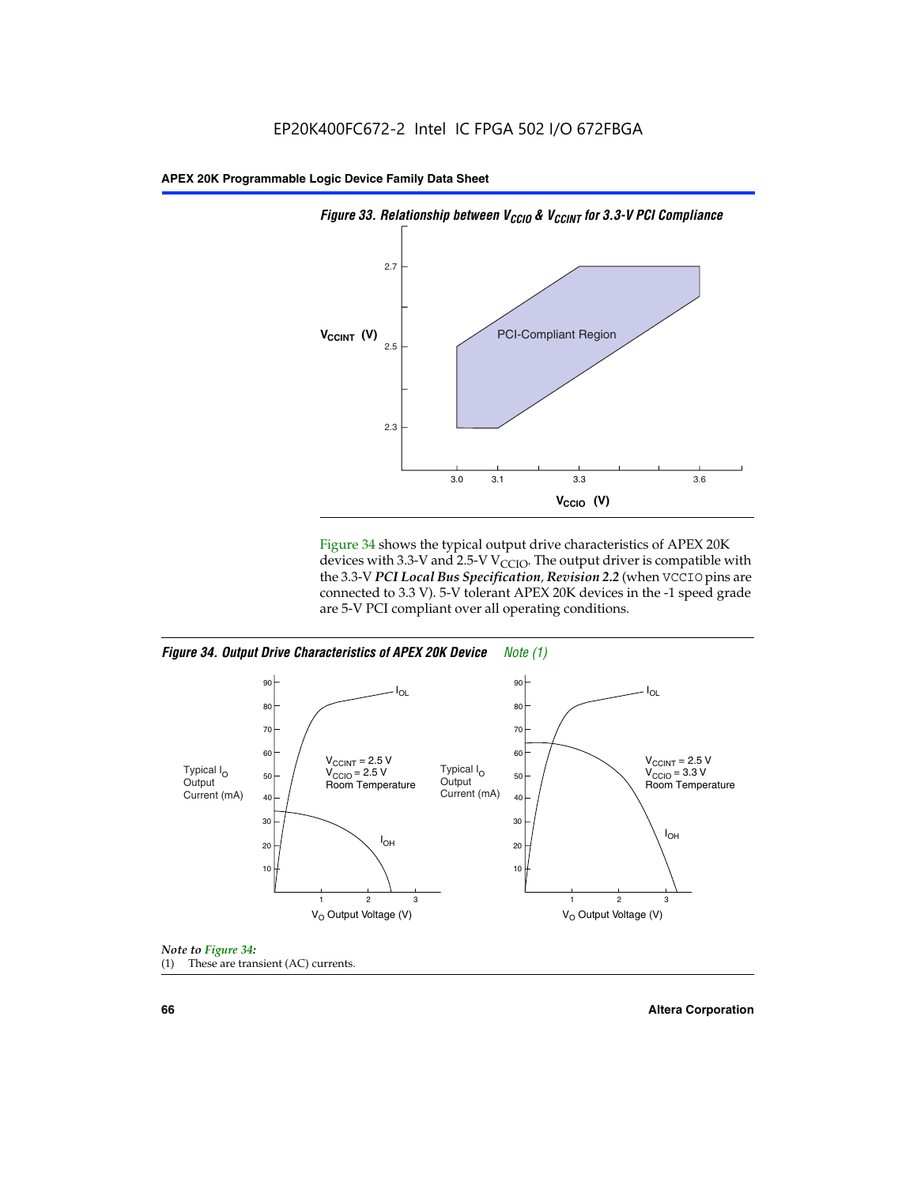EP20K400FC672-2 Intel IC FPGA 502 I/O 672FBGA

**Figure 33. Relationship between $V_{CCIO}$ & $V_{CCINT}$ for 3.3-V PCI Compliance**

Figure 34 shows the typical output drive characteristics of APEX 20K devices with 3.3-V and 2.5-V $V_{CCIO}$. The output driver is compatible with the 3.3-V ***PCI Local Bus Specification, Revision 2.2*** (when `VCCIO` pins are connected to 3.3 V). 5-V tolerant APEX 20K devices in the -1 speed grade are 5-V PCI compliant over all operating conditions.

**Figure 34. Output Drive Characteristics of APEX 20K Device** *Note (1)*

*Note to Figure 34:*

(1) These are transient (AC) currents.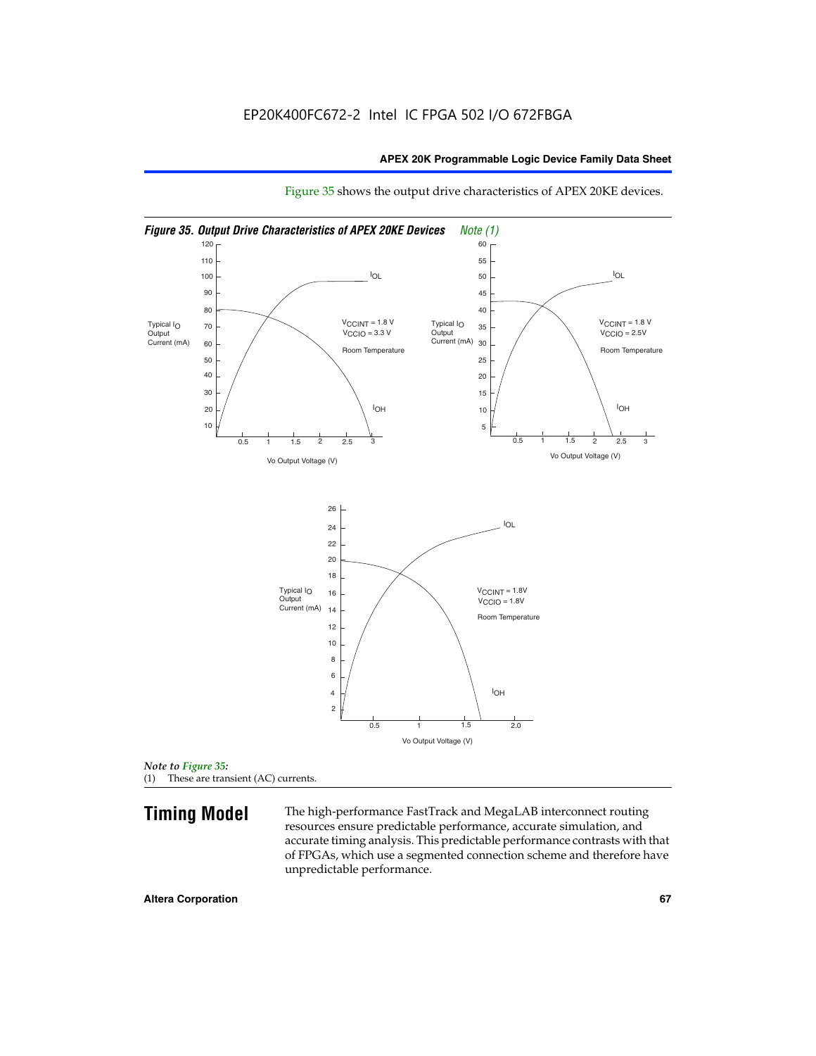Figure 35 shows the output drive characteristics of APEX 20KE devices.

*Figure 35. Output Drive Characteristics of APEX 20KE Devices Note (1)*

*Note to Figure 35:*

(1) These are transient (AC) currents.

## Timing Model

The high-performance FastTrack and MegaLAB interconnect routing resources ensure predictable performance, accurate simulation, and accurate timing analysis. This predictable performance contrasts with that of FPGAs, which use a segmented connection scheme and therefore have unpredictable performance.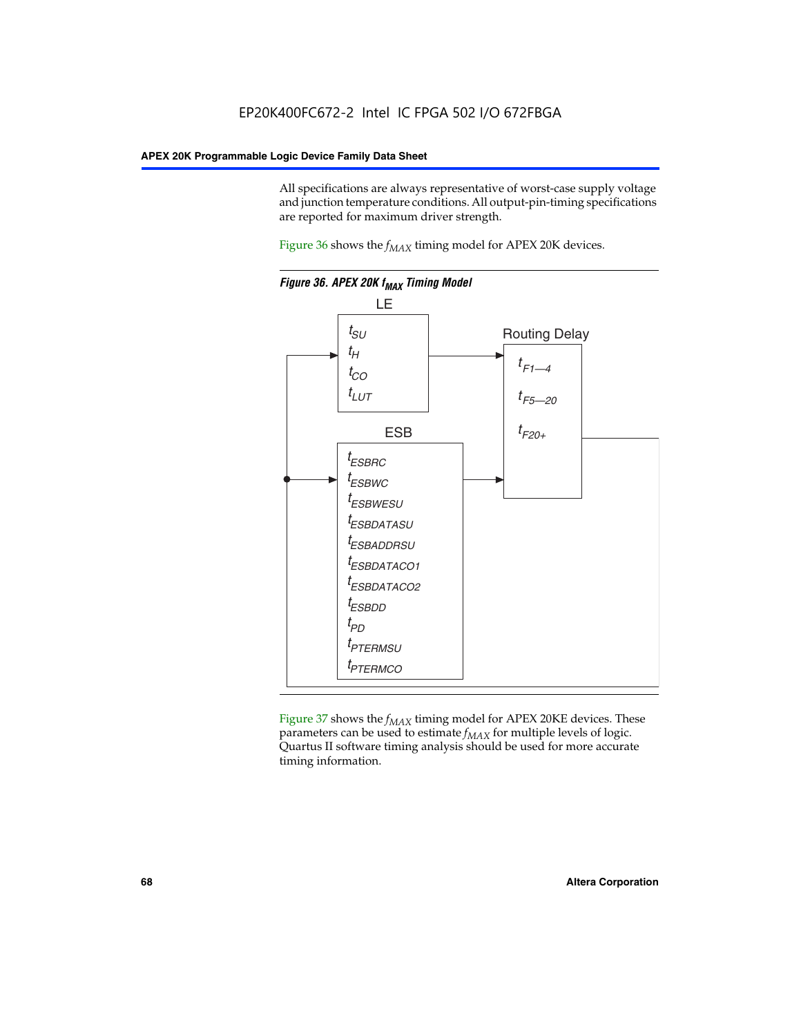All specifications are always representative of worst-case supply voltage and junction temperature conditions. All output-pin-timing specifications are reported for maximum driver strength.

Figure 36 shows the $f_{MAX}$ timing model for APEX 20K devices.

*Figure 36. APEX 20K $f_{MAX}$ Timing Model*

LE

$t_{SU}$
$t_{H}$
$t_{CO}$
$t_{LUT}$

Routing Delay

$t_{F1—4}$
$t_{F5—20}$
$t_{F20+}$

ESB

$t_{ESBRC}$
$t_{ESBWC}$
$t_{ESBWESU}$
$t_{ESBDATASU}$
$t_{ESBADDRSU}$
$t_{ESBDATACO1}$
$t_{ESBDATACO2}$
$t_{ESBDD}$
$t_{PD}$
$t_{PTERMSU}$
$t_{PTERMCO}$

Figure 37 shows the $f_{MAX}$ timing model for APEX 20KE devices. These parameters can be used to estimate $f_{MAX}$ for multiple levels of logic. Quartus II software timing analysis should be used for more accurate timing information.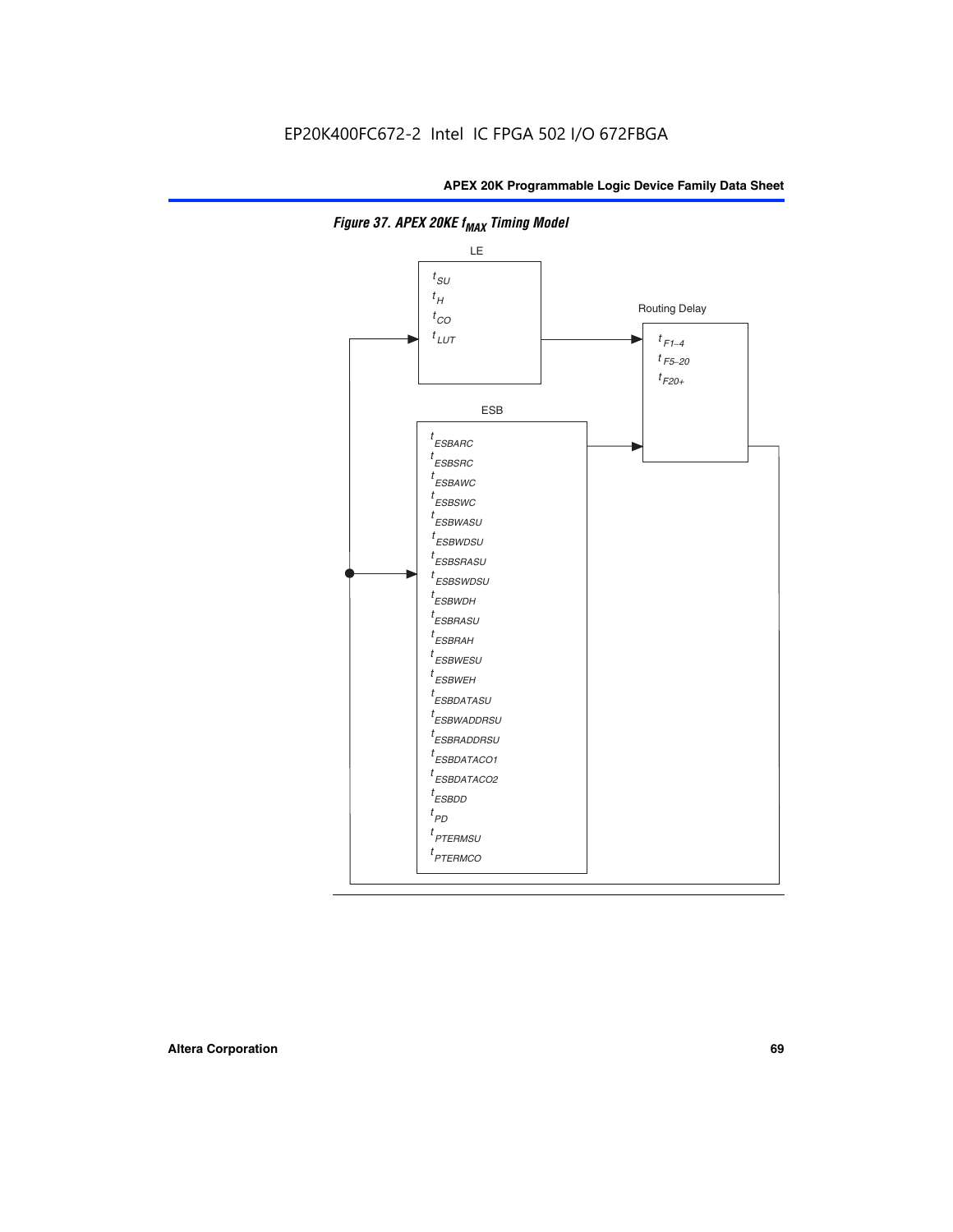EP20K400FC672-2 Intel IC FPGA 502 I/O 672FBGA

**Figure 37. APEX 20KE $f_{MAX}$ Timing Model**

LE

$t_{SU}$
$t_{H}$
$t_{CO}$
$t_{LUT}$

Routing Delay

$t_{F1-4}$
$t_{F5-20}$
$t_{F20+}$

ESB

$t_{ESBARC}$
$t_{ESBSRC}$
$t_{ESBAWC}$
$t_{ESBSWC}$
$t_{ESBWASU}$
$t_{ESBWDSU}$
$t_{ESBSRASU}$
$t_{ESBSWDSU}$
$t_{ESBWDH}$
$t_{ESBRASU}$
$t_{ESBRAH}$
$t_{ESBWESU}$
$t_{ESBWEH}$
$t_{ESBDATASU}$
$t_{ESBWADDRSU}$
$t_{ESBRADDRSU}$
$t_{ESBDATACO1}$
$t_{ESBDATACO2}$
$t_{ESBDD}$
$t_{PD}$
$t_{PTERMSU}$
$t_{PTERMCO}$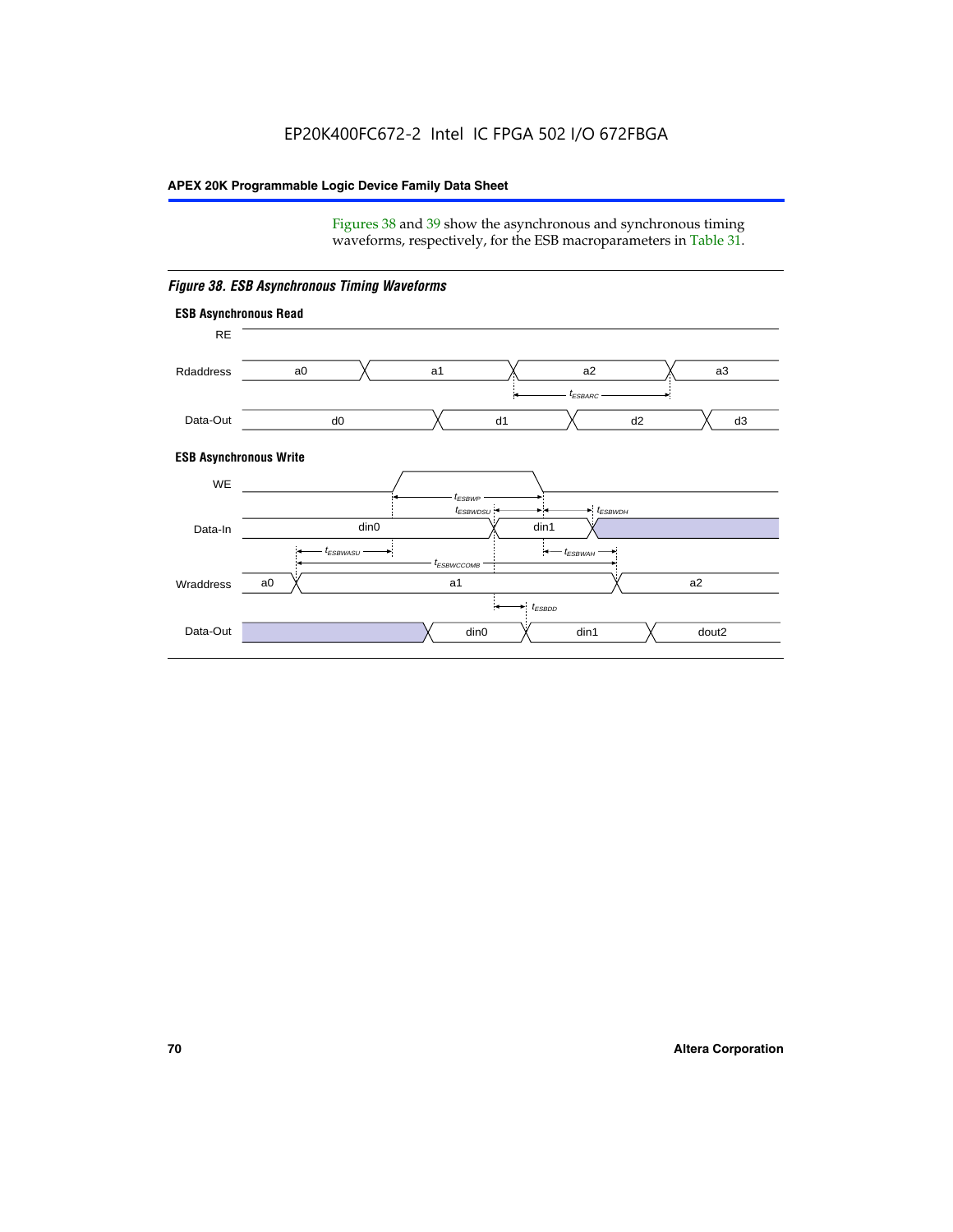Figures 38 and 39 show the asynchronous and synchronous timing waveforms, respectively, for the ESB macroparameters in Table 31.

***Figure 38. ESB Asynchronous Timing Waveforms***

**ESB Asynchronous Read**

RE

Rdaddress: a0, a1, a2, a3

$t_{ESBARC}$

Data-Out: d0, d1, d2, d3

**ESB Asynchronous Write**

WE

$t_{ESBWP}$

$t_{ESBWDSU}$ $t_{ESBWDH}$

Data-In: din0, din1

$t_{ESBWASU}$ $t_{ESBWAH}$

$t_{ESBWCCOMB}$

Wraddress: a0, a1, a2

$t_{ESBDD}$

Data-Out: din0, din1, dout2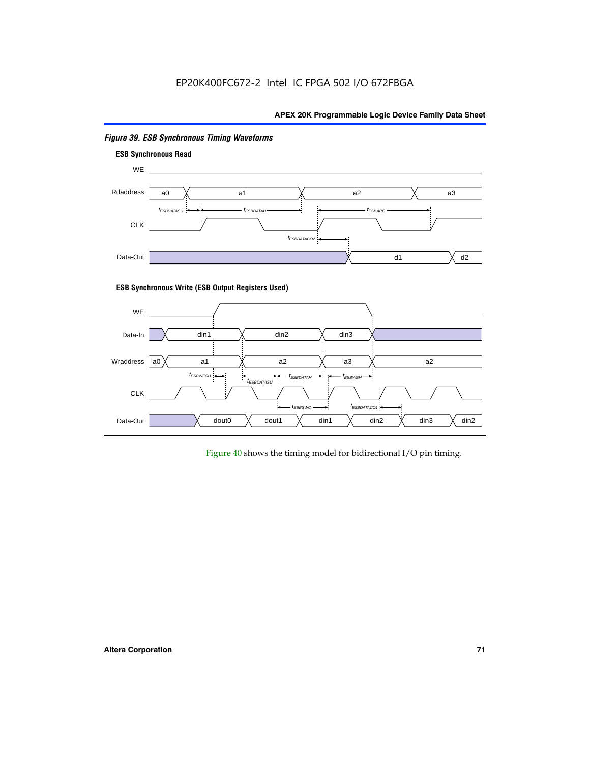EP20K400FC672-2 Intel IC FPGA 502 I/O 672FBGA

*Figure 39. ESB Synchronous Timing Waveforms*

**ESB Synchronous Read**

**ESB Synchronous Write (ESB Output Registers Used)**

Figure 40 shows the timing model for bidirectional I/O pin timing.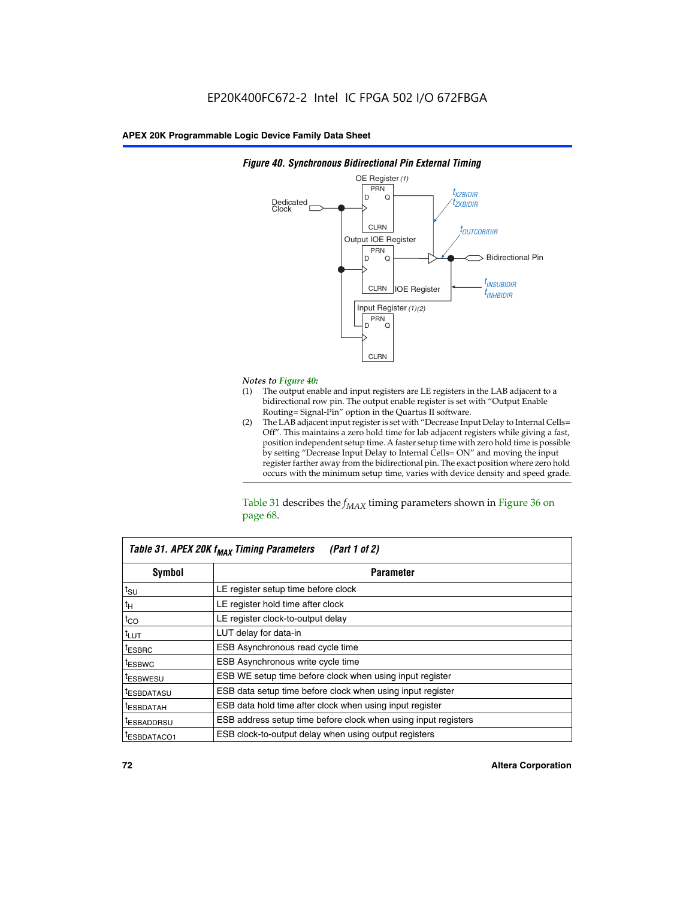**Figure 40. Synchronous Bidirectional Pin External Timing**

*Notes to Figure 40:*

(1) The output enable and input registers are LE registers in the LAB adjacent to a bidirectional row pin. The output enable register is set with "Output Enable Routing= Signal-Pin" option in the Quartus II software.

(2) The LAB adjacent input register is set with "Decrease Input Delay to Internal Cells= Off". This maintains a zero hold time for lab adjacent registers while giving a fast, position independent setup time. A faster setup time with zero hold time is possible by setting "Decrease Input Delay to Internal Cells= ON" and moving the input register farther away from the bidirectional pin. The exact position where zero hold occurs with the minimum setup time, varies with device density and speed grade.

Table 31 describes the $f_{MAX}$ timing parameters shown in Figure 36 on page 68.

**Table 31. APEX 20K $f_{MAX}$ Timing Parameters (Part 1 of 2)**

| Symbol | Parameter |
|---|---|
| $t_{SU}$ | LE register setup time before clock |
| $t_{H}$ | LE register hold time after clock |
| $t_{CO}$ | LE register clock-to-output delay |
| $t_{LUT}$ | LUT delay for data-in |
| $t_{ESBRC}$ | ESB Asynchronous read cycle time |
| $t_{ESBWC}$ | ESB Asynchronous write cycle time |
| $t_{ESBWESU}$ | ESB WE setup time before clock when using input register |
| $t_{ESBDATASU}$ | ESB data setup time before clock when using input register |
| $t_{ESBDATAH}$ | ESB data hold time after clock when using input register |
| $t_{ESBADDRSU}$ | ESB address setup time before clock when using input registers |
| $t_{ESBDATACO1}$ | ESB clock-to-output delay when using output registers |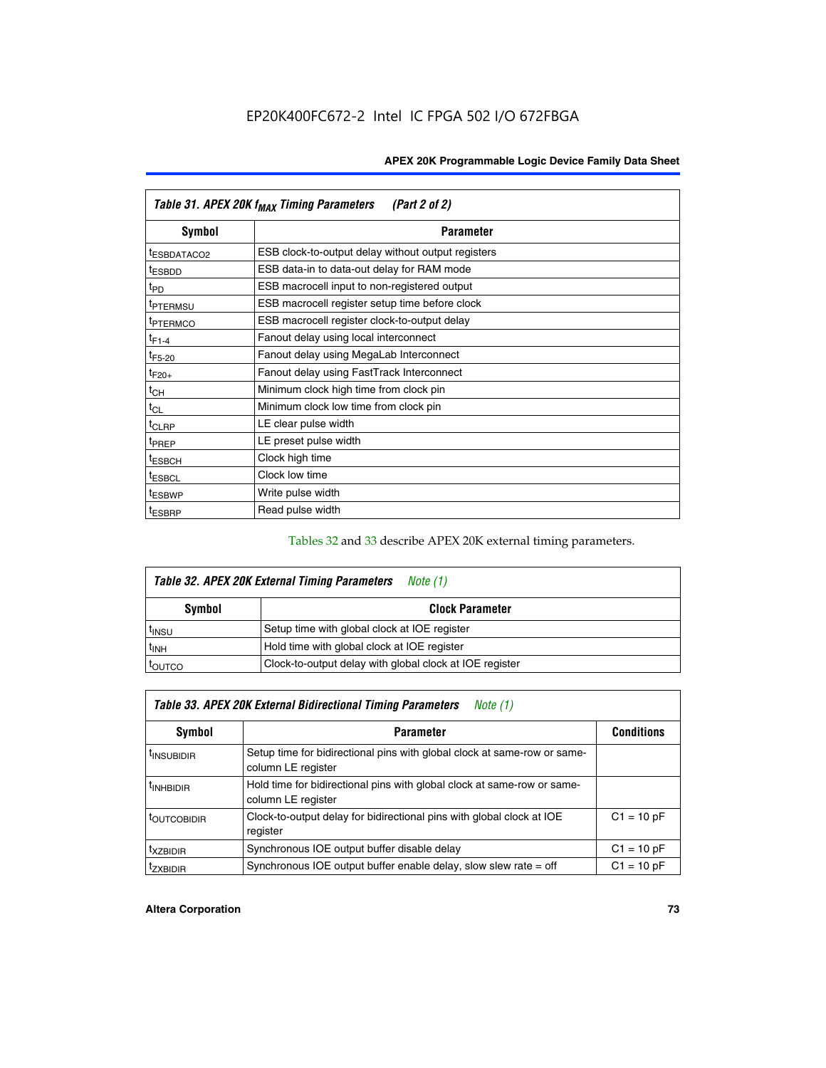EP20K400FC672-2 Intel IC FPGA 502 I/O 672FBGA

| Table 31. APEX 20K $f_{MAX}$ Timing Parameters (Part 2 of 2) | |
|---|---|
| **Symbol** | **Parameter** |
| $t_{ESBDATACO2}$ | ESB clock-to-output delay without output registers |
| $t_{ESBDD}$ | ESB data-in to data-out delay for RAM mode |
| $t_{PD}$ | ESB macrocell input to non-registered output |
| $t_{PTERMSU}$ | ESB macrocell register setup time before clock |
| $t_{PTERMCO}$ | ESB macrocell register clock-to-output delay |
| $t_{F1-4}$ | Fanout delay using local interconnect |
| $t_{F5-20}$ | Fanout delay using MegaLab Interconnect |
| $t_{F20+}$ | Fanout delay using FastTrack Interconnect |
| $t_{CH}$ | Minimum clock high time from clock pin |
| $t_{CL}$ | Minimum clock low time from clock pin |
| $t_{CLRP}$ | LE clear pulse width |
| $t_{PREP}$ | LE preset pulse width |
| $t_{ESBCH}$ | Clock high time |
| $t_{ESBCL}$ | Clock low time |
| $t_{ESBWP}$ | Write pulse width |
| $t_{ESBRP}$ | Read pulse width |

Tables 32 and 33 describe APEX 20K external timing parameters.

| Table 32. APEX 20K External Timing Parameters *Note (1)* | |
|---|---|
| **Symbol** | **Clock Parameter** |
| $t_{INSU}$ | Setup time with global clock at IOE register |
| $t_{INH}$ | Hold time with global clock at IOE register |
| $t_{OUTCO}$ | Clock-to-output delay with global clock at IOE register |

| Table 33. APEX 20K External Bidirectional Timing Parameters *Note (1)* | | |
|---|---|---|
| **Symbol** | **Parameter** | **Conditions** |
| $t_{INSUBIDIR}$ | Setup time for bidirectional pins with global clock at same-row or same-column LE register | |
| $t_{INHBIDIR}$ | Hold time for bidirectional pins with global clock at same-row or same-column LE register | |
| $t_{OUTCOBIDIR}$ | Clock-to-output delay for bidirectional pins with global clock at IOE register | C1 = 10 pF |
| $t_{XZBIDIR}$ | Synchronous IOE output buffer disable delay | C1 = 10 pF |
| $t_{ZXBIDIR}$ | Synchronous IOE output buffer enable delay, slow slew rate = off | C1 = 10 pF |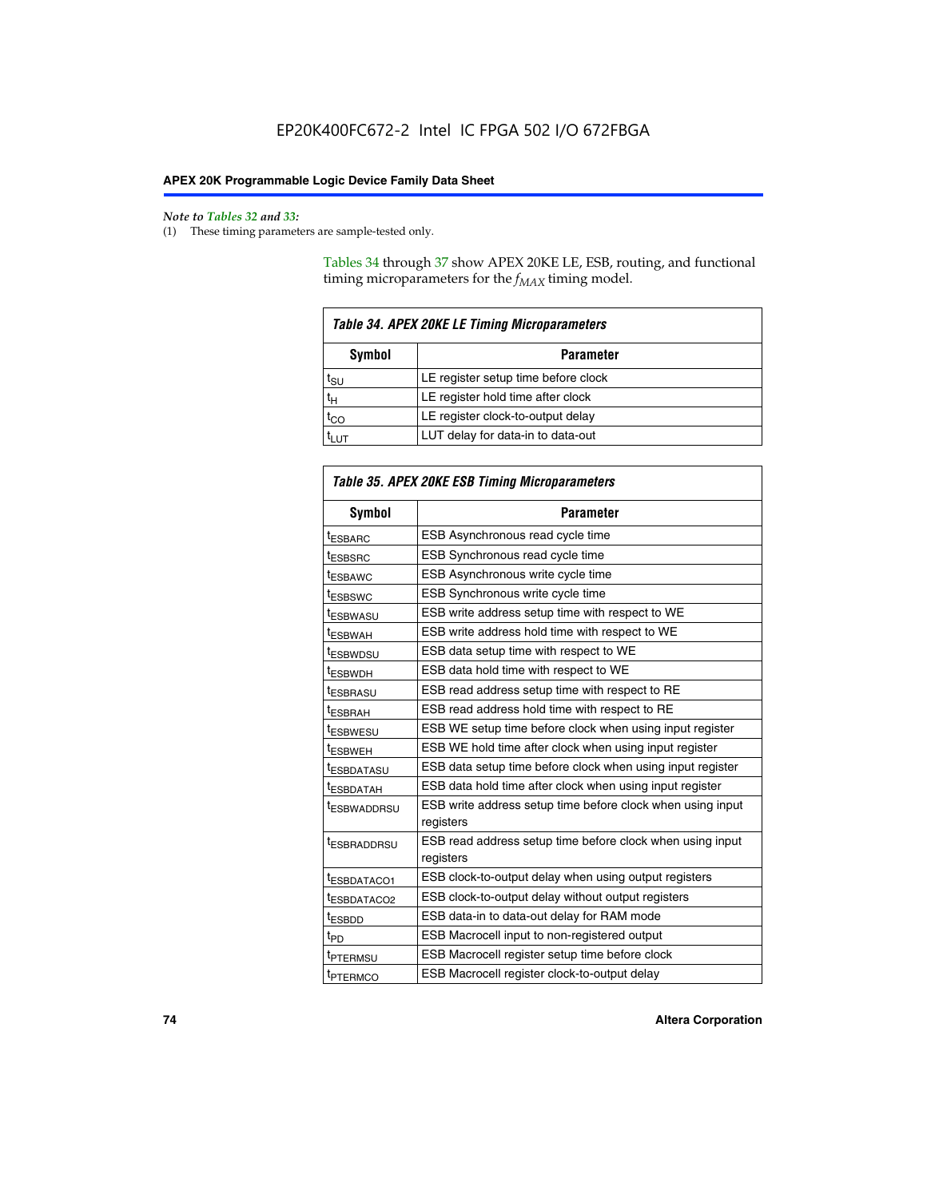*Note to Tables 32 and 33:*

(1) These timing parameters are sample-tested only.

Tables 34 through 37 show APEX 20KE LE, ESB, routing, and functional timing microparameters for the $f_{MAX}$ timing model.

**Table 34. APEX 20KE LE Timing Microparameters**

| Symbol | Parameter |
|---|---|
| $t_{SU}$ | LE register setup time before clock |
| $t_H$ | LE register hold time after clock |
| $t_{CO}$ | LE register clock-to-output delay |
| $t_{LUT}$ | LUT delay for data-in to data-out |

**Table 35. APEX 20KE ESB Timing Microparameters**

| Symbol | Parameter |
|---|---|
| $t_{ESBARC}$ | ESB Asynchronous read cycle time |
| $t_{ESBSRC}$ | ESB Synchronous read cycle time |
| $t_{ESBAWC}$ | ESB Asynchronous write cycle time |
| $t_{ESBSWC}$ | ESB Synchronous write cycle time |
| $t_{ESBWASU}$ | ESB write address setup time with respect to WE |
| $t_{ESBWAH}$ | ESB write address hold time with respect to WE |
| $t_{ESBWDSU}$ | ESB data setup time with respect to WE |
| $t_{ESBWDH}$ | ESB data hold time with respect to WE |
| $t_{ESBRASU}$ | ESB read address setup time with respect to RE |
| $t_{ESBRAH}$ | ESB read address hold time with respect to RE |
| $t_{ESBWESU}$ | ESB WE setup time before clock when using input register |
| $t_{ESBWEH}$ | ESB WE hold time after clock when using input register |
| $t_{ESBDATASU}$ | ESB data setup time before clock when using input register |
| $t_{ESBDATAH}$ | ESB data hold time after clock when using input register |
| $t_{ESBWADDRSU}$ | ESB write address setup time before clock when using input registers |
| $t_{ESBRADDRSU}$ | ESB read address setup time before clock when using input registers |
| $t_{ESBDATACO1}$ | ESB clock-to-output delay when using output registers |
| $t_{ESBDATACO2}$ | ESB clock-to-output delay without output registers |
| $t_{ESBDD}$ | ESB data-in to data-out delay for RAM mode |
| $t_{PD}$ | ESB Macrocell input to non-registered output |
| $t_{PTERMSU}$ | ESB Macrocell register setup time before clock |
| $t_{PTERMCO}$ | ESB Macrocell register clock-to-output delay |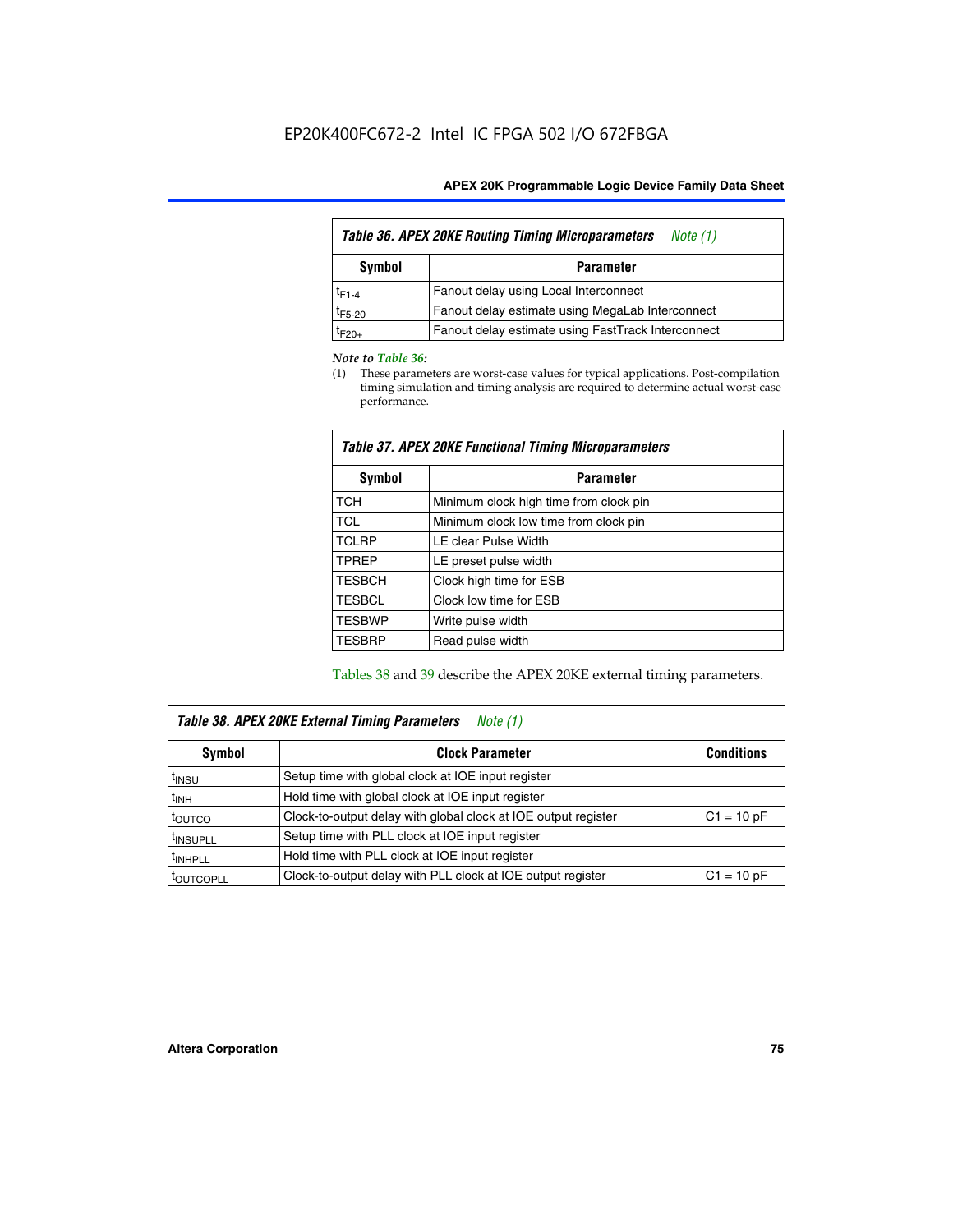*Table 36. APEX 20KE Routing Timing Microparameters* *Note (1)*

| Symbol | Parameter |
|---|---|
| $t_{F1-4}$ | Fanout delay using Local Interconnect |
| $t_{F5-20}$ | Fanout delay estimate using MegaLab Interconnect |
| $t_{F20+}$ | Fanout delay estimate using FastTrack Interconnect |

*Note to Table 36:*

(1) These parameters are worst-case values for typical applications. Post-compilation timing simulation and timing analysis are required to determine actual worst-case performance.

*Table 37. APEX 20KE Functional Timing Microparameters*

| Symbol | Parameter |
|---|---|
| TCH | Minimum clock high time from clock pin |
| TCL | Minimum clock low time from clock pin |
| TCLRP | LE clear Pulse Width |
| TPREP | LE preset pulse width |
| TESBCH | Clock high time for ESB |
| TESBCL | Clock low time for ESB |
| TESBWP | Write pulse width |
| TESBRP | Read pulse width |

Tables 38 and 39 describe the APEX 20KE external timing parameters.

*Table 38. APEX 20KE External Timing Parameters* *Note (1)*

| Symbol | Clock Parameter | Conditions |
|---|---|---|
| $t_{INSU}$ | Setup time with global clock at IOE input register | |
| $t_{INH}$ | Hold time with global clock at IOE input register | |
| $t_{OUTCO}$ | Clock-to-output delay with global clock at IOE output register | C1 = 10 pF |
| $t_{INSUPLL}$ | Setup time with PLL clock at IOE input register | |
| $t_{INHPLL}$ | Hold time with PLL clock at IOE input register | |
| $t_{OUTCOPLL}$ | Clock-to-output delay with PLL clock at IOE output register | C1 = 10 pF |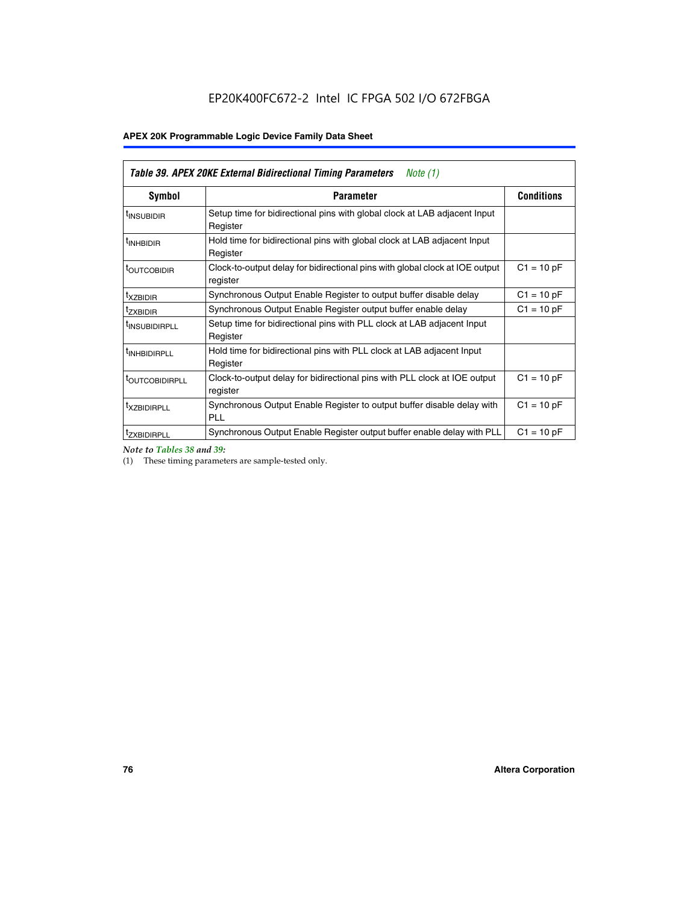EP20K400FC672-2 Intel IC FPGA 502 I/O 672FBGA

| Table 39. APEX 20KE External Bidirectional Timing Parameters *Note (1)* | | |
|---|---|---|
| **Symbol** | **Parameter** | **Conditions** |
| $t_{INSUBIDIR}$ | Setup time for bidirectional pins with global clock at LAB adjacent Input Register | |
| $t_{INHBIDIR}$ | Hold time for bidirectional pins with global clock at LAB adjacent Input Register | |
| $t_{OUTCOBIDIR}$ | Clock-to-output delay for bidirectional pins with global clock at IOE output register | C1 = 10 pF |
| $t_{XZBIDIR}$ | Synchronous Output Enable Register to output buffer disable delay | C1 = 10 pF |
| $t_{ZXBIDIR}$ | Synchronous Output Enable Register output buffer enable delay | C1 = 10 pF |
| $t_{INSUBIDIRPLL}$ | Setup time for bidirectional pins with PLL clock at LAB adjacent Input Register | |
| $t_{INHBIDIRPLL}$ | Hold time for bidirectional pins with PLL clock at LAB adjacent Input Register | |
| $t_{OUTCOBIDIRPLL}$ | Clock-to-output delay for bidirectional pins with PLL clock at IOE output register | C1 = 10 pF |
| $t_{XZBIDIRPLL}$ | Synchronous Output Enable Register to output buffer disable delay with PLL | C1 = 10 pF |
| $t_{ZXBIDIRPLL}$ | Synchronous Output Enable Register output buffer enable delay with PLL | C1 = 10 pF |

*Note to Tables 38 and 39:*

(1) These timing parameters are sample-tested only.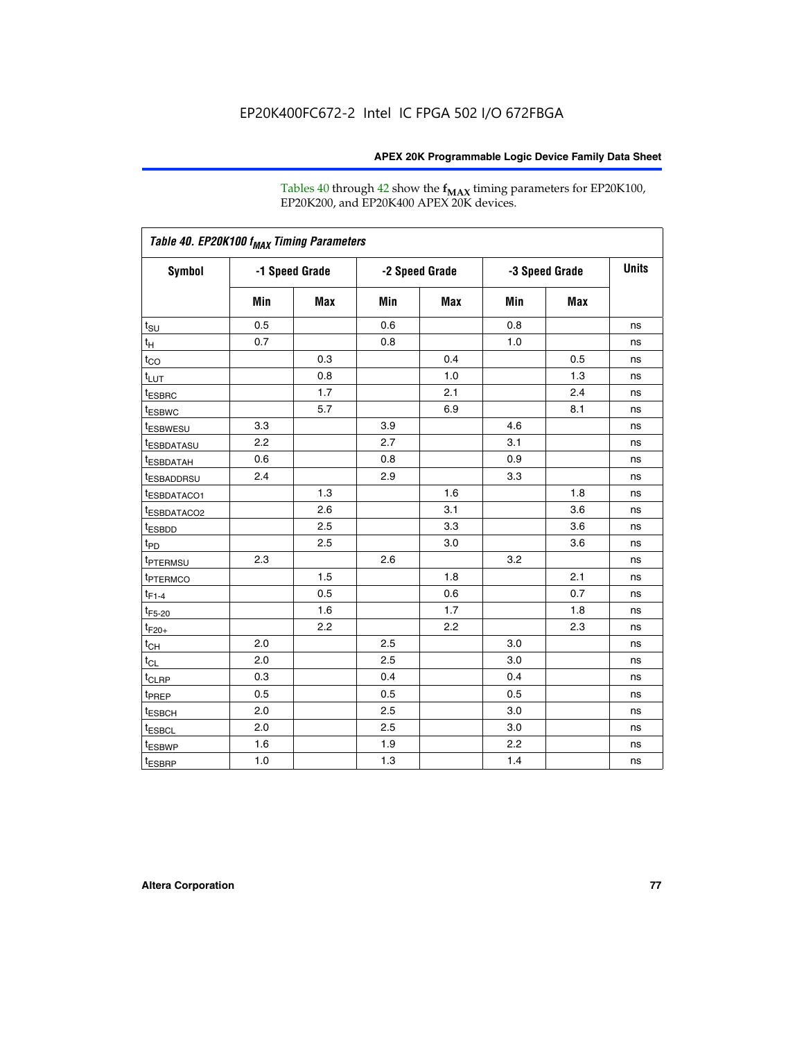Tables 40 through 42 show the $f_{MAX}$ timing parameters for EP20K100, EP20K200, and EP20K400 APEX 20K devices.

| *Table 40. EP20K100 $f_{MAX}$ Timing Parameters* | | | | | | | |
|---|---|---|---|---|---|---|---|
| **Symbol** | **-1 Speed Grade** | | **-2 Speed Grade** | | **-3 Speed Grade** | | **Units** |
| | **Min** | **Max** | **Min** | **Max** | **Min** | **Max** | |
| $t_{SU}$ | 0.5 | | 0.6 | | 0.8 | | ns |
| $t_{H}$ | 0.7 | | 0.8 | | 1.0 | | ns |
| $t_{CO}$ | | 0.3 | | 0.4 | | 0.5 | ns |
| $t_{LUT}$ | | 0.8 | | 1.0 | | 1.3 | ns |
| $t_{ESBRC}$ | | 1.7 | | 2.1 | | 2.4 | ns |
| $t_{ESBWC}$ | | 5.7 | | 6.9 | | 8.1 | ns |
| $t_{ESBWESU}$ | 3.3 | | 3.9 | | 4.6 | | ns |
| $t_{ESBDATASU}$ | 2.2 | | 2.7 | | 3.1 | | ns |
| $t_{ESBDATAH}$ | 0.6 | | 0.8 | | 0.9 | | ns |
| $t_{ESBADDRSU}$ | 2.4 | | 2.9 | | 3.3 | | ns |
| $t_{ESBDATACO1}$ | | 1.3 | | 1.6 | | 1.8 | ns |
| $t_{ESBDATACO2}$ | | 2.6 | | 3.1 | | 3.6 | ns |
| $t_{ESBDD}$ | | 2.5 | | 3.3 | | 3.6 | ns |
| $t_{PD}$ | | 2.5 | | 3.0 | | 3.6 | ns |
| $t_{PTERMSU}$ | 2.3 | | 2.6 | | 3.2 | | ns |
| $t_{PTERMCO}$ | | 1.5 | | 1.8 | | 2.1 | ns |
| $t_{F1-4}$ | | 0.5 | | 0.6 | | 0.7 | ns |
| $t_{F5-20}$ | | 1.6 | | 1.7 | | 1.8 | ns |
| $t_{F20+}$ | | 2.2 | | 2.2 | | 2.3 | ns |
| $t_{CH}$ | 2.0 | | 2.5 | | 3.0 | | ns |
| $t_{CL}$ | 2.0 | | 2.5 | | 3.0 | | ns |
| $t_{CLRP}$ | 0.3 | | 0.4 | | 0.4 | | ns |
| $t_{PREP}$ | 0.5 | | 0.5 | | 0.5 | | ns |
| $t_{ESBCH}$ | 2.0 | | 2.5 | | 3.0 | | ns |
| $t_{ESBCL}$ | 2.0 | | 2.5 | | 3.0 | | ns |
| $t_{ESBWP}$ | 1.6 | | 1.9 | | 2.2 | | ns |
| $t_{ESBRP}$ | 1.0 | | 1.3 | | 1.4 | | ns |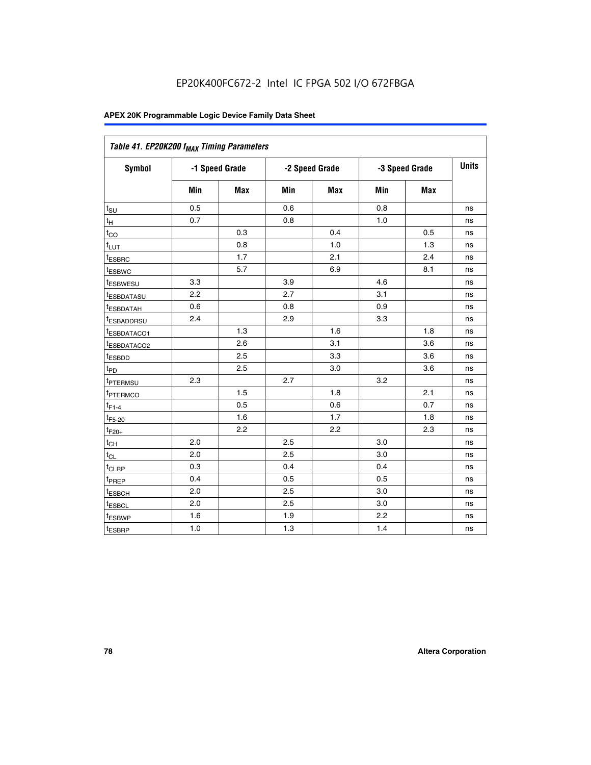| Table 41. EP20K200 $f_{MAX}$ Timing Parameters | | | | | | | |
|---|---|---|---|---|---|---|---|
| Symbol | -1 Speed Grade | | -2 Speed Grade | | -3 Speed Grade | | Units |
| | Min | Max | Min | Max | Min | Max | |
| $t_{SU}$ | 0.5 | | 0.6 | | 0.8 | | ns |
| $t_H$ | 0.7 | | 0.8 | | 1.0 | | ns |
| $t_{CO}$ | | 0.3 | | 0.4 | | 0.5 | ns |
| $t_{LUT}$ | | 0.8 | | 1.0 | | 1.3 | ns |
| $t_{ESBRC}$ | | 1.7 | | 2.1 | | 2.4 | ns |
| $t_{ESBWC}$ | | 5.7 | | 6.9 | | 8.1 | ns |
| $t_{ESBWESU}$ | 3.3 | | 3.9 | | 4.6 | | ns |
| $t_{ESBDATASU}$ | 2.2 | | 2.7 | | 3.1 | | ns |
| $t_{ESBDATAH}$ | 0.6 | | 0.8 | | 0.9 | | ns |
| $t_{ESBADDRSU}$ | 2.4 | | 2.9 | | 3.3 | | ns |
| $t_{ESBDATACO1}$ | | 1.3 | | 1.6 | | 1.8 | ns |
| $t_{ESBDATACO2}$ | | 2.6 | | 3.1 | | 3.6 | ns |
| $t_{ESBDD}$ | | 2.5 | | 3.3 | | 3.6 | ns |
| $t_{PD}$ | | 2.5 | | 3.0 | | 3.6 | ns |
| $t_{PTERMSU}$ | 2.3 | | 2.7 | | 3.2 | | ns |
| $t_{PTERMCO}$ | | 1.5 | | 1.8 | | 2.1 | ns |
| $t_{F1-4}$ | | 0.5 | | 0.6 | | 0.7 | ns |
| $t_{F5-20}$ | | 1.6 | | 1.7 | | 1.8 | ns |
| $t_{F20+}$ | | 2.2 | | 2.2 | | 2.3 | ns |
| $t_{CH}$ | 2.0 | | 2.5 | | 3.0 | | ns |
| $t_{CL}$ | 2.0 | | 2.5 | | 3.0 | | ns |
| $t_{CLRP}$ | 0.3 | | 0.4 | | 0.4 | | ns |
| $t_{PREP}$ | 0.4 | | 0.5 | | 0.5 | | ns |
| $t_{ESBCH}$ | 2.0 | | 2.5 | | 3.0 | | ns |
| $t_{ESBCL}$ | 2.0 | | 2.5 | | 3.0 | | ns |
| $t_{ESBWP}$ | 1.6 | | 1.9 | | 2.2 | | ns |
| $t_{ESBRP}$ | 1.0 | | 1.3 | | 1.4 | | ns |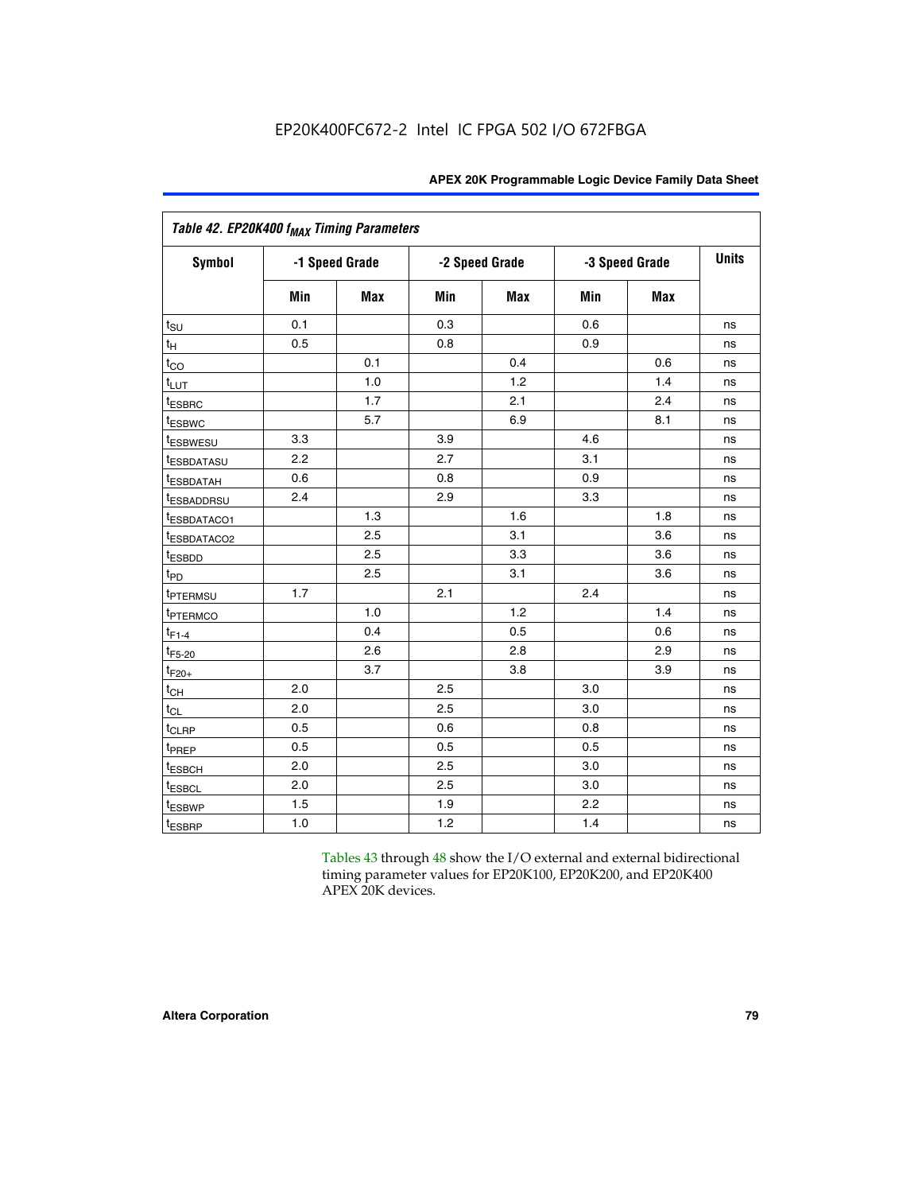Table 42. EP20K400 $f_{MAX}$ Timing Parameters

| Symbol | -1 Speed Grade | | -2 Speed Grade | | -3 Speed Grade | | Units |
|---|---|---|---|---|---|---|---|
| | Min | Max | Min | Max | Min | Max | |
| $t_{SU}$ | 0.1 | | 0.3 | | 0.6 | | ns |
| $t_{H}$ | 0.5 | | 0.8 | | 0.9 | | ns |
| $t_{CO}$ | | 0.1 | | 0.4 | | 0.6 | ns |
| $t_{LUT}$ | | 1.0 | | 1.2 | | 1.4 | ns |
| $t_{ESBRC}$ | | 1.7 | | 2.1 | | 2.4 | ns |
| $t_{ESBWC}$ | | 5.7 | | 6.9 | | 8.1 | ns |
| $t_{ESBWESU}$ | 3.3 | | 3.9 | | 4.6 | | ns |
| $t_{ESBDATASU}$ | 2.2 | | 2.7 | | 3.1 | | ns |
| $t_{ESBDATAH}$ | 0.6 | | 0.8 | | 0.9 | | ns |
| $t_{ESBADDRSU}$ | 2.4 | | 2.9 | | 3.3 | | ns |
| $t_{ESBDATACO1}$ | | 1.3 | | 1.6 | | 1.8 | ns |
| $t_{ESBDATACO2}$ | | 2.5 | | 3.1 | | 3.6 | ns |
| $t_{ESBDD}$ | | 2.5 | | 3.3 | | 3.6 | ns |
| $t_{PD}$ | | 2.5 | | 3.1 | | 3.6 | ns |
| $t_{PTERMSU}$ | 1.7 | | 2.1 | | 2.4 | | ns |
| $t_{PTERMCO}$ | | 1.0 | | 1.2 | | 1.4 | ns |
| $t_{F1-4}$ | | 0.4 | | 0.5 | | 0.6 | ns |
| $t_{F5-20}$ | | 2.6 | | 2.8 | | 2.9 | ns |
| $t_{F20+}$ | | 3.7 | | 3.8 | | 3.9 | ns |
| $t_{CH}$ | 2.0 | | 2.5 | | 3.0 | | ns |
| $t_{CL}$ | 2.0 | | 2.5 | | 3.0 | | ns |
| $t_{CLRP}$ | 0.5 | | 0.6 | | 0.8 | | ns |
| $t_{PREP}$ | 0.5 | | 0.5 | | 0.5 | | ns |
| $t_{ESBCH}$ | 2.0 | | 2.5 | | 3.0 | | ns |
| $t_{ESBCL}$ | 2.0 | | 2.5 | | 3.0 | | ns |
| $t_{ESBWP}$ | 1.5 | | 1.9 | | 2.2 | | ns |
| $t_{ESBRP}$ | 1.0 | | 1.2 | | 1.4 | | ns |

Tables 43 through 48 show the I/O external and external bidirectional timing parameter values for EP20K100, EP20K200, and EP20K400 APEX 20K devices.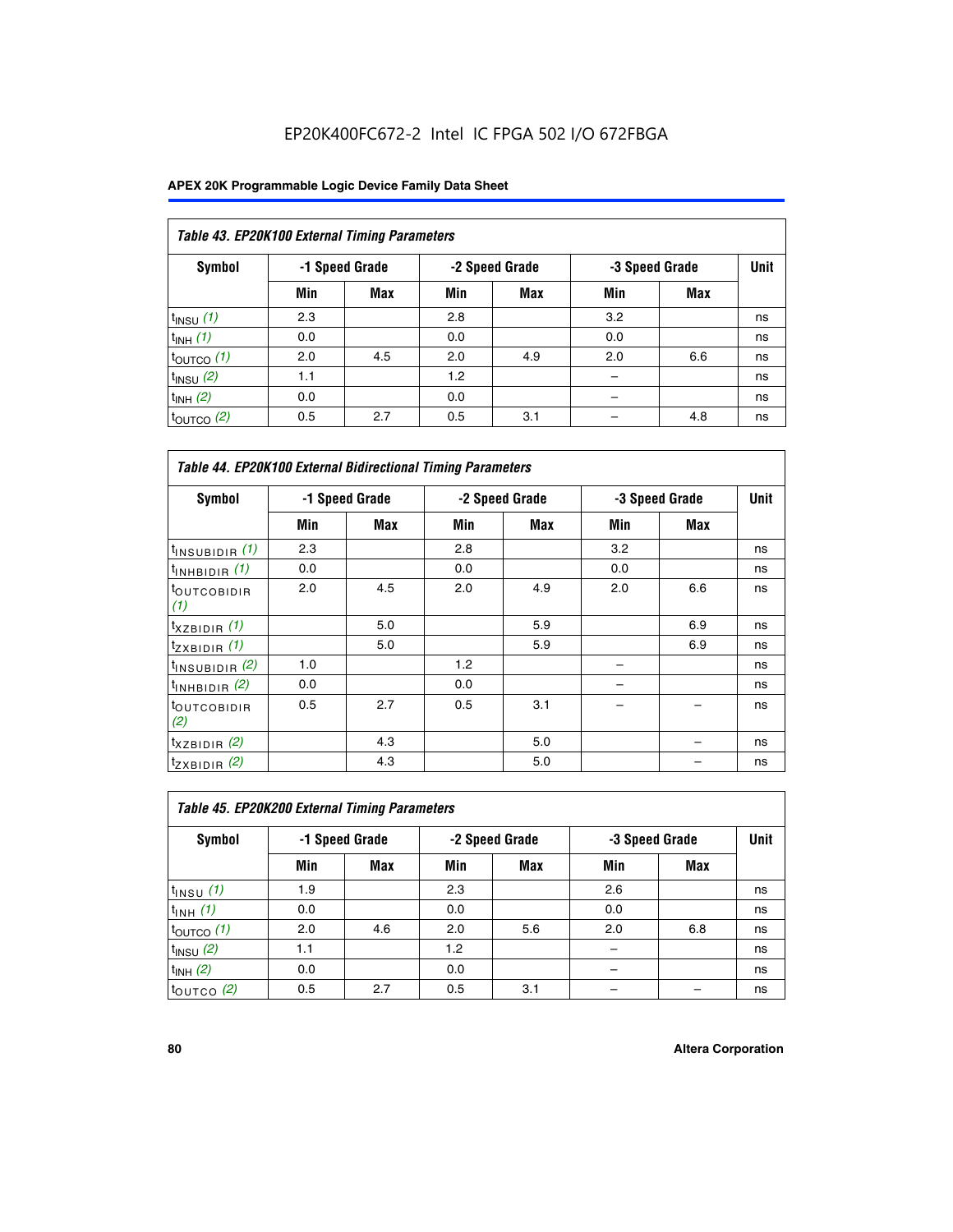EP20K400FC672-2 Intel IC FPGA 502 I/O 672FBGA

| Table 43. EP20K100 External Timing Parameters | | | | | | | |
|---|---|---|---|---|---|---|---|
| Symbol | -1 Speed Grade | | -2 Speed Grade | | -3 Speed Grade | | Unit |
| | Min | Max | Min | Max | Min | Max | |
| $t_{INSU}$ (1) | 2.3 | | 2.8 | | 3.2 | | ns |
| $t_{INH}$ (1) | 0.0 | | 0.0 | | 0.0 | | ns |
| $t_{OUTCO}$ (1) | 2.0 | 4.5 | 2.0 | 4.9 | 2.0 | 6.6 | ns |
| $t_{INSU}$ (2) | 1.1 | | 1.2 | | – | | ns |
| $t_{INH}$ (2) | 0.0 | | 0.0 | | – | | ns |
| $t_{OUTCO}$ (2) | 0.5 | 2.7 | 0.5 | 3.1 | – | 4.8 | ns |

| Table 44. EP20K100 External Bidirectional Timing Parameters | | | | | | | |
|---|---|---|---|---|---|---|---|
| Symbol | -1 Speed Grade | | -2 Speed Grade | | -3 Speed Grade | | Unit |
| | Min | Max | Min | Max | Min | Max | |
| $t_{INSUBIDIR}$ (1) | 2.3 | | 2.8 | | 3.2 | | ns |
| $t_{INHBIDIR}$ (1) | 0.0 | | 0.0 | | 0.0 | | ns |
| $t_{OUTCOBIDIR}$ (1) | 2.0 | 4.5 | 2.0 | 4.9 | 2.0 | 6.6 | ns |
| $t_{XZBIDIR}$ (1) | | 5.0 | | 5.9 | | 6.9 | ns |
| $t_{ZXBIDIR}$ (1) | | 5.0 | | 5.9 | | 6.9 | ns |
| $t_{INSUBIDIR}$ (2) | 1.0 | | 1.2 | | – | | ns |
| $t_{INHBIDIR}$ (2) | 0.0 | | 0.0 | | – | | ns |
| $t_{OUTCOBIDIR}$ (2) | 0.5 | 2.7 | 0.5 | 3.1 | – | – | ns |
| $t_{XZBIDIR}$ (2) | | 4.3 | | 5.0 | | – | ns |
| $t_{ZXBIDIR}$ (2) | | 4.3 | | 5.0 | | – | ns |

| Table 45. EP20K200 External Timing Parameters | | | | | | | |
|---|---|---|---|---|---|---|---|
| Symbol | -1 Speed Grade | | -2 Speed Grade | | -3 Speed Grade | | Unit |
| | Min | Max | Min | Max | Min | Max | |
| $t_{INSU}$ (1) | 1.9 | | 2.3 | | 2.6 | | ns |
| $t_{INH}$ (1) | 0.0 | | 0.0 | | 0.0 | | ns |
| $t_{OUTCO}$ (1) | 2.0 | 4.6 | 2.0 | 5.6 | 2.0 | 6.8 | ns |
| $t_{INSU}$ (2) | 1.1 | | 1.2 | | – | | ns |
| $t_{INH}$ (2) | 0.0 | | 0.0 | | – | | ns |
| $t_{OUTCO}$ (2) | 0.5 | 2.7 | 0.5 | 3.1 | – | – | ns |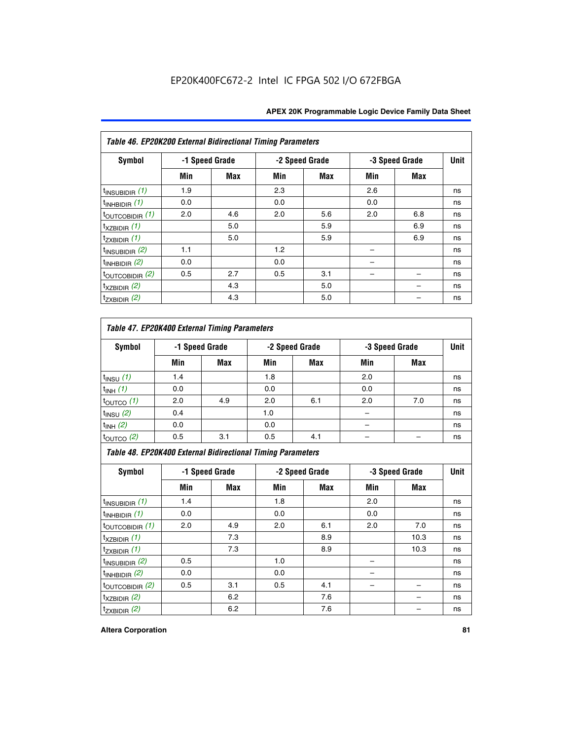EP20K400FC672-2 Intel IC FPGA 502 I/O 672FBGA

**Table 46. EP20K200 External Bidirectional Timing Parameters**

| Symbol | -1 Speed Grade | | -2 Speed Grade | | -3 Speed Grade | | Unit |
|---|---|---|---|---|---|---|---|
| | Min | Max | Min | Max | Min | Max | |
| $t_{INSUBIDIR}$ *(1)* | 1.9 | | 2.3 | | 2.6 | | ns |
| $t_{INHBIDIR}$ *(1)* | 0.0 | | 0.0 | | 0.0 | | ns |
| $t_{OUTCOBIDIR}$ *(1)* | 2.0 | 4.6 | 2.0 | 5.6 | 2.0 | 6.8 | ns |
| $t_{XZBIDIR}$ *(1)* | | 5.0 | | 5.9 | | 6.9 | ns |
| $t_{ZXBIDIR}$ *(1)* | | 5.0 | | 5.9 | | 6.9 | ns |
| $t_{INSUBIDIR}$ *(2)* | 1.1 | | 1.2 | | – | | ns |
| $t_{INHBIDIR}$ *(2)* | 0.0 | | 0.0 | | – | | ns |
| $t_{OUTCOBIDIR}$ *(2)* | 0.5 | 2.7 | 0.5 | 3.1 | – | – | ns |
| $t_{XZBIDIR}$ *(2)* | | 4.3 | | 5.0 | | – | ns |
| $t_{ZXBIDIR}$ *(2)* | | 4.3 | | 5.0 | | – | ns |

**Table 47. EP20K400 External Timing Parameters**

| Symbol | -1 Speed Grade | | -2 Speed Grade | | -3 Speed Grade | | Unit |
|---|---|---|---|---|---|---|---|
| | Min | Max | Min | Max | Min | Max | |
| $t_{INSU}$ *(1)* | 1.4 | | 1.8 | | 2.0 | | ns |
| $t_{INH}$ *(1)* | 0.0 | | 0.0 | | 0.0 | | ns |
| $t_{OUTCO}$ *(1)* | 2.0 | 4.9 | 2.0 | 6.1 | 2.0 | 7.0 | ns |
| $t_{INSU}$ *(2)* | 0.4 | | 1.0 | | – | | ns |
| $t_{INH}$ *(2)* | 0.0 | | 0.0 | | – | | ns |
| $t_{OUTCO}$ *(2)* | 0.5 | 3.1 | 0.5 | 4.1 | – | – | ns |

**Table 48. EP20K400 External Bidirectional Timing Parameters**

| Symbol | -1 Speed Grade | | -2 Speed Grade | | -3 Speed Grade | | Unit |
|---|---|---|---|---|---|---|---|
| | Min | Max | Min | Max | Min | Max | |
| $t_{INSUBIDIR}$ *(1)* | 1.4 | | 1.8 | | 2.0 | | ns |
| $t_{INHBIDIR}$ *(1)* | 0.0 | | 0.0 | | 0.0 | | ns |
| $t_{OUTCOBIDIR}$ *(1)* | 2.0 | 4.9 | 2.0 | 6.1 | 2.0 | 7.0 | ns |
| $t_{XZBIDIR}$ *(1)* | | 7.3 | | 8.9 | | 10.3 | ns |
| $t_{ZXBIDIR}$ *(1)* | | 7.3 | | 8.9 | | 10.3 | ns |
| $t_{INSUBIDIR}$ *(2)* | 0.5 | | 1.0 | | – | | ns |
| $t_{INHBIDIR}$ *(2)* | 0.0 | | 0.0 | | – | | ns |
| $t_{OUTCOBIDIR}$ *(2)* | 0.5 | 3.1 | 0.5 | 4.1 | – | – | ns |
| $t_{XZBIDIR}$ *(2)* | | 6.2 | | 7.6 | | – | ns |
| $t_{ZXBIDIR}$ *(2)* | | 6.2 | | 7.6 | | – | ns |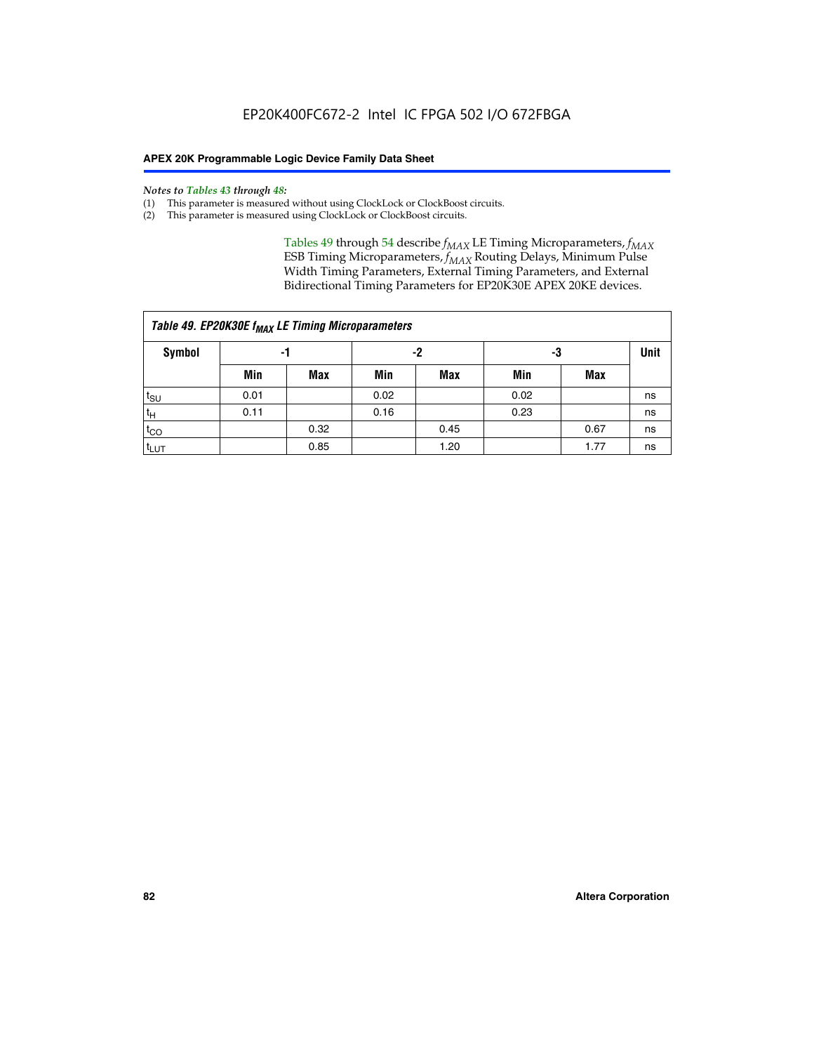*Notes to Tables 43 through 48:*

(1) This parameter is measured without using ClockLock or ClockBoost circuits.
(2) This parameter is measured using ClockLock or ClockBoost circuits.

Tables 49 through 54 describe $f_{MAX}$ LE Timing Microparameters, $f_{MAX}$ ESB Timing Microparameters, $f_{MAX}$ Routing Delays, Minimum Pulse Width Timing Parameters, External Timing Parameters, and External Bidirectional Timing Parameters for EP20K30E APEX 20KE devices.

| *Table 49. EP20K30E $f_{MAX}$ LE Timing Microparameters* | | | | | | | |
|---|---|---|---|---|---|---|---|
| **Symbol** | **-1** | | **-2** | | **-3** | | **Unit** |
| | **Min** | **Max** | **Min** | **Max** | **Min** | **Max** | |
| $t_{SU}$ | 0.01 | | 0.02 | | 0.02 | | ns |
| $t_{H}$ | 0.11 | | 0.16 | | 0.23 | | ns |
| $t_{CO}$ | | 0.32 | | 0.45 | | 0.67 | ns |
| $t_{LUT}$ | | 0.85 | | 1.20 | | 1.77 | ns |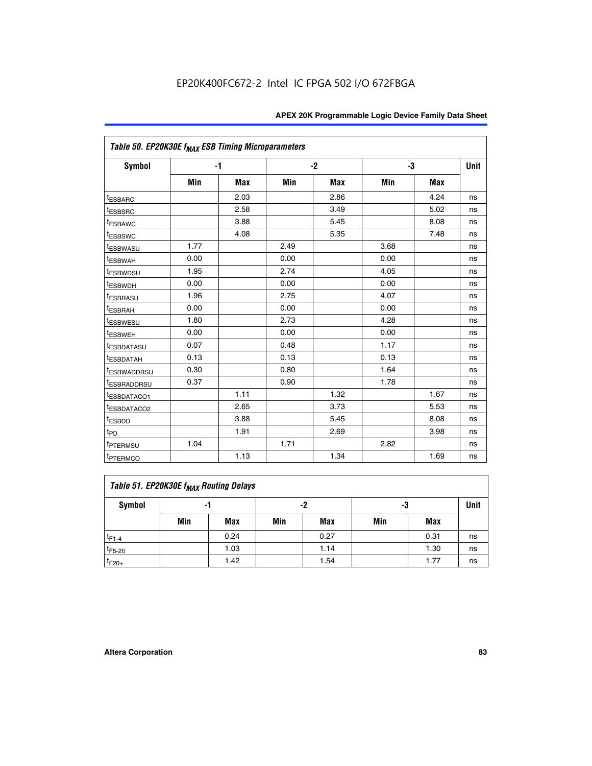EP20K400FC672-2 Intel IC FPGA 502 I/O 672FBGA

| *Table 50. EP20K30E $f_{MAX}$ ESB Timing Microparameters* | | | | | | | |
|---|---|---|---|---|---|---|---|
| **Symbol** | **-1** | | **-2** | | **-3** | | **Unit** |
| | **Min** | **Max** | **Min** | **Max** | **Min** | **Max** | |
| $t_{ESBARC}$ | | 2.03 | | 2.86 | | 4.24 | ns |
| $t_{ESBSRC}$ | | 2.58 | | 3.49 | | 5.02 | ns |
| $t_{ESBAWC}$ | | 3.88 | | 5.45 | | 8.08 | ns |
| $t_{ESBSWC}$ | | 4.08 | | 5.35 | | 7.48 | ns |
| $t_{ESBWASU}$ | 1.77 | | 2.49 | | 3.68 | | ns |
| $t_{ESBWAH}$ | 0.00 | | 0.00 | | 0.00 | | ns |
| $t_{ESBWDSU}$ | 1.95 | | 2.74 | | 4.05 | | ns |
| $t_{ESBWDH}$ | 0.00 | | 0.00 | | 0.00 | | ns |
| $t_{ESBRASU}$ | 1.96 | | 2.75 | | 4.07 | | ns |
| $t_{ESBRAH}$ | 0.00 | | 0.00 | | 0.00 | | ns |
| $t_{ESBWESU}$ | 1.80 | | 2.73 | | 4.28 | | ns |
| $t_{ESBWEH}$ | 0.00 | | 0.00 | | 0.00 | | ns |
| $t_{ESBDATASU}$ | 0.07 | | 0.48 | | 1.17 | | ns |
| $t_{ESBDATAH}$ | 0.13 | | 0.13 | | 0.13 | | ns |
| $t_{ESBWADDRSU}$ | 0.30 | | 0.80 | | 1.64 | | ns |
| $t_{ESBRADDRSU}$ | 0.37 | | 0.90 | | 1.78 | | ns |
| $t_{ESBDATACO1}$ | | 1.11 | | 1.32 | | 1.67 | ns |
| $t_{ESBDATACO2}$ | | 2.65 | | 3.73 | | 5.53 | ns |
| $t_{ESBDD}$ | | 3.88 | | 5.45 | | 8.08 | ns |
| $t_{PD}$ | | 1.91 | | 2.69 | | 3.98 | ns |
| $t_{PTERMSU}$ | 1.04 | | 1.71 | | 2.82 | | ns |
| $t_{PTERMCO}$ | | 1.13 | | 1.34 | | 1.69 | ns |

| *Table 51. EP20K30E $f_{MAX}$ Routing Delays* | | | | | | | |
|---|---|---|---|---|---|---|---|
| **Symbol** | **-1** | | **-2** | | **-3** | | **Unit** |
| | **Min** | **Max** | **Min** | **Max** | **Min** | **Max** | |
| $t_{F1-4}$ | | 0.24 | | 0.27 | | 0.31 | ns |
| $t_{F5-20}$ | | 1.03 | | 1.14 | | 1.30 | ns |
| $t_{F20+}$ | | 1.42 | | 1.54 | | 1.77 | ns |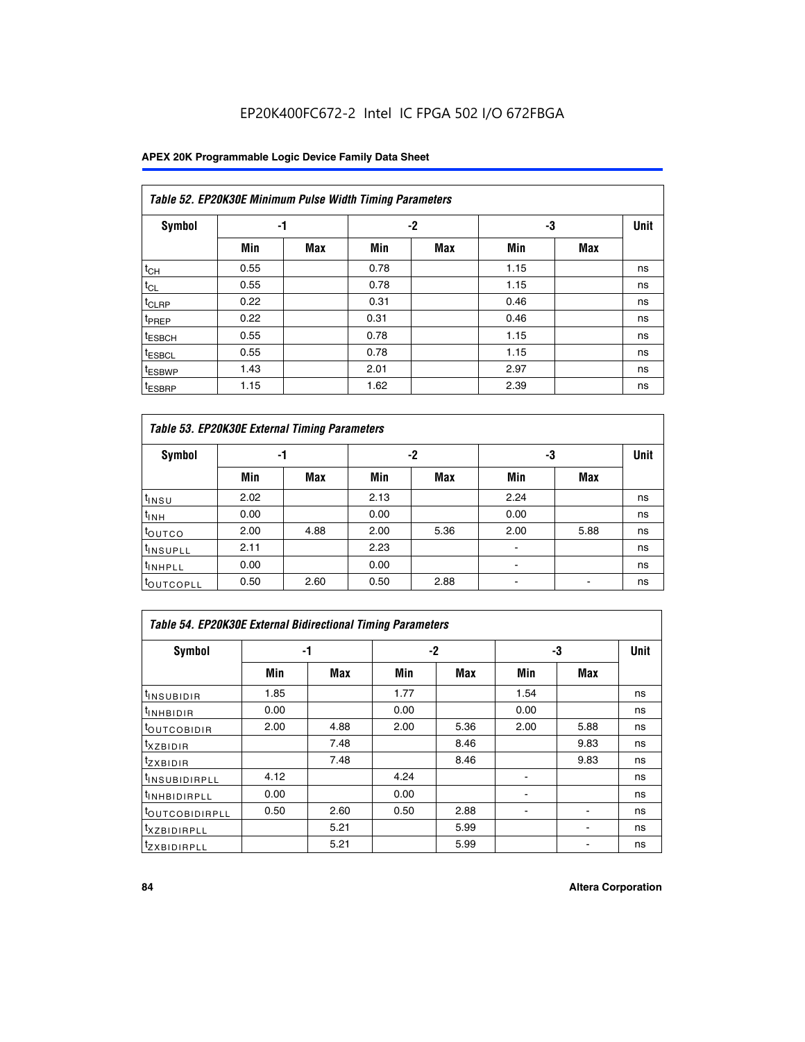EP20K400FC672-2 Intel IC FPGA 502 I/O 672FBGA

| *Table 52. EP20K30E Minimum Pulse Width Timing Parameters* | | | | | | | |
|---|---|---|---|---|---|---|---|
| **Symbol** | **-1** | | **-2** | | **-3** | | **Unit** |
| | **Min** | **Max** | **Min** | **Max** | **Min** | **Max** | |
| $t_{CH}$ | 0.55 | | 0.78 | | 1.15 | | ns |
| $t_{CL}$ | 0.55 | | 0.78 | | 1.15 | | ns |
| $t_{CLRP}$ | 0.22 | | 0.31 | | 0.46 | | ns |
| $t_{PREP}$ | 0.22 | | 0.31 | | 0.46 | | ns |
| $t_{ESBCH}$ | 0.55 | | 0.78 | | 1.15 | | ns |
| $t_{ESBCL}$ | 0.55 | | 0.78 | | 1.15 | | ns |
| $t_{ESBWP}$ | 1.43 | | 2.01 | | 2.97 | | ns |
| $t_{ESBRP}$ | 1.15 | | 1.62 | | 2.39 | | ns |

| *Table 53. EP20K30E External Timing Parameters* | | | | | | | |
|---|---|---|---|---|---|---|---|
| **Symbol** | **-1** | | **-2** | | **-3** | | **Unit** |
| | **Min** | **Max** | **Min** | **Max** | **Min** | **Max** | |
| $t_{INSU}$ | 2.02 | | 2.13 | | 2.24 | | ns |
| $t_{INH}$ | 0.00 | | 0.00 | | 0.00 | | ns |
| $t_{OUTCO}$ | 2.00 | 4.88 | 2.00 | 5.36 | 2.00 | 5.88 | ns |
| $t_{INSUPLL}$ | 2.11 | | 2.23 | | - | | ns |
| $t_{INHPLL}$ | 0.00 | | 0.00 | | - | | ns |
| $t_{OUTCOPLL}$ | 0.50 | 2.60 | 0.50 | 2.88 | - | - | ns |

| *Table 54. EP20K30E External Bidirectional Timing Parameters* | | | | | | | |
|---|---|---|---|---|---|---|---|
| **Symbol** | **-1** | | **-2** | | **-3** | | **Unit** |
| | **Min** | **Max** | **Min** | **Max** | **Min** | **Max** | |
| $t_{INSUBIDIR}$ | 1.85 | | 1.77 | | 1.54 | | ns |
| $t_{INHBIDIR}$ | 0.00 | | 0.00 | | 0.00 | | ns |
| $t_{OUTCOBIDIR}$ | 2.00 | 4.88 | 2.00 | 5.36 | 2.00 | 5.88 | ns |
| $t_{XZBIDIR}$ | | 7.48 | | 8.46 | | 9.83 | ns |
| $t_{ZXBIDIR}$ | | 7.48 | | 8.46 | | 9.83 | ns |
| $t_{INSUBIDIRPLL}$ | 4.12 | | 4.24 | | - | | ns |
| $t_{INHBIDIRPLL}$ | 0.00 | | 0.00 | | - | | ns |
| $t_{OUTCOBIDIRPLL}$ | 0.50 | 2.60 | 0.50 | 2.88 | - | - | ns |
| $t_{XZBIDIRPLL}$ | | 5.21 | | 5.99 | | - | ns |
| $t_{ZXBIDIRPLL}$ | | 5.21 | | 5.99 | | - | ns |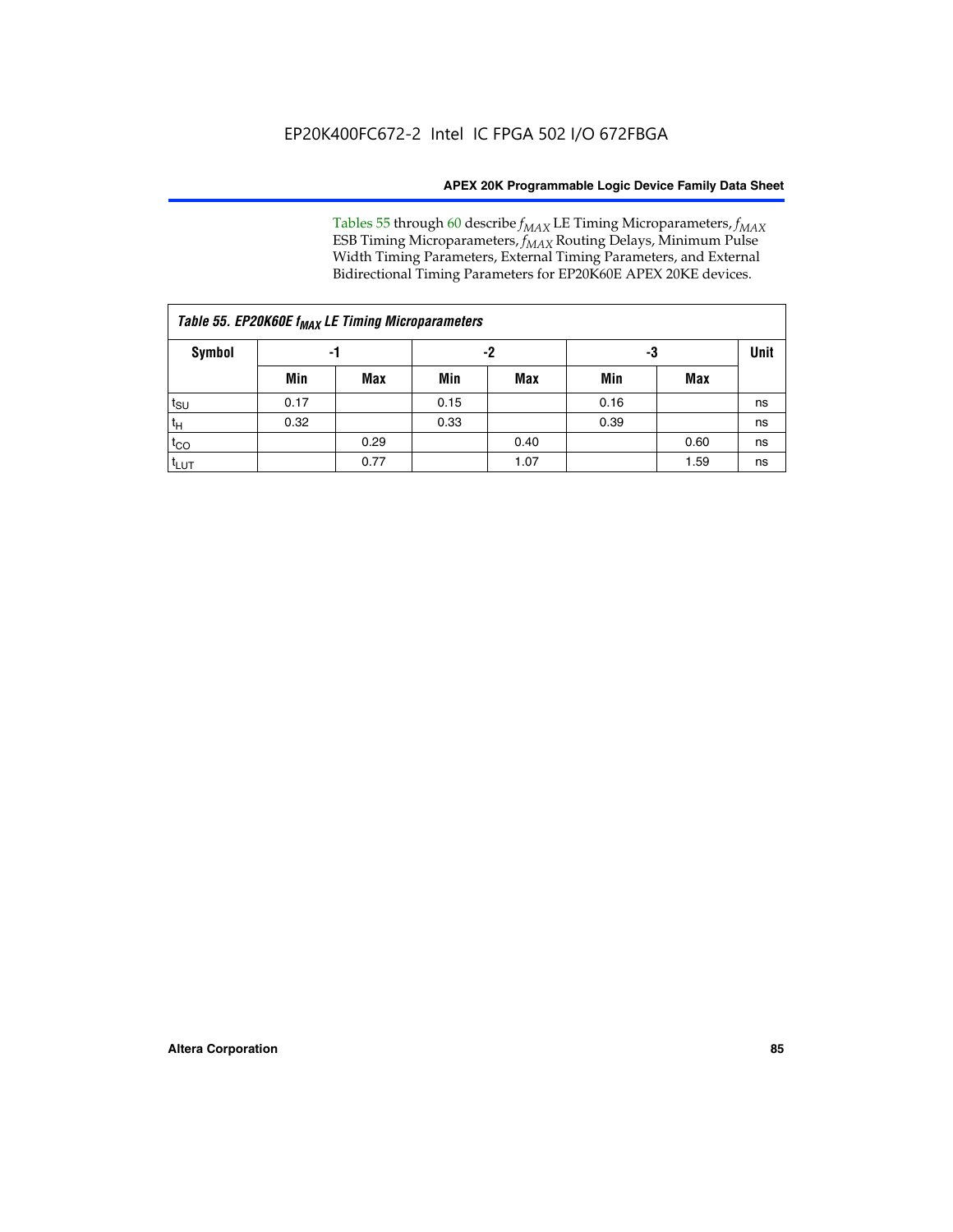Tables 55 through 60 describe $f_{MAX}$ LE Timing Microparameters, $f_{MAX}$ ESB Timing Microparameters, $f_{MAX}$ Routing Delays, Minimum Pulse Width Timing Parameters, External Timing Parameters, and External Bidirectional Timing Parameters for EP20K60E APEX 20KE devices.

| *Table 55. EP20K60E $f_{MAX}$ LE Timing Microparameters* | | | | | | | |
|---|---|---|---|---|---|---|---|
| **Symbol** | **-1** | | **-2** | | **-3** | | **Unit** |
| | **Min** | **Max** | **Min** | **Max** | **Min** | **Max** | |
| $t_{SU}$ | 0.17 | | 0.15 | | 0.16 | | ns |
| $t_H$ | 0.32 | | 0.33 | | 0.39 | | ns |
| $t_{CO}$ | | 0.29 | | 0.40 | | 0.60 | ns |
| $t_{LUT}$ | | 0.77 | | 1.07 | | 1.59 | ns |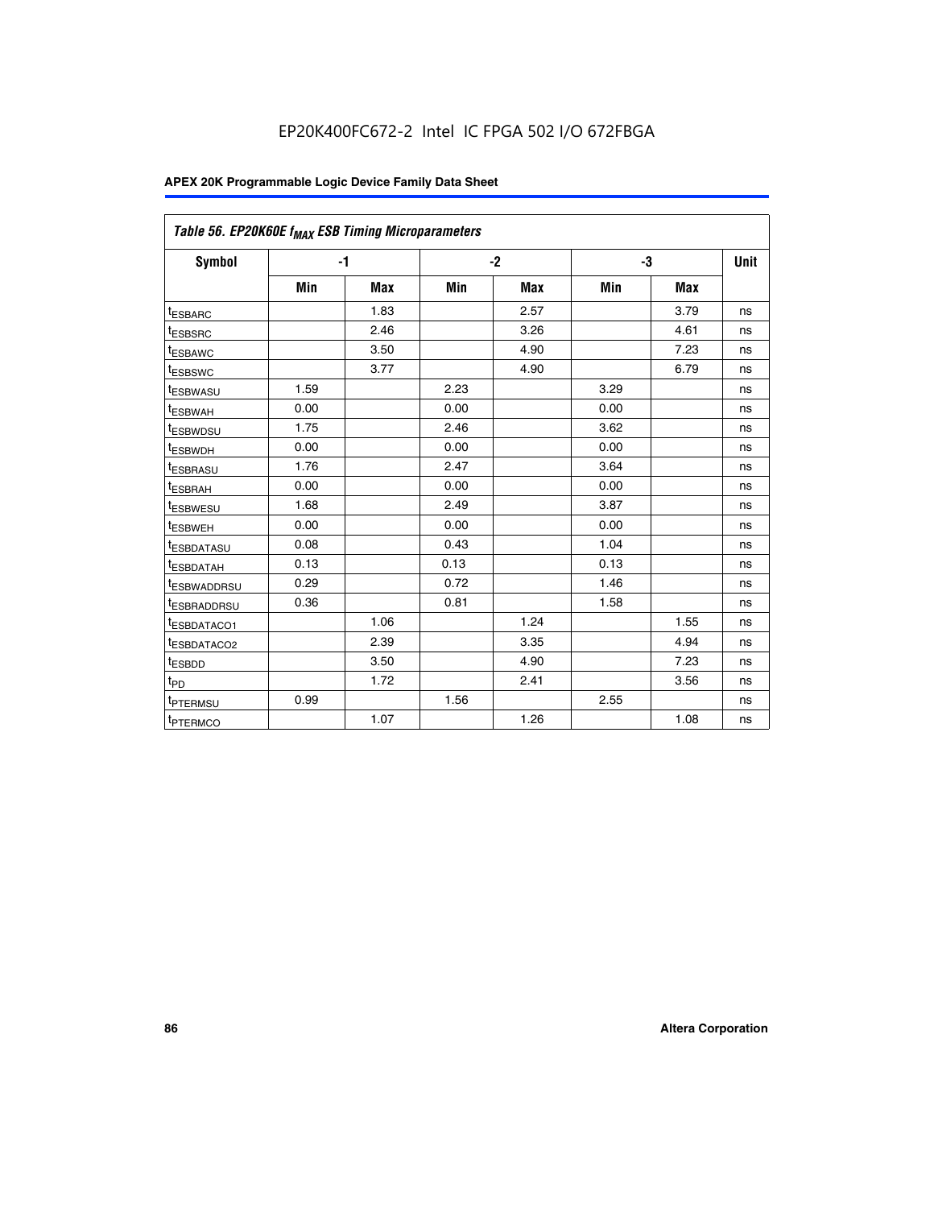| Table 56. EP20K60E $f_{MAX}$ ESB Timing Microparameters | | | | | | | |
|---|---|---|---|---|---|---|---|
| Symbol | -1 | | -2 | | -3 | | Unit |
| | Min | Max | Min | Max | Min | Max | |
| $t_{ESBARC}$ | | 1.83 | | 2.57 | | 3.79 | ns |
| $t_{ESBSRC}$ | | 2.46 | | 3.26 | | 4.61 | ns |
| $t_{ESBAWC}$ | | 3.50 | | 4.90 | | 7.23 | ns |
| $t_{ESBSWC}$ | | 3.77 | | 4.90 | | 6.79 | ns |
| $t_{ESBWASU}$ | 1.59 | | 2.23 | | 3.29 | | ns |
| $t_{ESBWAH}$ | 0.00 | | 0.00 | | 0.00 | | ns |
| $t_{ESBWDSU}$ | 1.75 | | 2.46 | | 3.62 | | ns |
| $t_{ESBWDH}$ | 0.00 | | 0.00 | | 0.00 | | ns |
| $t_{ESBRASU}$ | 1.76 | | 2.47 | | 3.64 | | ns |
| $t_{ESBRAH}$ | 0.00 | | 0.00 | | 0.00 | | ns |
| $t_{ESBWESU}$ | 1.68 | | 2.49 | | 3.87 | | ns |
| $t_{ESBWEH}$ | 0.00 | | 0.00 | | 0.00 | | ns |
| $t_{ESBDATASU}$ | 0.08 | | 0.43 | | 1.04 | | ns |
| $t_{ESBDATAH}$ | 0.13 | | 0.13 | | 0.13 | | ns |
| $t_{ESBWADDRSU}$ | 0.29 | | 0.72 | | 1.46 | | ns |
| $t_{ESBRADDRSU}$ | 0.36 | | 0.81 | | 1.58 | | ns |
| $t_{ESBDATACO1}$ | | 1.06 | | 1.24 | | 1.55 | ns |
| $t_{ESBDATACO2}$ | | 2.39 | | 3.35 | | 4.94 | ns |
| $t_{ESBDD}$ | | 3.50 | | 4.90 | | 7.23 | ns |
| $t_{PD}$ | | 1.72 | | 2.41 | | 3.56 | ns |
| $t_{PTERMSU}$ | 0.99 | | 1.56 | | 2.55 | | ns |
| $t_{PTERMCO}$ | | 1.07 | | 1.26 | | 1.08 | ns |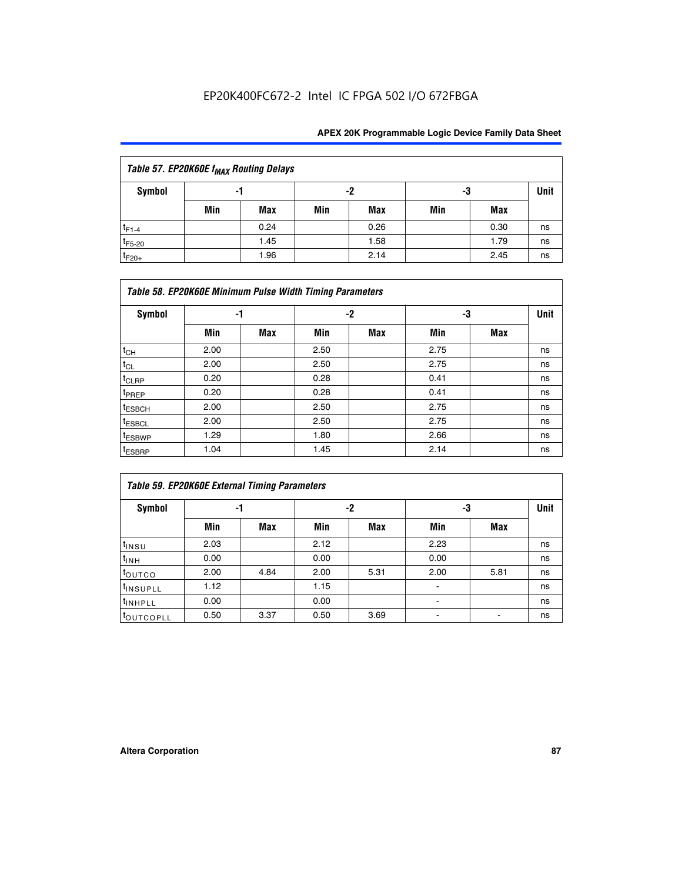Table 57. EP20K60E $f_{MAX}$ Routing Delays

| Symbol | -1 | | -2 | | -3 | | Unit |
|---|---|---|---|---|---|---|---|
| | Min | Max | Min | Max | Min | Max | |
| $t_{F1-4}$ | | 0.24 | | 0.26 | | 0.30 | ns |
| $t_{F5-20}$ | | 1.45 | | 1.58 | | 1.79 | ns |
| $t_{F20+}$ | | 1.96 | | 2.14 | | 2.45 | ns |

Table 58. EP20K60E Minimum Pulse Width Timing Parameters

| Symbol | -1 | | -2 | | -3 | | Unit |
|---|---|---|---|---|---|---|---|
| | Min | Max | Min | Max | Min | Max | |
| $t_{CH}$ | 2.00 | | 2.50 | | 2.75 | | ns |
| $t_{CL}$ | 2.00 | | 2.50 | | 2.75 | | ns |
| $t_{CLRP}$ | 0.20 | | 0.28 | | 0.41 | | ns |
| $t_{PREP}$ | 0.20 | | 0.28 | | 0.41 | | ns |
| $t_{ESBCH}$ | 2.00 | | 2.50 | | 2.75 | | ns |
| $t_{ESBCL}$ | 2.00 | | 2.50 | | 2.75 | | ns |
| $t_{ESBWP}$ | 1.29 | | 1.80 | | 2.66 | | ns |
| $t_{ESBRP}$ | 1.04 | | 1.45 | | 2.14 | | ns |

Table 59. EP20K60E External Timing Parameters

| Symbol | -1 | | -2 | | -3 | | Unit |
|---|---|---|---|---|---|---|---|
| | Min | Max | Min | Max | Min | Max | |
| $t_{INSU}$ | 2.03 | | 2.12 | | 2.23 | | ns |
| $t_{INH}$ | 0.00 | | 0.00 | | 0.00 | | ns |
| $t_{OUTCO}$ | 2.00 | 4.84 | 2.00 | 5.31 | 2.00 | 5.81 | ns |
| $t_{INSUPLL}$ | 1.12 | | 1.15 | | - | | ns |
| $t_{INHPLL}$ | 0.00 | | 0.00 | | - | | ns |
| $t_{OUTCOPLL}$ | 0.50 | 3.37 | 0.50 | 3.69 | - | - | ns |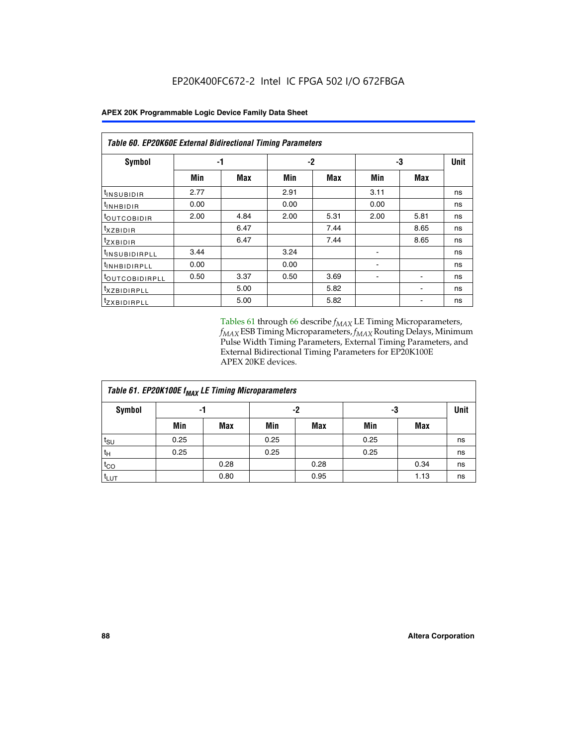EP20K400FC672-2 Intel IC FPGA 502 I/O 672FBGA

| *Table 60. EP20K60E External Bidirectional Timing Parameters* | | | | | | | |
|---|---|---|---|---|---|---|---|
| **Symbol** | **-1** | | **-2** | | **-3** | | **Unit** |
| | **Min** | **Max** | **Min** | **Max** | **Min** | **Max** | |
| $t_{INSUBIDIR}$ | 2.77 | | 2.91 | | 3.11 | | ns |
| $t_{INHBIDIR}$ | 0.00 | | 0.00 | | 0.00 | | ns |
| $t_{OUTCOBIDIR}$ | 2.00 | 4.84 | 2.00 | 5.31 | 2.00 | 5.81 | ns |
| $t_{XZBIDIR}$ | | 6.47 | | 7.44 | | 8.65 | ns |
| $t_{ZXBIDIR}$ | | 6.47 | | 7.44 | | 8.65 | ns |
| $t_{INSUBIDIRPLL}$ | 3.44 | | 3.24 | | - | | ns |
| $t_{INHBIDIRPLL}$ | 0.00 | | 0.00 | | - | | ns |
| $t_{OUTCOBIDIRPLL}$ | 0.50 | 3.37 | 0.50 | 3.69 | - | - | ns |
| $t_{XZBIDIRPLL}$ | | 5.00 | | 5.82 | | - | ns |
| $t_{ZXBIDIRPLL}$ | | 5.00 | | 5.82 | | - | ns |

Tables 61 through 66 describe $f_{MAX}$ LE Timing Microparameters, $f_{MAX}$ ESB Timing Microparameters, $f_{MAX}$ Routing Delays, Minimum Pulse Width Timing Parameters, External Timing Parameters, and External Bidirectional Timing Parameters for EP20K100E APEX 20KE devices.

| *Table 61. EP20K100E $f_{MAX}$ LE Timing Microparameters* | | | | | | | |
|---|---|---|---|---|---|---|---|
| **Symbol** | **-1** | | **-2** | | **-3** | | **Unit** |
| | **Min** | **Max** | **Min** | **Max** | **Min** | **Max** | |
| $t_{SU}$ | 0.25 | | 0.25 | | 0.25 | | ns |
| $t_{H}$ | 0.25 | | 0.25 | | 0.25 | | ns |
| $t_{CO}$ | | 0.28 | | 0.28 | | 0.34 | ns |
| $t_{LUT}$ | | 0.80 | | 0.95 | | 1.13 | ns |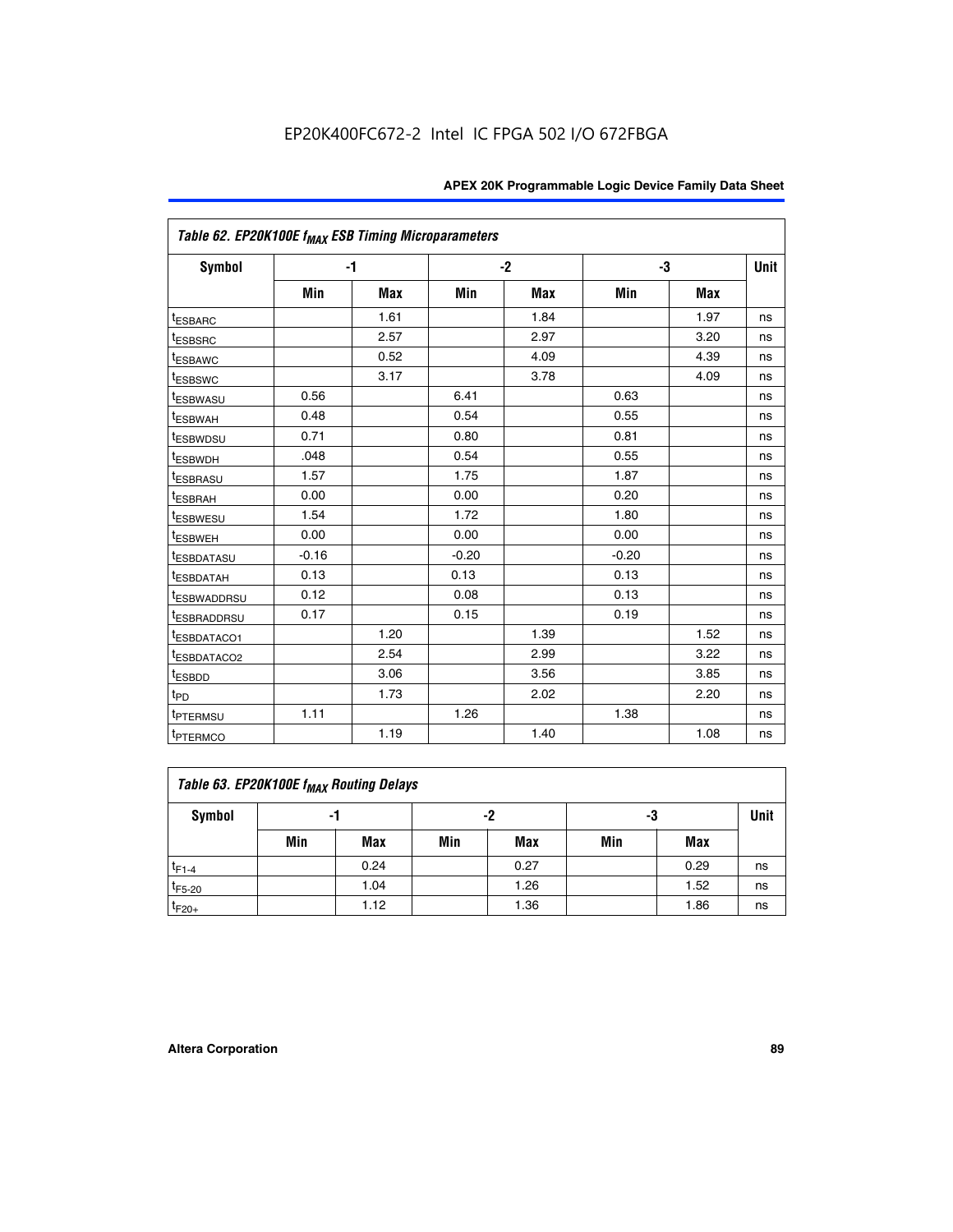EP20K400FC672-2 Intel IC FPGA 502 I/O 672FBGA

| Table 62. EP20K100E $f_{MAX}$ ESB Timing Microparameters | | | | | | | |
|---|---|---|---|---|---|---|---|
| Symbol | -1 | | -2 | | -3 | | Unit |
| | Min | Max | Min | Max | Min | Max | |
| $t_{ESBARC}$ | | 1.61 | | 1.84 | | 1.97 | ns |
| $t_{ESBSRC}$ | | 2.57 | | 2.97 | | 3.20 | ns |
| $t_{ESBAWC}$ | | 0.52 | | 4.09 | | 4.39 | ns |
| $t_{ESBSWC}$ | | 3.17 | | 3.78 | | 4.09 | ns |
| $t_{ESBWASU}$ | 0.56 | | 6.41 | | 0.63 | | ns |
| $t_{ESBWAH}$ | 0.48 | | 0.54 | | 0.55 | | ns |
| $t_{ESBWDSU}$ | 0.71 | | 0.80 | | 0.81 | | ns |
| $t_{ESBWDH}$ | .048 | | 0.54 | | 0.55 | | ns |
| $t_{ESBRASU}$ | 1.57 | | 1.75 | | 1.87 | | ns |
| $t_{ESBRAH}$ | 0.00 | | 0.00 | | 0.20 | | ns |
| $t_{ESBWESU}$ | 1.54 | | 1.72 | | 1.80 | | ns |
| $t_{ESBWEH}$ | 0.00 | | 0.00 | | 0.00 | | ns |
| $t_{ESBDATASU}$ | -0.16 | | -0.20 | | -0.20 | | ns |
| $t_{ESBDATAH}$ | 0.13 | | 0.13 | | 0.13 | | ns |
| $t_{ESBWADDRSU}$ | 0.12 | | 0.08 | | 0.13 | | ns |
| $t_{ESBRADDRSU}$ | 0.17 | | 0.15 | | 0.19 | | ns |
| $t_{ESBDATACO1}$ | | 1.20 | | 1.39 | | 1.52 | ns |
| $t_{ESBDATACO2}$ | | 2.54 | | 2.99 | | 3.22 | ns |
| $t_{ESBDD}$ | | 3.06 | | 3.56 | | 3.85 | ns |
| $t_{PD}$ | | 1.73 | | 2.02 | | 2.20 | ns |
| $t_{PTERMSU}$ | 1.11 | | 1.26 | | 1.38 | | ns |
| $t_{PTERMCO}$ | | 1.19 | | 1.40 | | 1.08 | ns |

| Table 63. EP20K100E $f_{MAX}$ Routing Delays | | | | | | | |
|---|---|---|---|---|---|---|---|
| Symbol | -1 | | -2 | | -3 | | Unit |
| | Min | Max | Min | Max | Min | Max | |
| $t_{F1-4}$ | | 0.24 | | 0.27 | | 0.29 | ns |
| $t_{F5-20}$ | | 1.04 | | 1.26 | | 1.52 | ns |
| $t_{F20+}$ | | 1.12 | | 1.36 | | 1.86 | ns |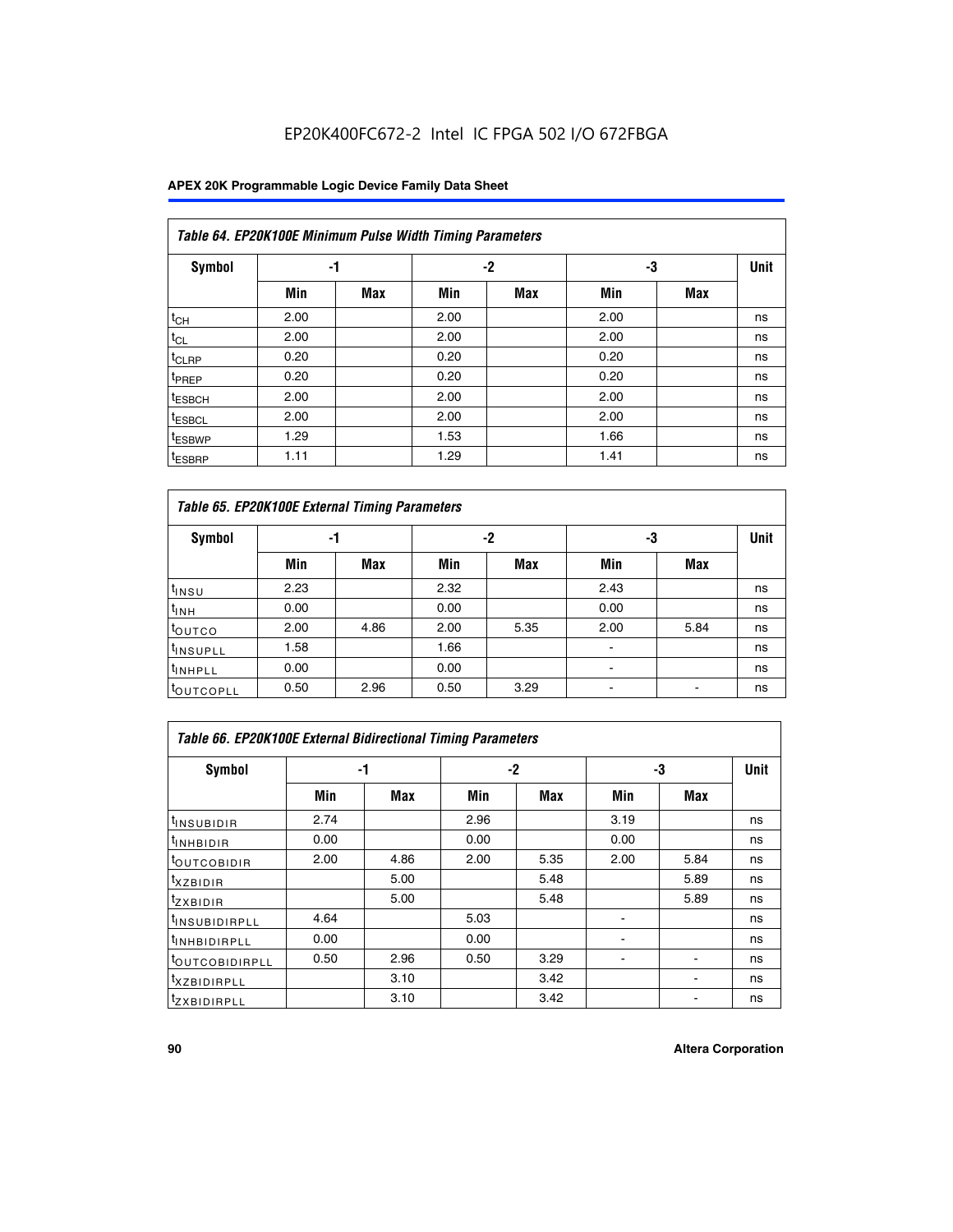EP20K400FC672-2 Intel IC FPGA 502 I/O 672FBGA

| Table 64. EP20K100E Minimum Pulse Width Timing Parameters | | | | | | | |
|---|---|---|---|---|---|---|---|
| Symbol | -1 | | -2 | | -3 | | Unit |
| | Min | Max | Min | Max | Min | Max | |
| $t_{CH}$ | 2.00 | | 2.00 | | 2.00 | | ns |
| $t_{CL}$ | 2.00 | | 2.00 | | 2.00 | | ns |
| $t_{CLRP}$ | 0.20 | | 0.20 | | 0.20 | | ns |
| $t_{PREP}$ | 0.20 | | 0.20 | | 0.20 | | ns |
| $t_{ESBCH}$ | 2.00 | | 2.00 | | 2.00 | | ns |
| $t_{ESBCL}$ | 2.00 | | 2.00 | | 2.00 | | ns |
| $t_{ESBWP}$ | 1.29 | | 1.53 | | 1.66 | | ns |
| $t_{ESBRP}$ | 1.11 | | 1.29 | | 1.41 | | ns |

| Table 65. EP20K100E External Timing Parameters | | | | | | | |
|---|---|---|---|---|---|---|---|
| Symbol | -1 | | -2 | | -3 | | Unit |
| | Min | Max | Min | Max | Min | Max | |
| $t_{INSU}$ | 2.23 | | 2.32 | | 2.43 | | ns |
| $t_{INH}$ | 0.00 | | 0.00 | | 0.00 | | ns |
| $t_{OUTCO}$ | 2.00 | 4.86 | 2.00 | 5.35 | 2.00 | 5.84 | ns |
| $t_{INSUPLL}$ | 1.58 | | 1.66 | | - | | ns |
| $t_{INHPLL}$ | 0.00 | | 0.00 | | - | | ns |
| $t_{OUTCOPLL}$ | 0.50 | 2.96 | 0.50 | 3.29 | - | - | ns |

| Table 66. EP20K100E External Bidirectional Timing Parameters | | | | | | | |
|---|---|---|---|---|---|---|---|
| Symbol | -1 | | -2 | | -3 | | Unit |
| | Min | Max | Min | Max | Min | Max | |
| $t_{INSUBIDIR}$ | 2.74 | | 2.96 | | 3.19 | | ns |
| $t_{INHBIDIR}$ | 0.00 | | 0.00 | | 0.00 | | ns |
| $t_{OUTCOBIDIR}$ | 2.00 | 4.86 | 2.00 | 5.35 | 2.00 | 5.84 | ns |
| $t_{XZBIDIR}$ | | 5.00 | | 5.48 | | 5.89 | ns |
| $t_{ZXBIDIR}$ | | 5.00 | | 5.48 | | 5.89 | ns |
| $t_{INSUBIDIRPLL}$ | 4.64 | | 5.03 | | - | | ns |
| $t_{INHBIDIRPLL}$ | 0.00 | | 0.00 | | - | | ns |
| $t_{OUTCOBIDIRPLL}$ | 0.50 | 2.96 | 0.50 | 3.29 | - | - | ns |
| $t_{XZBIDIRPLL}$ | | 3.10 | | 3.42 | | - | ns |
| $t_{ZXBIDIRPLL}$ | | 3.10 | | 3.42 | | - | ns |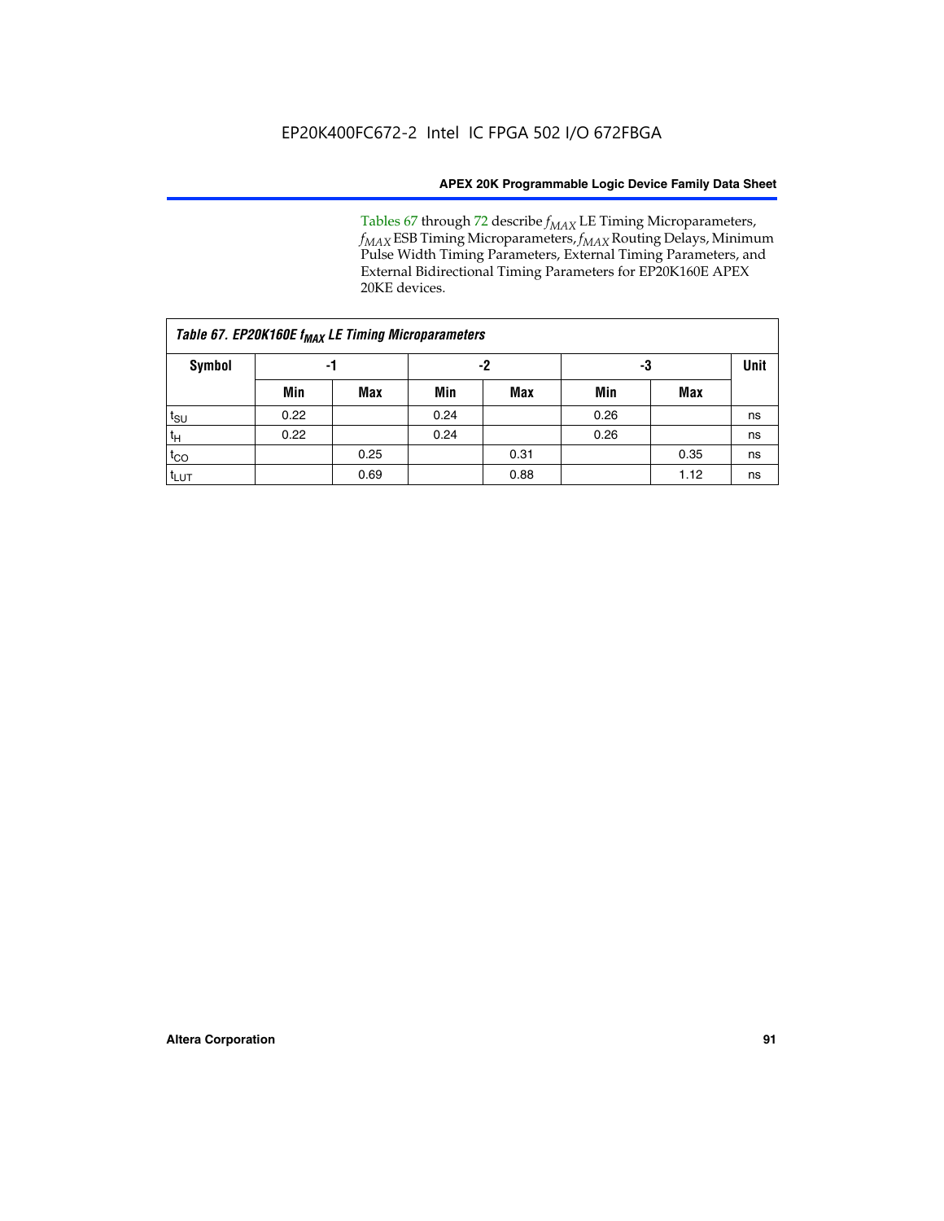Tables 67 through 72 describe $f_{MAX}$ LE Timing Microparameters, $f_{MAX}$ ESB Timing Microparameters, $f_{MAX}$ Routing Delays, Minimum Pulse Width Timing Parameters, External Timing Parameters, and External Bidirectional Timing Parameters for EP20K160E APEX 20KE devices.

**Table 67. EP20K160E $f_{MAX}$ LE Timing Microparameters**

| Symbol | -1 | | -2 | | -3 | | Unit |
|---|---|---|---|---|---|---|---|
| | Min | Max | Min | Max | Min | Max | |
| $t_{SU}$ | 0.22 | | 0.24 | | 0.26 | | ns |
| $t_H$ | 0.22 | | 0.24 | | 0.26 | | ns |
| $t_{CO}$ | | 0.25 | | 0.31 | | 0.35 | ns |
| $t_{LUT}$ | | 0.69 | | 0.88 | | 1.12 | ns |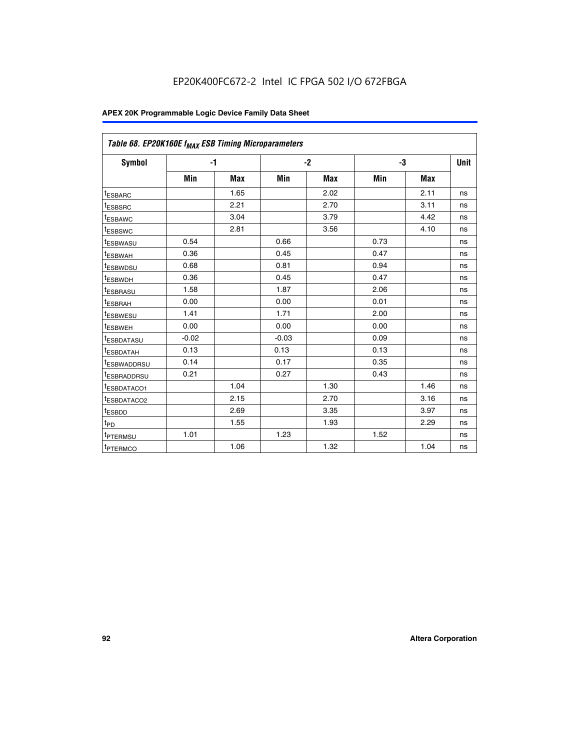EP20K400FC672-2 Intel IC FPGA 502 I/O 672FBGA

| *Table 68. EP20K160E $f_{MAX}$ ESB Timing Microparameters* | | | | | | | |
|---|---|---|---|---|---|---|---|
| **Symbol** | **-1** | | **-2** | | **-3** | | **Unit** |
| | **Min** | **Max** | **Min** | **Max** | **Min** | **Max** | |
| $t_{ESBARC}$ | | 1.65 | | 2.02 | | 2.11 | ns |
| $t_{ESBSRC}$ | | 2.21 | | 2.70 | | 3.11 | ns |
| $t_{ESBAWC}$ | | 3.04 | | 3.79 | | 4.42 | ns |
| $t_{ESBSWC}$ | | 2.81 | | 3.56 | | 4.10 | ns |
| $t_{ESBWASU}$ | 0.54 | | 0.66 | | 0.73 | | ns |
| $t_{ESBWAH}$ | 0.36 | | 0.45 | | 0.47 | | ns |
| $t_{ESBWDSU}$ | 0.68 | | 0.81 | | 0.94 | | ns |
| $t_{ESBWDH}$ | 0.36 | | 0.45 | | 0.47 | | ns |
| $t_{ESBRASU}$ | 1.58 | | 1.87 | | 2.06 | | ns |
| $t_{ESBRAH}$ | 0.00 | | 0.00 | | 0.01 | | ns |
| $t_{ESBWESU}$ | 1.41 | | 1.71 | | 2.00 | | ns |
| $t_{ESBWEH}$ | 0.00 | | 0.00 | | 0.00 | | ns |
| $t_{ESBDATASU}$ | -0.02 | | -0.03 | | 0.09 | | ns |
| $t_{ESBDATAH}$ | 0.13 | | 0.13 | | 0.13 | | ns |
| $t_{ESBWADDRSU}$ | 0.14 | | 0.17 | | 0.35 | | ns |
| $t_{ESBRADDRSU}$ | 0.21 | | 0.27 | | 0.43 | | ns |
| $t_{ESBDATACO1}$ | | 1.04 | | 1.30 | | 1.46 | ns |
| $t_{ESBDATACO2}$ | | 2.15 | | 2.70 | | 3.16 | ns |
| $t_{ESBDD}$ | | 2.69 | | 3.35 | | 3.97 | ns |
| $t_{PD}$ | | 1.55 | | 1.93 | | 2.29 | ns |
| $t_{PTERMSU}$ | 1.01 | | 1.23 | | 1.52 | | ns |
| $t_{PTERMCO}$ | | 1.06 | | 1.32 | | 1.04 | ns |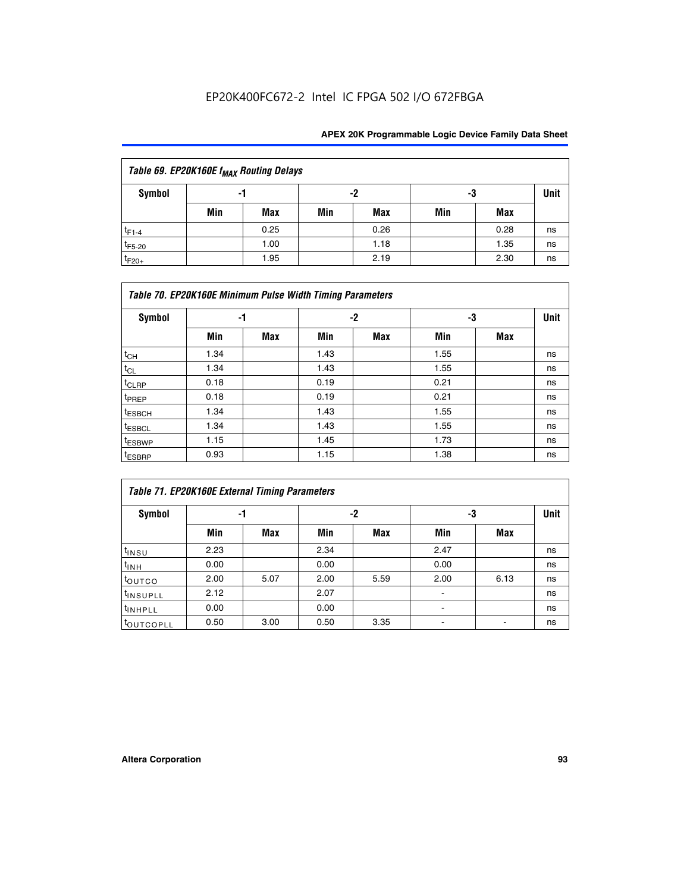| *Table 69. EP20K160E $f_{MAX}$ Routing Delays* | | | | | | | |
|---|---|---|---|---|---|---|---|
| **Symbol** | **-1** | | **-2** | | **-3** | | **Unit** |
| | **Min** | **Max** | **Min** | **Max** | **Min** | **Max** | |
| $t_{F1-4}$ | | 0.25 | | 0.26 | | 0.28 | ns |
| $t_{F5-20}$ | | 1.00 | | 1.18 | | 1.35 | ns |
| $t_{F20+}$ | | 1.95 | | 2.19 | | 2.30 | ns |

| *Table 70. EP20K160E Minimum Pulse Width Timing Parameters* | | | | | | | |
|---|---|---|---|---|---|---|---|
| **Symbol** | **-1** | | **-2** | | **-3** | | **Unit** |
| | **Min** | **Max** | **Min** | **Max** | **Min** | **Max** | |
| $t_{CH}$ | 1.34 | | 1.43 | | 1.55 | | ns |
| $t_{CL}$ | 1.34 | | 1.43 | | 1.55 | | ns |
| $t_{CLRP}$ | 0.18 | | 0.19 | | 0.21 | | ns |
| $t_{PREP}$ | 0.18 | | 0.19 | | 0.21 | | ns |
| $t_{ESBCH}$ | 1.34 | | 1.43 | | 1.55 | | ns |
| $t_{ESBCL}$ | 1.34 | | 1.43 | | 1.55 | | ns |
| $t_{ESBWP}$ | 1.15 | | 1.45 | | 1.73 | | ns |
| $t_{ESBRP}$ | 0.93 | | 1.15 | | 1.38 | | ns |

| *Table 71. EP20K160E External Timing Parameters* | | | | | | | |
|---|---|---|---|---|---|---|---|
| **Symbol** | **-1** | | **-2** | | **-3** | | **Unit** |
| | **Min** | **Max** | **Min** | **Max** | **Min** | **Max** | |
| $t_{INSU}$ | 2.23 | | 2.34 | | 2.47 | | ns |
| $t_{INH}$ | 0.00 | | 0.00 | | 0.00 | | ns |
| $t_{OUTCO}$ | 2.00 | 5.07 | 2.00 | 5.59 | 2.00 | 6.13 | ns |
| $t_{INSUPLL}$ | 2.12 | | 2.07 | | - | | ns |
| $t_{INHPLL}$ | 0.00 | | 0.00 | | - | | ns |
| $t_{OUTCOPLL}$ | 0.50 | 3.00 | 0.50 | 3.35 | - | - | ns |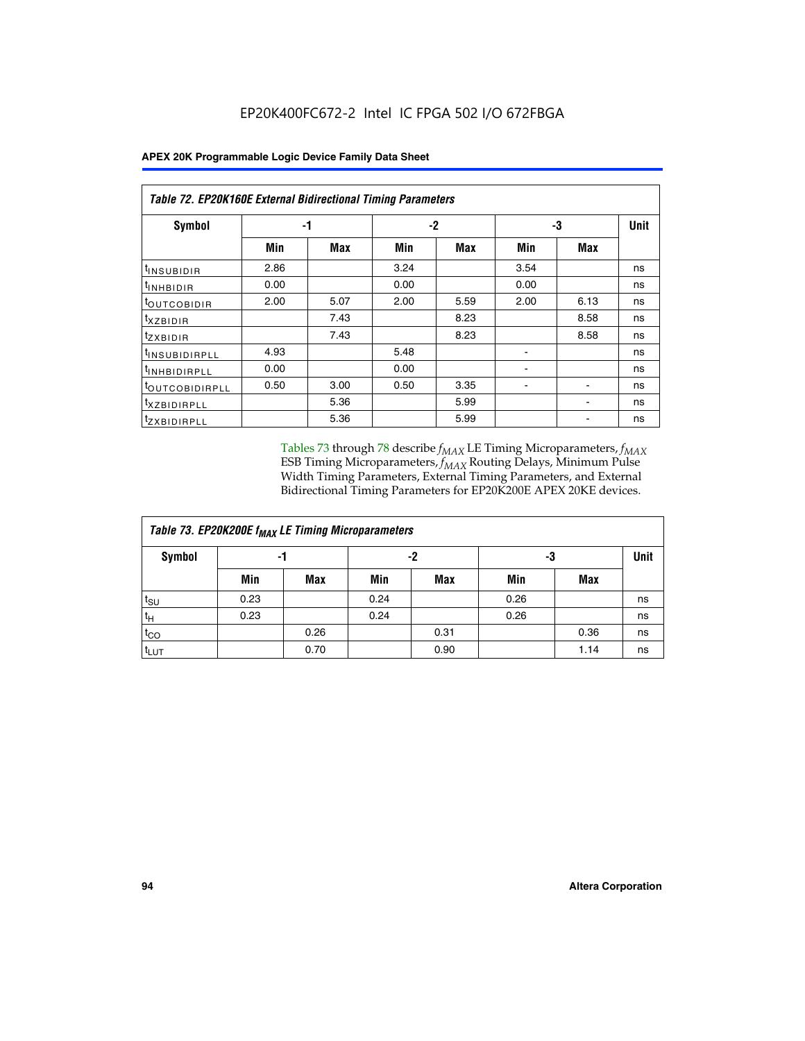EP20K400FC672-2 Intel IC FPGA 502 I/O 672FBGA

| Table 72. EP20K160E External Bidirectional Timing Parameters | | | | | | | |
|---|---|---|---|---|---|---|---|
| Symbol | -1 | | -2 | | -3 | | Unit |
| | Min | Max | Min | Max | Min | Max | |
| $t_{INSUBIDIR}$ | 2.86 | | 3.24 | | 3.54 | | ns |
| $t_{INHBIDIR}$ | 0.00 | | 0.00 | | 0.00 | | ns |
| $t_{OUTCOBIDIR}$ | 2.00 | 5.07 | 2.00 | 5.59 | 2.00 | 6.13 | ns |
| $t_{XZBIDIR}$ | | 7.43 | | 8.23 | | 8.58 | ns |
| $t_{ZXBIDIR}$ | | 7.43 | | 8.23 | | 8.58 | ns |
| $t_{INSUBIDIRPLL}$ | 4.93 | | 5.48 | | - | | ns |
| $t_{INHBIDIRPLL}$ | 0.00 | | 0.00 | | - | | ns |
| $t_{OUTCOBIDIRPLL}$ | 0.50 | 3.00 | 0.50 | 3.35 | - | - | ns |
| $t_{XZBIDIRPLL}$ | | 5.36 | | 5.99 | | - | ns |
| $t_{ZXBIDIRPLL}$ | | 5.36 | | 5.99 | | - | ns |

Tables 73 through 78 describe $f_{MAX}$ LE Timing Microparameters, $f_{MAX}$ ESB Timing Microparameters, $f_{MAX}$ Routing Delays, Minimum Pulse Width Timing Parameters, External Timing Parameters, and External Bidirectional Timing Parameters for EP20K200E APEX 20KE devices.

| Table 73. EP20K200E $f_{MAX}$ LE Timing Microparameters | | | | | | | |
|---|---|---|---|---|---|---|---|
| Symbol | -1 | | -2 | | -3 | | Unit |
| | Min | Max | Min | Max | Min | Max | |
| $t_{SU}$ | 0.23 | | 0.24 | | 0.26 | | ns |
| $t_{H}$ | 0.23 | | 0.24 | | 0.26 | | ns |
| $t_{CO}$ | | 0.26 | | 0.31 | | 0.36 | ns |
| $t_{LUT}$ | | 0.70 | | 0.90 | | 1.14 | ns |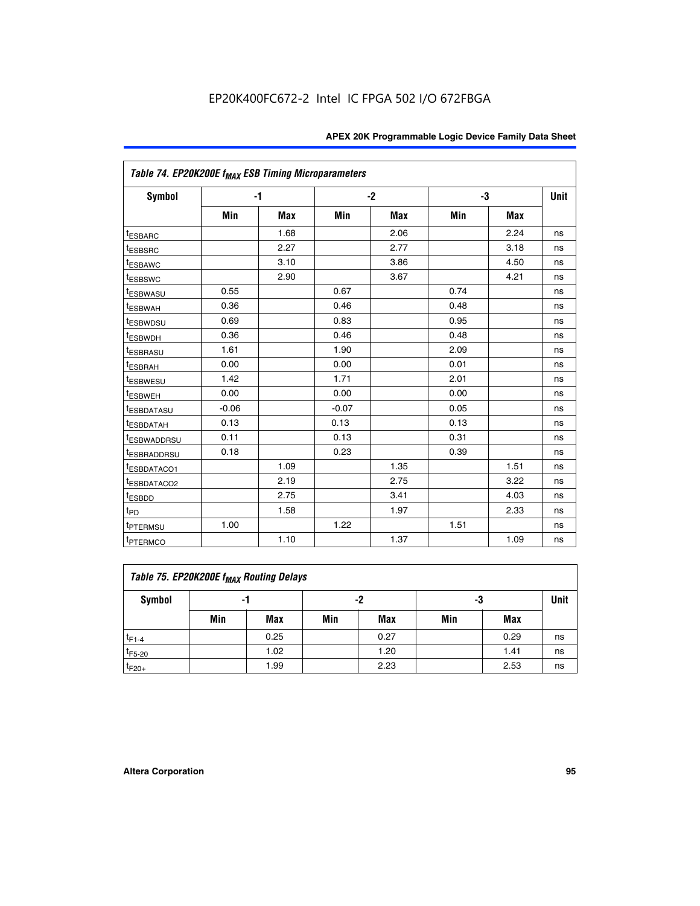EP20K400FC672-2 Intel IC FPGA 502 I/O 672FBGA

**Table 74. EP20K200E $f_{MAX}$ ESB Timing Microparameters**

| Symbol | -1 | | -2 | | -3 | | Unit |
|---|---|---|---|---|---|---|---|
| | Min | Max | Min | Max | Min | Max | |
| $t_{ESBARC}$ | | 1.68 | | 2.06 | | 2.24 | ns |
| $t_{ESBSRC}$ | | 2.27 | | 2.77 | | 3.18 | ns |
| $t_{ESBAWC}$ | | 3.10 | | 3.86 | | 4.50 | ns |
| $t_{ESBSWC}$ | | 2.90 | | 3.67 | | 4.21 | ns |
| $t_{ESBWASU}$ | 0.55 | | 0.67 | | 0.74 | | ns |
| $t_{ESBWAH}$ | 0.36 | | 0.46 | | 0.48 | | ns |
| $t_{ESBWDSU}$ | 0.69 | | 0.83 | | 0.95 | | ns |
| $t_{ESBWDH}$ | 0.36 | | 0.46 | | 0.48 | | ns |
| $t_{ESBRASU}$ | 1.61 | | 1.90 | | 2.09 | | ns |
| $t_{ESBRAH}$ | 0.00 | | 0.00 | | 0.01 | | ns |
| $t_{ESBWESU}$ | 1.42 | | 1.71 | | 2.01 | | ns |
| $t_{ESBWEH}$ | 0.00 | | 0.00 | | 0.00 | | ns |
| $t_{ESBDATASU}$ | -0.06 | | -0.07 | | 0.05 | | ns |
| $t_{ESBDATAH}$ | 0.13 | | 0.13 | | 0.13 | | ns |
| $t_{ESBWADDRSU}$ | 0.11 | | 0.13 | | 0.31 | | ns |
| $t_{ESBRADDRSU}$ | 0.18 | | 0.23 | | 0.39 | | ns |
| $t_{ESBDATACO1}$ | | 1.09 | | 1.35 | | 1.51 | ns |
| $t_{ESBDATACO2}$ | | 2.19 | | 2.75 | | 3.22 | ns |
| $t_{ESBDD}$ | | 2.75 | | 3.41 | | 4.03 | ns |
| $t_{PD}$ | | 1.58 | | 1.97 | | 2.33 | ns |
| $t_{PTERMSU}$ | 1.00 | | 1.22 | | 1.51 | | ns |
| $t_{PTERMCO}$ | | 1.10 | | 1.37 | | 1.09 | ns |

**Table 75. EP20K200E $f_{MAX}$ Routing Delays**

| Symbol | -1 | | -2 | | -3 | | Unit |
|---|---|---|---|---|---|---|---|
| | Min | Max | Min | Max | Min | Max | |
| $t_{F1-4}$ | | 0.25 | | 0.27 | | 0.29 | ns |
| $t_{F5-20}$ | | 1.02 | | 1.20 | | 1.41 | ns |
| $t_{F20+}$ | | 1.99 | | 2.23 | | 2.53 | ns |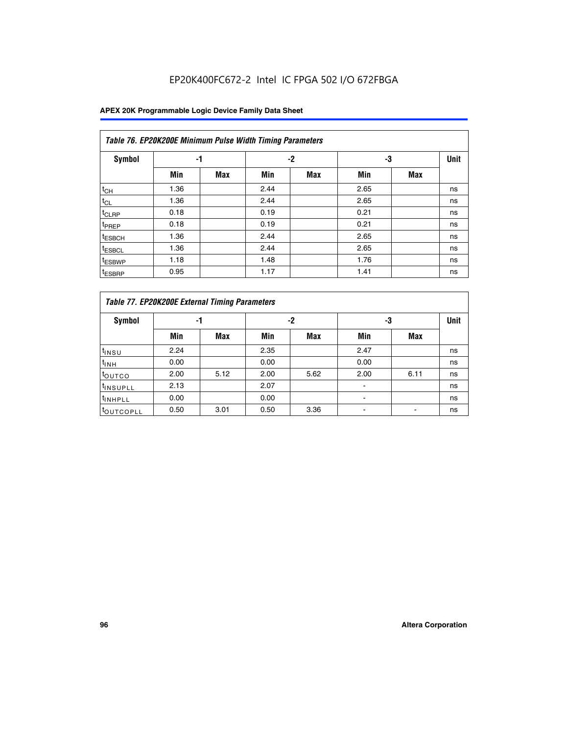EP20K400FC672-2 Intel IC FPGA 502 I/O 672FBGA

| Table 76. EP20K200E Minimum Pulse Width Timing Parameters | | | | | | | |
|---|---|---|---|---|---|---|---|
| Symbol | -1 | | -2 | | -3 | | Unit |
| | Min | Max | Min | Max | Min | Max | |
| $t_{CH}$ | 1.36 | | 2.44 | | 2.65 | | ns |
| $t_{CL}$ | 1.36 | | 2.44 | | 2.65 | | ns |
| $t_{CLRP}$ | 0.18 | | 0.19 | | 0.21 | | ns |
| $t_{PREP}$ | 0.18 | | 0.19 | | 0.21 | | ns |
| $t_{ESBCH}$ | 1.36 | | 2.44 | | 2.65 | | ns |
| $t_{ESBCL}$ | 1.36 | | 2.44 | | 2.65 | | ns |
| $t_{ESBWP}$ | 1.18 | | 1.48 | | 1.76 | | ns |
| $t_{ESBRP}$ | 0.95 | | 1.17 | | 1.41 | | ns |

| Table 77. EP20K200E External Timing Parameters | | | | | | | |
|---|---|---|---|---|---|---|---|
| Symbol | -1 | | -2 | | -3 | | Unit |
| | Min | Max | Min | Max | Min | Max | |
| $t_{INSU}$ | 2.24 | | 2.35 | | 2.47 | | ns |
| $t_{INH}$ | 0.00 | | 0.00 | | 0.00 | | ns |
| $t_{OUTCO}$ | 2.00 | 5.12 | 2.00 | 5.62 | 2.00 | 6.11 | ns |
| $t_{INSUPLL}$ | 2.13 | | 2.07 | | - | | ns |
| $t_{INHPLL}$ | 0.00 | | 0.00 | | - | | ns |
| $t_{OUTCOPLL}$ | 0.50 | 3.01 | 0.50 | 3.36 | - | - | ns |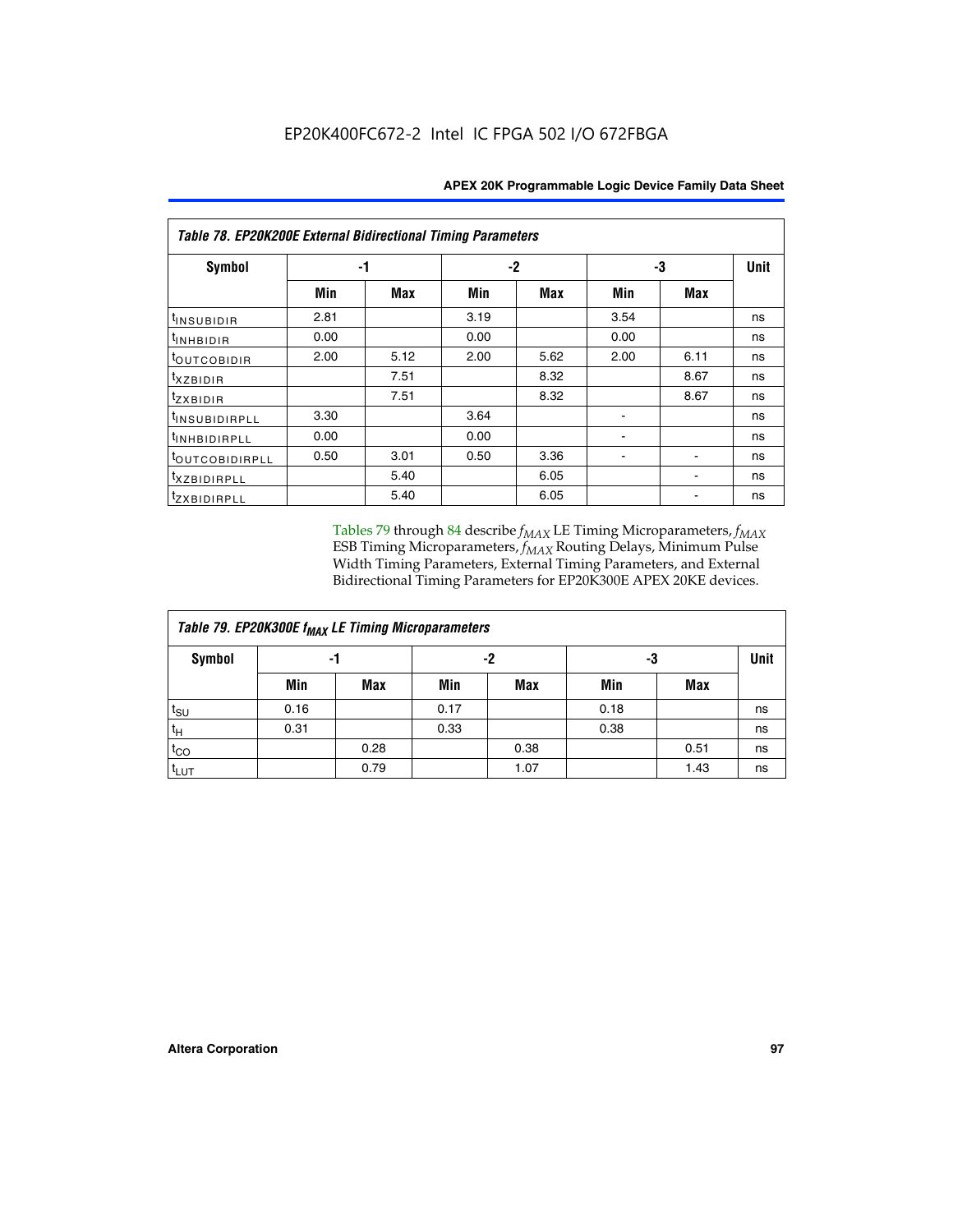**Table 78. EP20K200E External Bidirectional Timing Parameters**

| Symbol | -1 | | -2 | | -3 | | Unit |
|---|---|---|---|---|---|---|---|
| | Min | Max | Min | Max | Min | Max | |
| $t_{INSUBIDIR}$ | 2.81 | | 3.19 | | 3.54 | | ns |
| $t_{INHBIDIR}$ | 0.00 | | 0.00 | | 0.00 | | ns |
| $t_{OUTCOBIDIR}$ | 2.00 | 5.12 | 2.00 | 5.62 | 2.00 | 6.11 | ns |
| $t_{XZBIDIR}$ | | 7.51 | | 8.32 | | 8.67 | ns |
| $t_{ZXBIDIR}$ | | 7.51 | | 8.32 | | 8.67 | ns |
| $t_{INSUBIDIRPLL}$ | 3.30 | | 3.64 | | - | | ns |
| $t_{INHBIDIRPLL}$ | 0.00 | | 0.00 | | - | | ns |
| $t_{OUTCOBIDIRPLL}$ | 0.50 | 3.01 | 0.50 | 3.36 | - | - | ns |
| $t_{XZBIDIRPLL}$ | | 5.40 | | 6.05 | | - | ns |
| $t_{ZXBIDIRPLL}$ | | 5.40 | | 6.05 | | - | ns |

Tables 79 through 84 describe $f_{MAX}$ LE Timing Microparameters, $f_{MAX}$ ESB Timing Microparameters, $f_{MAX}$ Routing Delays, Minimum Pulse Width Timing Parameters, External Timing Parameters, and External Bidirectional Timing Parameters for EP20K300E APEX 20KE devices.

**Table 79. EP20K300E $f_{MAX}$ LE Timing Microparameters**

| Symbol | -1 | | -2 | | -3 | | Unit |
|---|---|---|---|---|---|---|---|
| | Min | Max | Min | Max | Min | Max | |
| $t_{SU}$ | 0.16 | | 0.17 | | 0.18 | | ns |
| $t_{H}$ | 0.31 | | 0.33 | | 0.38 | | ns |
| $t_{CO}$ | | 0.28 | | 0.38 | | 0.51 | ns |
| $t_{LUT}$ | | 0.79 | | 1.07 | | 1.43 | ns |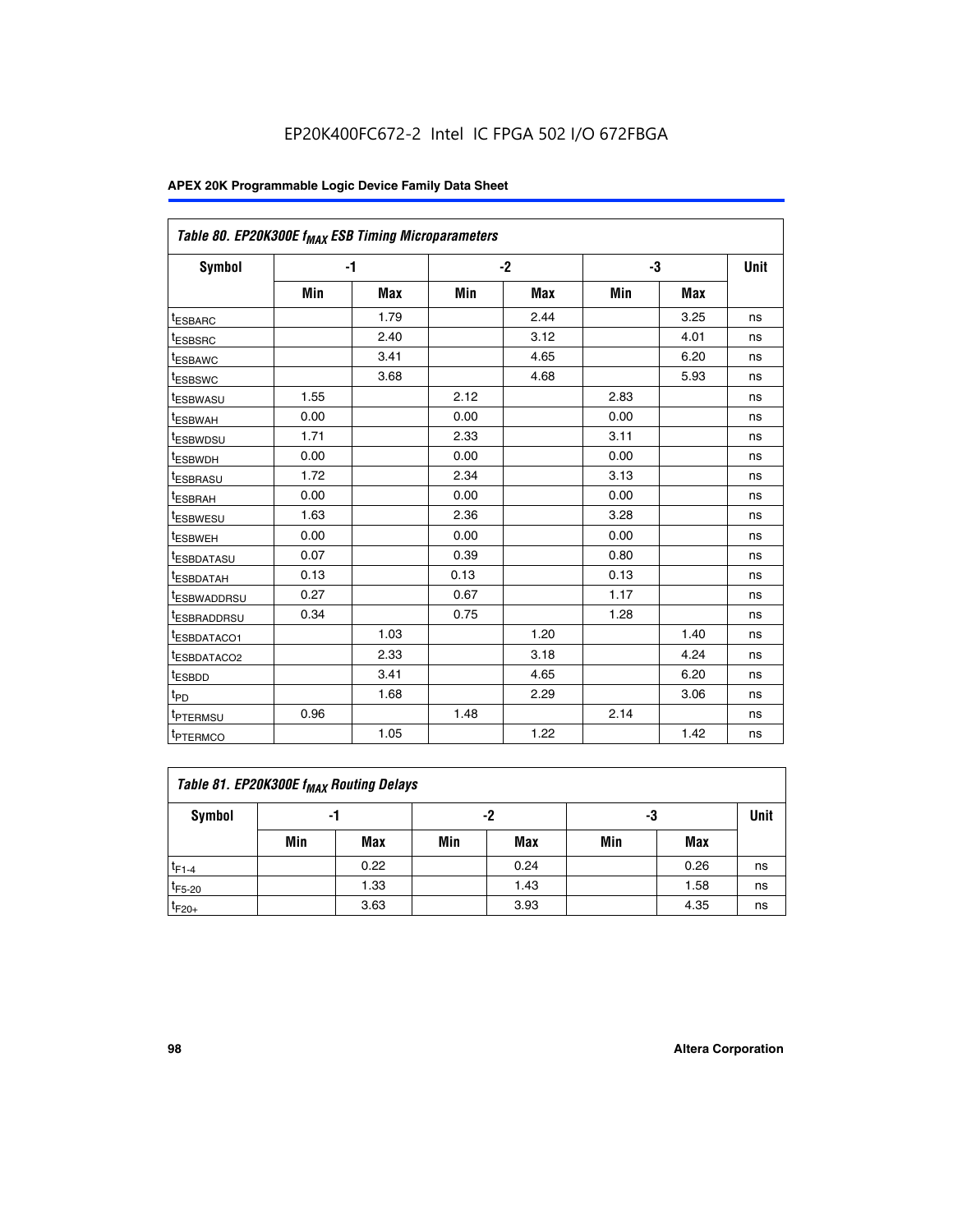EP20K400FC672-2 Intel IC FPGA 502 I/O 672FBGA

| Table 80. EP20K300E $f_{MAX}$ ESB Timing Microparameters | | | | | | | |
|---|---|---|---|---|---|---|---|
| Symbol | -1 | | -2 | | -3 | | Unit |
| | Min | Max | Min | Max | Min | Max | |
| $t_{ESBARC}$ | | 1.79 | | 2.44 | | 3.25 | ns |
| $t_{ESBSRC}$ | | 2.40 | | 3.12 | | 4.01 | ns |
| $t_{ESBAWC}$ | | 3.41 | | 4.65 | | 6.20 | ns |
| $t_{ESBSWC}$ | | 3.68 | | 4.68 | | 5.93 | ns |
| $t_{ESBWASU}$ | 1.55 | | 2.12 | | 2.83 | | ns |
| $t_{ESBWAH}$ | 0.00 | | 0.00 | | 0.00 | | ns |
| $t_{ESBWDSU}$ | 1.71 | | 2.33 | | 3.11 | | ns |
| $t_{ESBWDH}$ | 0.00 | | 0.00 | | 0.00 | | ns |
| $t_{ESBRASU}$ | 1.72 | | 2.34 | | 3.13 | | ns |
| $t_{ESBRAH}$ | 0.00 | | 0.00 | | 0.00 | | ns |
| $t_{ESBWESU}$ | 1.63 | | 2.36 | | 3.28 | | ns |
| $t_{ESBWEH}$ | 0.00 | | 0.00 | | 0.00 | | ns |
| $t_{ESBDATASU}$ | 0.07 | | 0.39 | | 0.80 | | ns |
| $t_{ESBDATAH}$ | 0.13 | | 0.13 | | 0.13 | | ns |
| $t_{ESBWADDRSU}$ | 0.27 | | 0.67 | | 1.17 | | ns |
| $t_{ESBRADDRSU}$ | 0.34 | | 0.75 | | 1.28 | | ns |
| $t_{ESBDATACO1}$ | | 1.03 | | 1.20 | | 1.40 | ns |
| $t_{ESBDATACO2}$ | | 2.33 | | 3.18 | | 4.24 | ns |
| $t_{ESBDD}$ | | 3.41 | | 4.65 | | 6.20 | ns |
| $t_{PD}$ | | 1.68 | | 2.29 | | 3.06 | ns |
| $t_{PTERMSU}$ | 0.96 | | 1.48 | | 2.14 | | ns |
| $t_{PTERMCO}$ | | 1.05 | | 1.22 | | 1.42 | ns |

| Table 81. EP20K300E $f_{MAX}$ Routing Delays | | | | | | | |
|---|---|---|---|---|---|---|---|
| Symbol | -1 | | -2 | | -3 | | Unit |
| | Min | Max | Min | Max | Min | Max | |
| $t_{F1-4}$ | | 0.22 | | 0.24 | | 0.26 | ns |
| $t_{F5-20}$ | | 1.33 | | 1.43 | | 1.58 | ns |
| $t_{F20+}$ | | 3.63 | | 3.93 | | 4.35 | ns |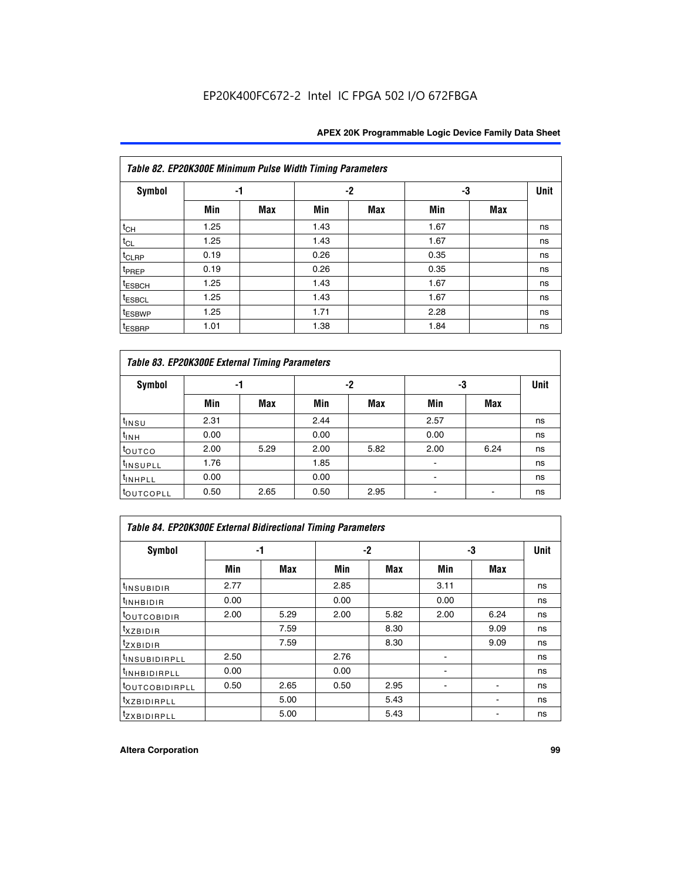EP20K400FC672-2 Intel IC FPGA 502 I/O 672FBGA

*Table 82. EP20K300E Minimum Pulse Width Timing Parameters*

| Symbol | -1 | | -2 | | -3 | | Unit |
|---|---|---|---|---|---|---|---|
| | Min | Max | Min | Max | Min | Max | |
| $t_{CH}$ | 1.25 | | 1.43 | | 1.67 | | ns |
| $t_{CL}$ | 1.25 | | 1.43 | | 1.67 | | ns |
| $t_{CLRP}$ | 0.19 | | 0.26 | | 0.35 | | ns |
| $t_{PREP}$ | 0.19 | | 0.26 | | 0.35 | | ns |
| $t_{ESBCH}$ | 1.25 | | 1.43 | | 1.67 | | ns |
| $t_{ESBCL}$ | 1.25 | | 1.43 | | 1.67 | | ns |
| $t_{ESBWP}$ | 1.25 | | 1.71 | | 2.28 | | ns |
| $t_{ESBRP}$ | 1.01 | | 1.38 | | 1.84 | | ns |

*Table 83. EP20K300E External Timing Parameters*

| Symbol | -1 | | -2 | | -3 | | Unit |
|---|---|---|---|---|---|---|---|
| | Min | Max | Min | Max | Min | Max | |
| $t_{INSU}$ | 2.31 | | 2.44 | | 2.57 | | ns |
| $t_{INH}$ | 0.00 | | 0.00 | | 0.00 | | ns |
| $t_{OUTCO}$ | 2.00 | 5.29 | 2.00 | 5.82 | 2.00 | 6.24 | ns |
| $t_{INSUPLL}$ | 1.76 | | 1.85 | | - | | ns |
| $t_{INHPLL}$ | 0.00 | | 0.00 | | - | | ns |
| $t_{OUTCOPLL}$ | 0.50 | 2.65 | 0.50 | 2.95 | - | - | ns |

*Table 84. EP20K300E External Bidirectional Timing Parameters*

| Symbol | -1 | | -2 | | -3 | | Unit |
|---|---|---|---|---|---|---|---|
| | Min | Max | Min | Max | Min | Max | |
| $t_{INSUBIDIR}$ | 2.77 | | 2.85 | | 3.11 | | ns |
| $t_{INHBIDIR}$ | 0.00 | | 0.00 | | 0.00 | | ns |
| $t_{OUTCOBIDIR}$ | 2.00 | 5.29 | 2.00 | 5.82 | 2.00 | 6.24 | ns |
| $t_{XZBIDIR}$ | | 7.59 | | 8.30 | | 9.09 | ns |
| $t_{ZXBIDIR}$ | | 7.59 | | 8.30 | | 9.09 | ns |
| $t_{INSUBIDIRPLL}$ | 2.50 | | 2.76 | | - | | ns |
| $t_{INHBIDIRPLL}$ | 0.00 | | 0.00 | | - | | ns |
| $t_{OUTCOBIDIRPLL}$ | 0.50 | 2.65 | 0.50 | 2.95 | - | - | ns |
| $t_{XZBIDIRPLL}$ | | 5.00 | | 5.43 | | - | ns |
| $t_{ZXBIDIRPLL}$ | | 5.00 | | 5.43 | | - | ns |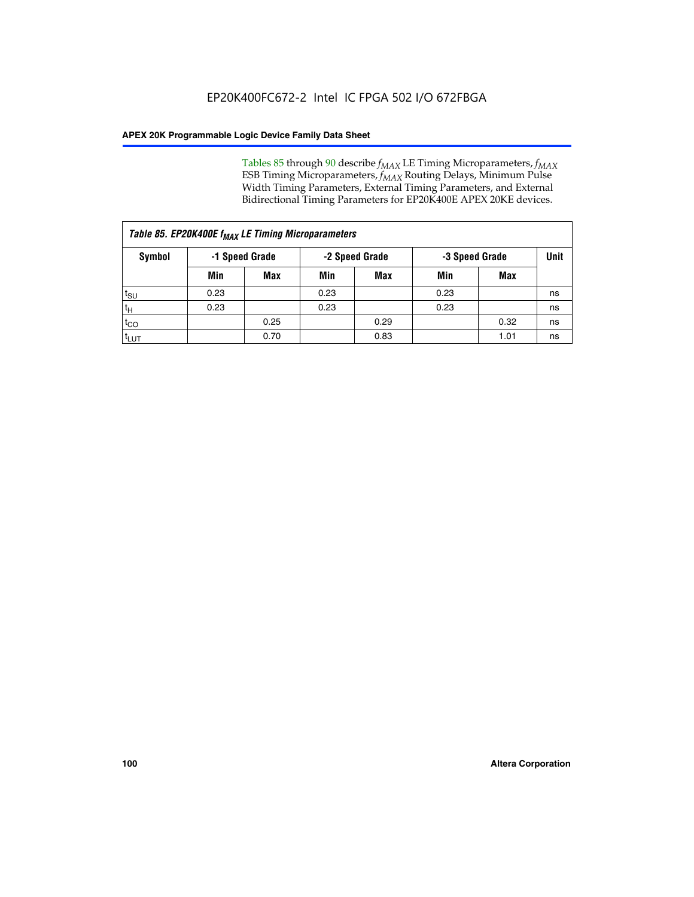Tables 85 through 90 describe $f_{MAX}$ LE Timing Microparameters, $f_{MAX}$ ESB Timing Microparameters, $f_{MAX}$ Routing Delays, Minimum Pulse Width Timing Parameters, External Timing Parameters, and External Bidirectional Timing Parameters for EP20K400E APEX 20KE devices.

| *Table 85. EP20K400E $f_{MAX}$ LE Timing Microparameters* | | | | | | | |
|---|---|---|---|---|---|---|---|
| **Symbol** | **-1 Speed Grade** | | **-2 Speed Grade** | | **-3 Speed Grade** | | **Unit** |
| | **Min** | **Max** | **Min** | **Max** | **Min** | **Max** | |
| $t_{SU}$ | 0.23 | | 0.23 | | 0.23 | | ns |
| $t_{H}$ | 0.23 | | 0.23 | | 0.23 | | ns |
| $t_{CO}$ | | 0.25 | | 0.29 | | 0.32 | ns |
| $t_{LUT}$ | | 0.70 | | 0.83 | | 1.01 | ns |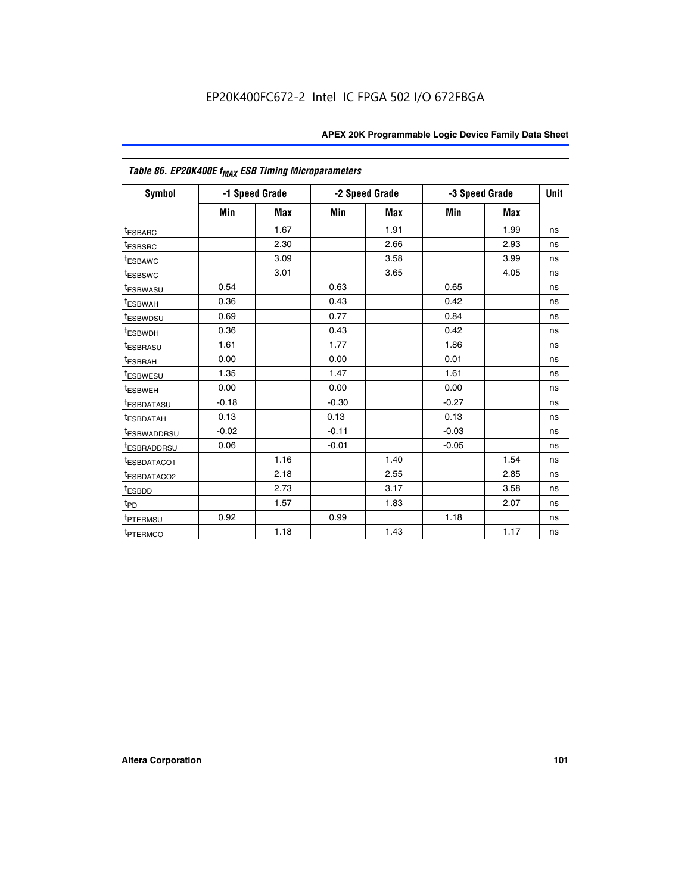Table 86. EP20K400E $f_{MAX}$ ESB Timing Microparameters

| Symbol | -1 Speed Grade | | -2 Speed Grade | | -3 Speed Grade | | Unit |
|---|---|---|---|---|---|---|---|
| | Min | Max | Min | Max | Min | Max | |
| $t_{ESBARC}$ | | 1.67 | | 1.91 | | 1.99 | ns |
| $t_{ESBSRC}$ | | 2.30 | | 2.66 | | 2.93 | ns |
| $t_{ESBAWC}$ | | 3.09 | | 3.58 | | 3.99 | ns |
| $t_{ESBSWC}$ | | 3.01 | | 3.65 | | 4.05 | ns |
| $t_{ESBWASU}$ | 0.54 | | 0.63 | | 0.65 | | ns |
| $t_{ESBWAH}$ | 0.36 | | 0.43 | | 0.42 | | ns |
| $t_{ESBWDSU}$ | 0.69 | | 0.77 | | 0.84 | | ns |
| $t_{ESBWDH}$ | 0.36 | | 0.43 | | 0.42 | | ns |
| $t_{ESBRASU}$ | 1.61 | | 1.77 | | 1.86 | | ns |
| $t_{ESBRAH}$ | 0.00 | | 0.00 | | 0.01 | | ns |
| $t_{ESBWESU}$ | 1.35 | | 1.47 | | 1.61 | | ns |
| $t_{ESBWEH}$ | 0.00 | | 0.00 | | 0.00 | | ns |
| $t_{ESBDATASU}$ | -0.18 | | -0.30 | | -0.27 | | ns |
| $t_{ESBDATAH}$ | 0.13 | | 0.13 | | 0.13 | | ns |
| $t_{ESBWADDRSU}$ | -0.02 | | -0.11 | | -0.03 | | ns |
| $t_{ESBRADDRSU}$ | 0.06 | | -0.01 | | -0.05 | | ns |
| $t_{ESBDATACO1}$ | | 1.16 | | 1.40 | | 1.54 | ns |
| $t_{ESBDATACO2}$ | | 2.18 | | 2.55 | | 2.85 | ns |
| $t_{ESBDD}$ | | 2.73 | | 3.17 | | 3.58 | ns |
| $t_{PD}$ | | 1.57 | | 1.83 | | 2.07 | ns |
| $t_{PTERMSU}$ | 0.92 | | 0.99 | | 1.18 | | ns |
| $t_{PTERMCO}$ | | 1.18 | | 1.43 | | 1.17 | ns |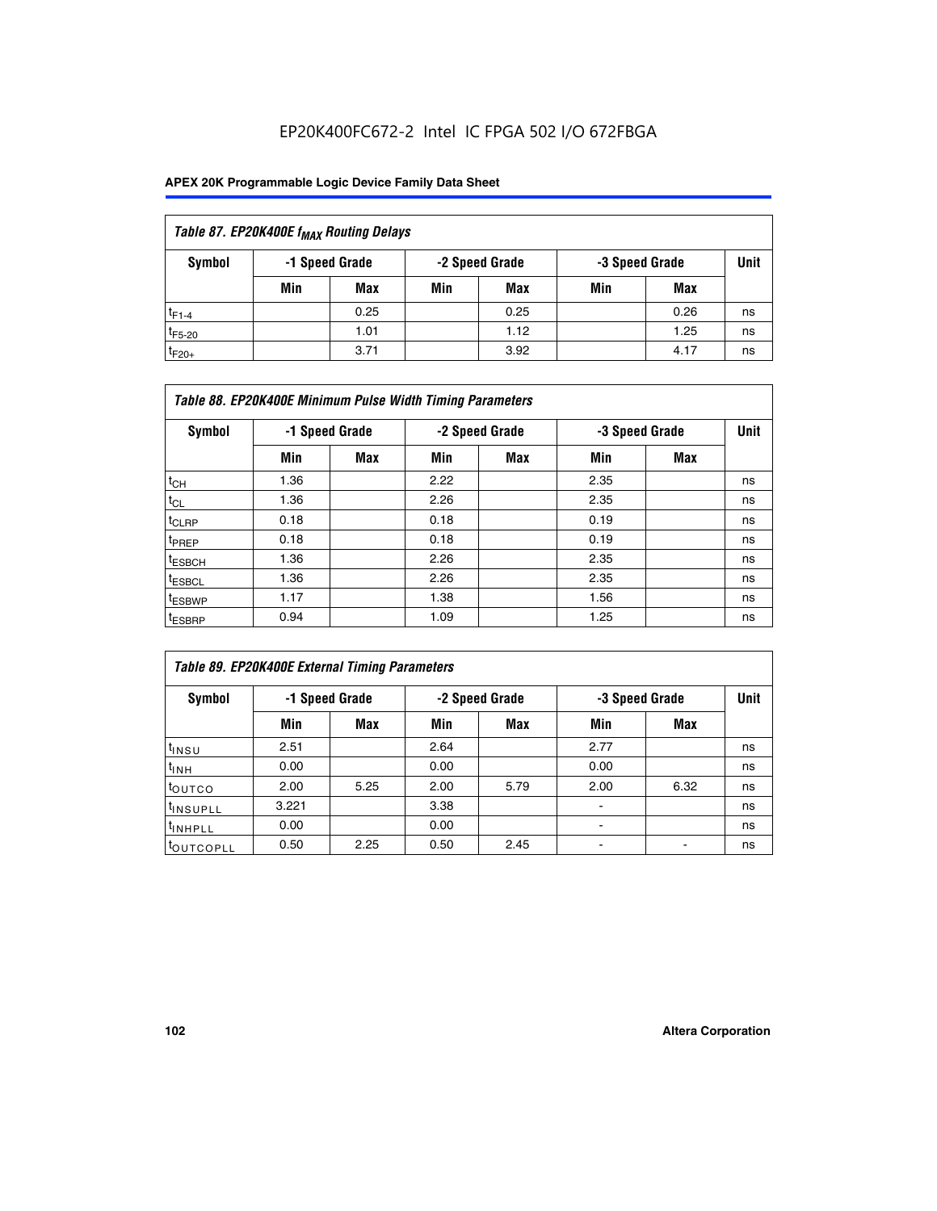EP20K400FC672-2 Intel IC FPGA 502 I/O 672FBGA

| Table 87. EP20K400E $f_{MAX}$ Routing Delays | | | | | | | |
|---|---|---|---|---|---|---|---|
| Symbol | -1 Speed Grade | | -2 Speed Grade | | -3 Speed Grade | | Unit |
| | Min | Max | Min | Max | Min | Max | |
| $t_{F1-4}$ | | 0.25 | | 0.25 | | 0.26 | ns |
| $t_{F5-20}$ | | 1.01 | | 1.12 | | 1.25 | ns |
| $t_{F20+}$ | | 3.71 | | 3.92 | | 4.17 | ns |

| Table 88. EP20K400E Minimum Pulse Width Timing Parameters | | | | | | | |
|---|---|---|---|---|---|---|---|
| Symbol | -1 Speed Grade | | -2 Speed Grade | | -3 Speed Grade | | Unit |
| | Min | Max | Min | Max | Min | Max | |
| $t_{CH}$ | 1.36 | | 2.22 | | 2.35 | | ns |
| $t_{CL}$ | 1.36 | | 2.26 | | 2.35 | | ns |
| $t_{CLRP}$ | 0.18 | | 0.18 | | 0.19 | | ns |
| $t_{PREP}$ | 0.18 | | 0.18 | | 0.19 | | ns |
| $t_{ESBCH}$ | 1.36 | | 2.26 | | 2.35 | | ns |
| $t_{ESBCL}$ | 1.36 | | 2.26 | | 2.35 | | ns |
| $t_{ESBWP}$ | 1.17 | | 1.38 | | 1.56 | | ns |
| $t_{ESBRP}$ | 0.94 | | 1.09 | | 1.25 | | ns |

| Table 89. EP20K400E External Timing Parameters | | | | | | | |
|---|---|---|---|---|---|---|---|
| Symbol | -1 Speed Grade | | -2 Speed Grade | | -3 Speed Grade | | Unit |
| | Min | Max | Min | Max | Min | Max | |
| $t_{INSU}$ | 2.51 | | 2.64 | | 2.77 | | ns |
| $t_{INH}$ | 0.00 | | 0.00 | | 0.00 | | ns |
| $t_{OUTCO}$ | 2.00 | 5.25 | 2.00 | 5.79 | 2.00 | 6.32 | ns |
| $t_{INSUPLL}$ | 3.221 | | 3.38 | | - | | ns |
| $t_{INHPLL}$ | 0.00 | | 0.00 | | - | | ns |
| $t_{OUTCOPLL}$ | 0.50 | 2.25 | 0.50 | 2.45 | - | - | ns |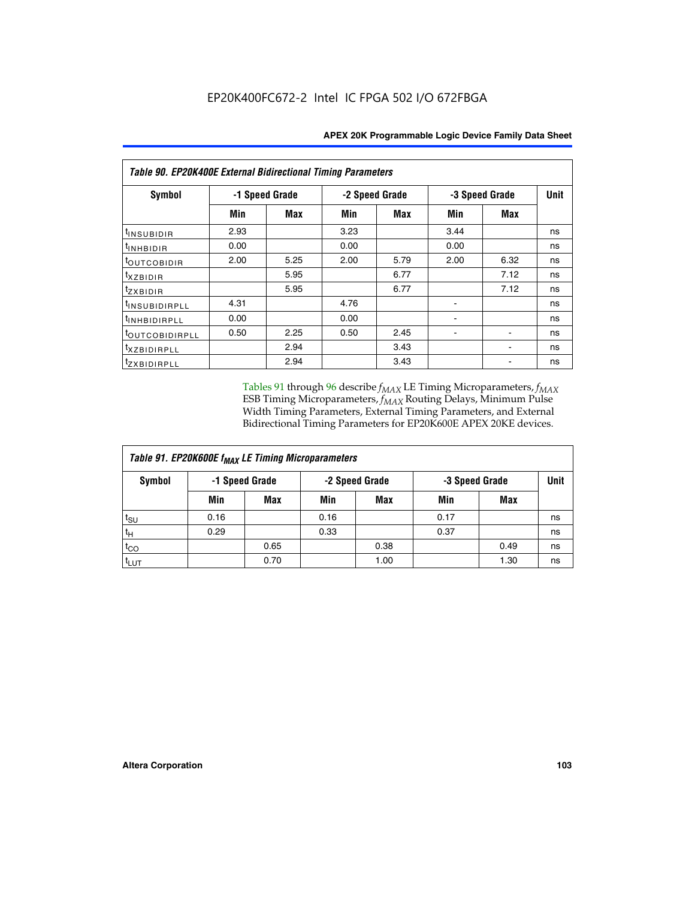EP20K400FC672-2 Intel IC FPGA 502 I/O 672FBGA

| Table 90. EP20K400E External Bidirectional Timing Parameters | | | | | | | |
|---|---|---|---|---|---|---|---|
| Symbol | -1 Speed Grade | | -2 Speed Grade | | -3 Speed Grade | | Unit |
| | Min | Max | Min | Max | Min | Max | |
| $t_{INSUBIDIR}$ | 2.93 | | 3.23 | | 3.44 | | ns |
| $t_{INHBIDIR}$ | 0.00 | | 0.00 | | 0.00 | | ns |
| $t_{OUTCOBIDIR}$ | 2.00 | 5.25 | 2.00 | 5.79 | 2.00 | 6.32 | ns |
| $t_{XZBIDIR}$ | | 5.95 | | 6.77 | | 7.12 | ns |
| $t_{ZXBIDIR}$ | | 5.95 | | 6.77 | | 7.12 | ns |
| $t_{INSUBIDIRPLL}$ | 4.31 | | 4.76 | | - | | ns |
| $t_{INHBIDIRPLL}$ | 0.00 | | 0.00 | | - | | ns |
| $t_{OUTCOBIDIRPLL}$ | 0.50 | 2.25 | 0.50 | 2.45 | - | - | ns |
| $t_{XZBIDIRPLL}$ | | 2.94 | | 3.43 | | - | ns |
| $t_{ZXBIDIRPLL}$ | | 2.94 | | 3.43 | | - | ns |

Tables 91 through 96 describe $f_{MAX}$ LE Timing Microparameters, $f_{MAX}$ ESB Timing Microparameters, $f_{MAX}$ Routing Delays, Minimum Pulse Width Timing Parameters, External Timing Parameters, and External Bidirectional Timing Parameters for EP20K600E APEX 20KE devices.

| Table 91. EP20K600E $f_{MAX}$ LE Timing Microparameters | | | | | | | |
|---|---|---|---|---|---|---|---|
| Symbol | -1 Speed Grade | | -2 Speed Grade | | -3 Speed Grade | | Unit |
| | Min | Max | Min | Max | Min | Max | |
| $t_{SU}$ | 0.16 | | 0.16 | | 0.17 | | ns |
| $t_{H}$ | 0.29 | | 0.33 | | 0.37 | | ns |
| $t_{CO}$ | | 0.65 | | 0.38 | | 0.49 | ns |
| $t_{LUT}$ | | 0.70 | | 1.00 | | 1.30 | ns |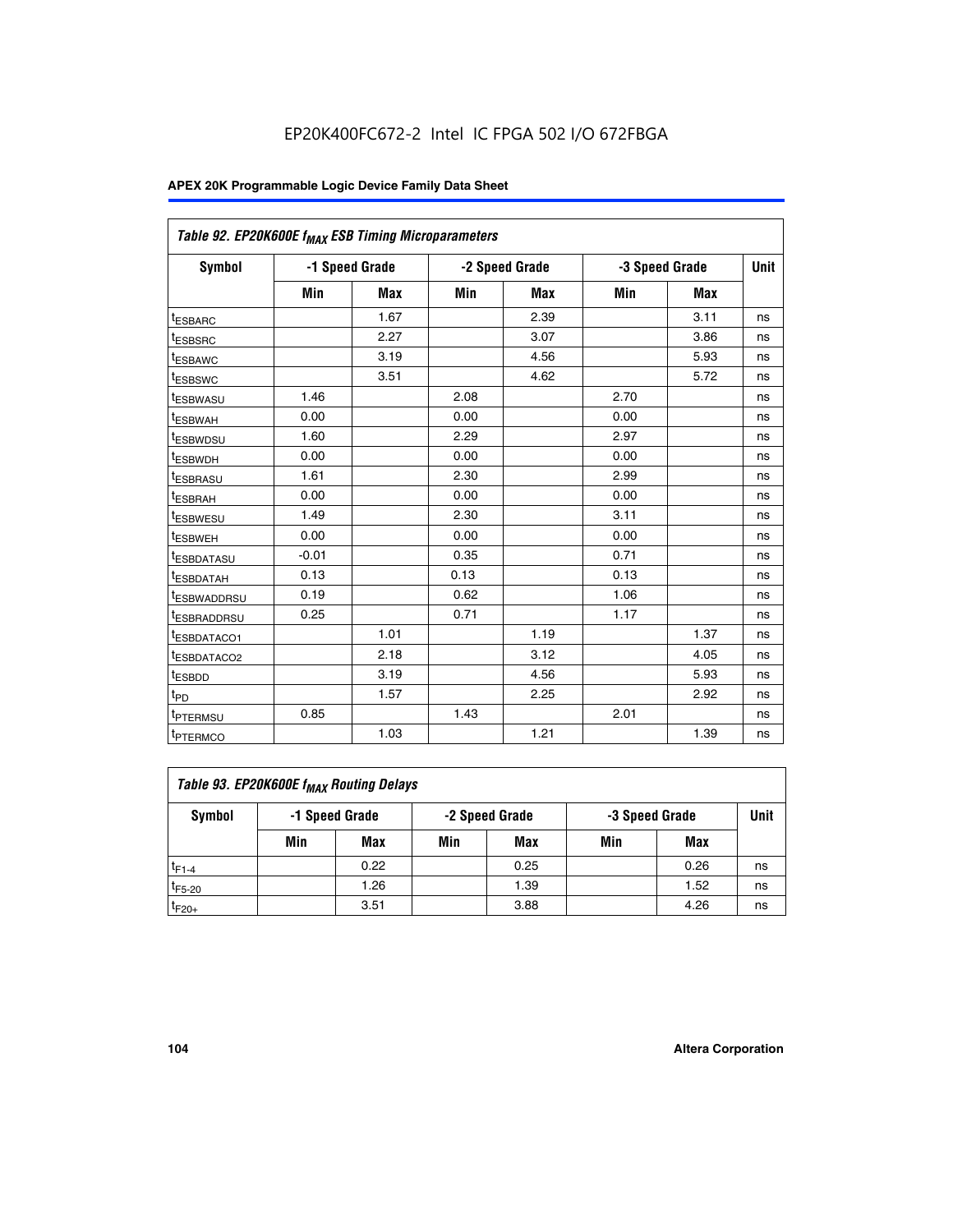EP20K400FC672-2 Intel IC FPGA 502 I/O 672FBGA

| Table 92. EP20K600E $f_{MAX}$ ESB Timing Microparameters | | | | | | | |
|---|---|---|---|---|---|---|---|
| Symbol | -1 Speed Grade | | -2 Speed Grade | | -3 Speed Grade | | Unit |
| | Min | Max | Min | Max | Min | Max | |
| $t_{ESBARC}$ | | 1.67 | | 2.39 | | 3.11 | ns |
| $t_{ESBSRC}$ | | 2.27 | | 3.07 | | 3.86 | ns |
| $t_{ESBAWC}$ | | 3.19 | | 4.56 | | 5.93 | ns |
| $t_{ESBSWC}$ | | 3.51 | | 4.62 | | 5.72 | ns |
| $t_{ESBWASU}$ | 1.46 | | 2.08 | | 2.70 | | ns |
| $t_{ESBWAH}$ | 0.00 | | 0.00 | | 0.00 | | ns |
| $t_{ESBWDSU}$ | 1.60 | | 2.29 | | 2.97 | | ns |
| $t_{ESBWDH}$ | 0.00 | | 0.00 | | 0.00 | | ns |
| $t_{ESBRASU}$ | 1.61 | | 2.30 | | 2.99 | | ns |
| $t_{ESBRAH}$ | 0.00 | | 0.00 | | 0.00 | | ns |
| $t_{ESBWESU}$ | 1.49 | | 2.30 | | 3.11 | | ns |
| $t_{ESBWEH}$ | 0.00 | | 0.00 | | 0.00 | | ns |
| $t_{ESBDATASU}$ | -0.01 | | 0.35 | | 0.71 | | ns |
| $t_{ESBDATAH}$ | 0.13 | | 0.13 | | 0.13 | | ns |
| $t_{ESBWADDRSU}$ | 0.19 | | 0.62 | | 1.06 | | ns |
| $t_{ESBRADDRSU}$ | 0.25 | | 0.71 | | 1.17 | | ns |
| $t_{ESBDATACO1}$ | | 1.01 | | 1.19 | | 1.37 | ns |
| $t_{ESBDATACO2}$ | | 2.18 | | 3.12 | | 4.05 | ns |
| $t_{ESBDD}$ | | 3.19 | | 4.56 | | 5.93 | ns |
| $t_{PD}$ | | 1.57 | | 2.25 | | 2.92 | ns |
| $t_{PTERMSU}$ | 0.85 | | 1.43 | | 2.01 | | ns |
| $t_{PTERMCO}$ | | 1.03 | | 1.21 | | 1.39 | ns |

| Table 93. EP20K600E $f_{MAX}$ Routing Delays | | | | | | | |
|---|---|---|---|---|---|---|---|
| Symbol | -1 Speed Grade | | -2 Speed Grade | | -3 Speed Grade | | Unit |
| | Min | Max | Min | Max | Min | Max | |
| $t_{F1-4}$ | | 0.22 | | 0.25 | | 0.26 | ns |
| $t_{F5-20}$ | | 1.26 | | 1.39 | | 1.52 | ns |
| $t_{F20+}$ | | 3.51 | | 3.88 | | 4.26 | ns |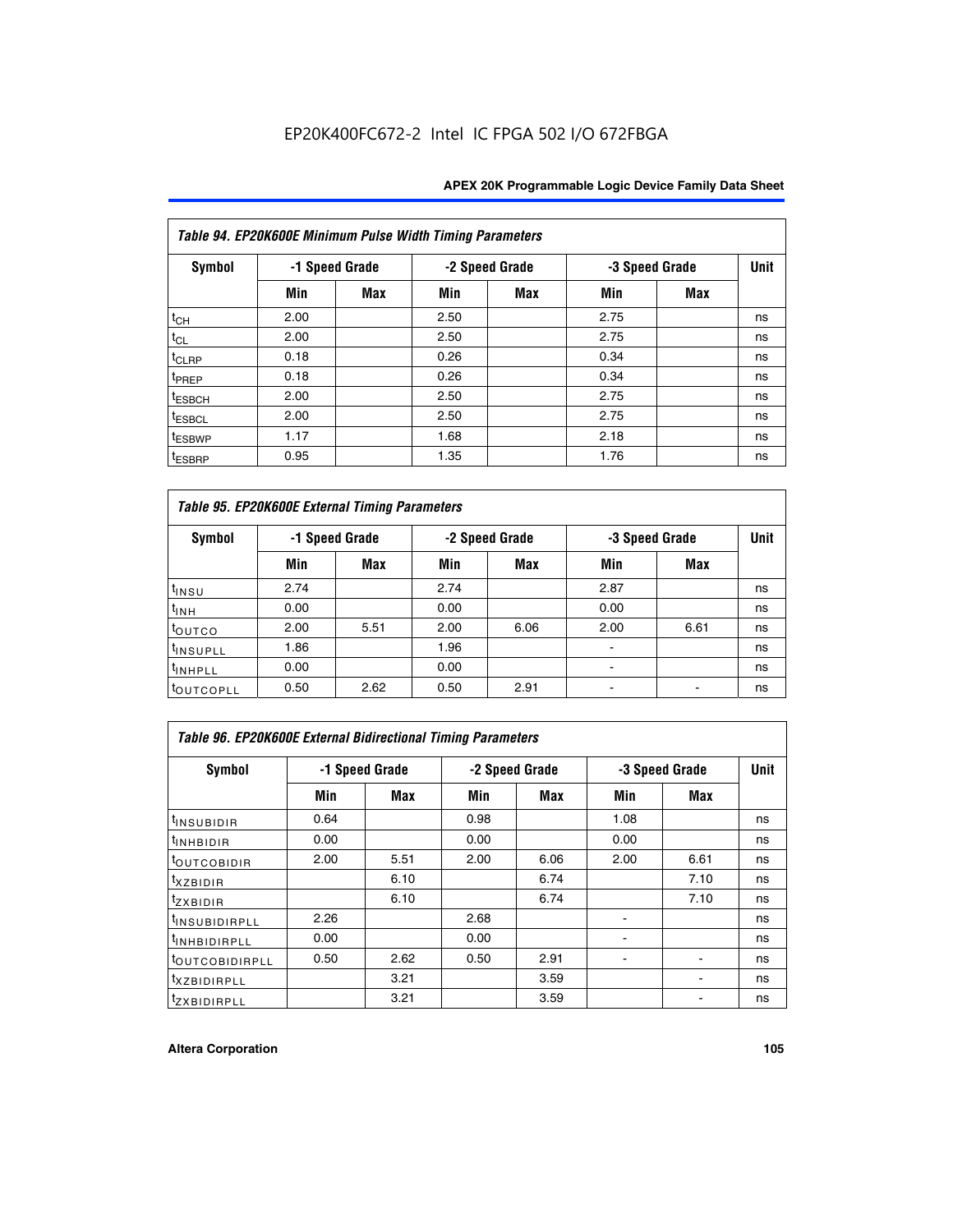EP20K400FC672-2 Intel IC FPGA 502 I/O 672FBGA

**Table 94. EP20K600E Minimum Pulse Width Timing Parameters**

| Symbol | -1 Speed Grade | | -2 Speed Grade | | -3 Speed Grade | | Unit |
|---|---|---|---|---|---|---|---|
| | Min | Max | Min | Max | Min | Max | |
| $t_{CH}$ | 2.00 | | 2.50 | | 2.75 | | ns |
| $t_{CL}$ | 2.00 | | 2.50 | | 2.75 | | ns |
| $t_{CLRP}$ | 0.18 | | 0.26 | | 0.34 | | ns |
| $t_{PREP}$ | 0.18 | | 0.26 | | 0.34 | | ns |
| $t_{ESBCH}$ | 2.00 | | 2.50 | | 2.75 | | ns |
| $t_{ESBCL}$ | 2.00 | | 2.50 | | 2.75 | | ns |
| $t_{ESBWP}$ | 1.17 | | 1.68 | | 2.18 | | ns |
| $t_{ESBRP}$ | 0.95 | | 1.35 | | 1.76 | | ns |

**Table 95. EP20K600E External Timing Parameters**

| Symbol | -1 Speed Grade | | -2 Speed Grade | | -3 Speed Grade | | Unit |
|---|---|---|---|---|---|---|---|
| | Min | Max | Min | Max | Min | Max | |
| $t_{INSU}$ | 2.74 | | 2.74 | | 2.87 | | ns |
| $t_{INH}$ | 0.00 | | 0.00 | | 0.00 | | ns |
| $t_{OUTCO}$ | 2.00 | 5.51 | 2.00 | 6.06 | 2.00 | 6.61 | ns |
| $t_{INSUPLL}$ | 1.86 | | 1.96 | | - | | ns |
| $t_{INHPLL}$ | 0.00 | | 0.00 | | - | | ns |
| $t_{OUTCOPLL}$ | 0.50 | 2.62 | 0.50 | 2.91 | - | - | ns |

**Table 96. EP20K600E External Bidirectional Timing Parameters**

| Symbol | -1 Speed Grade | | -2 Speed Grade | | -3 Speed Grade | | Unit |
|---|---|---|---|---|---|---|---|
| | Min | Max | Min | Max | Min | Max | |
| $t_{INSUBIDIR}$ | 0.64 | | 0.98 | | 1.08 | | ns |
| $t_{INHBIDIR}$ | 0.00 | | 0.00 | | 0.00 | | ns |
| $t_{OUTCOBIDIR}$ | 2.00 | 5.51 | 2.00 | 6.06 | 2.00 | 6.61 | ns |
| $t_{XZBIDIR}$ | | 6.10 | | 6.74 | | 7.10 | ns |
| $t_{ZXBIDIR}$ | | 6.10 | | 6.74 | | 7.10 | ns |
| $t_{INSUBIDIRPLL}$ | 2.26 | | 2.68 | | - | | ns |
| $t_{INHBIDIRPLL}$ | 0.00 | | 0.00 | | - | | ns |
| $t_{OUTCOBIDIRPLL}$ | 0.50 | 2.62 | 0.50 | 2.91 | - | - | ns |
| $t_{XZBIDIRPLL}$ | | 3.21 | | 3.59 | | - | ns |
| $t_{ZXBIDIRPLL}$ | | 3.21 | | 3.59 | | - | ns |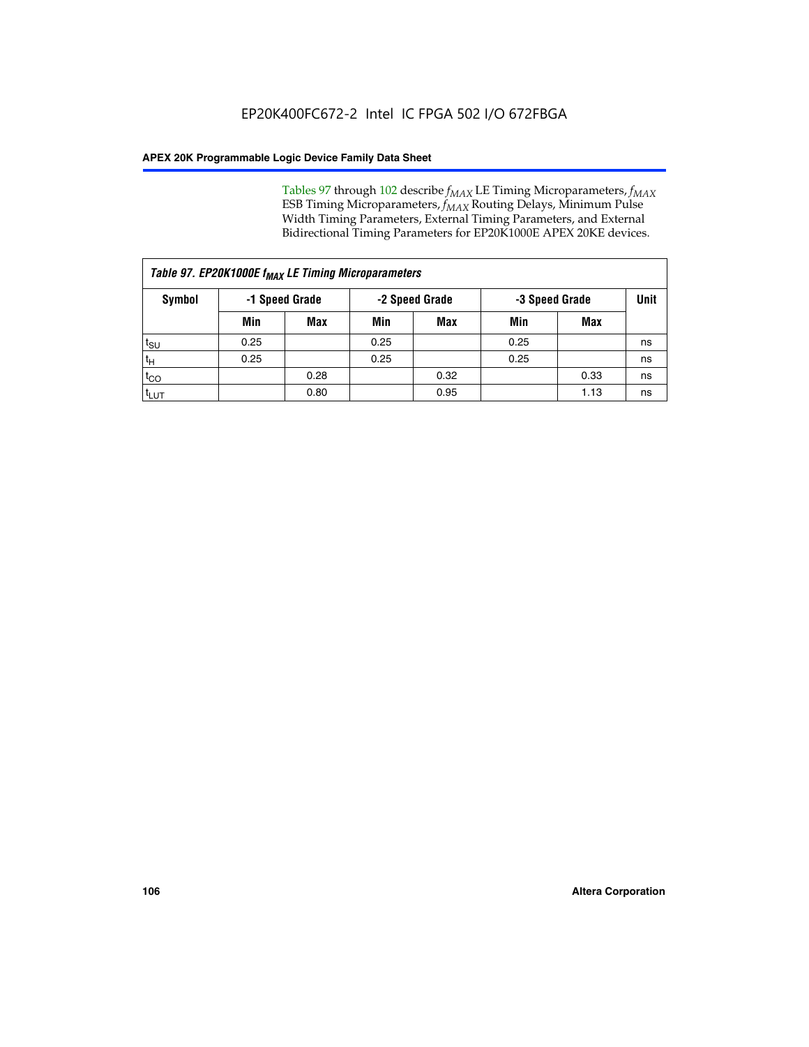Tables 97 through 102 describe $f_{MAX}$ LE Timing Microparameters, $f_{MAX}$ ESB Timing Microparameters, $f_{MAX}$ Routing Delays, Minimum Pulse Width Timing Parameters, External Timing Parameters, and External Bidirectional Timing Parameters for EP20K1000E APEX 20KE devices.

| *Table 97. EP20K1000E $f_{MAX}$ LE Timing Microparameters* | | | | | | | |
|---|---|---|---|---|---|---|---|
| **Symbol** | **-1 Speed Grade** | | **-2 Speed Grade** | | **-3 Speed Grade** | | **Unit** |
| | **Min** | **Max** | **Min** | **Max** | **Min** | **Max** | |
| $t_{SU}$ | 0.25 | | 0.25 | | 0.25 | | ns |
| $t_H$ | 0.25 | | 0.25 | | 0.25 | | ns |
| $t_{CO}$ | | 0.28 | | 0.32 | | 0.33 | ns |
| $t_{LUT}$ | | 0.80 | | 0.95 | | 1.13 | ns |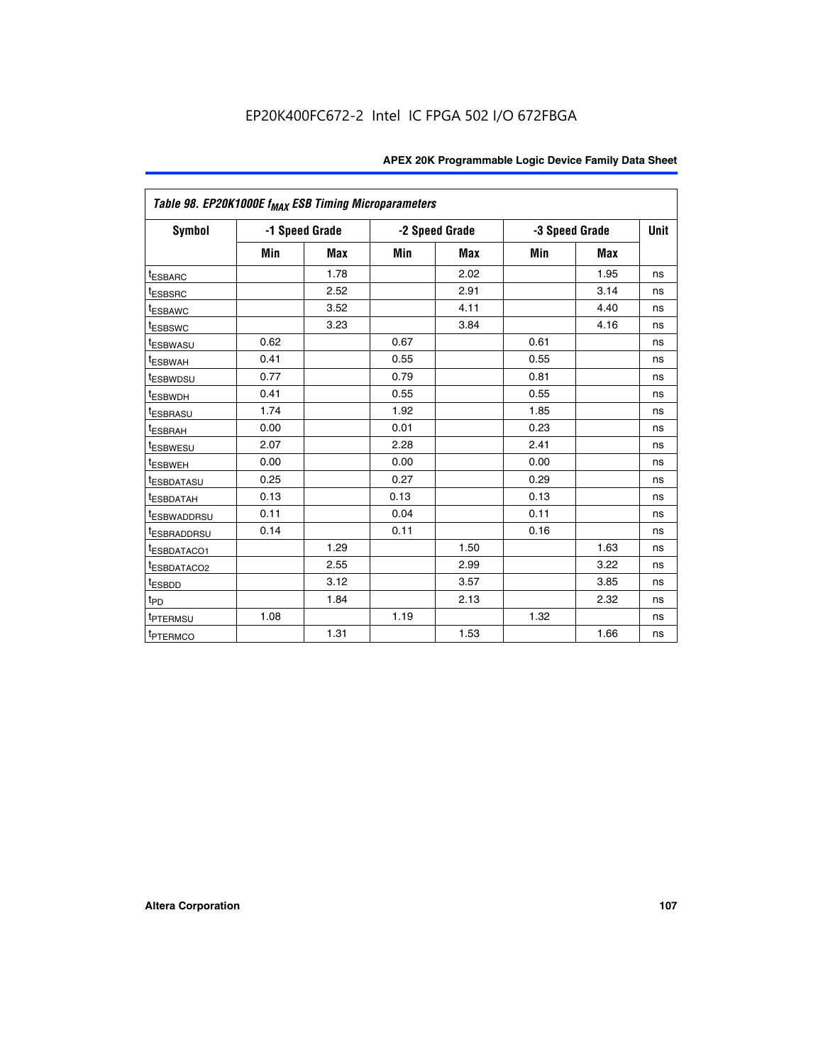EP20K400FC672-2 Intel IC FPGA 502 I/O 672FBGA

| Table 98. EP20K1000E $f_{MAX}$ ESB Timing Microparameters | | | | | | | |
|---|---|---|---|---|---|---|---|
| Symbol | -1 Speed Grade | | -2 Speed Grade | | -3 Speed Grade | | Unit |
| | Min | Max | Min | Max | Min | Max | |
| $t_{ESBARC}$ | | 1.78 | | 2.02 | | 1.95 | ns |
| $t_{ESBSRC}$ | | 2.52 | | 2.91 | | 3.14 | ns |
| $t_{ESBAWC}$ | | 3.52 | | 4.11 | | 4.40 | ns |
| $t_{ESBSWC}$ | | 3.23 | | 3.84 | | 4.16 | ns |
| $t_{ESBWASU}$ | 0.62 | | 0.67 | | 0.61 | | ns |
| $t_{ESBWAH}$ | 0.41 | | 0.55 | | 0.55 | | ns |
| $t_{ESBWDSU}$ | 0.77 | | 0.79 | | 0.81 | | ns |
| $t_{ESBWDH}$ | 0.41 | | 0.55 | | 0.55 | | ns |
| $t_{ESBRASU}$ | 1.74 | | 1.92 | | 1.85 | | ns |
| $t_{ESBRAH}$ | 0.00 | | 0.01 | | 0.23 | | ns |
| $t_{ESBWESU}$ | 2.07 | | 2.28 | | 2.41 | | ns |
| $t_{ESBWEH}$ | 0.00 | | 0.00 | | 0.00 | | ns |
| $t_{ESBDATASU}$ | 0.25 | | 0.27 | | 0.29 | | ns |
| $t_{ESBDATAH}$ | 0.13 | | 0.13 | | 0.13 | | ns |
| $t_{ESBWADDRSU}$ | 0.11 | | 0.04 | | 0.11 | | ns |
| $t_{ESBRADDRSU}$ | 0.14 | | 0.11 | | 0.16 | | ns |
| $t_{ESBDATACO1}$ | | 1.29 | | 1.50 | | 1.63 | ns |
| $t_{ESBDATACO2}$ | | 2.55 | | 2.99 | | 3.22 | ns |
| $t_{ESBDD}$ | | 3.12 | | 3.57 | | 3.85 | ns |
| $t_{PD}$ | | 1.84 | | 2.13 | | 2.32 | ns |
| $t_{PTERMSU}$ | 1.08 | | 1.19 | | 1.32 | | ns |
| $t_{PTERMCO}$ | | 1.31 | | 1.53 | | 1.66 | ns |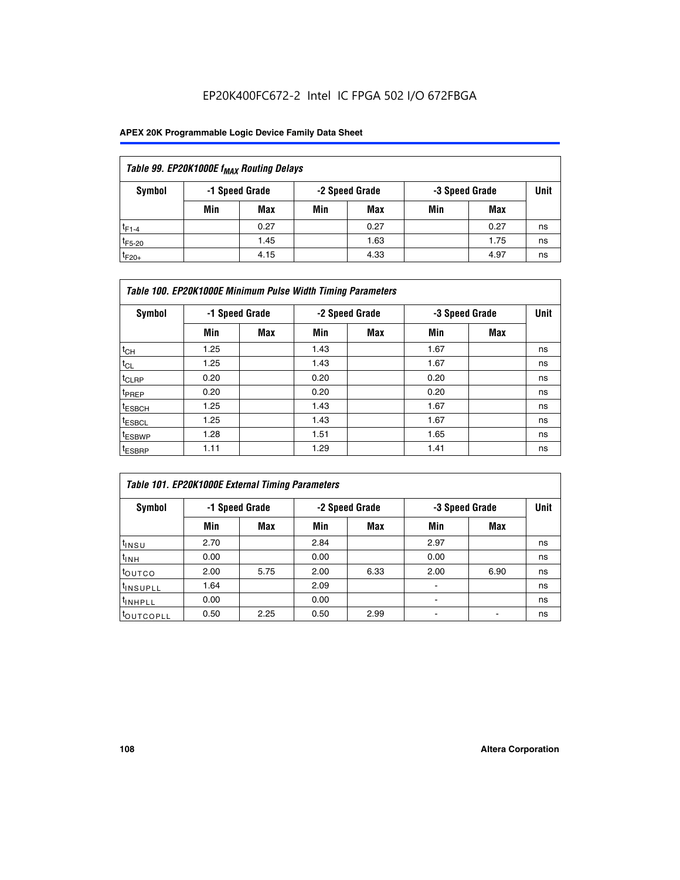EP20K400FC672-2 Intel IC FPGA 502 I/O 672FBGA

| Table 99. EP20K1000E $f_{MAX}$ Routing Delays | | | | | | | |
|---|---|---|---|---|---|---|---|
| Symbol | -1 Speed Grade | | -2 Speed Grade | | -3 Speed Grade | | Unit |
| | Min | Max | Min | Max | Min | Max | |
| $t_{F1-4}$ | | 0.27 | | 0.27 | | 0.27 | ns |
| $t_{F5-20}$ | | 1.45 | | 1.63 | | 1.75 | ns |
| $t_{F20+}$ | | 4.15 | | 4.33 | | 4.97 | ns |

| Table 100. EP20K1000E Minimum Pulse Width Timing Parameters | | | | | | | |
|---|---|---|---|---|---|---|---|
| Symbol | -1 Speed Grade | | -2 Speed Grade | | -3 Speed Grade | | Unit |
| | Min | Max | Min | Max | Min | Max | |
| $t_{CH}$ | 1.25 | | 1.43 | | 1.67 | | ns |
| $t_{CL}$ | 1.25 | | 1.43 | | 1.67 | | ns |
| $t_{CLRP}$ | 0.20 | | 0.20 | | 0.20 | | ns |
| $t_{PREP}$ | 0.20 | | 0.20 | | 0.20 | | ns |
| $t_{ESBCH}$ | 1.25 | | 1.43 | | 1.67 | | ns |
| $t_{ESBCL}$ | 1.25 | | 1.43 | | 1.67 | | ns |
| $t_{ESBWP}$ | 1.28 | | 1.51 | | 1.65 | | ns |
| $t_{ESBRP}$ | 1.11 | | 1.29 | | 1.41 | | ns |

| Table 101. EP20K1000E External Timing Parameters | | | | | | | |
|---|---|---|---|---|---|---|---|
| Symbol | -1 Speed Grade | | -2 Speed Grade | | -3 Speed Grade | | Unit |
| | Min | Max | Min | Max | Min | Max | |
| $t_{INSU}$ | 2.70 | | 2.84 | | 2.97 | | ns |
| $t_{INH}$ | 0.00 | | 0.00 | | 0.00 | | ns |
| $t_{OUTCO}$ | 2.00 | 5.75 | 2.00 | 6.33 | 2.00 | 6.90 | ns |
| $t_{INSUPLL}$ | 1.64 | | 2.09 | | - | | ns |
| $t_{INHPLL}$ | 0.00 | | 0.00 | | - | | ns |
| $t_{OUTCOPLL}$ | 0.50 | 2.25 | 0.50 | 2.99 | - | - | ns |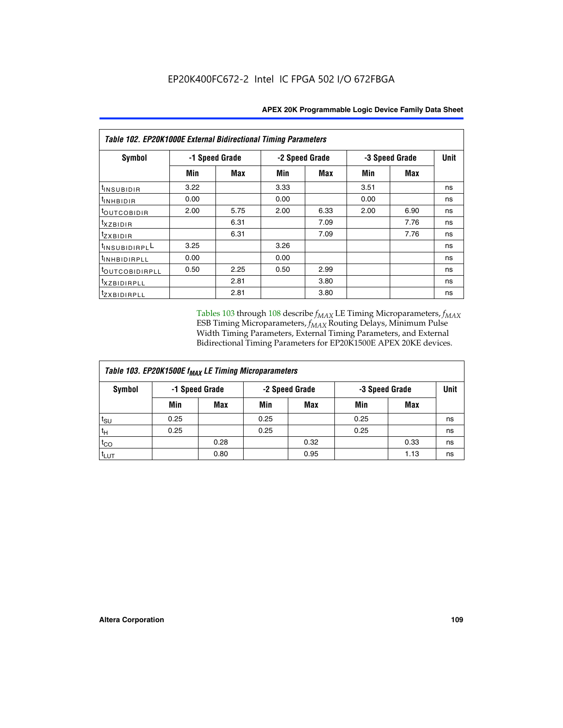EP20K400FC672-2 Intel IC FPGA 502 I/O 672FBGA

| Table 102. EP20K1000E External Bidirectional Timing Parameters | | | | | | | |
|---|---|---|---|---|---|---|---|
| Symbol | -1 Speed Grade | | -2 Speed Grade | | -3 Speed Grade | | Unit |
| | Min | Max | Min | Max | Min | Max | |
| $t_{INSUBIDIR}$ | 3.22 | | 3.33 | | 3.51 | | ns |
| $t_{INHBIDIR}$ | 0.00 | | 0.00 | | 0.00 | | ns |
| $t_{OUTCOBIDIR}$ | 2.00 | 5.75 | 2.00 | 6.33 | 2.00 | 6.90 | ns |
| $t_{XZBIDIR}$ | | 6.31 | | 7.09 | | 7.76 | ns |
| $t_{ZXBIDIR}$ | | 6.31 | | 7.09 | | 7.76 | ns |
| $t_{INSUBIDIRPLL}$ | 3.25 | | 3.26 | | | | ns |
| $t_{INHBIDIRPLL}$ | 0.00 | | 0.00 | | | | ns |
| $t_{OUTCOBIDIRPLL}$ | 0.50 | 2.25 | 0.50 | 2.99 | | | ns |
| $t_{XZBIDIRPLL}$ | | 2.81 | | 3.80 | | | ns |
| $t_{ZXBIDIRPLL}$ | | 2.81 | | 3.80 | | | ns |

Tables 103 through 108 describe $f_{MAX}$ LE Timing Microparameters, $f_{MAX}$ ESB Timing Microparameters, $f_{MAX}$ Routing Delays, Minimum Pulse Width Timing Parameters, External Timing Parameters, and External Bidirectional Timing Parameters for EP20K1500E APEX 20KE devices.

| Table 103. EP20K1500E $f_{MAX}$ LE Timing Microparameters | | | | | | | |
|---|---|---|---|---|---|---|---|
| Symbol | -1 Speed Grade | | -2 Speed Grade | | -3 Speed Grade | | Unit |
| | Min | Max | Min | Max | Min | Max | |
| $t_{SU}$ | 0.25 | | 0.25 | | 0.25 | | ns |
| $t_{H}$ | 0.25 | | 0.25 | | 0.25 | | ns |
| $t_{CO}$ | | 0.28 | | 0.32 | | 0.33 | ns |
| $t_{LUT}$ | | 0.80 | | 0.95 | | 1.13 | ns |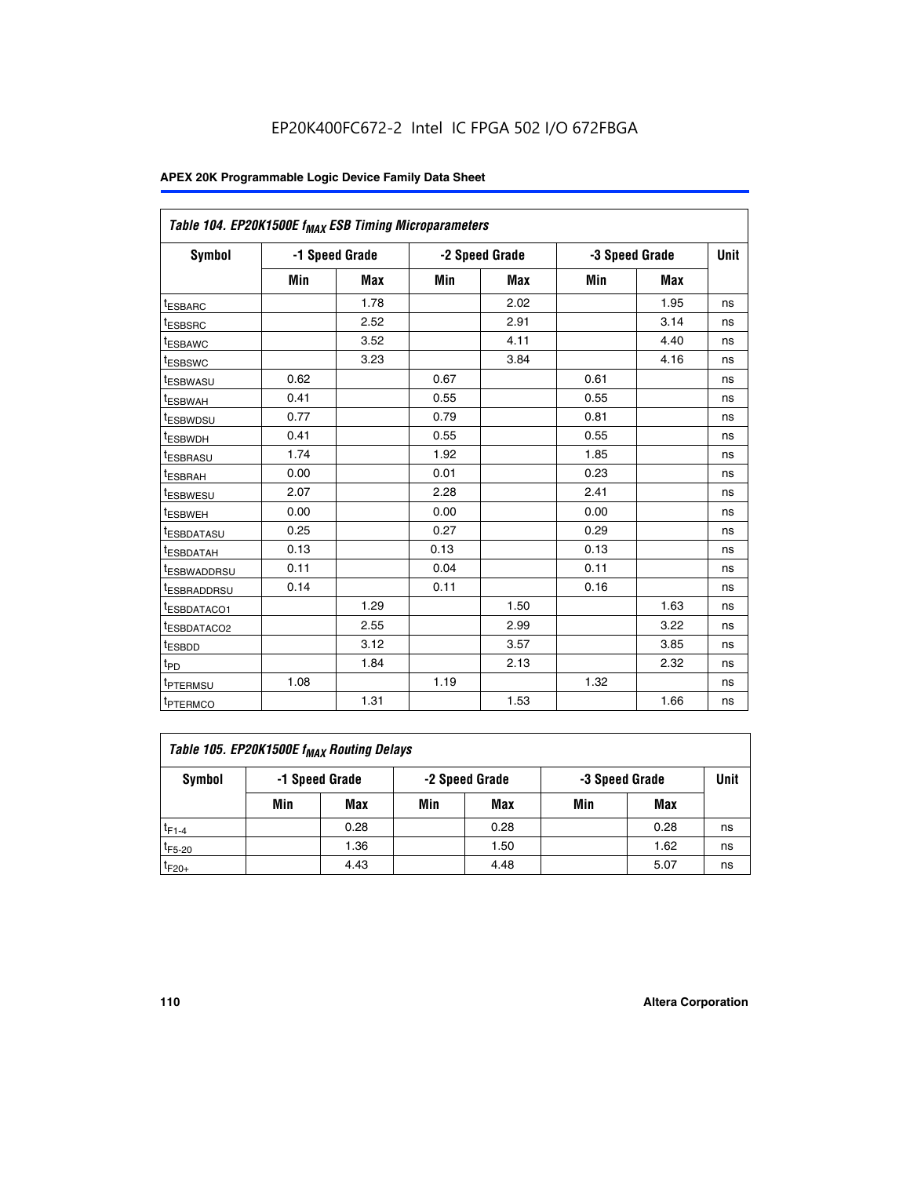EP20K400FC672-2 Intel IC FPGA 502 I/O 672FBGA

| Table 104. EP20K1500E $f_{MAX}$ ESB Timing Microparameters | | | | | | | |
|---|---|---|---|---|---|---|---|
| Symbol | -1 Speed Grade | | -2 Speed Grade | | -3 Speed Grade | | Unit |
| | Min | Max | Min | Max | Min | Max | |
| $t_{ESBARC}$ | | 1.78 | | 2.02 | | 1.95 | ns |
| $t_{ESBSRC}$ | | 2.52 | | 2.91 | | 3.14 | ns |
| $t_{ESBAWC}$ | | 3.52 | | 4.11 | | 4.40 | ns |
| $t_{ESBSWC}$ | | 3.23 | | 3.84 | | 4.16 | ns |
| $t_{ESBWASU}$ | 0.62 | | 0.67 | | 0.61 | | ns |
| $t_{ESBWAH}$ | 0.41 | | 0.55 | | 0.55 | | ns |
| $t_{ESBWDSU}$ | 0.77 | | 0.79 | | 0.81 | | ns |
| $t_{ESBWDH}$ | 0.41 | | 0.55 | | 0.55 | | ns |
| $t_{ESBRASU}$ | 1.74 | | 1.92 | | 1.85 | | ns |
| $t_{ESBRAH}$ | 0.00 | | 0.01 | | 0.23 | | ns |
| $t_{ESBWESU}$ | 2.07 | | 2.28 | | 2.41 | | ns |
| $t_{ESBWEH}$ | 0.00 | | 0.00 | | 0.00 | | ns |
| $t_{ESBDATASU}$ | 0.25 | | 0.27 | | 0.29 | | ns |
| $t_{ESBDATAH}$ | 0.13 | | 0.13 | | 0.13 | | ns |
| $t_{ESBWADDRSU}$ | 0.11 | | 0.04 | | 0.11 | | ns |
| $t_{ESBRADDRSU}$ | 0.14 | | 0.11 | | 0.16 | | ns |
| $t_{ESBDATACO1}$ | | 1.29 | | 1.50 | | 1.63 | ns |
| $t_{ESBDATACO2}$ | | 2.55 | | 2.99 | | 3.22 | ns |
| $t_{ESBDD}$ | | 3.12 | | 3.57 | | 3.85 | ns |
| $t_{PD}$ | | 1.84 | | 2.13 | | 2.32 | ns |
| $t_{PTERMSU}$ | 1.08 | | 1.19 | | 1.32 | | ns |
| $t_{PTERMCO}$ | | 1.31 | | 1.53 | | 1.66 | ns |

| Table 105. EP20K1500E $f_{MAX}$ Routing Delays | | | | | | | |
|---|---|---|---|---|---|---|---|
| Symbol | -1 Speed Grade | | -2 Speed Grade | | -3 Speed Grade | | Unit |
| | Min | Max | Min | Max | Min | Max | |
| $t_{F1-4}$ | | 0.28 | | 0.28 | | 0.28 | ns |
| $t_{F5-20}$ | | 1.36 | | 1.50 | | 1.62 | ns |
| $t_{F20+}$ | | 4.43 | | 4.48 | | 5.07 | ns |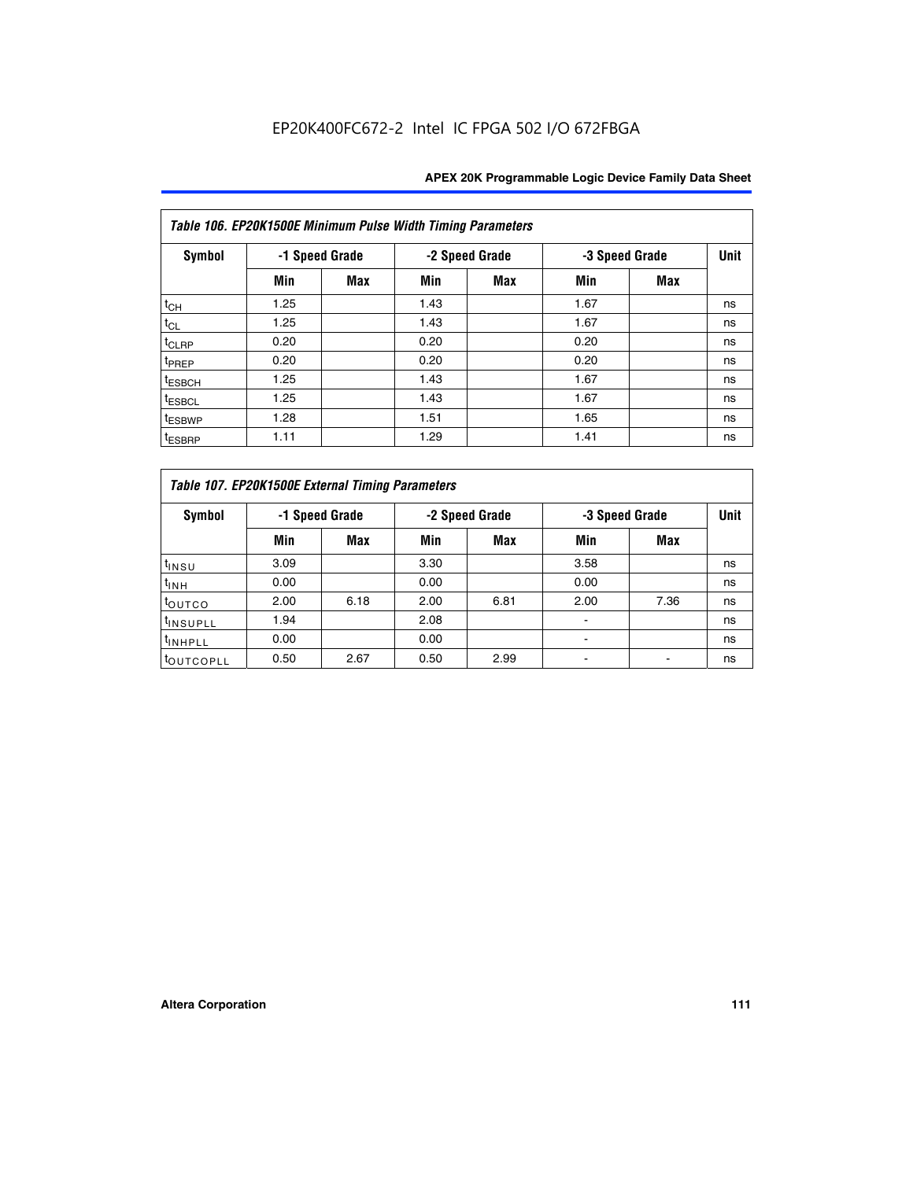*Table 106. EP20K1500E Minimum Pulse Width Timing Parameters*

| Symbol | -1 Speed Grade | | -2 Speed Grade | | -3 Speed Grade | | Unit |
|---|---|---|---|---|---|---|---|
| | Min | Max | Min | Max | Min | Max | |
| $t_{CH}$ | 1.25 | | 1.43 | | 1.67 | | ns |
| $t_{CL}$ | 1.25 | | 1.43 | | 1.67 | | ns |
| $t_{CLRP}$ | 0.20 | | 0.20 | | 0.20 | | ns |
| $t_{PREP}$ | 0.20 | | 0.20 | | 0.20 | | ns |
| $t_{ESBCH}$ | 1.25 | | 1.43 | | 1.67 | | ns |
| $t_{ESBCL}$ | 1.25 | | 1.43 | | 1.67 | | ns |
| $t_{ESBWP}$ | 1.28 | | 1.51 | | 1.65 | | ns |
| $t_{ESBRP}$ | 1.11 | | 1.29 | | 1.41 | | ns |

*Table 107. EP20K1500E External Timing Parameters*

| Symbol | -1 Speed Grade | | -2 Speed Grade | | -3 Speed Grade | | Unit |
|---|---|---|---|---|---|---|---|
| | Min | Max | Min | Max | Min | Max | |
| $t_{INSU}$ | 3.09 | | 3.30 | | 3.58 | | ns |
| $t_{INH}$ | 0.00 | | 0.00 | | 0.00 | | ns |
| $t_{OUTCO}$ | 2.00 | 6.18 | 2.00 | 6.81 | 2.00 | 7.36 | ns |
| $t_{INSUPLL}$ | 1.94 | | 2.08 | | - | | ns |
| $t_{INHPLL}$ | 0.00 | | 0.00 | | - | | ns |
| $t_{OUTCOPLL}$ | 0.50 | 2.67 | 0.50 | 2.99 | - | - | ns |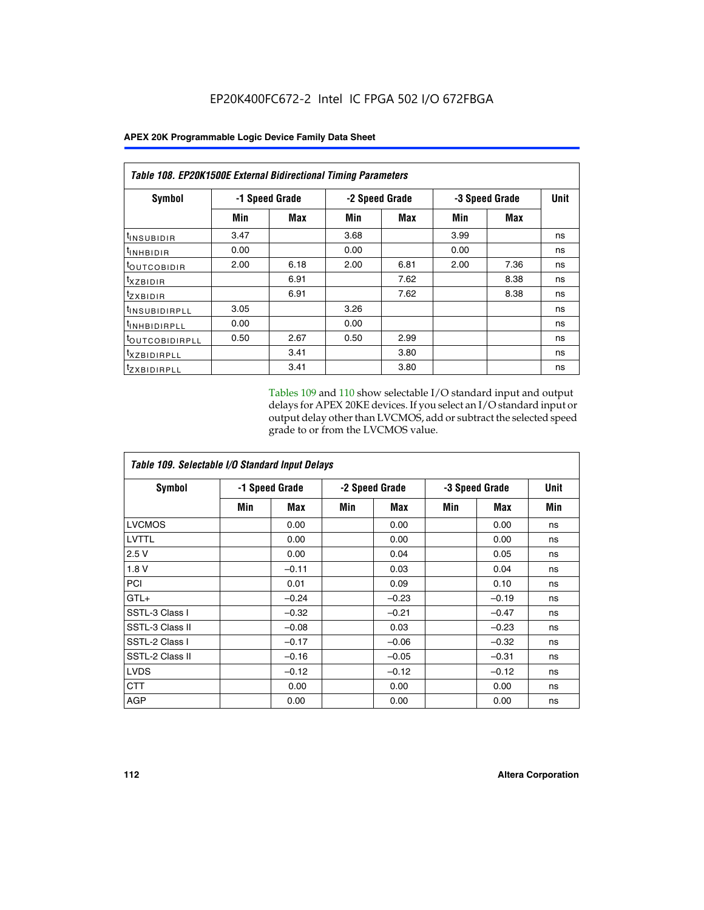EP20K400FC672-2 Intel IC FPGA 502 I/O 672FBGA

| Table 108. EP20K1500E External Bidirectional Timing Parameters | | | | | | | |
|---|---|---|---|---|---|---|---|
| Symbol | -1 Speed Grade | | -2 Speed Grade | | -3 Speed Grade | | Unit |
| | Min | Max | Min | Max | Min | Max | |
| $t_{INSUBIDIR}$ | 3.47 | | 3.68 | | 3.99 | | ns |
| $t_{INHBIDIR}$ | 0.00 | | 0.00 | | 0.00 | | ns |
| $t_{OUTCOBIDIR}$ | 2.00 | 6.18 | 2.00 | 6.81 | 2.00 | 7.36 | ns |
| $t_{XZBIDIR}$ | | 6.91 | | 7.62 | | 8.38 | ns |
| $t_{ZXBIDIR}$ | | 6.91 | | 7.62 | | 8.38 | ns |
| $t_{INSUBIDIRPLL}$ | 3.05 | | 3.26 | | | | ns |
| $t_{INHBIDIRPLL}$ | 0.00 | | 0.00 | | | | ns |
| $t_{OUTCOBIDIRPLL}$ | 0.50 | 2.67 | 0.50 | 2.99 | | | ns |
| $t_{XZBIDIRPLL}$ | | 3.41 | | 3.80 | | | ns |
| $t_{ZXBIDIRPLL}$ | | 3.41 | | 3.80 | | | ns |

Tables 109 and 110 show selectable I/O standard input and output delays for APEX 20KE devices. If you select an I/O standard input or output delay other than LVCMOS, add or subtract the selected speed grade to or from the LVCMOS value.

| Table 109. Selectable I/O Standard Input Delays | | | | | | | |
|---|---|---|---|---|---|---|---|
| Symbol | -1 Speed Grade | | -2 Speed Grade | | -3 Speed Grade | | Unit |
| | Min | Max | Min | Max | Min | Max | Min |
| LVCMOS | | 0.00 | | 0.00 | | 0.00 | ns |
| LVTTL | | 0.00 | | 0.00 | | 0.00 | ns |
| 2.5 V | | 0.00 | | 0.04 | | 0.05 | ns |
| 1.8 V | | –0.11 | | 0.03 | | 0.04 | ns |
| PCI | | 0.01 | | 0.09 | | 0.10 | ns |
| GTL+ | | –0.24 | | –0.23 | | –0.19 | ns |
| SSTL-3 Class I | | –0.32 | | –0.21 | | –0.47 | ns |
| SSTL-3 Class II | | –0.08 | | 0.03 | | –0.23 | ns |
| SSTL-2 Class I | | –0.17 | | –0.06 | | –0.32 | ns |
| SSTL-2 Class II | | –0.16 | | –0.05 | | –0.31 | ns |
| LVDS | | –0.12 | | –0.12 | | –0.12 | ns |
| CTT | | 0.00 | | 0.00 | | 0.00 | ns |
| AGP | | 0.00 | | 0.00 | | 0.00 | ns |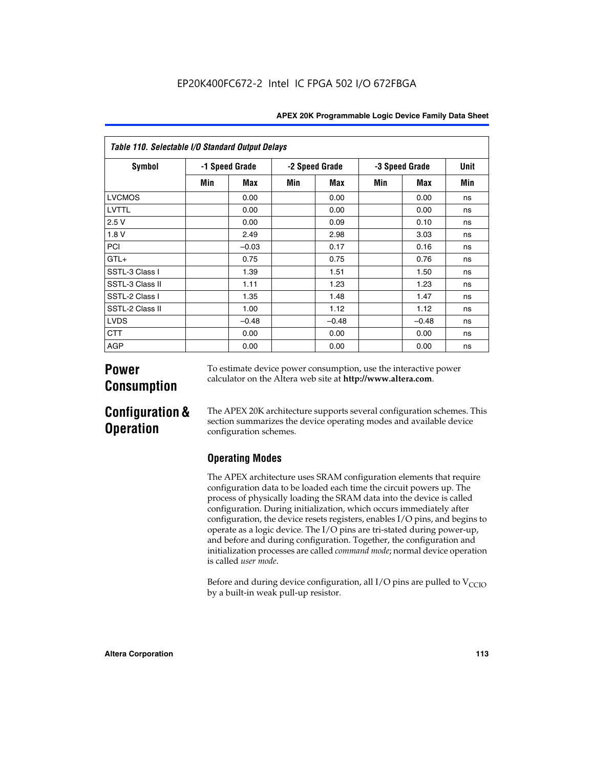EP20K400FC672-2 Intel IC FPGA 502 I/O 672FBGA

| Table 110. Selectable I/O Standard Output Delays | | | | | | | |
|---|---|---|---|---|---|---|---|
| Symbol | -1 Speed Grade | | -2 Speed Grade | | -3 Speed Grade | | Unit |
| | Min | Max | Min | Max | Min | Max | Min |
| LVCMOS | | 0.00 | | 0.00 | | 0.00 | ns |
| LVTTL | | 0.00 | | 0.00 | | 0.00 | ns |
| 2.5 V | | 0.00 | | 0.09 | | 0.10 | ns |
| 1.8 V | | 2.49 | | 2.98 | | 3.03 | ns |
| PCI | | –0.03 | | 0.17 | | 0.16 | ns |
| GTL+ | | 0.75 | | 0.75 | | 0.76 | ns |
| SSTL-3 Class I | | 1.39 | | 1.51 | | 1.50 | ns |
| SSTL-3 Class II | | 1.11 | | 1.23 | | 1.23 | ns |
| SSTL-2 Class I | | 1.35 | | 1.48 | | 1.47 | ns |
| SSTL-2 Class II | | 1.00 | | 1.12 | | 1.12 | ns |
| LVDS | | –0.48 | | –0.48 | | –0.48 | ns |
| CTT | | 0.00 | | 0.00 | | 0.00 | ns |
| AGP | | 0.00 | | 0.00 | | 0.00 | ns |

# Power Consumption

To estimate device power consumption, use the interactive power calculator on the Altera web site at **http://www.altera.com**.

# Configuration & Operation

The APEX 20K architecture supports several configuration schemes. This section summarizes the device operating modes and available device configuration schemes.

## Operating Modes

The APEX architecture uses SRAM configuration elements that require configuration data to be loaded each time the circuit powers up. The process of physically loading the SRAM data into the device is called configuration. During initialization, which occurs immediately after configuration, the device resets registers, enables I/O pins, and begins to operate as a logic device. The I/O pins are tri-stated during power-up, and before and during configuration. Together, the configuration and initialization processes are called *command mode*; normal device operation is called *user mode*.

Before and during device configuration, all I/O pins are pulled to $V_{CCIO}$ by a built-in weak pull-up resistor.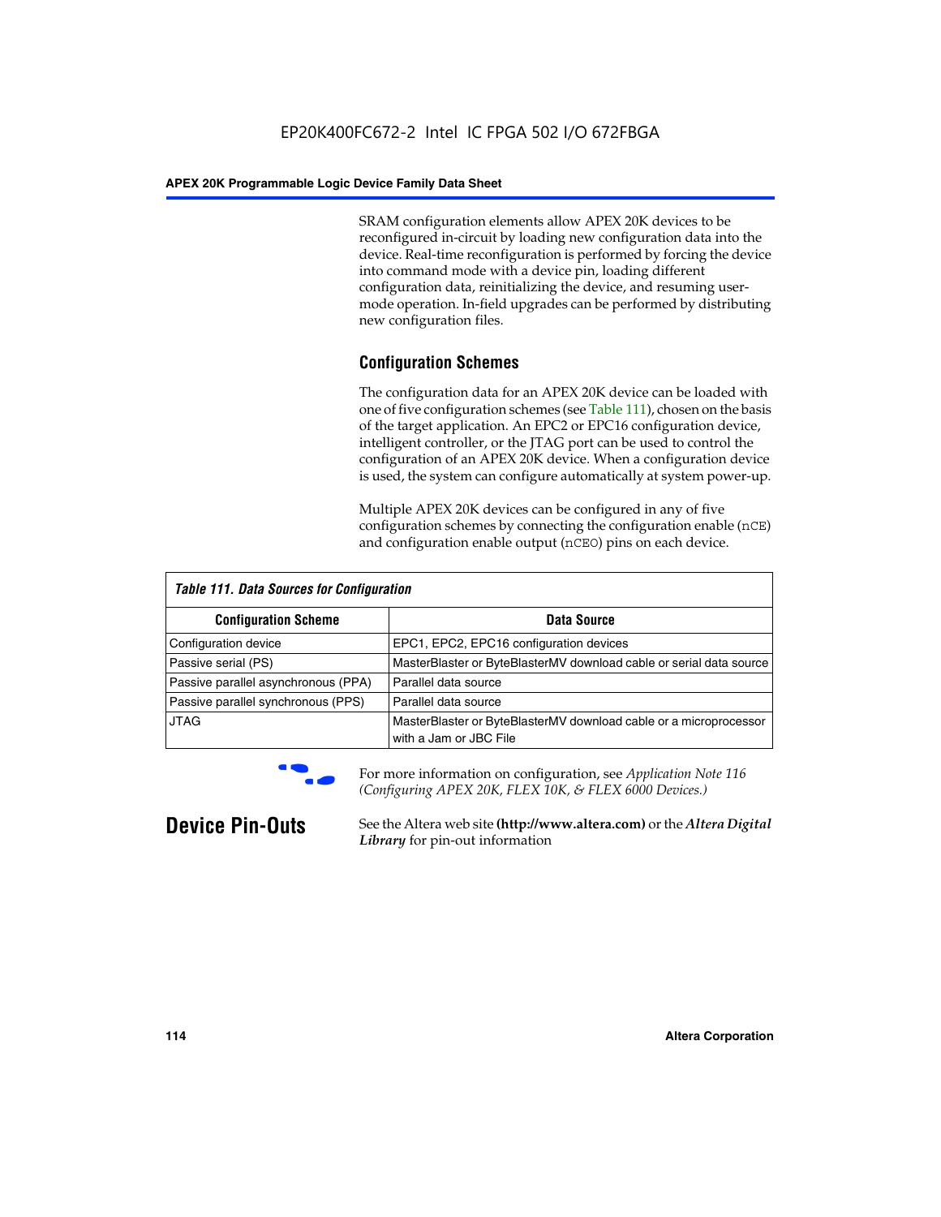SRAM configuration elements allow APEX 20K devices to be reconfigured in-circuit by loading new configuration data into the device. Real-time reconfiguration is performed by forcing the device into command mode with a device pin, loading different configuration data, reinitializing the device, and resuming user-mode operation. In-field upgrades can be performed by distributing new configuration files.

## Configuration Schemes

The configuration data for an APEX 20K device can be loaded with one of five configuration schemes (see Table 111), chosen on the basis of the target application. An EPC2 or EPC16 configuration device, intelligent controller, or the JTAG port can be used to control the configuration of an APEX 20K device. When a configuration device is used, the system can configure automatically at system power-up.

Multiple APEX 20K devices can be configured in any of five configuration schemes by connecting the configuration enable (`nCE`) and configuration enable output (`nCEO`) pins on each device.

*Table 111. Data Sources for Configuration*

| Configuration Scheme | Data Source |
|---|---|
| Configuration device | EPC1, EPC2, EPC16 configuration devices |
| Passive serial (PS) | MasterBlaster or ByteBlasterMV download cable or serial data source |
| Passive parallel asynchronous (PPA) | Parallel data source |
| Passive parallel synchronous (PPS) | Parallel data source |
| JTAG | MasterBlaster or ByteBlasterMV download cable or a microprocessor with a Jam or JBC File |

For more information on configuration, see *Application Note 116 (Configuring APEX 20K, FLEX 10K, & FLEX 6000 Devices.)*

# Device Pin-Outs

See the Altera web site **(http://www.altera.com)** or the ***Altera Digital Library*** for pin-out information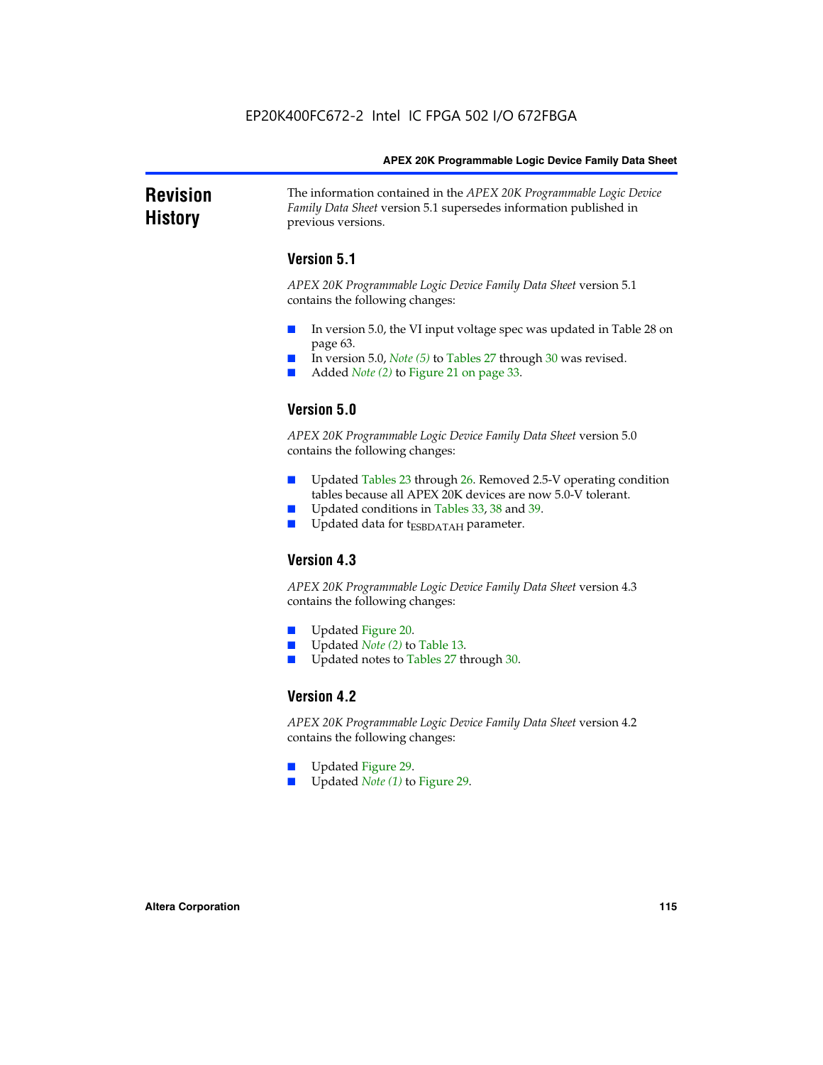# Revision History

The information contained in the *APEX 20K Programmable Logic Device Family Data Sheet* version 5.1 supersedes information published in previous versions.

## Version 5.1

*APEX 20K Programmable Logic Device Family Data Sheet* version 5.1 contains the following changes:

- In version 5.0, the VI input voltage spec was updated in Table 28 on page 63.
- In version 5.0, *Note (5)* to Tables 27 through 30 was revised.
- Added *Note (2)* to Figure 21 on page 33.

## Version 5.0

*APEX 20K Programmable Logic Device Family Data Sheet* version 5.0 contains the following changes:

- Updated Tables 23 through 26. Removed 2.5-V operating condition tables because all APEX 20K devices are now 5.0-V tolerant.
- Updated conditions in Tables 33, 38 and 39.
- Updated data for $t_{ESBDATAH}$ parameter.

## Version 4.3

*APEX 20K Programmable Logic Device Family Data Sheet* version 4.3 contains the following changes:

- Updated Figure 20.
- Updated *Note (2)* to Table 13.
- Updated notes to Tables 27 through 30.

## Version 4.2

*APEX 20K Programmable Logic Device Family Data Sheet* version 4.2 contains the following changes:

- Updated Figure 29.
- Updated *Note (1)* to Figure 29.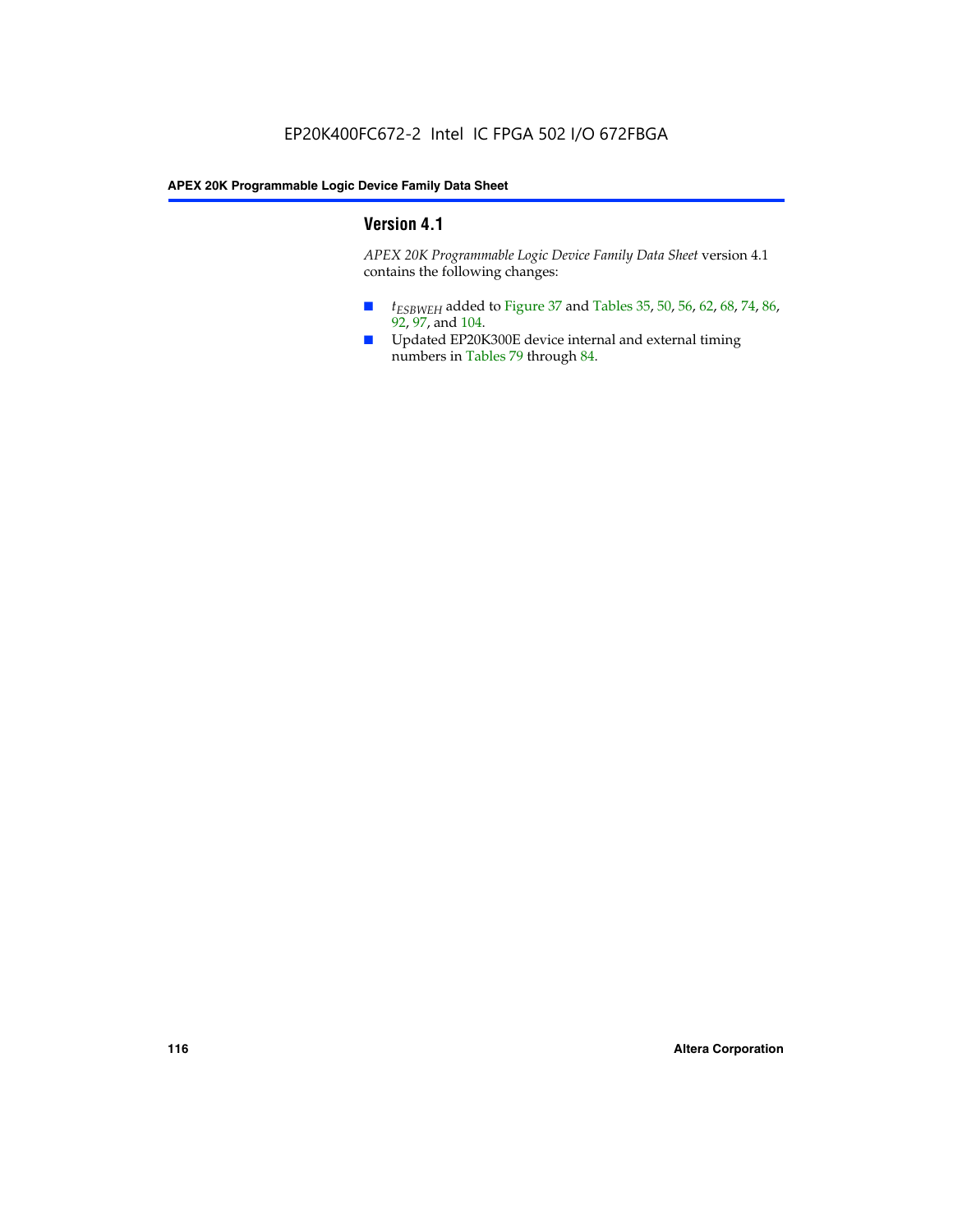## Version 4.1

*APEX 20K Programmable Logic Device Family Data Sheet* version 4.1 contains the following changes:

- $t_{ESBWEH}$ added to Figure 37 and Tables 35, 50, 56, 62, 68, 74, 86, 92, 97, and 104.
- Updated EP20K300E device internal and external timing numbers in Tables 79 through 84.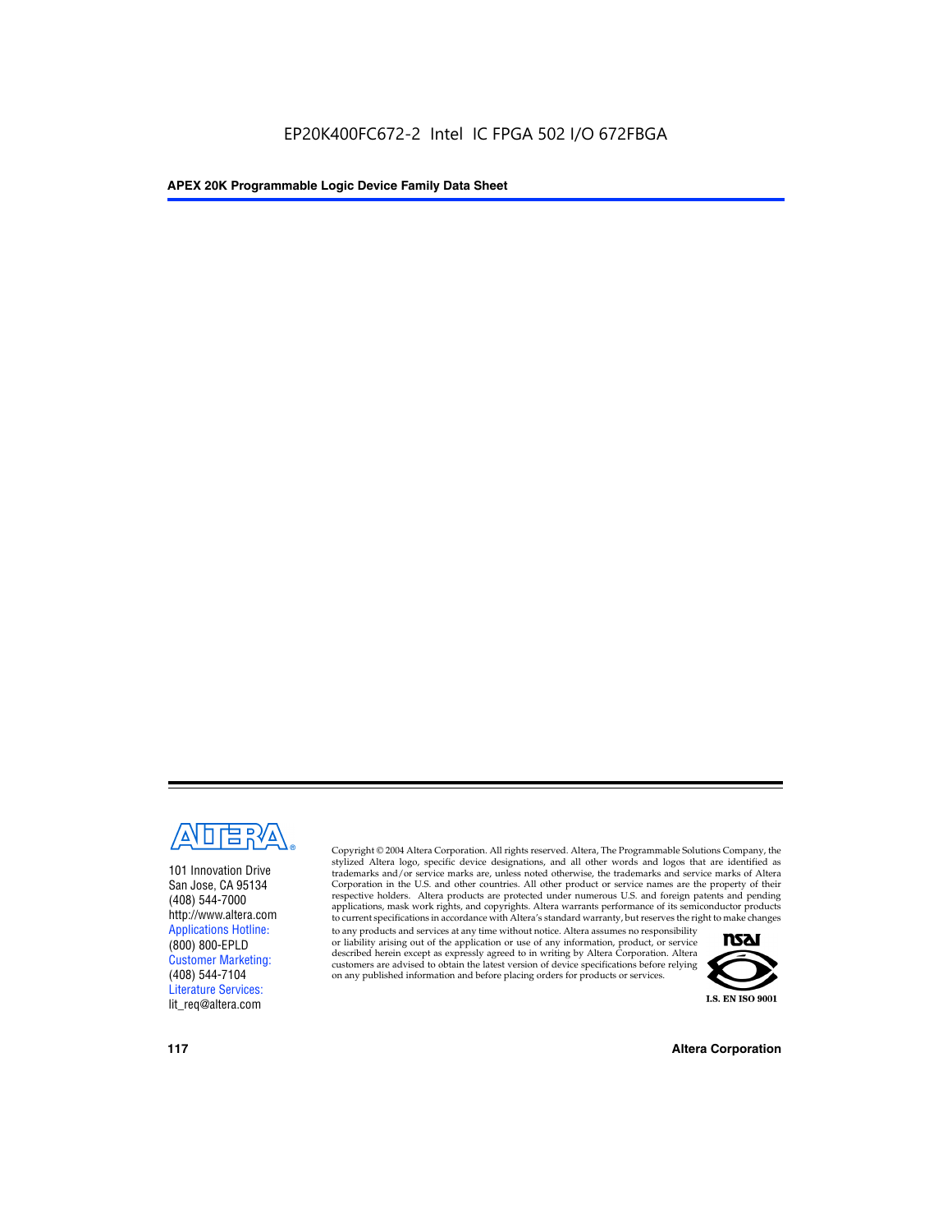EP20K400FC672-2 Intel IC FPGA 502 I/O 672FBGA

101 Innovation Drive
San Jose, CA 95134
(408) 544-7000
http://www.altera.com
Applications Hotline:
(800) 800-EPLD
Customer Marketing:
(408) 544-7104
Literature Services:
lit_req@altera.com

Copyright © 2004 Altera Corporation. All rights reserved. Altera, The Programmable Solutions Company, the stylized Altera logo, specific device designations, and all other words and logos that are identified as trademarks and/or service marks are, unless noted otherwise, the trademarks and service marks of Altera Corporation in the U.S. and other countries. All other product or service names are the property of their respective holders. Altera products are protected under numerous U.S. and foreign patents and pending applications, mask work rights, and copyrights. Altera warrants performance of its semiconductor products to current specifications in accordance with Altera's standard warranty, but reserves the right to make changes to any products and services at any time without notice. Altera assumes no responsibility or liability arising out of the application or use of any information, product, or service described herein except as expressly agreed to in writing by Altera Corporation. Altera customers are advised to obtain the latest version of device specifications before relying on any published information and before placing orders for products or services.

I.S. EN ISO 9001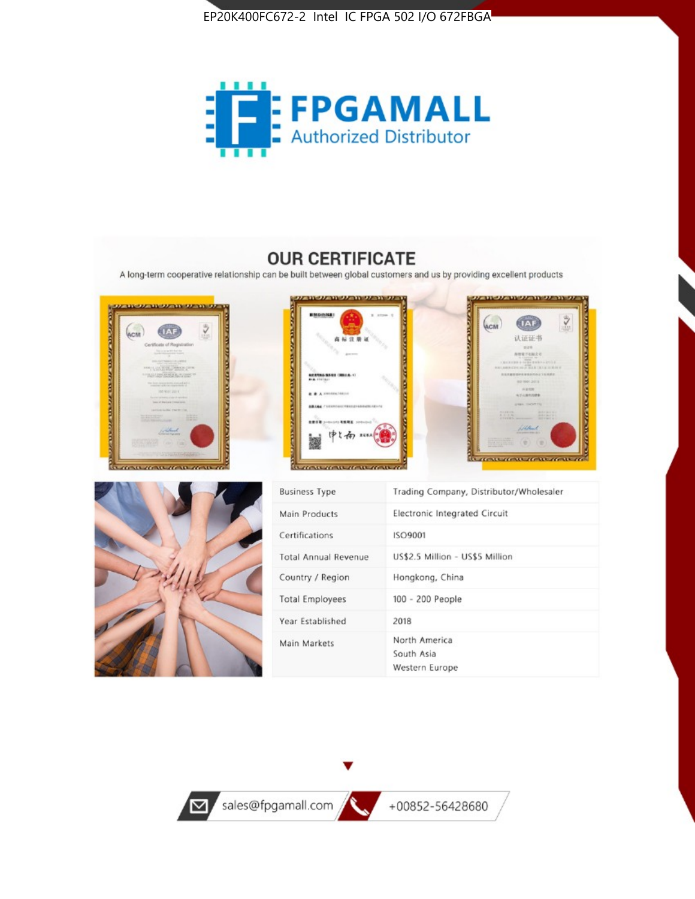FPGAMALL
Authorized Distributor

## OUR CERTIFICATE

A long-term cooperative relationship can be built between global customers and us by providing excellent products

| | |
|---|---|
| Business Type | Trading Company, Distributor/Wholesaler |
| Main Products | Electronic Integrated Circuit |
| Certifications | ISO9001 |
| Total Annual Revenue | US$2.5 Million - US$5 Million |
| Country / Region | Hongkong, China |
| Total Employees | 100 - 200 People |
| Year Established | 2018 |
| Main Markets | North America<br>South Asia<br>Western Europe |

sales@fpgamall.com

+00852-56428680